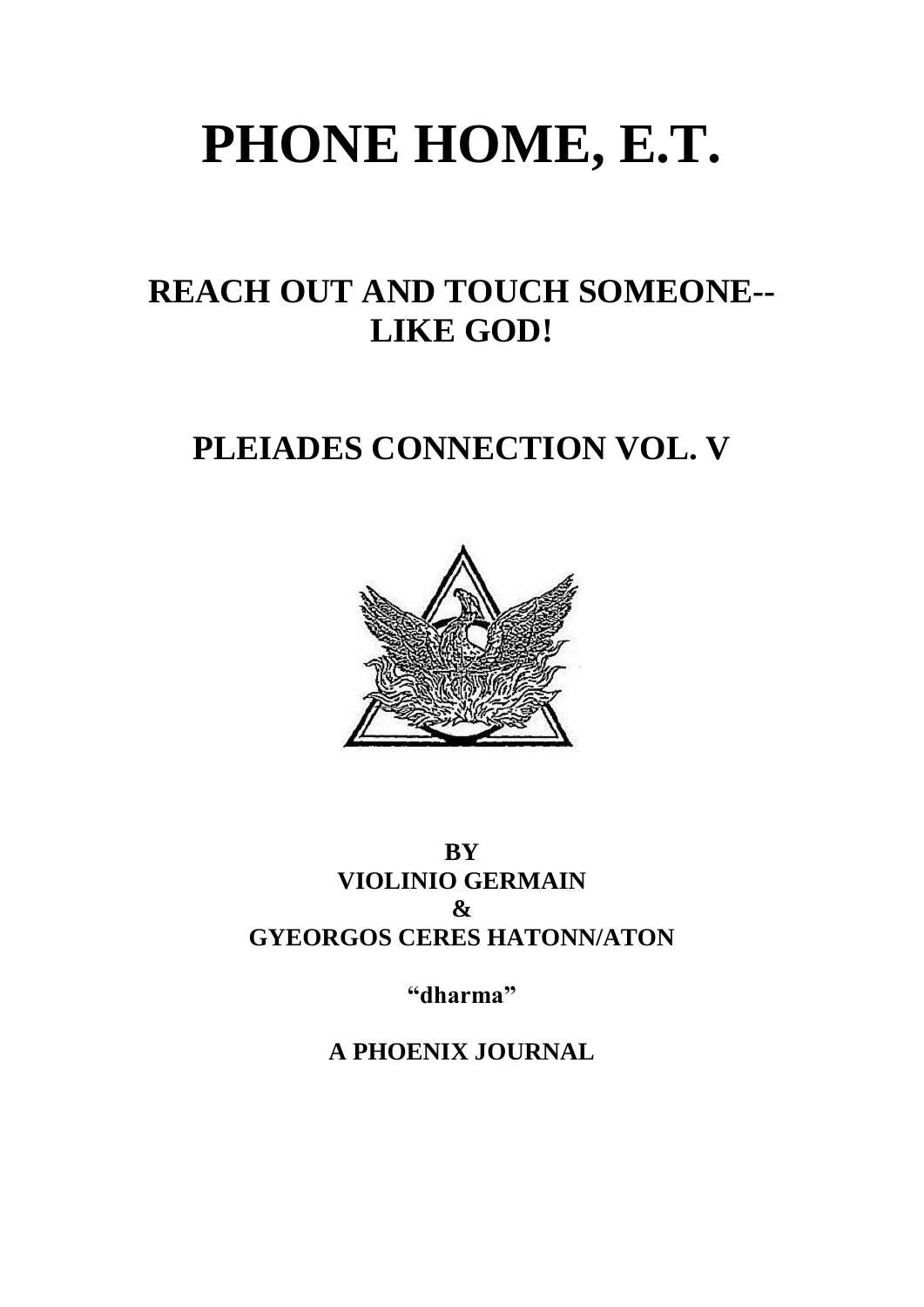# PHONE HOME, E.T.

## REACH OUT AND TOUCH SOMEONE-- LIKE GOD!

## PLEIADES CONNECTION VOL. V

**BY**
**VIOLINIO GERMAIN**
**&**
**GYEORGOS CERES HATONN/ATON**

**"dharma"**

**A PHOENIX JOURNAL**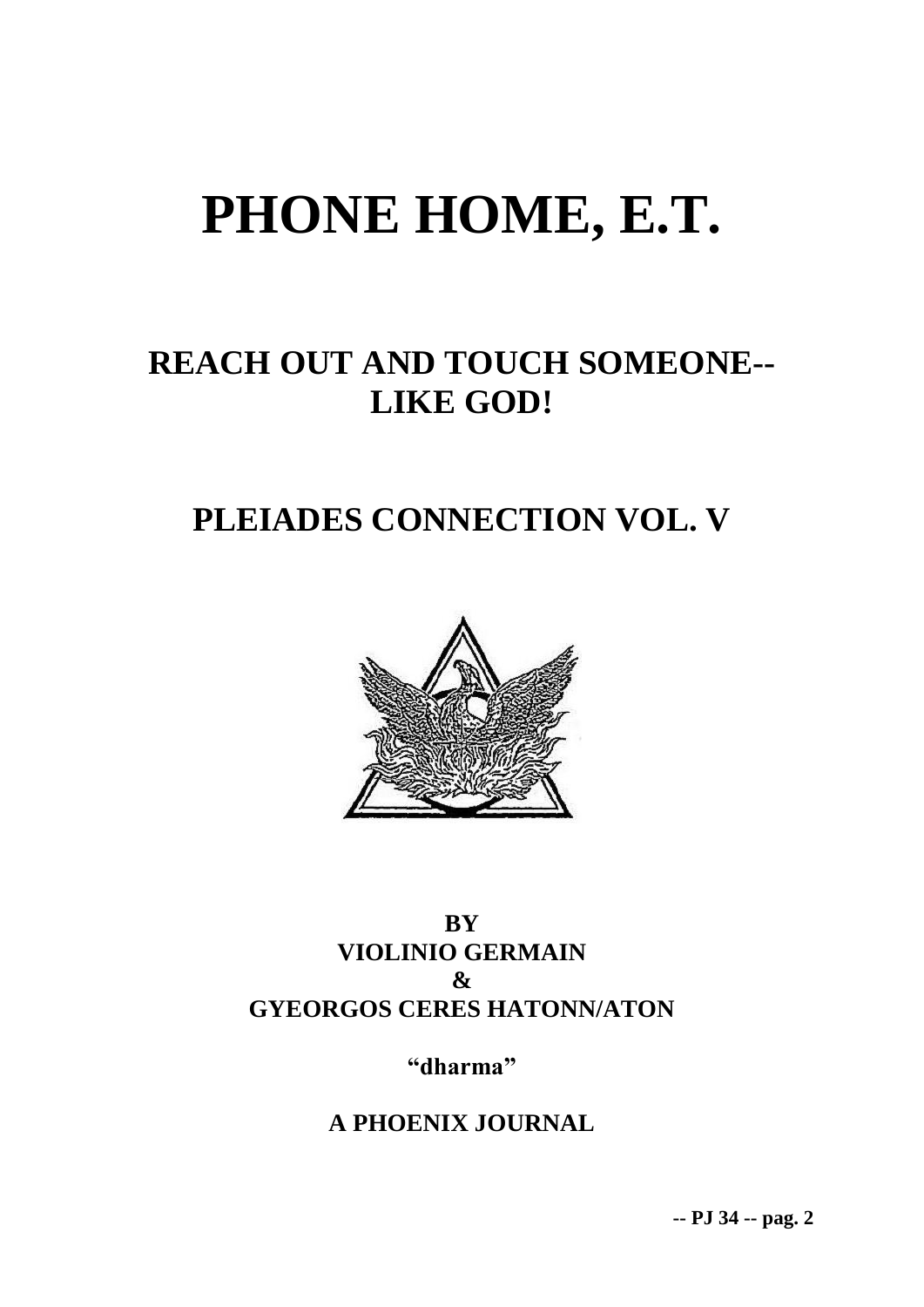# PHONE HOME, E.T.

## REACH OUT AND TOUCH SOMEONE--
## LIKE GOD!

## PLEIADES CONNECTION VOL. V

**BY**
**VIOLINIO GERMAIN**
**&**
**GYEORGOS CERES HATONN/ATON**

**"dharma"**

**A PHOENIX JOURNAL**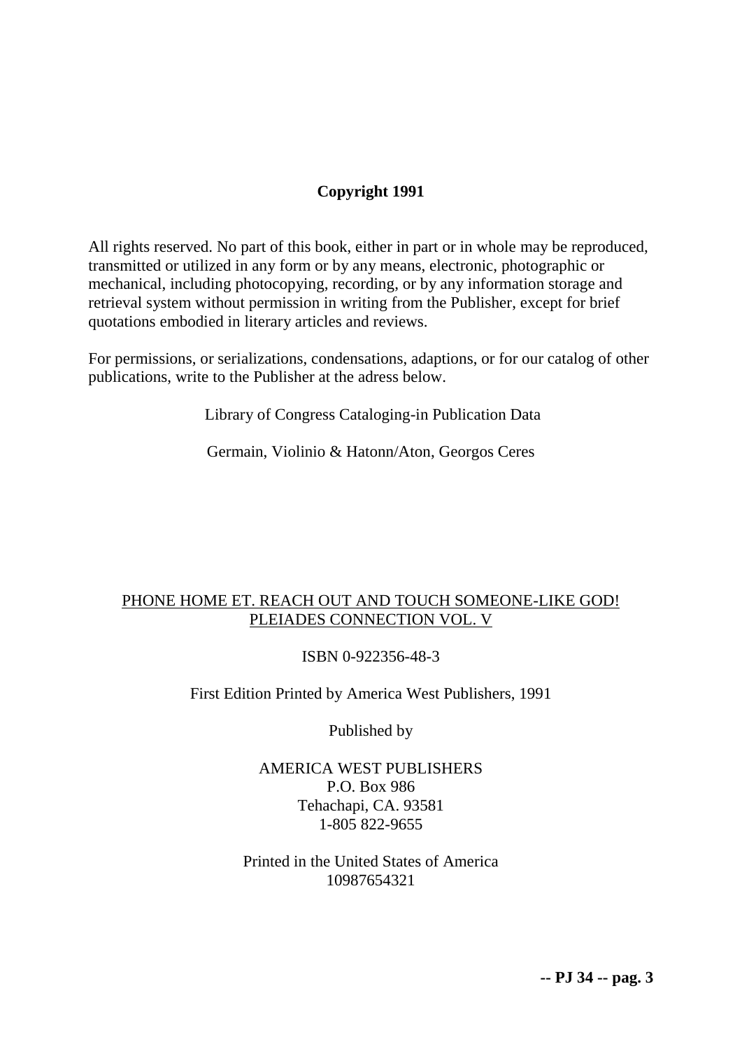**Copyright 1991**

All rights reserved. No part of this book, either in part or in whole may be reproduced, transmitted or utilized in any form or by any means, electronic, photographic or mechanical, including photocopying, recording, or by any information storage and retrieval system without permission in writing from the Publisher, except for brief quotations embodied in literary articles and reviews.

For permissions, or serializations, condensations, adaptions, or for our catalog of other publications, write to the Publisher at the adress below.

Library of Congress Cataloging-in Publication Data

Germain, Violinio & Hatonn/Aton, Georgos Ceres

PHONE HOME ET. REACH OUT AND TOUCH SOMEONE-LIKE GOD!
PLEIADES CONNECTION VOL. V

ISBN 0-922356-48-3

First Edition Printed by America West Publishers, 1991

Published by

AMERICA WEST PUBLISHERS
P.O. Box 986
Tehachapi, CA. 93581
1-805 822-9655

Printed in the United States of America
10987654321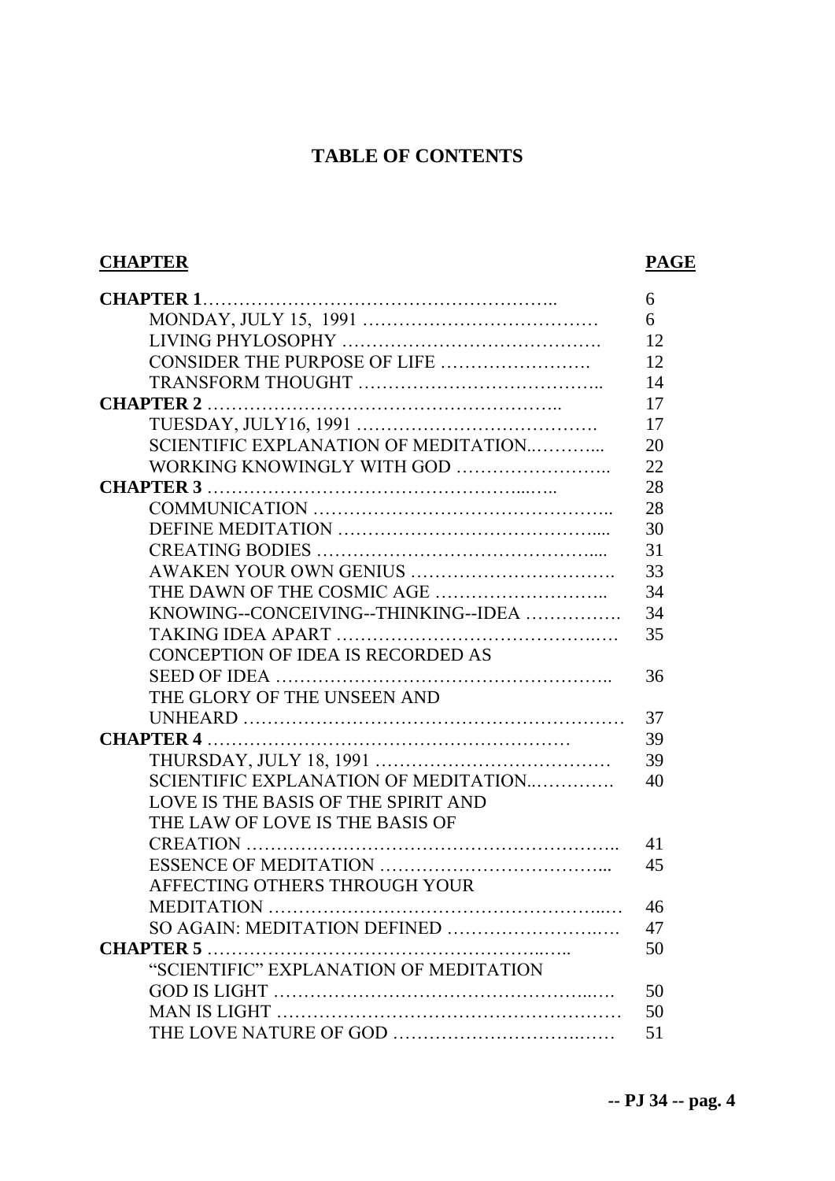# TABLE OF CONTENTS

| CHAPTER | PAGE |
|---|---|
| **CHAPTER 1** | 6 |
| MONDAY, JULY 15, 1991 | 6 |
| LIVING PHYLOSOPHY | 12 |
| CONSIDER THE PURPOSE OF LIFE | 12 |
| TRANSFORM THOUGHT | 14 |
| **CHAPTER 2** | 17 |
| TUESDAY, JULY16, 1991 | 17 |
| SCIENTIFIC EXPLANATION OF MEDITATION | 20 |
| WORKING KNOWINGLY WITH GOD | 22 |
| **CHAPTER 3** | 28 |
| COMMUNICATION | 28 |
| DEFINE MEDITATION | 30 |
| CREATING BODIES | 31 |
| AWAKEN YOUR OWN GENIUS | 33 |
| THE DAWN OF THE COSMIC AGE | 34 |
| KNOWING--CONCEIVING--THINKING--IDEA | 34 |
| TAKING IDEA APART | 35 |
| CONCEPTION OF IDEA IS RECORDED AS SEED OF IDEA | 36 |
| THE GLORY OF THE UNSEEN AND UNHEARD | 37 |
| **CHAPTER 4** | 39 |
| THURSDAY, JULY 18, 1991 | 39 |
| SCIENTIFIC EXPLANATION OF MEDITATION | 40 |
| LOVE IS THE BASIS OF THE SPIRIT AND THE LAW OF LOVE IS THE BASIS OF CREATION | 41 |
| ESSENCE OF MEDITATION | 45 |
| AFFECTING OTHERS THROUGH YOUR MEDITATION | 46 |
| SO AGAIN: MEDITATION DEFINED | 47 |
| **CHAPTER 5** | 50 |
| "SCIENTIFIC" EXPLANATION OF MEDITATION GOD IS LIGHT | 50 |
| MAN IS LIGHT | 50 |
| THE LOVE NATURE OF GOD | 51 |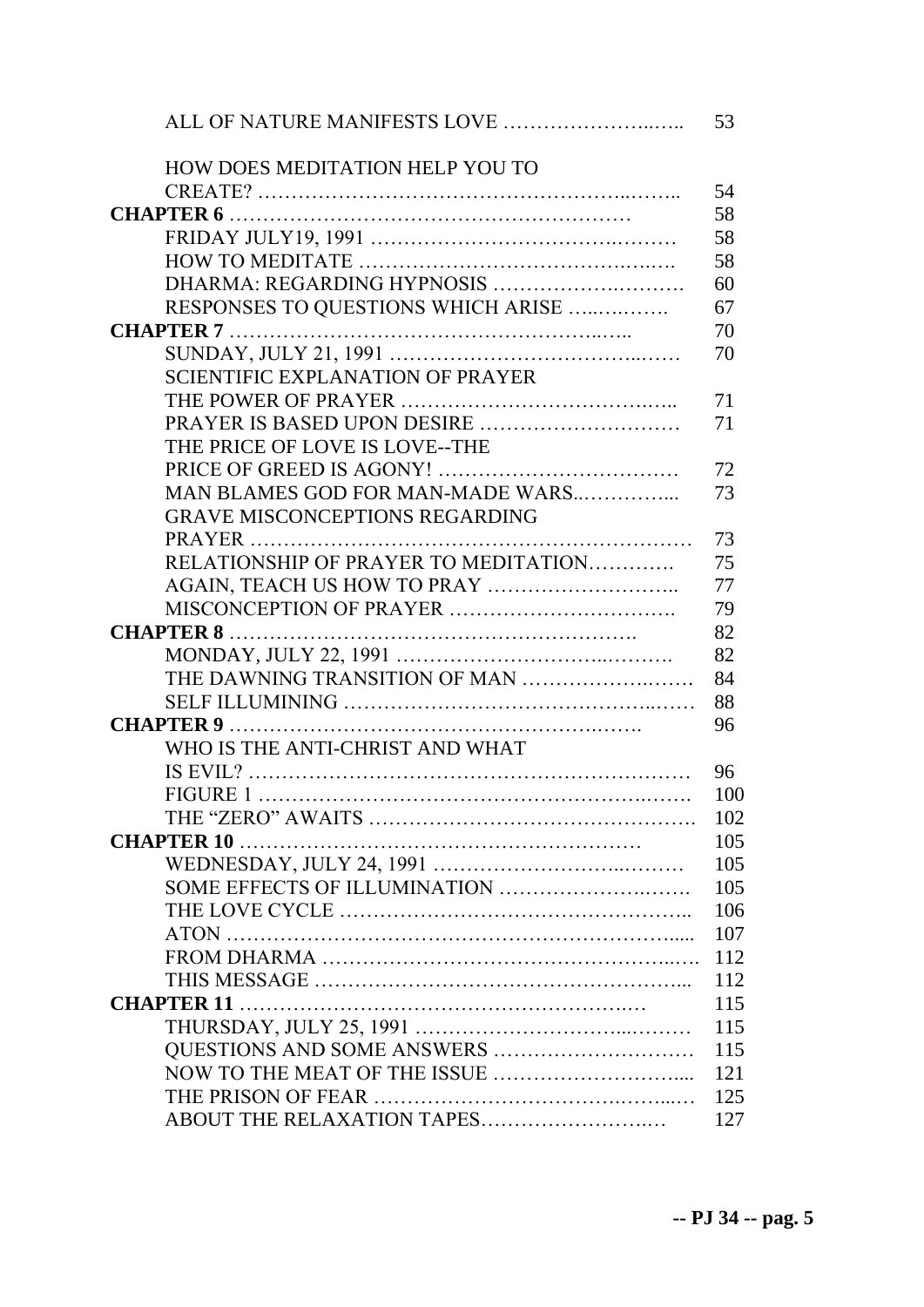ALL OF NATURE MANIFESTS LOVE …………………..….. 53

HOW DOES MEDITATION HELP YOU TO CREATE? …………………………………………………..…….. 54

**CHAPTER 6** …………………………………………………… 58

FRIDAY JULY19, 1991 …………………………………….……… 58

HOW TO MEDITATE ……………………………………….….…. 58

DHARMA: REGARDING HYPNOSIS ……………………….………. 60

RESPONSES TO QUESTIONS WHICH ARISE …..….….…. 67

**CHAPTER 7** ……………………………………………….….. 70

SUNDAY, JULY 21, 1991 ………………………………..…… 70

SCIENTIFIC EXPLANATION OF PRAYER

THE POWER OF PRAYER ………………………………..….. 71

PRAYER IS BASED UPON DESIRE ………………………… 71

THE PRICE OF LOVE IS LOVE--THE PRICE OF GREED IS AGONY! ……………………………… 72

MAN BLAMES GOD FOR MAN-MADE WARS..…………... 73

GRAVE MISCONCEPTIONS REGARDING PRAYER ………………………………………………………… 73

RELATIONSHIP OF PRAYER TO MEDITATION…………. 75

AGAIN, TEACH US HOW TO PRAY ……………………….. 77

MISCONCEPTION OF PRAYER ……………………………. 79

**CHAPTER 8** ……………………………………………………. 82

MONDAY, JULY 22, 1991 ………………………..………. 82

THE DAWNING TRANSITION OF MAN ……………….……. 84

SELF ILLUMINING ……………………………………..…… 88

**CHAPTER 9** …………………………………………….……. 96

WHO IS THE ANTI-CHRIST AND WHAT IS EVIL? ……………………………………………………… 96

FIGURE 1 ………………………………………………….……. 100

THE "ZERO" AWAITS ………………………………………. 102

**CHAPTER 10** ………………………………………………… 105

WEDNESDAY, JULY 24, 1991 …………………….……… 105

SOME EFFECTS OF ILLUMINATION ……………….……. 105

THE LOVE CYCLE …………….…………………………….. 106

ATON …………………….……………………………….…..... 107

FROM DHARMA ………………………………………..…. 112

THIS MESSAGE …………………………………………….... 112

**CHAPTER 11** ……………………………………………….… 115

THURSDAY, JULY 25, 1991 ……………………...……… 115

QUESTIONS AND SOME ANSWERS ………………………… 115

NOW TO THE MEAT OF THE ISSUE ……………………..... 121

THE PRISON OF FEAR ……………………………………...… 125

ABOUT THE RELAXATION TAPES……………………..… 127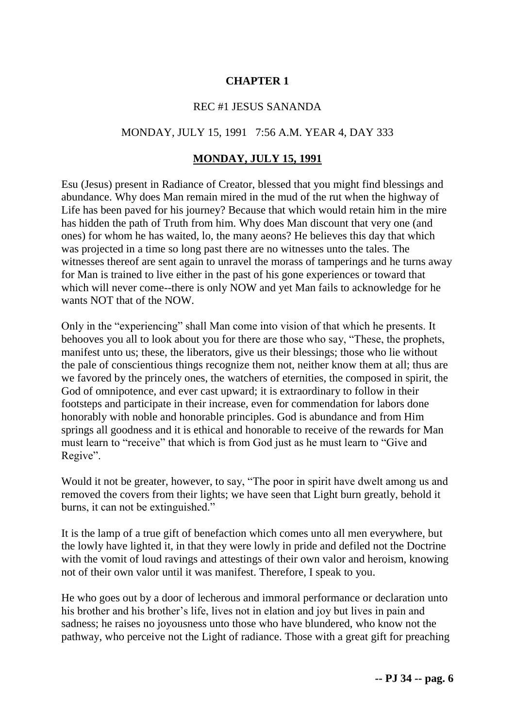# CHAPTER 1

REC #1 JESUS SANANDA

MONDAY, JULY 15, 1991 7:56 A.M. YEAR 4, DAY 333

## MONDAY, JULY 15, 1991

Esu (Jesus) present in Radiance of Creator, blessed that you might find blessings and abundance. Why does Man remain mired in the mud of the rut when the highway of Life has been paved for his journey? Because that which would retain him in the mire has hidden the path of Truth from him. Why does Man discount that very one (and ones) for whom he has waited, lo, the many aeons? He believes this day that which was projected in a time so long past there are no witnesses unto the tales. The witnesses thereof are sent again to unravel the morass of tamperings and he turns away for Man is trained to live either in the past of his gone experiences or toward that which will never come--there is only NOW and yet Man fails to acknowledge for he wants NOT that of the NOW.

Only in the "experiencing" shall Man come into vision of that which he presents. It behooves you all to look about you for there are those who say, "These, the prophets, manifest unto us; these, the liberators, give us their blessings; those who lie without the pale of conscientious things recognize them not, neither know them at all; thus are we favored by the princely ones, the watchers of eternities, the composed in spirit, the God of omnipotence, and ever cast upward; it is extraordinary to follow in their footsteps and participate in their increase, even for commendation for labors done honorably with noble and honorable principles. God is abundance and from Him springs all goodness and it is ethical and honorable to receive of the rewards for Man must learn to "receive" that which is from God just as he must learn to "Give and Regive".

Would it not be greater, however, to say, "The poor in spirit have dwelt among us and removed the covers from their lights; we have seen that Light burn greatly, behold it burns, it can not be extinguished."

It is the lamp of a true gift of benefaction which comes unto all men everywhere, but the lowly have lighted it, in that they were lowly in pride and defiled not the Doctrine with the vomit of loud ravings and attestings of their own valor and heroism, knowing not of their own valor until it was manifest. Therefore, I speak to you.

He who goes out by a door of lecherous and immoral performance or declaration unto his brother and his brother's life, lives not in elation and joy but lives in pain and sadness; he raises no joyousness unto those who have blundered, who know not the pathway, who perceive not the Light of radiance. Those with a great gift for preaching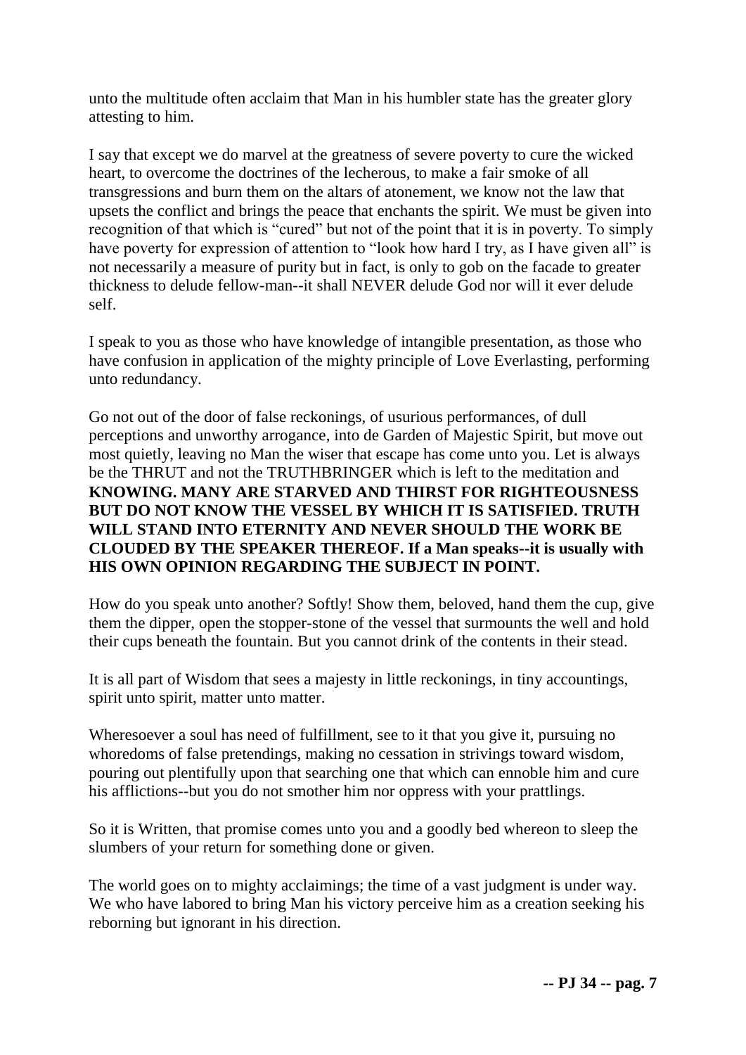unto the multitude often acclaim that Man in his humbler state has the greater glory attesting to him.

I say that except we do marvel at the greatness of severe poverty to cure the wicked heart, to overcome the doctrines of the lecherous, to make a fair smoke of all transgressions and burn them on the altars of atonement, we know not the law that upsets the conflict and brings the peace that enchants the spirit. We must be given into recognition of that which is "cured" but not of the point that it is in poverty. To simply have poverty for expression of attention to "look how hard I try, as I have given all" is not necessarily a measure of purity but in fact, is only to gob on the facade to greater thickness to delude fellow-man--it shall NEVER delude God nor will it ever delude self.

I speak to you as those who have knowledge of intangible presentation, as those who have confusion in application of the mighty principle of Love Everlasting, performing unto redundancy.

Go not out of the door of false reckonings, of usurious performances, of dull perceptions and unworthy arrogance, into de Garden of Majestic Spirit, but move out most quietly, leaving no Man the wiser that escape has come unto you. Let is always be the THRUT and not the TRUTHBRINGER which is left to the meditation and **KNOWING. MANY ARE STARVED AND THIRST FOR RIGHTEOUSNESS BUT DO NOT KNOW THE VESSEL BY WHICH IT IS SATISFIED. TRUTH WILL STAND INTO ETERNITY AND NEVER SHOULD THE WORK BE CLOUDED BY THE SPEAKER THEREOF. If a Man speaks--it is usually with HIS OWN OPINION REGARDING THE SUBJECT IN POINT.**

How do you speak unto another? Softly! Show them, beloved, hand them the cup, give them the dipper, open the stopper-stone of the vessel that surmounts the well and hold their cups beneath the fountain. But you cannot drink of the contents in their stead.

It is all part of Wisdom that sees a majesty in little reckonings, in tiny accountings, spirit unto spirit, matter unto matter.

Wheresoever a soul has need of fulfillment, see to it that you give it, pursuing no whoredoms of false pretendings, making no cessation in strivings toward wisdom, pouring out plentifully upon that searching one that which can ennoble him and cure his afflictions--but you do not smother him nor oppress with your prattlings.

So it is Written, that promise comes unto you and a goodly bed whereon to sleep the slumbers of your return for something done or given.

The world goes on to mighty acclaimings; the time of a vast judgment is under way. We who have labored to bring Man his victory perceive him as a creation seeking his reborning but ignorant in his direction.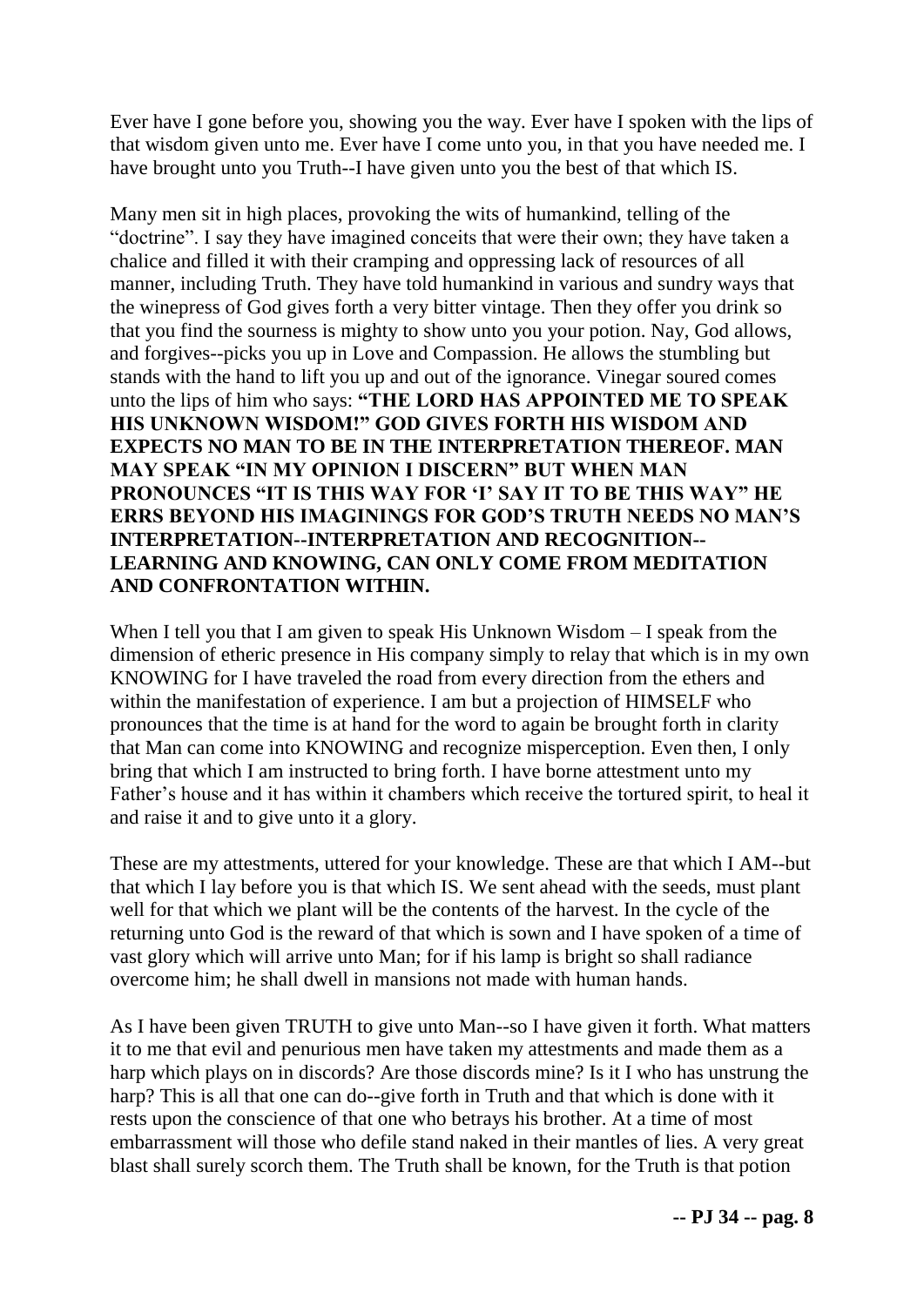Ever have I gone before you, showing you the way. Ever have I spoken with the lips of that wisdom given unto me. Ever have I come unto you, in that you have needed me. I have brought unto you Truth--I have given unto you the best of that which IS.

Many men sit in high places, provoking the wits of humankind, telling of the "doctrine". I say they have imagined conceits that were their own; they have taken a chalice and filled it with their cramping and oppressing lack of resources of all manner, including Truth. They have told humankind in various and sundry ways that the winepress of God gives forth a very bitter vintage. Then they offer you drink so that you find the sourness is mighty to show unto you your potion. Nay, God allows, and forgives--picks you up in Love and Compassion. He allows the stumbling but stands with the hand to lift you up and out of the ignorance. Vinegar soured comes unto the lips of him who says: **"THE LORD HAS APPOINTED ME TO SPEAK HIS UNKNOWN WISDOM!" GOD GIVES FORTH HIS WISDOM AND EXPECTS NO MAN TO BE IN THE INTERPRETATION THEREOF. MAN MAY SPEAK "IN MY OPINION I DISCERN" BUT WHEN MAN PRONOUNCES "IT IS THIS WAY FOR 'I' SAY IT TO BE THIS WAY" HE ERRS BEYOND HIS IMAGININGS FOR GOD'S TRUTH NEEDS NO MAN'S INTERPRETATION--INTERPRETATION AND RECOGNITION--LEARNING AND KNOWING, CAN ONLY COME FROM MEDITATION AND CONFRONTATION WITHIN.**

When I tell you that I am given to speak His Unknown Wisdom – I speak from the dimension of etheric presence in His company simply to relay that which is in my own KNOWING for I have traveled the road from every direction from the ethers and within the manifestation of experience. I am but a projection of HIMSELF who pronounces that the time is at hand for the word to again be brought forth in clarity that Man can come into KNOWING and recognize misperception. Even then, I only bring that which I am instructed to bring forth. I have borne attestment unto my Father's house and it has within it chambers which receive the tortured spirit, to heal it and raise it and to give unto it a glory.

These are my attestments, uttered for your knowledge. These are that which I AM--but that which I lay before you is that which IS. We sent ahead with the seeds, must plant well for that which we plant will be the contents of the harvest. In the cycle of the returning unto God is the reward of that which is sown and I have spoken of a time of vast glory which will arrive unto Man; for if his lamp is bright so shall radiance overcome him; he shall dwell in mansions not made with human hands.

As I have been given TRUTH to give unto Man--so I have given it forth. What matters it to me that evil and penurious men have taken my attestments and made them as a harp which plays on in discords? Are those discords mine? Is it I who has unstrung the harp? This is all that one can do--give forth in Truth and that which is done with it rests upon the conscience of that one who betrays his brother. At a time of most embarrassment will those who defile stand naked in their mantles of lies. A very great blast shall surely scorch them. The Truth shall be known, for the Truth is that potion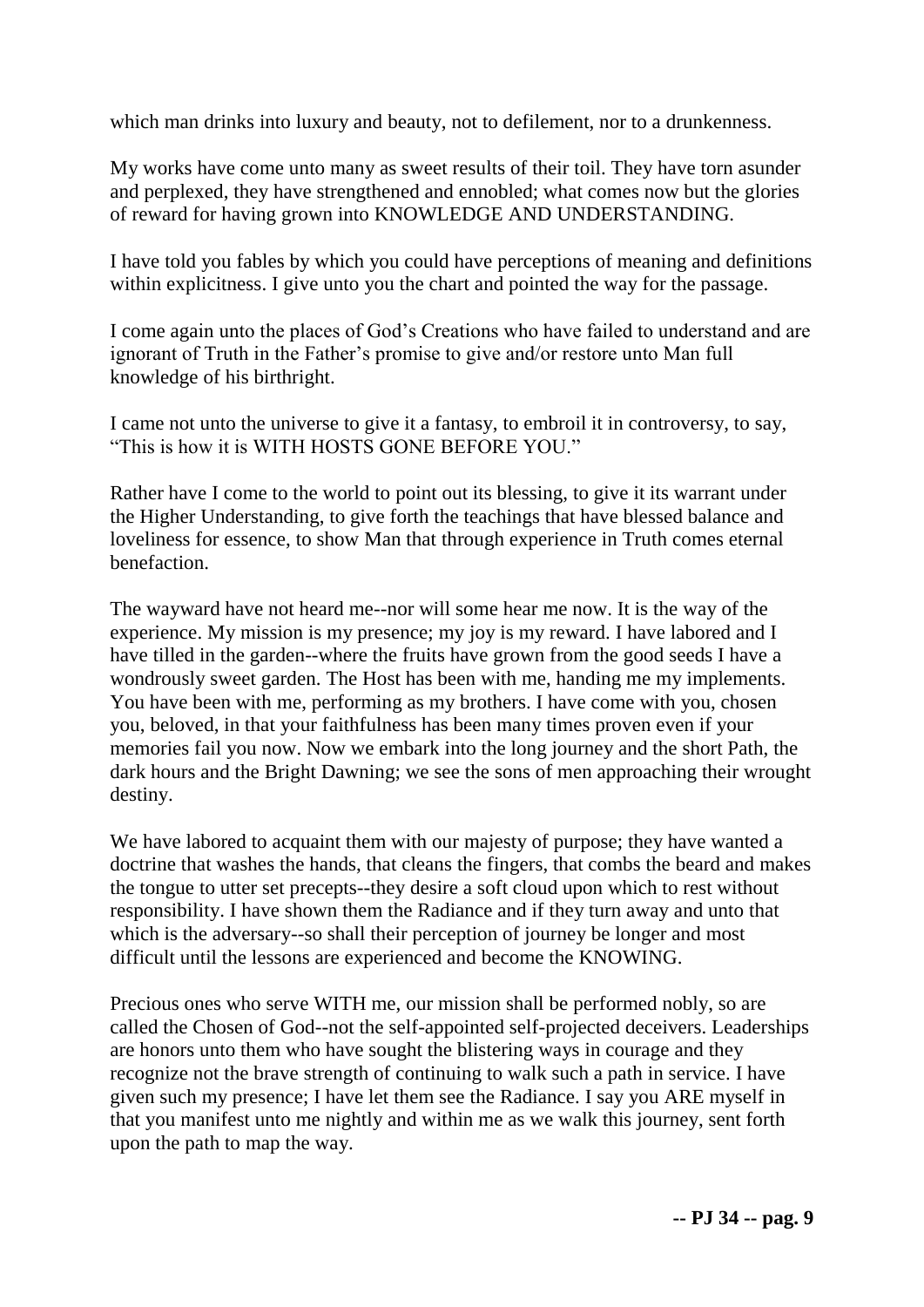which man drinks into luxury and beauty, not to defilement, nor to a drunkenness.

My works have come unto many as sweet results of their toil. They have torn asunder and perplexed, they have strengthened and ennobled; what comes now but the glories of reward for having grown into KNOWLEDGE AND UNDERSTANDING.

I have told you fables by which you could have perceptions of meaning and definitions within explicitness. I give unto you the chart and pointed the way for the passage.

I come again unto the places of God's Creations who have failed to understand and are ignorant of Truth in the Father's promise to give and/or restore unto Man full knowledge of his birthright.

I came not unto the universe to give it a fantasy, to embroil it in controversy, to say, "This is how it is WITH HOSTS GONE BEFORE YOU."

Rather have I come to the world to point out its blessing, to give it its warrant under the Higher Understanding, to give forth the teachings that have blessed balance and loveliness for essence, to show Man that through experience in Truth comes eternal benefaction.

The wayward have not heard me--nor will some hear me now. It is the way of the experience. My mission is my presence; my joy is my reward. I have labored and I have tilled in the garden--where the fruits have grown from the good seeds I have a wondrously sweet garden. The Host has been with me, handing me my implements. You have been with me, performing as my brothers. I have come with you, chosen you, beloved, in that your faithfulness has been many times proven even if your memories fail you now. Now we embark into the long journey and the short Path, the dark hours and the Bright Dawning; we see the sons of men approaching their wrought destiny.

We have labored to acquaint them with our majesty of purpose; they have wanted a doctrine that washes the hands, that cleans the fingers, that combs the beard and makes the tongue to utter set precepts--they desire a soft cloud upon which to rest without responsibility. I have shown them the Radiance and if they turn away and unto that which is the adversary--so shall their perception of journey be longer and most difficult until the lessons are experienced and become the KNOWING.

Precious ones who serve WITH me, our mission shall be performed nobly, so are called the Chosen of God--not the self-appointed self-projected deceivers. Leaderships are honors unto them who have sought the blistering ways in courage and they recognize not the brave strength of continuing to walk such a path in service. I have given such my presence; I have let them see the Radiance. I say you ARE myself in that you manifest unto me nightly and within me as we walk this journey, sent forth upon the path to map the way.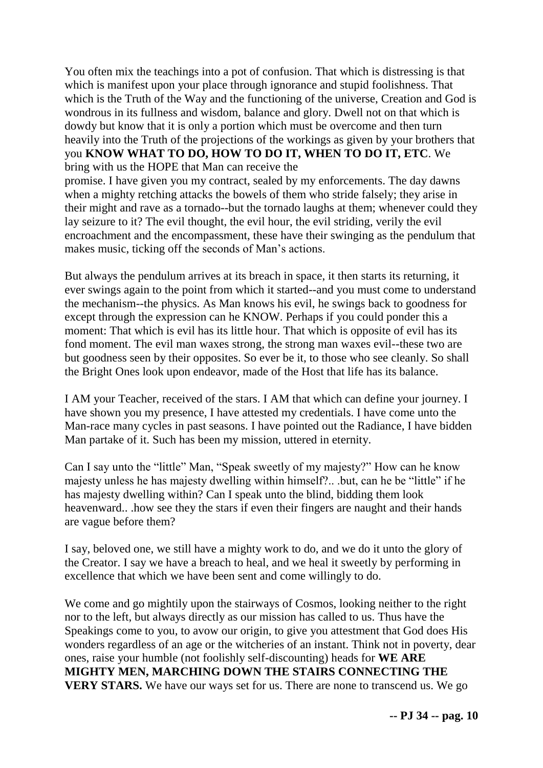You often mix the teachings into a pot of confusion. That which is distressing is that which is manifest upon your place through ignorance and stupid foolishness. That which is the Truth of the Way and the functioning of the universe, Creation and God is wondrous in its fullness and wisdom, balance and glory. Dwell not on that which is dowdy but know that it is only a portion which must be overcome and then turn heavily into the Truth of the projections of the workings as given by your brothers that you **KNOW WHAT TO DO, HOW TO DO IT, WHEN TO DO IT, ETC**. We bring with us the HOPE that Man can receive the promise. I have given you my contract, sealed by my enforcements. The day dawns when a mighty retching attacks the bowels of them who stride falsely; they arise in their might and rave as a tornado--but the tornado laughs at them; whenever could they lay seizure to it? The evil thought, the evil hour, the evil striding, verily the evil encroachment and the encompassment, these have their swinging as the pendulum that makes music, ticking off the seconds of Man's actions.

But always the pendulum arrives at its breach in space, it then starts its returning, it ever swings again to the point from which it started--and you must come to understand the mechanism--the physics. As Man knows his evil, he swings back to goodness for except through the expression can he KNOW. Perhaps if you could ponder this a moment: That which is evil has its little hour. That which is opposite of evil has its fond moment. The evil man waxes strong, the strong man waxes evil--these two are but goodness seen by their opposites. So ever be it, to those who see cleanly. So shall the Bright Ones look upon endeavor, made of the Host that life has its balance.

I AM your Teacher, received of the stars. I AM that which can define your journey. I have shown you my presence, I have attested my credentials. I have come unto the Man-race many cycles in past seasons. I have pointed out the Radiance, I have bidden Man partake of it. Such has been my mission, uttered in eternity.

Can I say unto the "little" Man, "Speak sweetly of my majesty?" How can he know majesty unless he has majesty dwelling within himself?.. .but, can he be "little" if he has majesty dwelling within? Can I speak unto the blind, bidding them look heavenward.. .how see they the stars if even their fingers are naught and their hands are vague before them?

I say, beloved one, we still have a mighty work to do, and we do it unto the glory of the Creator. I say we have a breach to heal, and we heal it sweetly by performing in excellence that which we have been sent and come willingly to do.

We come and go mightily upon the stairways of Cosmos, looking neither to the right nor to the left, but always directly as our mission has called to us. Thus have the Speakings come to you, to avow our origin, to give you attestment that God does His wonders regardless of an age or the witcheries of an instant. Think not in poverty, dear ones, raise your humble (not foolishly self-discounting) heads for **WE ARE MIGHTY MEN, MARCHING DOWN THE STAIRS CONNECTING THE VERY STARS.** We have our ways set for us. There are none to transcend us. We go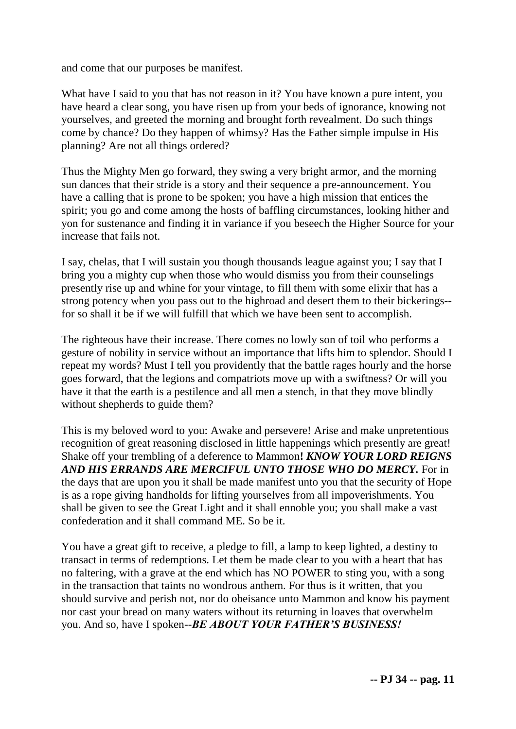and come that our purposes be manifest.

What have I said to you that has not reason in it? You have known a pure intent, you have heard a clear song, you have risen up from your beds of ignorance, knowing not yourselves, and greeted the morning and brought forth revealment. Do such things come by chance? Do they happen of whimsy? Has the Father simple impulse in His planning? Are not all things ordered?

Thus the Mighty Men go forward, they swing a very bright armor, and the morning sun dances that their stride is a story and their sequence a pre-announcement. You have a calling that is prone to be spoken; you have a high mission that entices the spirit; you go and come among the hosts of baffling circumstances, looking hither and yon for sustenance and finding it in variance if you beseech the Higher Source for your increase that fails not.

I say, chelas, that I will sustain you though thousands league against you; I say that I bring you a mighty cup when those who would dismiss you from their counselings presently rise up and whine for your vintage, to fill them with some elixir that has a strong potency when you pass out to the highroad and desert them to their bickerings--for so shall it be if we will fulfill that which we have been sent to accomplish.

The righteous have their increase. There comes no lowly son of toil who performs a gesture of nobility in service without an importance that lifts him to splendor. Should I repeat my words? Must I tell you providently that the battle rages hourly and the horse goes forward, that the legions and compatriots move up with a swiftness? Or will you have it that the earth is a pestilence and all men a stench, in that they move blindly without shepherds to guide them?

This is my beloved word to you: Awake and persevere! Arise and make unpretentious recognition of great reasoning disclosed in little happenings which presently are great! Shake off your trembling of a deference to Mammon**!** ***KNOW YOUR LORD REIGNS AND HIS ERRANDS ARE MERCIFUL UNTO THOSE WHO DO MERCY.*** For in the days that are upon you it shall be made manifest unto you that the security of Hope is as a rope giving handholds for lifting yourselves from all impoverishments. You shall be given to see the Great Light and it shall ennoble you; you shall make a vast confederation and it shall command ME. So be it.

You have a great gift to receive, a pledge to fill, a lamp to keep lighted, a destiny to transact in terms of redemptions. Let them be made clear to you with a heart that has no faltering, with a grave at the end which has NO POWER to sting you, with a song in the transaction that taints no wondrous anthem. For thus is it written, that you should survive and perish not, nor do obeisance unto Mammon and know his payment nor cast your bread on many waters without its returning in loaves that overwhelm you. And so, have I spoken--***BE ABOUT YOUR FATHER'S BUSINESS!***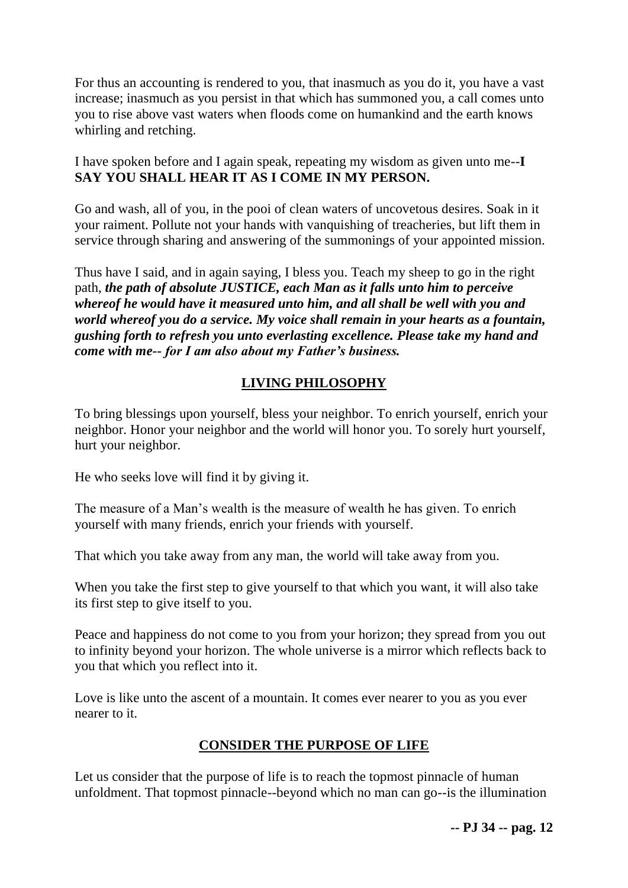For thus an accounting is rendered to you, that inasmuch as you do it, you have a vast increase; inasmuch as you persist in that which has summoned you, a call comes unto you to rise above vast waters when floods come on humankind and the earth knows whirling and retching.

I have spoken before and I again speak, repeating my wisdom as given unto me--**I SAY YOU SHALL HEAR IT AS I COME IN MY PERSON.**

Go and wash, all of you, in the pooi of clean waters of uncovetous desires. Soak in it your raiment. Pollute not your hands with vanquishing of treacheries, but lift them in service through sharing and answering of the summonings of your appointed mission.

Thus have I said, and in again saying, I bless you. Teach my sheep to go in the right path, ***the path of absolute JUSTICE, each Man as it falls unto him to perceive whereof he would have it measured unto him, and all shall be well with you and world whereof you do a service. My voice shall remain in your hearts as a fountain, gushing forth to refresh you unto everlasting excellence. Please take my hand and come with me-- for I am also about my Father's business.***

## LIVING PHILOSOPHY

To bring blessings upon yourself, bless your neighbor. To enrich yourself, enrich your neighbor. Honor your neighbor and the world will honor you. To sorely hurt yourself, hurt your neighbor.

He who seeks love will find it by giving it.

The measure of a Man's wealth is the measure of wealth he has given. To enrich yourself with many friends, enrich your friends with yourself.

That which you take away from any man, the world will take away from you.

When you take the first step to give yourself to that which you want, it will also take its first step to give itself to you.

Peace and happiness do not come to you from your horizon; they spread from you out to infinity beyond your horizon. The whole universe is a mirror which reflects back to you that which you reflect into it.

Love is like unto the ascent of a mountain. It comes ever nearer to you as you ever nearer to it.

## CONSIDER THE PURPOSE OF LIFE

Let us consider that the purpose of life is to reach the topmost pinnacle of human unfoldment. That topmost pinnacle--beyond which no man can go--is the illumination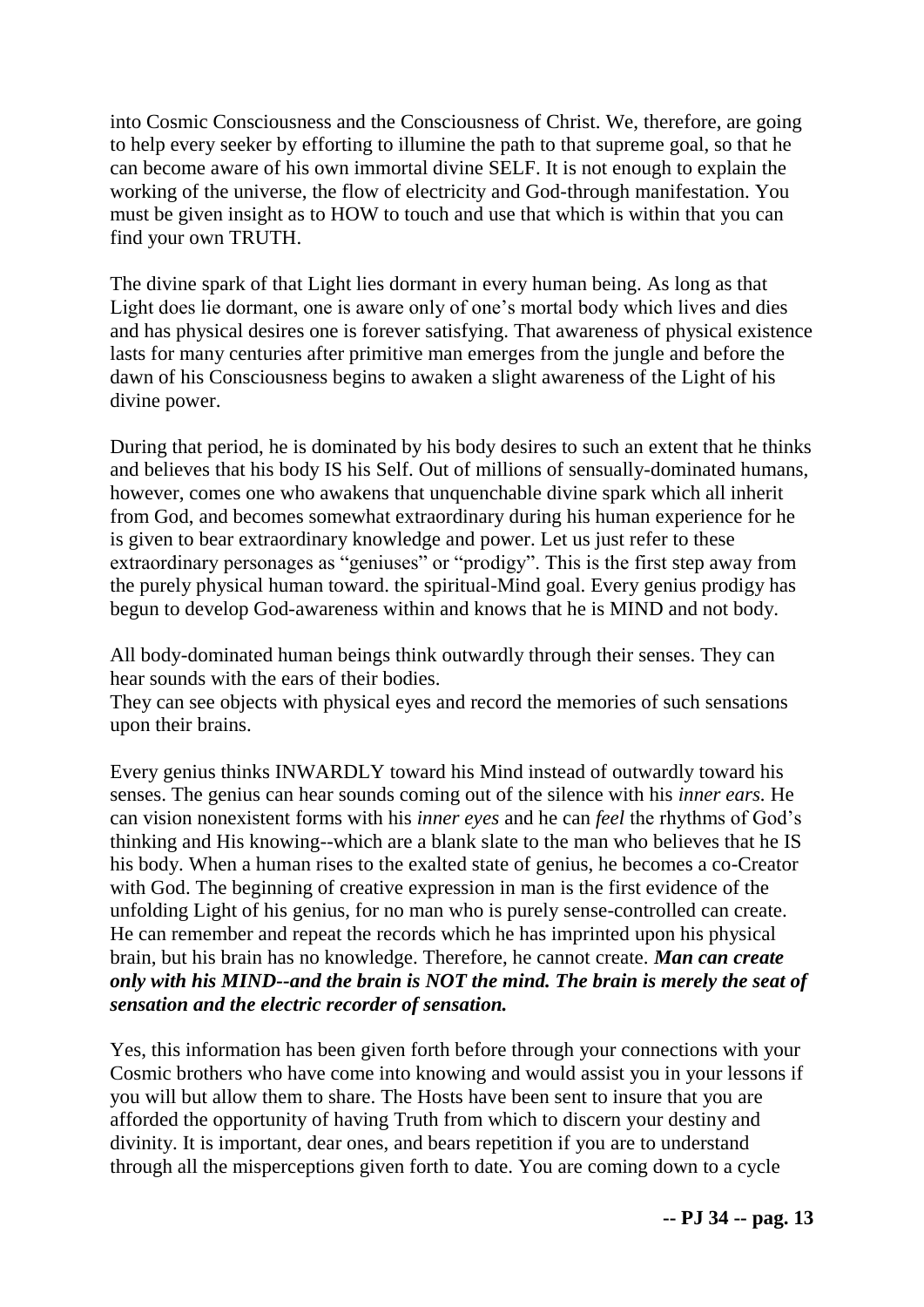into Cosmic Consciousness and the Consciousness of Christ. We, therefore, are going to help every seeker by efforting to illumine the path to that supreme goal, so that he can become aware of his own immortal divine SELF. It is not enough to explain the working of the universe, the flow of electricity and God-through manifestation. You must be given insight as to HOW to touch and use that which is within that you can find your own TRUTH.

The divine spark of that Light lies dormant in every human being. As long as that Light does lie dormant, one is aware only of one's mortal body which lives and dies and has physical desires one is forever satisfying. That awareness of physical existence lasts for many centuries after primitive man emerges from the jungle and before the dawn of his Consciousness begins to awaken a slight awareness of the Light of his divine power.

During that period, he is dominated by his body desires to such an extent that he thinks and believes that his body IS his Self. Out of millions of sensually-dominated humans, however, comes one who awakens that unquenchable divine spark which all inherit from God, and becomes somewhat extraordinary during his human experience for he is given to bear extraordinary knowledge and power. Let us just refer to these extraordinary personages as "geniuses" or "prodigy". This is the first step away from the purely physical human toward. the spiritual-Mind goal. Every genius prodigy has begun to develop God-awareness within and knows that he is MIND and not body.

All body-dominated human beings think outwardly through their senses. They can hear sounds with the ears of their bodies.
They can see objects with physical eyes and record the memories of such sensations upon their brains.

Every genius thinks INWARDLY toward his Mind instead of outwardly toward his senses. The genius can hear sounds coming out of the silence with his *inner ears*. He can vision nonexistent forms with his *inner eyes* and he can *feel* the rhythms of God's thinking and His knowing--which are a blank slate to the man who believes that he IS his body. When a human rises to the exalted state of genius, he becomes a co-Creator with God. The beginning of creative expression in man is the first evidence of the unfolding Light of his genius, for no man who is purely sense-controlled can create. He can remember and repeat the records which he has imprinted upon his physical brain, but his brain has no knowledge. Therefore, he cannot create. ***Man can create only with his MIND--and the brain is NOT the mind. The brain is merely the seat of sensation and the electric recorder of sensation.***

Yes, this information has been given forth before through your connections with your Cosmic brothers who have come into knowing and would assist you in your lessons if you will but allow them to share. The Hosts have been sent to insure that you are afforded the opportunity of having Truth from which to discern your destiny and divinity. It is important, dear ones, and bears repetition if you are to understand through all the misperceptions given forth to date. You are coming down to a cycle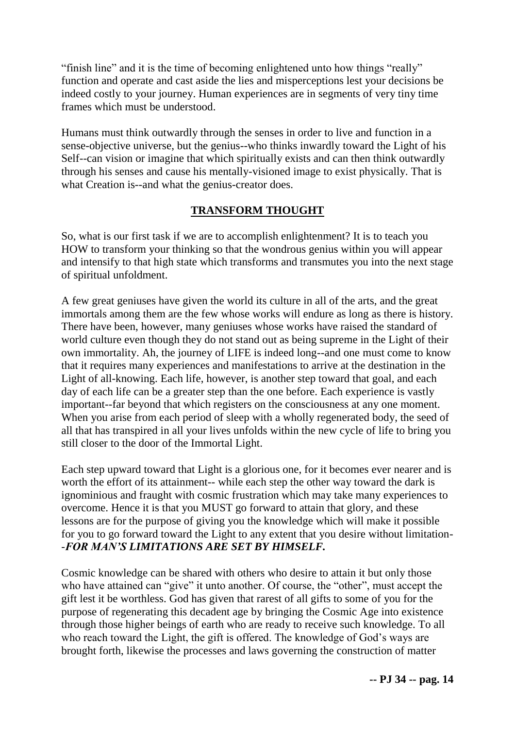"finish line" and it is the time of becoming enlightened unto how things "really" function and operate and cast aside the lies and misperceptions lest your decisions be indeed costly to your journey. Human experiences are in segments of very tiny time frames which must be understood.

Humans must think outwardly through the senses in order to live and function in a sense-objective universe, but the genius--who thinks inwardly toward the Light of his Self--can vision or imagine that which spiritually exists and can then think outwardly through his senses and cause his mentally-visioned image to exist physically. That is what Creation is--and what the genius-creator does.

## TRANSFORM THOUGHT

So, what is our first task if we are to accomplish enlightenment? It is to teach you HOW to transform your thinking so that the wondrous genius within you will appear and intensify to that high state which transforms and transmutes you into the next stage of spiritual unfoldment.

A few great geniuses have given the world its culture in all of the arts, and the great immortals among them are the few whose works will endure as long as there is history. There have been, however, many geniuses whose works have raised the standard of world culture even though they do not stand out as being supreme in the Light of their own immortality. Ah, the journey of LIFE is indeed long--and one must come to know that it requires many experiences and manifestations to arrive at the destination in the Light of all-knowing. Each life, however, is another step toward that goal, and each day of each life can be a greater step than the one before. Each experience is vastly important--far beyond that which registers on the consciousness at any one moment. When you arise from each period of sleep with a wholly regenerated body, the seed of all that has transpired in all your lives unfolds within the new cycle of life to bring you still closer to the door of the Immortal Light.

Each step upward toward that Light is a glorious one, for it becomes ever nearer and is worth the effort of its attainment-- while each step the other way toward the dark is ignominious and fraught with cosmic frustration which may take many experiences to overcome. Hence it is that you MUST go forward to attain that glory, and these lessons are for the purpose of giving you the knowledge which will make it possible for you to go forward toward the Light to any extent that you desire without limitation--***FOR MAN'S LIMITATIONS ARE SET BY HIMSELF.***

Cosmic knowledge can be shared with others who desire to attain it but only those who have attained can "give" it unto another. Of course, the "other", must accept the gift lest it be worthless. God has given that rarest of all gifts to some of you for the purpose of regenerating this decadent age by bringing the Cosmic Age into existence through those higher beings of earth who are ready to receive such knowledge. To all who reach toward the Light, the gift is offered. The knowledge of God's ways are brought forth, likewise the processes and laws governing the construction of matter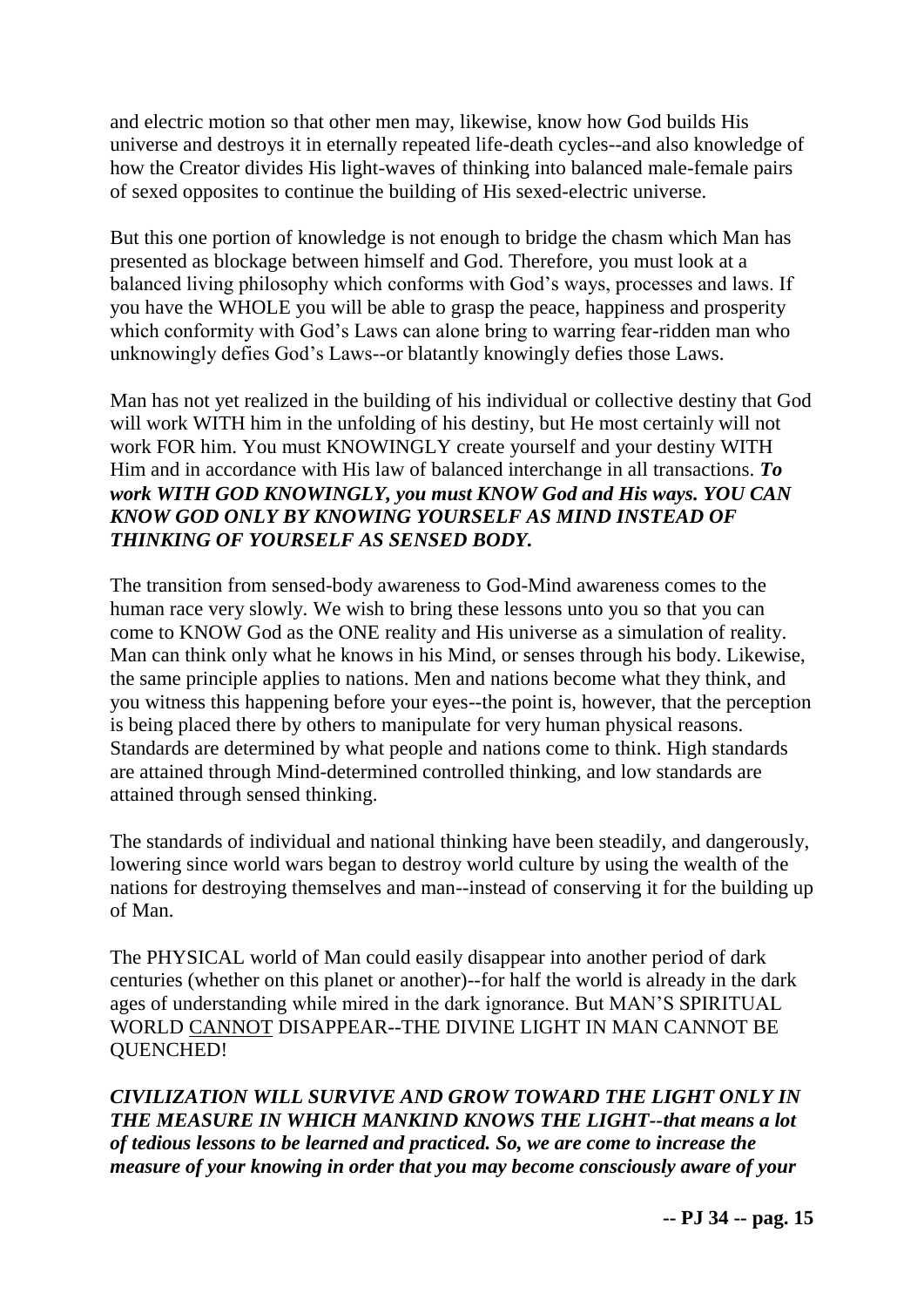and electric motion so that other men may, likewise, know how God builds His universe and destroys it in eternally repeated life-death cycles--and also knowledge of how the Creator divides His light-waves of thinking into balanced male-female pairs of sexed opposites to continue the building of His sexed-electric universe.

But this one portion of knowledge is not enough to bridge the chasm which Man has presented as blockage between himself and God. Therefore, you must look at a balanced living philosophy which conforms with God's ways, processes and laws. If you have the WHOLE you will be able to grasp the peace, happiness and prosperity which conformity with God's Laws can alone bring to warring fear-ridden man who unknowingly defies God's Laws--or blatantly knowingly defies those Laws.

Man has not yet realized in the building of his individual or collective destiny that God will work WITH him in the unfolding of his destiny, but He most certainly will not work FOR him. You must KNOWINGLY create yourself and your destiny WITH Him and in accordance with His law of balanced interchange in all transactions. ***To work WITH GOD KNOWINGLY, you must KNOW God and His ways. YOU CAN KNOW GOD ONLY BY KNOWING YOURSELF AS MIND INSTEAD OF THINKING OF YOURSELF AS SENSED BODY.***

The transition from sensed-body awareness to God-Mind awareness comes to the human race very slowly. We wish to bring these lessons unto you so that you can come to KNOW God as the ONE reality and His universe as a simulation of reality. Man can think only what he knows in his Mind, or senses through his body. Likewise, the same principle applies to nations. Men and nations become what they think, and you witness this happening before your eyes--the point is, however, that the perception is being placed there by others to manipulate for very human physical reasons. Standards are determined by what people and nations come to think. High standards are attained through Mind-determined controlled thinking, and low standards are attained through sensed thinking.

The standards of individual and national thinking have been steadily, and dangerously, lowering since world wars began to destroy world culture by using the wealth of the nations for destroying themselves and man--instead of conserving it for the building up of Man.

The PHYSICAL world of Man could easily disappear into another period of dark centuries (whether on this planet or another)--for half the world is already in the dark ages of understanding while mired in the dark ignorance. But MAN'S SPIRITUAL WORLD <u>CANNOT</u> DISAPPEAR--THE DIVINE LIGHT IN MAN CANNOT BE QUENCHED!

***CIVILIZATION WILL SURVIVE AND GROW TOWARD THE LIGHT ONLY IN THE MEASURE IN WHICH MANKIND KNOWS THE LIGHT--that means a lot of tedious lessons to be learned and practiced. So, we are come to increase the measure of your knowing in order that you may become consciously aware of your***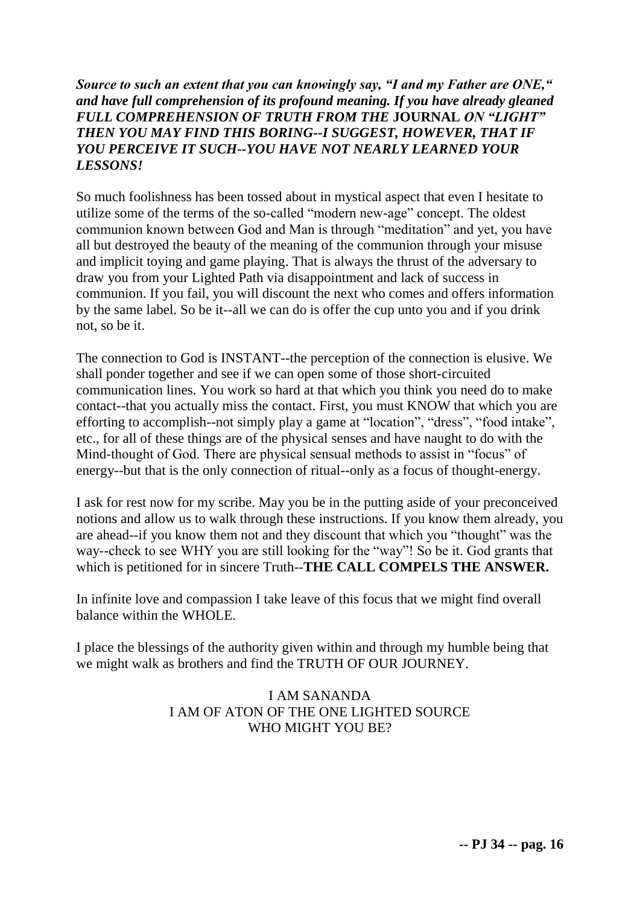***Source to such an extent that you can knowingly say, "I and my Father are ONE," and have full comprehension of its profound meaning. If you have already gleaned FULL COMPREHENSION OF TRUTH FROM THE* JOURNAL *ON "LIGHT" THEN YOU MAY FIND THIS BORING--I SUGGEST, HOWEVER, THAT IF YOU PERCEIVE IT SUCH--YOU HAVE NOT NEARLY LEARNED YOUR LESSONS!***

So much foolishness has been tossed about in mystical aspect that even I hesitate to utilize some of the terms of the so-called "modern new-age" concept. The oldest communion known between God and Man is through "meditation" and yet, you have all but destroyed the beauty of the meaning of the communion through your misuse and implicit toying and game playing. That is always the thrust of the adversary to draw you from your Lighted Path via disappointment and lack of success in communion. If you fail, you will discount the next who comes and offers information by the same label. So be it--all we can do is offer the cup unto you and if you drink not, so be it.

The connection to God is INSTANT--the perception of the connection is elusive. We shall ponder together and see if we can open some of those short-circuited communication lines. You work so hard at that which you think you need do to make contact--that you actually miss the contact. First, you must KNOW that which you are efforting to accomplish--not simply play a game at "location", "dress", "food intake", etc., for all of these things are of the physical senses and have naught to do with the Mind-thought of God. There are physical sensual methods to assist in "focus" of energy--but that is the only connection of ritual--only as a focus of thought-energy.

I ask for rest now for my scribe. May you be in the putting aside of your preconceived notions and allow us to walk through these instructions. If you know them already, you are ahead--if you know them not and they discount that which you "thought" was the way--check to see WHY you are still looking for the "way"! So be it. God grants that which is petitioned for in sincere Truth--**THE CALL COMPELS THE ANSWER.**

In infinite love and compassion I take leave of this focus that we might find overall balance within the WHOLE.

I place the blessings of the authority given within and through my humble being that we might walk as brothers and find the TRUTH OF OUR JOURNEY.

I AM SANANDA
I AM OF ATON OF THE ONE LIGHTED SOURCE
WHO MIGHT YOU BE?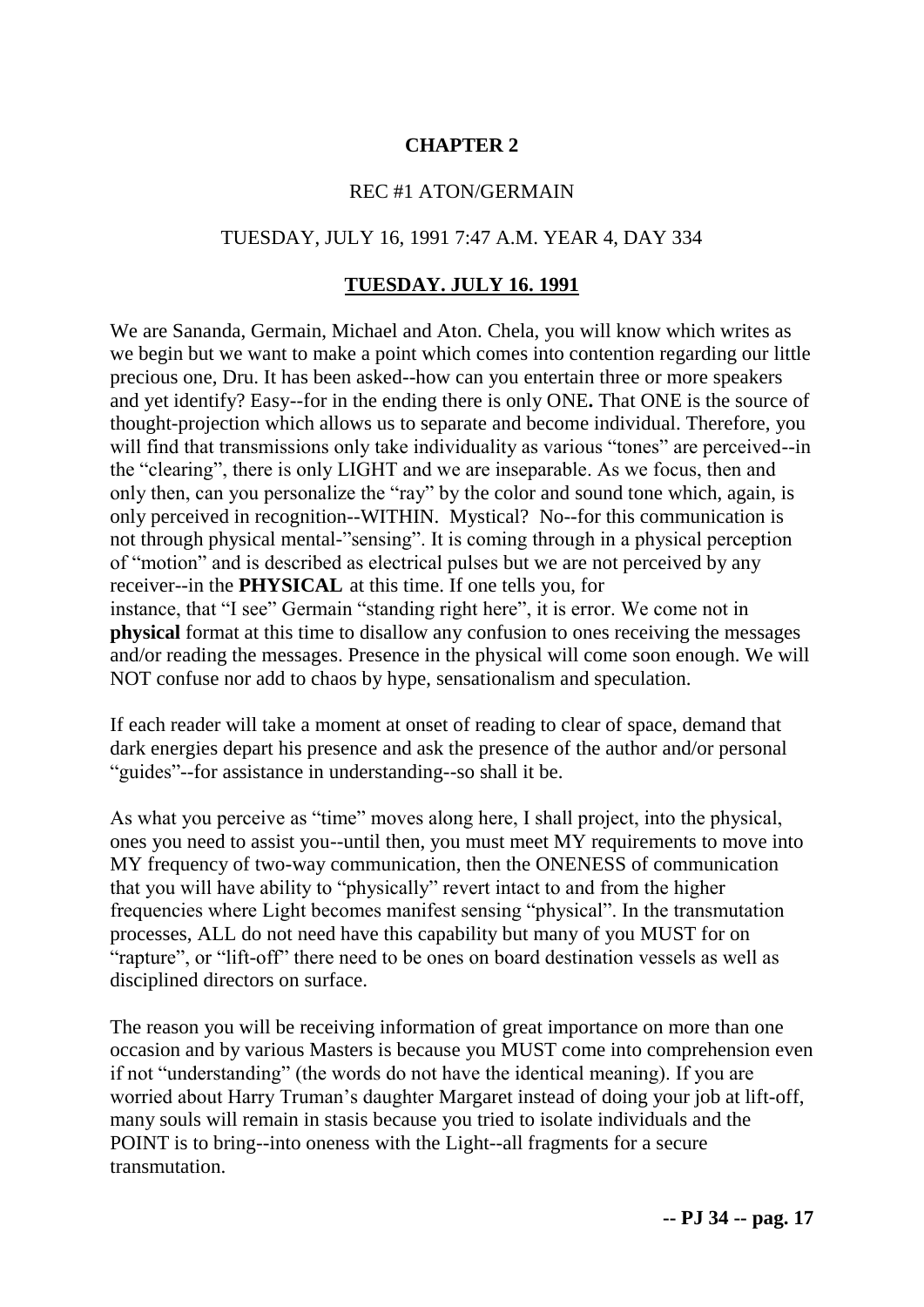# CHAPTER 2

REC #1 ATON/GERMAIN

TUESDAY, JULY 16, 1991 7:47 A.M. YEAR 4, DAY 334

## TUESDAY. JULY 16. 1991

We are Sananda, Germain, Michael and Aton. Chela, you will know which writes as we begin but we want to make a point which comes into contention regarding our little precious one, Dru. It has been asked--how can you entertain three or more speakers and yet identify? Easy--for in the ending there is only ONE**.** That ONE is the source of thought-projection which allows us to separate and become individual. Therefore, you will find that transmissions only take individuality as various "tones" are perceived--in the "clearing", there is only LIGHT and we are inseparable. As we focus, then and only then, can you personalize the "ray" by the color and sound tone which, again, is only perceived in recognition--WITHIN. Mystical? No--for this communication is not through physical mental-"sensing". It is coming through in a physical perception of "motion" and is described as electrical pulses but we are not perceived by any receiver--in the **PHYSICAL** at this time. If one tells you, for instance, that "I see" Germain "standing right here", it is error. We come not in **physical** format at this time to disallow any confusion to ones receiving the messages and/or reading the messages. Presence in the physical will come soon enough. We will NOT confuse nor add to chaos by hype, sensationalism and speculation.

If each reader will take a moment at onset of reading to clear of space, demand that dark energies depart his presence and ask the presence of the author and/or personal "guides"--for assistance in understanding--so shall it be.

As what you perceive as "time" moves along here, I shall project, into the physical, ones you need to assist you--until then, you must meet MY requirements to move into MY frequency of two-way communication, then the ONENESS of communication that you will have ability to "physically" revert intact to and from the higher frequencies where Light becomes manifest sensing "physical". In the transmutation processes, ALL do not need have this capability but many of you MUST for on "rapture", or "lift-off" there need to be ones on board destination vessels as well as disciplined directors on surface.

The reason you will be receiving information of great importance on more than one occasion and by various Masters is because you MUST come into comprehension even if not "understanding" (the words do not have the identical meaning). If you are worried about Harry Truman's daughter Margaret instead of doing your job at lift-off, many souls will remain in stasis because you tried to isolate individuals and the POINT is to bring--into oneness with the Light--all fragments for a secure transmutation.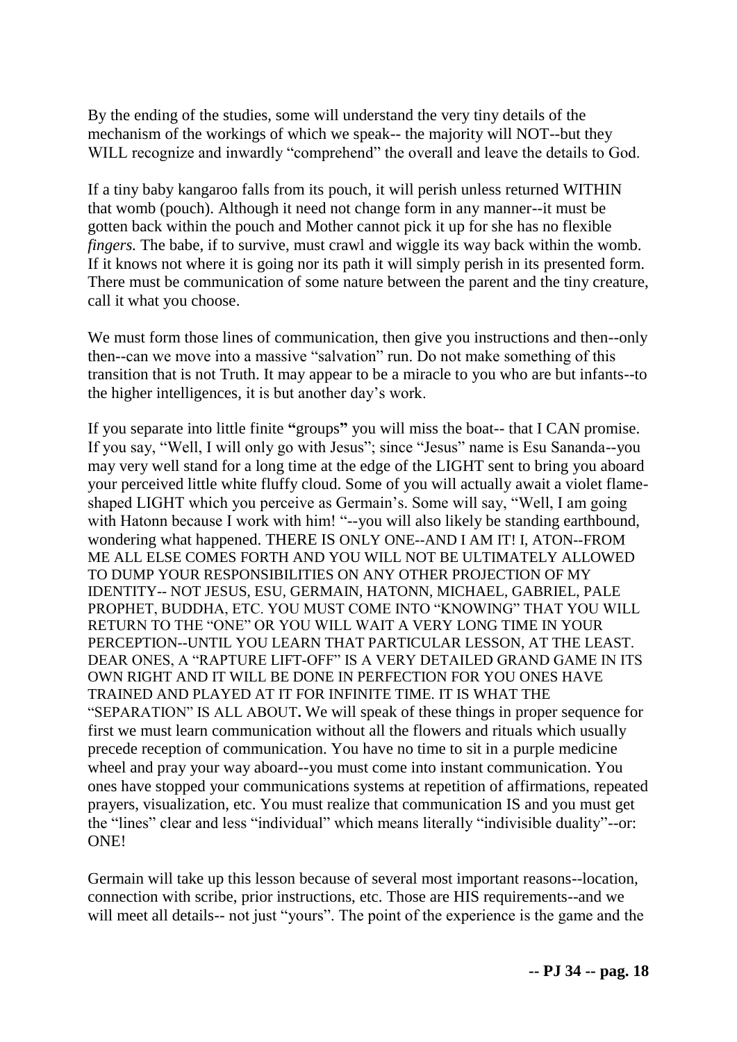By the ending of the studies, some will understand the very tiny details of the mechanism of the workings of which we speak-- the majority will NOT--but they WILL recognize and inwardly "comprehend" the overall and leave the details to God.

If a tiny baby kangaroo falls from its pouch, it will perish unless returned WITHIN that womb (pouch). Although it need not change form in any manner--it must be gotten back within the pouch and Mother cannot pick it up for she has no flexible *fingers.* The babe, if to survive, must crawl and wiggle its way back within the womb. If it knows not where it is going nor its path it will simply perish in its presented form. There must be communication of some nature between the parent and the tiny creature, call it what you choose.

We must form those lines of communication, then give you instructions and then--only then--can we move into a massive "salvation" run. Do not make something of this transition that is not Truth. It may appear to be a miracle to you who are but infants--to the higher intelligences, it is but another day's work.

If you separate into little finite **"**groups**"** you will miss the boat-- that I CAN promise. If you say, "Well, I will only go with Jesus"; since "Jesus" name is Esu Sananda--you may very well stand for a long time at the edge of the LIGHT sent to bring you aboard your perceived little white fluffy cloud. Some of you will actually await a violet flame-shaped LIGHT which you perceive as Germain's. Some will say, "Well, I am going with Hatonn because I work with him! "--you will also likely be standing earthbound, wondering what happened. THERE IS ONLY ONE--AND I AM IT! I, ATON--FROM ME ALL ELSE COMES FORTH AND YOU WILL NOT BE ULTIMATELY ALLOWED TO DUMP YOUR RESPONSIBILITIES ON ANY OTHER PROJECTION OF MY IDENTITY-- NOT JESUS, ESU, GERMAIN, HATONN, MICHAEL, GABRIEL, PALE PROPHET, BUDDHA, ETC. YOU MUST COME INTO "KNOWING" THAT YOU WILL RETURN TO THE "ONE" OR YOU WILL WAIT A VERY LONG TIME IN YOUR PERCEPTION--UNTIL YOU LEARN THAT PARTICULAR LESSON, AT THE LEAST. DEAR ONES, A "RAPTURE LIFT-OFF" IS A VERY DETAILED GRAND GAME IN ITS OWN RIGHT AND IT WILL BE DONE IN PERFECTION FOR YOU ONES HAVE TRAINED AND PLAYED AT IT FOR INFINITE TIME. IT IS WHAT THE "SEPARATION" IS ALL ABOUT**.** We will speak of these things in proper sequence for first we must learn communication without all the flowers and rituals which usually precede reception of communication. You have no time to sit in a purple medicine wheel and pray your way aboard--you must come into instant communication. You ones have stopped your communications systems at repetition of affirmations, repeated prayers, visualization, etc. You must realize that communication IS and you must get the "lines" clear and less "individual" which means literally "indivisible duality"--or: ONE!

Germain will take up this lesson because of several most important reasons--location, connection with scribe, prior instructions, etc. Those are HIS requirements--and we will meet all details-- not just "yours". The point of the experience is the game and the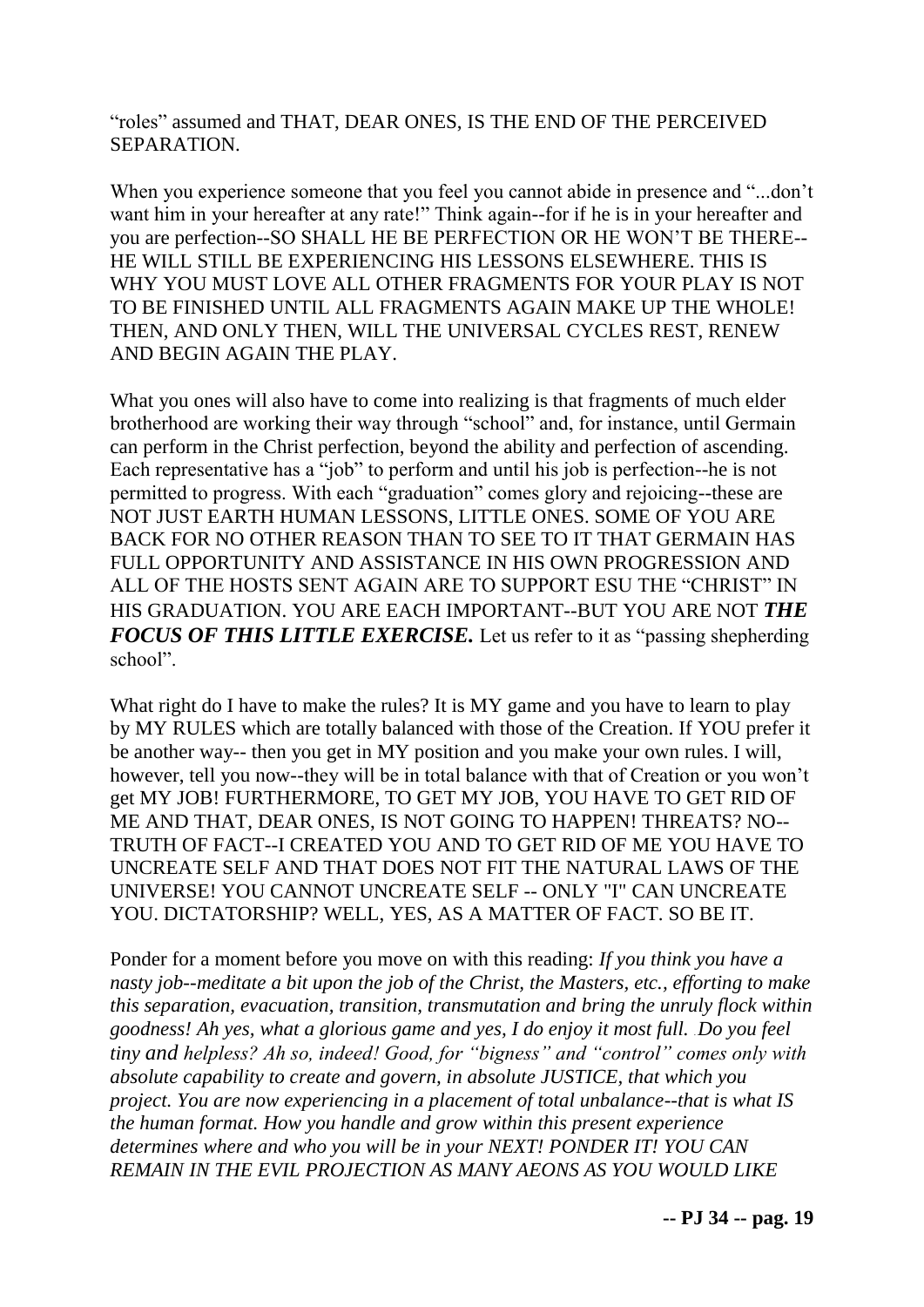"roles" assumed and THAT, DEAR ONES, IS THE END OF THE PERCEIVED SEPARATION.

When you experience someone that you feel you cannot abide in presence and "...don't want him in your hereafter at any rate!" Think again--for if he is in your hereafter and you are perfection--SO SHALL HE BE PERFECTION OR HE WON'T BE THERE--HE WILL STILL BE EXPERIENCING HIS LESSONS ELSEWHERE. THIS IS WHY YOU MUST LOVE ALL OTHER FRAGMENTS FOR YOUR PLAY IS NOT TO BE FINISHED UNTIL ALL FRAGMENTS AGAIN MAKE UP THE WHOLE! THEN, AND ONLY THEN, WILL THE UNIVERSAL CYCLES REST, RENEW AND BEGIN AGAIN THE PLAY.

What you ones will also have to come into realizing is that fragments of much elder brotherhood are working their way through "school" and, for instance, until Germain can perform in the Christ perfection, beyond the ability and perfection of ascending. Each representative has a "job" to perform and until his job is perfection--he is not permitted to progress. With each "graduation" comes glory and rejoicing--these are NOT JUST EARTH HUMAN LESSONS, LITTLE ONES. SOME OF YOU ARE BACK FOR NO OTHER REASON THAN TO SEE TO IT THAT GERMAIN HAS FULL OPPORTUNITY AND ASSISTANCE IN HIS OWN PROGRESSION AND ALL OF THE HOSTS SENT AGAIN ARE TO SUPPORT ESU THE "CHRIST" IN HIS GRADUATION. YOU ARE EACH IMPORTANT--BUT YOU ARE NOT ***THE FOCUS OF THIS LITTLE EXERCISE.*** Let us refer to it as "passing shepherding school".

What right do I have to make the rules? It is MY game and you have to learn to play by MY RULES which are totally balanced with those of the Creation. If YOU prefer it be another way-- then you get in MY position and you make your own rules. I will, however, tell you now--they will be in total balance with that of Creation or you won't get MY JOB! FURTHERMORE, TO GET MY JOB, YOU HAVE TO GET RID OF ME AND THAT, DEAR ONES, IS NOT GOING TO HAPPEN! THREATS? NO--TRUTH OF FACT--I CREATED YOU AND TO GET RID OF ME YOU HAVE TO UNCREATE SELF AND THAT DOES NOT FIT THE NATURAL LAWS OF THE UNIVERSE! YOU CANNOT UNCREATE SELF -- ONLY "I" CAN UNCREATE YOU. DICTATORSHIP? WELL, YES, AS A MATTER OF FACT. SO BE IT.

Ponder for a moment before you move on with this reading: *If you think you have a nasty job--meditate a bit upon the job of the Christ, the Masters, etc., efforting to make this separation, evacuation, transition, transmutation and bring the unruly flock within goodness! Ah yes, what a glorious game and yes, I do enjoy it most full. Do you feel tiny and helpless? Ah so, indeed! Good, for "bigness" and "control" comes only with absolute capability to create and govern, in absolute JUSTICE, that which you project. You are now experiencing in a placement of total unbalance--that is what IS the human format. How you handle and grow within this present experience determines where and who you will be in your NEXT! PONDER IT! YOU CAN REMAIN IN THE EVIL PROJECTION AS MANY AEONS AS YOU WOULD LIKE*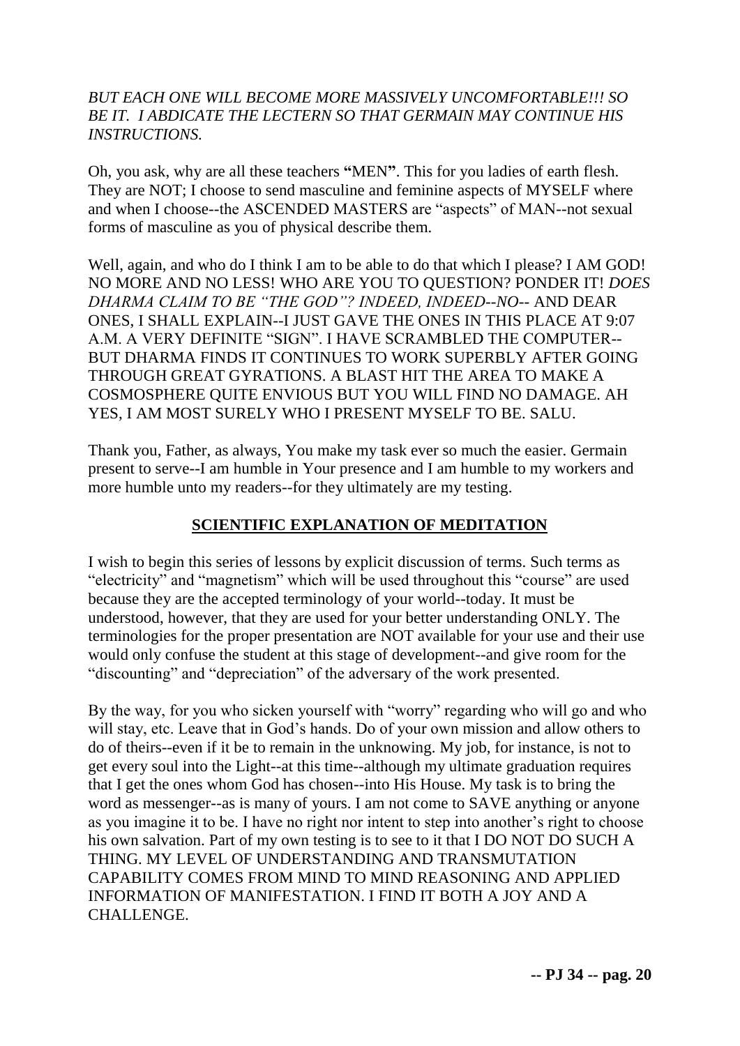*BUT EACH ONE WILL BECOME MORE MASSIVELY UNCOMFORTABLE!!! SO BE IT. I ABDICATE THE LECTERN SO THAT GERMAIN MAY CONTINUE HIS INSTRUCTIONS.*

Oh, you ask, why are all these teachers **"**MEN**"**. This for you ladies of earth flesh. They are NOT; I choose to send masculine and feminine aspects of MYSELF where and when I choose--the ASCENDED MASTERS are "aspects" of MAN--not sexual forms of masculine as you of physical describe them.

Well, again, and who do I think I am to be able to do that which I please? I AM GOD! NO MORE AND NO LESS! WHO ARE YOU TO QUESTION? PONDER IT! *DOES DHARMA CLAIM TO BE "THE GOD"? INDEED, INDEED--NO*-- AND DEAR ONES, I SHALL EXPLAIN--I JUST GAVE THE ONES IN THIS PLACE AT 9:07 A.M. A VERY DEFINITE "SIGN". I HAVE SCRAMBLED THE COMPUTER--BUT DHARMA FINDS IT CONTINUES TO WORK SUPERBLY AFTER GOING THROUGH GREAT GYRATIONS. A BLAST HIT THE AREA TO MAKE A COSMOSPHERE QUITE ENVIOUS BUT YOU WILL FIND NO DAMAGE. AH YES, I AM MOST SURELY WHO I PRESENT MYSELF TO BE. SALU.

Thank you, Father, as always, You make my task ever so much the easier. Germain present to serve--I am humble in Your presence and I am humble to my workers and more humble unto my readers--for they ultimately are my testing.

## SCIENTIFIC EXPLANATION OF MEDITATION

I wish to begin this series of lessons by explicit discussion of terms. Such terms as "electricity" and "magnetism" which will be used throughout this "course" are used because they are the accepted terminology of your world--today. It must be understood, however, that they are used for your better understanding ONLY. The terminologies for the proper presentation are NOT available for your use and their use would only confuse the student at this stage of development--and give room for the "discounting" and "depreciation" of the adversary of the work presented.

By the way, for you who sicken yourself with "worry" regarding who will go and who will stay, etc. Leave that in God's hands. Do of your own mission and allow others to do of theirs--even if it be to remain in the unknowing. My job, for instance, is not to get every soul into the Light--at this time--although my ultimate graduation requires that I get the ones whom God has chosen--into His House. My task is to bring the word as messenger--as is many of yours. I am not come to SAVE anything or anyone as you imagine it to be. I have no right nor intent to step into another's right to choose his own salvation. Part of my own testing is to see to it that I DO NOT DO SUCH A THING. MY LEVEL OF UNDERSTANDING AND TRANSMUTATION CAPABILITY COMES FROM MIND TO MIND REASONING AND APPLIED INFORMATION OF MANIFESTATION. I FIND IT BOTH A JOY AND A CHALLENGE.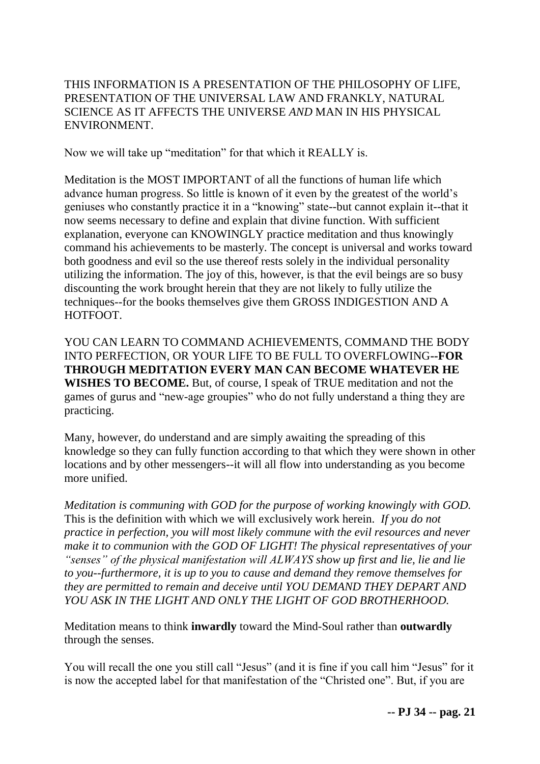THIS INFORMATION IS A PRESENTATION OF THE PHILOSOPHY OF LIFE, PRESENTATION OF THE UNIVERSAL LAW AND FRANKLY, NATURAL SCIENCE AS IT AFFECTS THE UNIVERSE *AND* MAN IN HIS PHYSICAL ENVIRONMENT.

Now we will take up "meditation" for that which it REALLY is.

Meditation is the MOST IMPORTANT of all the functions of human life which advance human progress. So little is known of it even by the greatest of the world's geniuses who constantly practice it in a "knowing" state--but cannot explain it--that it now seems necessary to define and explain that divine function. With sufficient explanation, everyone can KNOWINGLY practice meditation and thus knowingly command his achievements to be masterly. The concept is universal and works toward both goodness and evil so the use thereof rests solely in the individual personality utilizing the information. The joy of this, however, is that the evil beings are so busy discounting the work brought herein that they are not likely to fully utilize the techniques--for the books themselves give them GROSS INDIGESTION AND A HOTFOOT.

YOU CAN LEARN TO COMMAND ACHIEVEMENTS, COMMAND THE BODY INTO PERFECTION, OR YOUR LIFE TO BE FULL TO OVERFLOWING--**FOR THROUGH MEDITATION EVERY MAN CAN BECOME WHATEVER HE WISHES TO BECOME.** But, of course, I speak of TRUE meditation and not the games of gurus and "new-age groupies" who do not fully understand a thing they are practicing.

Many, however, do understand and are simply awaiting the spreading of this knowledge so they can fully function according to that which they were shown in other locations and by other messengers--it will all flow into understanding as you become more unified.

*Meditation is communing with GOD for the purpose of working knowingly with GOD.* This is the definition with which we will exclusively work herein. *If you do not practice in perfection, you will most likely commune with the evil resources and never make it to communion with the GOD OF LIGHT! The physical representatives of your "senses" of the physical manifestation will ALWAYS show up first and lie, lie and lie to you--furthermore, it is up to you to cause and demand they remove themselves for they are permitted to remain and deceive until YOU DEMAND THEY DEPART AND YOU ASK IN THE LIGHT AND ONLY THE LIGHT OF GOD BROTHERHOOD.*

Meditation means to think **inwardly** toward the Mind-Soul rather than **outwardly** through the senses.

You will recall the one you still call "Jesus" (and it is fine if you call him "Jesus" for it is now the accepted label for that manifestation of the "Christed one". But, if you are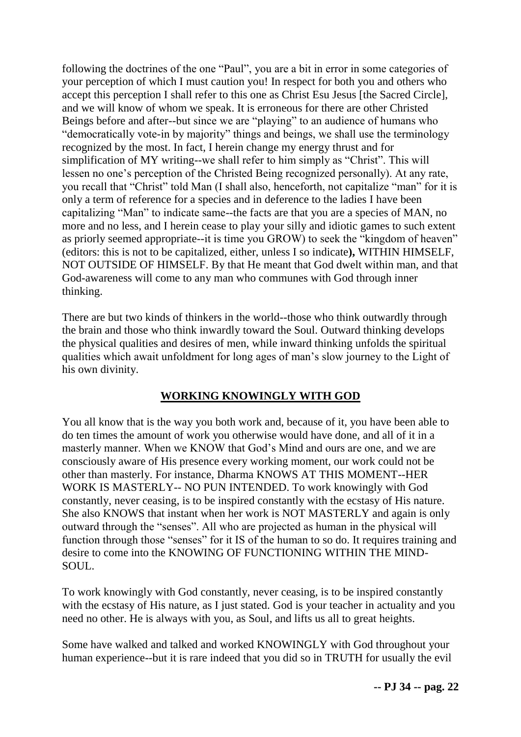following the doctrines of the one "Paul", you are a bit in error in some categories of your perception of which I must caution you! In respect for both you and others who accept this perception I shall refer to this one as Christ Esu Jesus [the Sacred Circle], and we will know of whom we speak. It is erroneous for there are other Christed Beings before and after--but since we are "playing" to an audience of humans who "democratically vote-in by majority" things and beings, we shall use the terminology recognized by the most. In fact, I herein change my energy thrust and for simplification of MY writing--we shall refer to him simply as "Christ". This will lessen no one's perception of the Christed Being recognized personally). At any rate, you recall that "Christ" told Man (I shall also, henceforth, not capitalize "man" for it is only a term of reference for a species and in deference to the ladies I have been capitalizing "Man" to indicate same--the facts are that you are a species of MAN, no more and no less, and I herein cease to play your silly and idiotic games to such extent as priorly seemed appropriate--it is time you GROW) to seek the "kingdom of heaven" (editors: this is not to be capitalized, either, unless I so indicate**),** WITHIN HIMSELF, NOT OUTSIDE OF HIMSELF. By that He meant that God dwelt within man, and that God-awareness will come to any man who communes with God through inner thinking.

There are but two kinds of thinkers in the world--those who think outwardly through the brain and those who think inwardly toward the Soul. Outward thinking develops the physical qualities and desires of men, while inward thinking unfolds the spiritual qualities which await unfoldment for long ages of man's slow journey to the Light of his own divinity.

## WORKING KNOWINGLY WITH GOD

You all know that is the way you both work and, because of it, you have been able to do ten times the amount of work you otherwise would have done, and all of it in a masterly manner. When we KNOW that God's Mind and ours are one, and we are consciously aware of His presence every working moment, our work could not be other than masterly. For instance, Dharma KNOWS AT THIS MOMENT--HER WORK IS MASTERLY-- NO PUN INTENDED. To work knowingly with God constantly, never ceasing, is to be inspired constantly with the ecstasy of His nature. She also KNOWS that instant when her work is NOT MASTERLY and again is only outward through the "senses". All who are projected as human in the physical will function through those "senses" for it IS of the human to so do. It requires training and desire to come into the KNOWING OF FUNCTIONING WITHIN THE MIND-SOUL.

To work knowingly with God constantly, never ceasing, is to be inspired constantly with the ecstasy of His nature, as I just stated. God is your teacher in actuality and you need no other. He is always with you, as Soul, and lifts us all to great heights.

Some have walked and talked and worked KNOWINGLY with God throughout your human experience--but it is rare indeed that you did so in TRUTH for usually the evil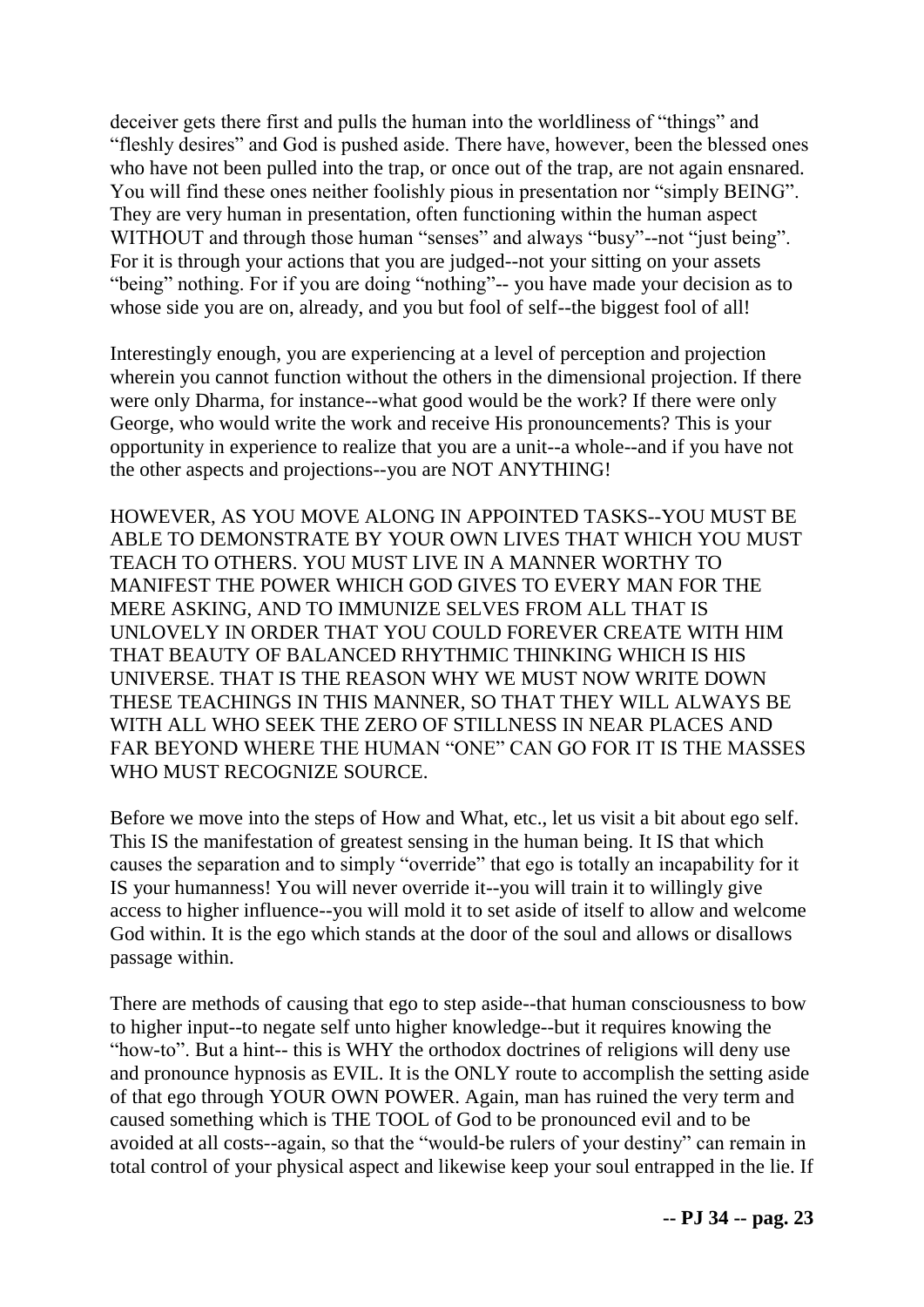deceiver gets there first and pulls the human into the worldliness of "things" and "fleshly desires" and God is pushed aside. There have, however, been the blessed ones who have not been pulled into the trap, or once out of the trap, are not again ensnared. You will find these ones neither foolishly pious in presentation nor "simply BEING". They are very human in presentation, often functioning within the human aspect WITHOUT and through those human "senses" and always "busy"--not "just being". For it is through your actions that you are judged--not your sitting on your assets "being" nothing. For if you are doing "nothing"-- you have made your decision as to whose side you are on, already, and you but fool of self--the biggest fool of all!

Interestingly enough, you are experiencing at a level of perception and projection wherein you cannot function without the others in the dimensional projection. If there were only Dharma, for instance--what good would be the work? If there were only George, who would write the work and receive His pronouncements? This is your opportunity in experience to realize that you are a unit--a whole--and if you have not the other aspects and projections--you are NOT ANYTHING!

HOWEVER, AS YOU MOVE ALONG IN APPOINTED TASKS--YOU MUST BE ABLE TO DEMONSTRATE BY YOUR OWN LIVES THAT WHICH YOU MUST TEACH TO OTHERS. YOU MUST LIVE IN A MANNER WORTHY TO MANIFEST THE POWER WHICH GOD GIVES TO EVERY MAN FOR THE MERE ASKING, AND TO IMMUNIZE SELVES FROM ALL THAT IS UNLOVELY IN ORDER THAT YOU COULD FOREVER CREATE WITH HIM THAT BEAUTY OF BALANCED RHYTHMIC THINKING WHICH IS HIS UNIVERSE. THAT IS THE REASON WHY WE MUST NOW WRITE DOWN THESE TEACHINGS IN THIS MANNER, SO THAT THEY WILL ALWAYS BE WITH ALL WHO SEEK THE ZERO OF STILLNESS IN NEAR PLACES AND FAR BEYOND WHERE THE HUMAN "ONE" CAN GO FOR IT IS THE MASSES WHO MUST RECOGNIZE SOURCE.

Before we move into the steps of How and What, etc., let us visit a bit about ego self. This IS the manifestation of greatest sensing in the human being. It IS that which causes the separation and to simply "override" that ego is totally an incapability for it IS your humanness! You will never override it--you will train it to willingly give access to higher influence--you will mold it to set aside of itself to allow and welcome God within. It is the ego which stands at the door of the soul and allows or disallows passage within.

There are methods of causing that ego to step aside--that human consciousness to bow to higher input--to negate self unto higher knowledge--but it requires knowing the "how-to". But a hint-- this is WHY the orthodox doctrines of religions will deny use and pronounce hypnosis as EVIL. It is the ONLY route to accomplish the setting aside of that ego through YOUR OWN POWER. Again, man has ruined the very term and caused something which is THE TOOL of God to be pronounced evil and to be avoided at all costs--again, so that the "would-be rulers of your destiny" can remain in total control of your physical aspect and likewise keep your soul entrapped in the lie. If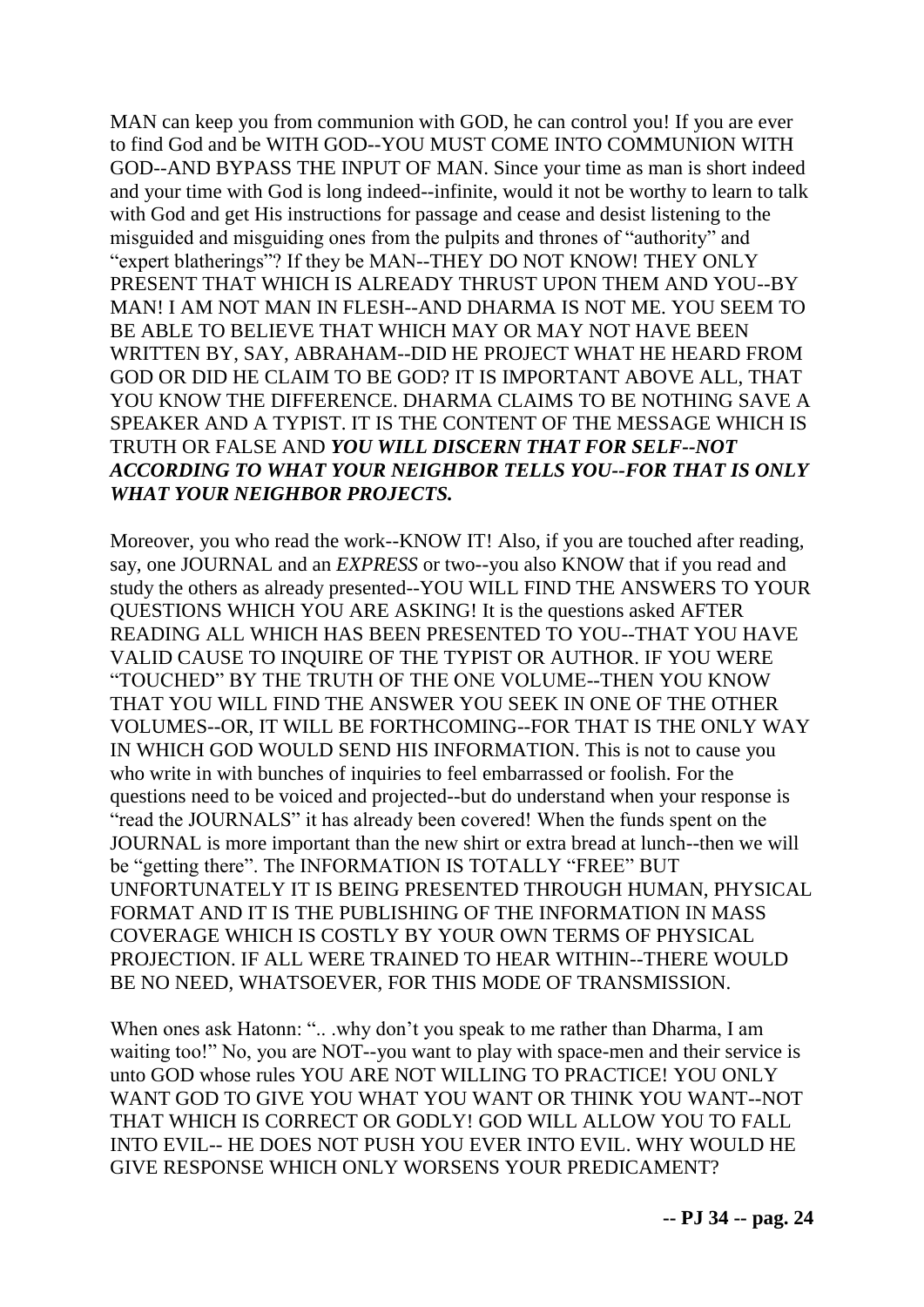MAN can keep you from communion with GOD, he can control you! If you are ever to find God and be WITH GOD--YOU MUST COME INTO COMMUNION WITH GOD--AND BYPASS THE INPUT OF MAN. Since your time as man is short indeed and your time with God is long indeed--infinite, would it not be worthy to learn to talk with God and get His instructions for passage and cease and desist listening to the misguided and misguiding ones from the pulpits and thrones of "authority" and "expert blatherings"? If they be MAN--THEY DO NOT KNOW! THEY ONLY PRESENT THAT WHICH IS ALREADY THRUST UPON THEM AND YOU--BY MAN! I AM NOT MAN IN FLESH--AND DHARMA IS NOT ME. YOU SEEM TO BE ABLE TO BELIEVE THAT WHICH MAY OR MAY NOT HAVE BEEN WRITTEN BY, SAY, ABRAHAM--DID HE PROJECT WHAT HE HEARD FROM GOD OR DID HE CLAIM TO BE GOD? IT IS IMPORTANT ABOVE ALL, THAT YOU KNOW THE DIFFERENCE. DHARMA CLAIMS TO BE NOTHING SAVE A SPEAKER AND A TYPIST. IT IS THE CONTENT OF THE MESSAGE WHICH IS TRUTH OR FALSE AND ***YOU WILL DISCERN THAT FOR SELF--NOT ACCORDING TO WHAT YOUR NEIGHBOR TELLS YOU--FOR THAT IS ONLY WHAT YOUR NEIGHBOR PROJECTS.***

Moreover, you who read the work--KNOW IT! Also, if you are touched after reading, say, one JOURNAL and an *EXPRESS* or two--you also KNOW that if you read and study the others as already presented--YOU WILL FIND THE ANSWERS TO YOUR QUESTIONS WHICH YOU ARE ASKING! It is the questions asked AFTER READING ALL WHICH HAS BEEN PRESENTED TO YOU--THAT YOU HAVE VALID CAUSE TO INQUIRE OF THE TYPIST OR AUTHOR. IF YOU WERE "TOUCHED" BY THE TRUTH OF THE ONE VOLUME--THEN YOU KNOW THAT YOU WILL FIND THE ANSWER YOU SEEK IN ONE OF THE OTHER VOLUMES--OR, IT WILL BE FORTHCOMING--FOR THAT IS THE ONLY WAY IN WHICH GOD WOULD SEND HIS INFORMATION. This is not to cause you who write in with bunches of inquiries to feel embarrassed or foolish. For the questions need to be voiced and projected--but do understand when your response is "read the JOURNALS" it has already been covered! When the funds spent on the JOURNAL is more important than the new shirt or extra bread at lunch--then we will be "getting there". The INFORMATION IS TOTALLY "FREE" BUT UNFORTUNATELY IT IS BEING PRESENTED THROUGH HUMAN, PHYSICAL FORMAT AND IT IS THE PUBLISHING OF THE INFORMATION IN MASS COVERAGE WHICH IS COSTLY BY YOUR OWN TERMS OF PHYSICAL PROJECTION. IF ALL WERE TRAINED TO HEAR WITHIN--THERE WOULD BE NO NEED, WHATSOEVER, FOR THIS MODE OF TRANSMISSION.

When ones ask Hatonn: ".. .why don't you speak to me rather than Dharma, I am waiting too!" No, you are NOT--you want to play with space-men and their service is unto GOD whose rules YOU ARE NOT WILLING TO PRACTICE! YOU ONLY WANT GOD TO GIVE YOU WHAT YOU WANT OR THINK YOU WANT--NOT THAT WHICH IS CORRECT OR GODLY! GOD WILL ALLOW YOU TO FALL INTO EVIL-- HE DOES NOT PUSH YOU EVER INTO EVIL. WHY WOULD HE GIVE RESPONSE WHICH ONLY WORSENS YOUR PREDICAMENT?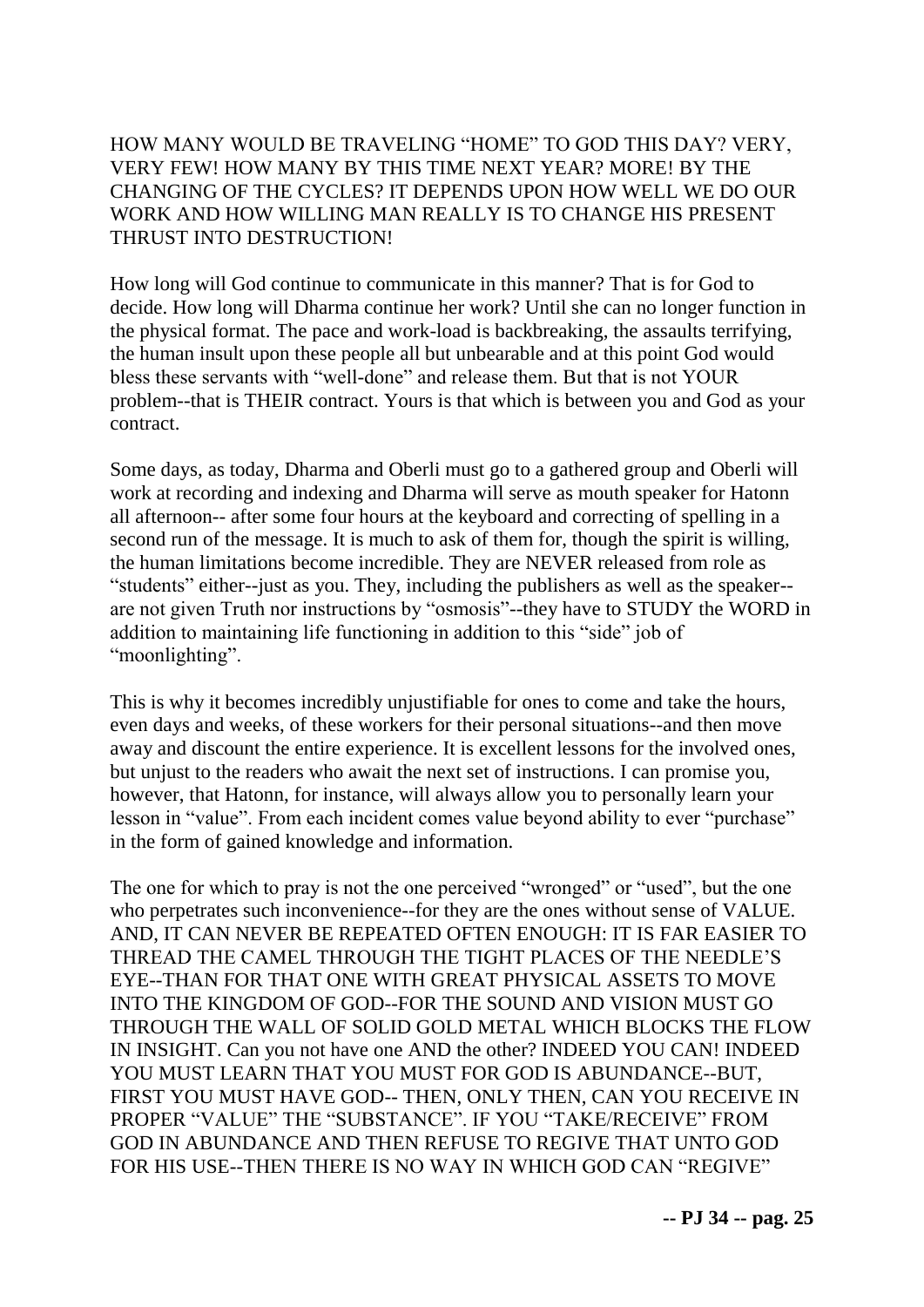HOW MANY WOULD BE TRAVELING "HOME" TO GOD THIS DAY? VERY, VERY FEW! HOW MANY BY THIS TIME NEXT YEAR? MORE! BY THE CHANGING OF THE CYCLES? IT DEPENDS UPON HOW WELL WE DO OUR WORK AND HOW WILLING MAN REALLY IS TO CHANGE HIS PRESENT THRUST INTO DESTRUCTION!

How long will God continue to communicate in this manner? That is for God to decide. How long will Dharma continue her work? Until she can no longer function in the physical format. The pace and work-load is backbreaking, the assaults terrifying, the human insult upon these people all but unbearable and at this point God would bless these servants with "well-done" and release them. But that is not YOUR problem--that is THEIR contract. Yours is that which is between you and God as your contract.

Some days, as today, Dharma and Oberli must go to a gathered group and Oberli will work at recording and indexing and Dharma will serve as mouth speaker for Hatonn all afternoon-- after some four hours at the keyboard and correcting of spelling in a second run of the message. It is much to ask of them for, though the spirit is willing, the human limitations become incredible. They are NEVER released from role as "students" either--just as you. They, including the publishers as well as the speaker--are not given Truth nor instructions by "osmosis"--they have to STUDY the WORD in addition to maintaining life functioning in addition to this "side" job of "moonlighting".

This is why it becomes incredibly unjustifiable for ones to come and take the hours, even days and weeks, of these workers for their personal situations--and then move away and discount the entire experience. It is excellent lessons for the involved ones, but unjust to the readers who await the next set of instructions. I can promise you, however, that Hatonn, for instance, will always allow you to personally learn your lesson in "value". From each incident comes value beyond ability to ever "purchase" in the form of gained knowledge and information.

The one for which to pray is not the one perceived "wronged" or "used", but the one who perpetrates such inconvenience--for they are the ones without sense of VALUE. AND, IT CAN NEVER BE REPEATED OFTEN ENOUGH: IT IS FAR EASIER TO THREAD THE CAMEL THROUGH THE TIGHT PLACES OF THE NEEDLE'S EYE--THAN FOR THAT ONE WITH GREAT PHYSICAL ASSETS TO MOVE INTO THE KINGDOM OF GOD--FOR THE SOUND AND VISION MUST GO THROUGH THE WALL OF SOLID GOLD METAL WHICH BLOCKS THE FLOW IN INSIGHT. Can you not have one AND the other? INDEED YOU CAN! INDEED YOU MUST LEARN THAT YOU MUST FOR GOD IS ABUNDANCE--BUT, FIRST YOU MUST HAVE GOD-- THEN, ONLY THEN, CAN YOU RECEIVE IN PROPER "VALUE" THE "SUBSTANCE". IF YOU "TAKE/RECEIVE" FROM GOD IN ABUNDANCE AND THEN REFUSE TO REGIVE THAT UNTO GOD FOR HIS USE--THEN THERE IS NO WAY IN WHICH GOD CAN "REGIVE"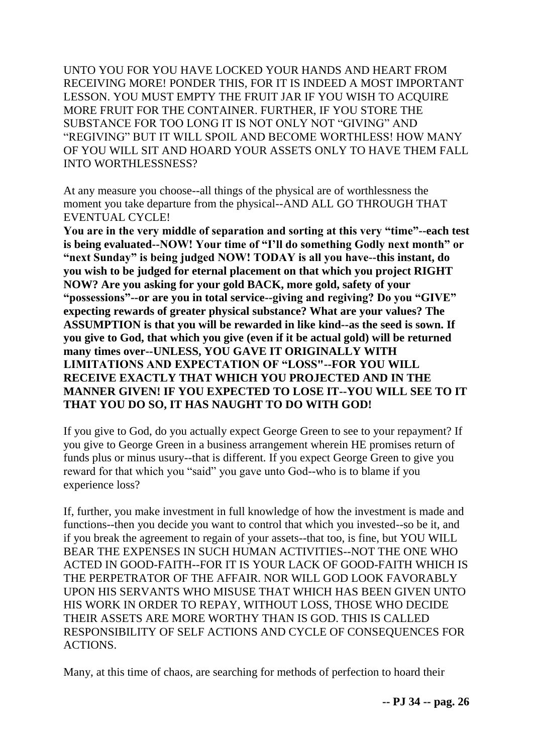UNTO YOU FOR YOU HAVE LOCKED YOUR HANDS AND HEART FROM RECEIVING MORE! PONDER THIS, FOR IT IS INDEED A MOST IMPORTANT LESSON. YOU MUST EMPTY THE FRUIT JAR IF YOU WISH TO ACQUIRE MORE FRUIT FOR THE CONTAINER. FURTHER, IF YOU STORE THE SUBSTANCE FOR TOO LONG IT IS NOT ONLY NOT "GIVING" AND "REGIVING" BUT IT WILL SPOIL AND BECOME WORTHLESS! HOW MANY OF YOU WILL SIT AND HOARD YOUR ASSETS ONLY TO HAVE THEM FALL INTO WORTHLESSNESS?

At any measure you choose--all things of the physical are of worthlessness the moment you take departure from the physical--AND ALL GO THROUGH THAT EVENTUAL CYCLE!

**You are in the very middle of separation and sorting at this very "time"--each test is being evaluated--NOW! Your time of "I'll do something Godly next month" or "next Sunday" is being judged NOW! TODAY is all you have--this instant, do you wish to be judged for eternal placement on that which you project RIGHT NOW? Are you asking for your gold BACK, more gold, safety of your "possessions"--or are you in total service--giving and regiving? Do you "GIVE" expecting rewards of greater physical substance? What are your values? The ASSUMPTION is that you will be rewarded in like kind--as the seed is sown. If you give to God, that which you give (even if it be actual gold) will be returned many times over--UNLESS, YOU GAVE IT ORIGINALLY WITH LIMITATIONS AND EXPECTATION OF "LOSS"--FOR YOU WILL RECEIVE EXACTLY THAT WHICH YOU PROJECTED AND IN THE MANNER GIVEN! IF YOU EXPECTED TO LOSE IT--YOU WILL SEE TO IT THAT YOU DO SO, IT HAS NAUGHT TO DO WITH GOD!**

If you give to God, do you actually expect George Green to see to your repayment? If you give to George Green in a business arrangement wherein HE promises return of funds plus or minus usury--that is different. If you expect George Green to give you reward for that which you "said" you gave unto God--who is to blame if you experience loss?

If, further, you make investment in full knowledge of how the investment is made and functions--then you decide you want to control that which you invested--so be it, and if you break the agreement to regain of your assets--that too, is fine, but YOU WILL BEAR THE EXPENSES IN SUCH HUMAN ACTIVITIES--NOT THE ONE WHO ACTED IN GOOD-FAITH--FOR IT IS YOUR LACK OF GOOD-FAITH WHICH IS THE PERPETRATOR OF THE AFFAIR. NOR WILL GOD LOOK FAVORABLY UPON HIS SERVANTS WHO MISUSE THAT WHICH HAS BEEN GIVEN UNTO HIS WORK IN ORDER TO REPAY, WITHOUT LOSS, THOSE WHO DECIDE THEIR ASSETS ARE MORE WORTHY THAN IS GOD. THIS IS CALLED RESPONSIBILITY OF SELF ACTIONS AND CYCLE OF CONSEQUENCES FOR ACTIONS.

Many, at this time of chaos, are searching for methods of perfection to hoard their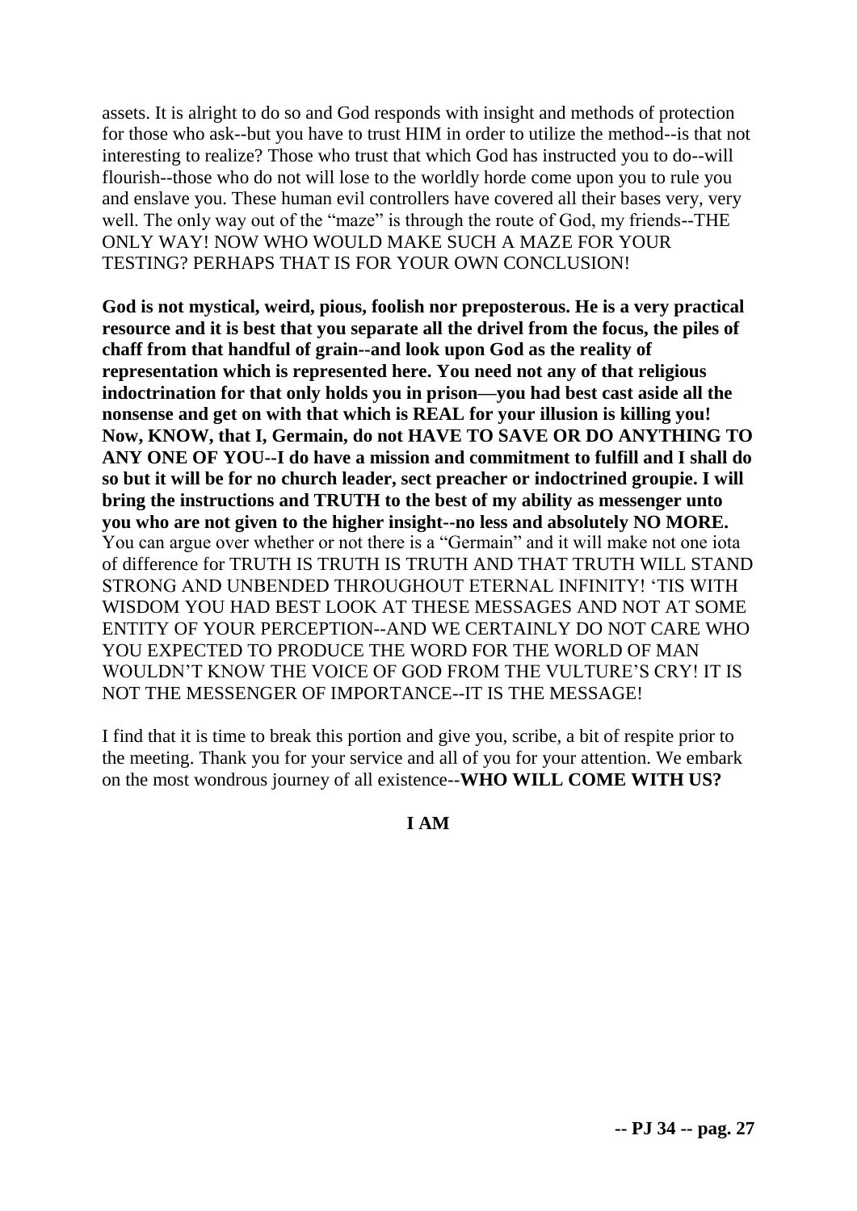assets. It is alright to do so and God responds with insight and methods of protection for those who ask--but you have to trust HIM in order to utilize the method--is that not interesting to realize? Those who trust that which God has instructed you to do--will flourish--those who do not will lose to the worldly horde come upon you to rule you and enslave you. These human evil controllers have covered all their bases very, very well. The only way out of the "maze" is through the route of God, my friends--THE ONLY WAY! NOW WHO WOULD MAKE SUCH A MAZE FOR YOUR TESTING? PERHAPS THAT IS FOR YOUR OWN CONCLUSION!

**God is not mystical, weird, pious, foolish nor preposterous. He is a very practical resource and it is best that you separate all the drivel from the focus, the piles of chaff from that handful of grain--and look upon God as the reality of representation which is represented here. You need not any of that religious indoctrination for that only holds you in prison—you had best cast aside all the nonsense and get on with that which is REAL for your illusion is killing you! Now, KNOW, that I, Germain, do not HAVE TO SAVE OR DO ANYTHING TO ANY ONE OF YOU--I do have a mission and commitment to fulfill and I shall do so but it will be for no church leader, sect preacher or indoctrined groupie. I will bring the instructions and TRUTH to the best of my ability as messenger unto you who are not given to the higher insight--no less and absolutely NO MORE.** You can argue over whether or not there is a "Germain" and it will make not one iota of difference for TRUTH IS TRUTH IS TRUTH AND THAT TRUTH WILL STAND STRONG AND UNBENDED THROUGHOUT ETERNAL INFINITY! 'TIS WITH WISDOM YOU HAD BEST LOOK AT THESE MESSAGES AND NOT AT SOME ENTITY OF YOUR PERCEPTION--AND WE CERTAINLY DO NOT CARE WHO YOU EXPECTED TO PRODUCE THE WORD FOR THE WORLD OF MAN WOULDN'T KNOW THE VOICE OF GOD FROM THE VULTURE'S CRY! IT IS NOT THE MESSENGER OF IMPORTANCE--IT IS THE MESSAGE!

I find that it is time to break this portion and give you, scribe, a bit of respite prior to the meeting. Thank you for your service and all of you for your attention. We embark on the most wondrous journey of all existence--**WHO WILL COME WITH US?**

**I AM**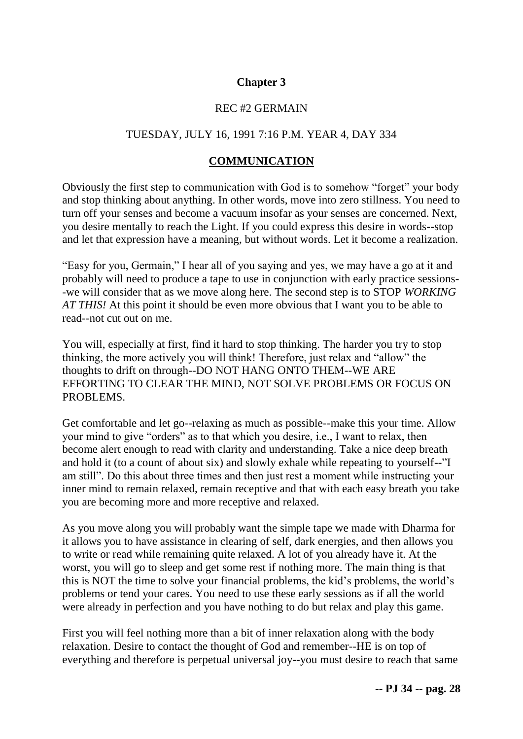## Chapter 3

REC #2 GERMAIN

TUESDAY, JULY 16, 1991 7:16 P.M. YEAR 4, DAY 334

### **COMMUNICATION**

Obviously the first step to communication with God is to somehow "forget" your body and stop thinking about anything. In other words, move into zero stillness. You need to turn off your senses and become a vacuum insofar as your senses are concerned. Next, you desire mentally to reach the Light. If you could express this desire in words--stop and let that expression have a meaning, but without words. Let it become a realization.

"Easy for you, Germain," I hear all of you saying and yes, we may have a go at it and probably will need to produce a tape to use in conjunction with early practice sessions--we will consider that as we move along here. The second step is to STOP *WORKING AT THIS!* At this point it should be even more obvious that I want you to be able to read--not cut out on me.

You will, especially at first, find it hard to stop thinking. The harder you try to stop thinking, the more actively you will think! Therefore, just relax and "allow" the thoughts to drift on through--DO NOT HANG ONTO THEM--WE ARE EFFORTING TO CLEAR THE MIND, NOT SOLVE PROBLEMS OR FOCUS ON PROBLEMS.

Get comfortable and let go--relaxing as much as possible--make this your time. Allow your mind to give "orders" as to that which you desire, i.e., I want to relax, then become alert enough to read with clarity and understanding. Take a nice deep breath and hold it (to a count of about six) and slowly exhale while repeating to yourself--"I am still". Do this about three times and then just rest a moment while instructing your inner mind to remain relaxed, remain receptive and that with each easy breath you take you are becoming more and more receptive and relaxed.

As you move along you will probably want the simple tape we made with Dharma for it allows you to have assistance in clearing of self, dark energies, and then allows you to write or read while remaining quite relaxed. A lot of you already have it. At the worst, you will go to sleep and get some rest if nothing more. The main thing is that this is NOT the time to solve your financial problems, the kid's problems, the world's problems or tend your cares. You need to use these early sessions as if all the world were already in perfection and you have nothing to do but relax and play this game.

First you will feel nothing more than a bit of inner relaxation along with the body relaxation. Desire to contact the thought of God and remember--HE is on top of everything and therefore is perpetual universal joy--you must desire to reach that same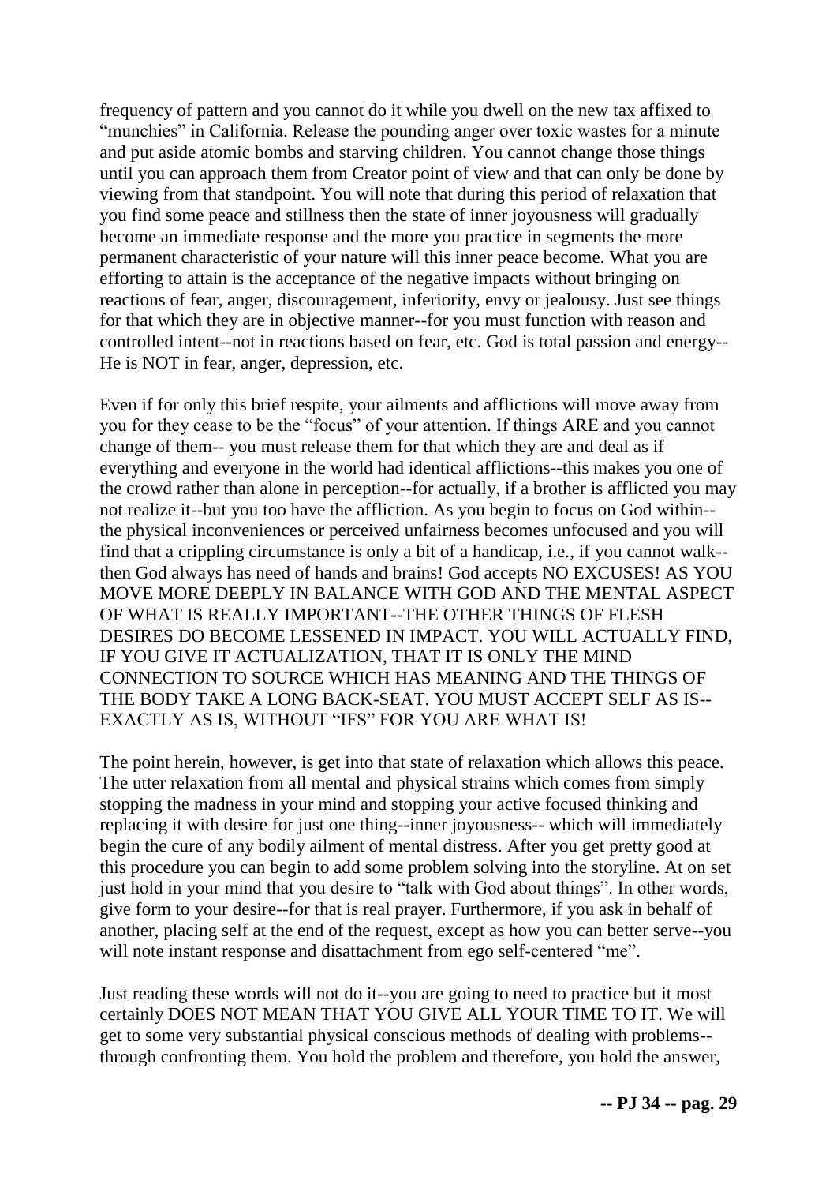frequency of pattern and you cannot do it while you dwell on the new tax affixed to "munchies" in California. Release the pounding anger over toxic wastes for a minute and put aside atomic bombs and starving children. You cannot change those things until you can approach them from Creator point of view and that can only be done by viewing from that standpoint. You will note that during this period of relaxation that you find some peace and stillness then the state of inner joyousness will gradually become an immediate response and the more you practice in segments the more permanent characteristic of your nature will this inner peace become. What you are efforting to attain is the acceptance of the negative impacts without bringing on reactions of fear, anger, discouragement, inferiority, envy or jealousy. Just see things for that which they are in objective manner--for you must function with reason and controlled intent--not in reactions based on fear, etc. God is total passion and energy--He is NOT in fear, anger, depression, etc.

Even if for only this brief respite, your ailments and afflictions will move away from you for they cease to be the "focus" of your attention. If things ARE and you cannot change of them-- you must release them for that which they are and deal as if everything and everyone in the world had identical afflictions--this makes you one of the crowd rather than alone in perception--for actually, if a brother is afflicted you may not realize it--but you too have the affliction. As you begin to focus on God within--the physical inconveniences or perceived unfairness becomes unfocused and you will find that a crippling circumstance is only a bit of a handicap, i.e., if you cannot walk--then God always has need of hands and brains! God accepts NO EXCUSES! AS YOU MOVE MORE DEEPLY IN BALANCE WITH GOD AND THE MENTAL ASPECT OF WHAT IS REALLY IMPORTANT--THE OTHER THINGS OF FLESH DESIRES DO BECOME LESSENED IN IMPACT. YOU WILL ACTUALLY FIND, IF YOU GIVE IT ACTUALIZATION, THAT IT IS ONLY THE MIND CONNECTION TO SOURCE WHICH HAS MEANING AND THE THINGS OF THE BODY TAKE A LONG BACK-SEAT. YOU MUST ACCEPT SELF AS IS--EXACTLY AS IS, WITHOUT "IFS" FOR YOU ARE WHAT IS!

The point herein, however, is get into that state of relaxation which allows this peace. The utter relaxation from all mental and physical strains which comes from simply stopping the madness in your mind and stopping your active focused thinking and replacing it with desire for just one thing--inner joyousness-- which will immediately begin the cure of any bodily ailment of mental distress. After you get pretty good at this procedure you can begin to add some problem solving into the storyline. At on set just hold in your mind that you desire to "talk with God about things". In other words, give form to your desire--for that is real prayer. Furthermore, if you ask in behalf of another, placing self at the end of the request, except as how you can better serve--you will note instant response and disattachment from ego self-centered "me".

Just reading these words will not do it--you are going to need to practice but it most certainly DOES NOT MEAN THAT YOU GIVE ALL YOUR TIME TO IT. We will get to some very substantial physical conscious methods of dealing with problems--through confronting them. You hold the problem and therefore, you hold the answer,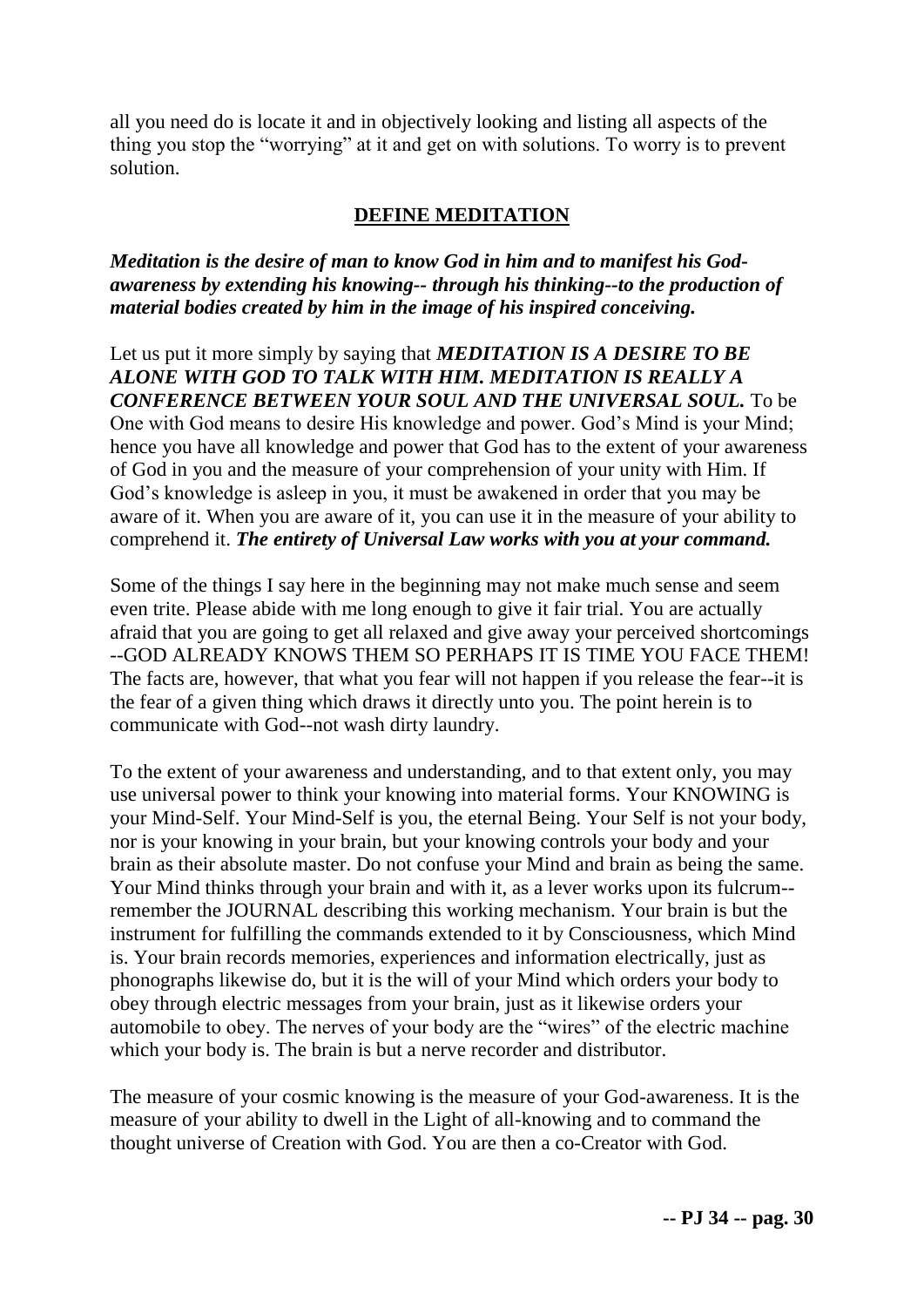all you need do is locate it and in objectively looking and listing all aspects of the thing you stop the "worrying" at it and get on with solutions. To worry is to prevent solution.

## **DEFINE MEDITATION**

***Meditation is the desire of man to know God in him and to manifest his God-awareness by extending his knowing-- through his thinking--to the production of material bodies created by him in the image of his inspired conceiving.***

Let us put it more simply by saying that ***MEDITATION IS A DESIRE TO BE ALONE WITH GOD TO TALK WITH HIM. MEDITATION IS REALLY A CONFERENCE BETWEEN YOUR SOUL AND THE UNIVERSAL SOUL.*** To be One with God means to desire His knowledge and power. God's Mind is your Mind; hence you have all knowledge and power that God has to the extent of your awareness of God in you and the measure of your comprehension of your unity with Him. If God's knowledge is asleep in you, it must be awakened in order that you may be aware of it. When you are aware of it, you can use it in the measure of your ability to comprehend it. ***The entirety of Universal Law works with you at your command.***

Some of the things I say here in the beginning may not make much sense and seem even trite. Please abide with me long enough to give it fair trial. You are actually afraid that you are going to get all relaxed and give away your perceived shortcomings --GOD ALREADY KNOWS THEM SO PERHAPS IT IS TIME YOU FACE THEM! The facts are, however, that what you fear will not happen if you release the fear--it is the fear of a given thing which draws it directly unto you. The point herein is to communicate with God--not wash dirty laundry.

To the extent of your awareness and understanding, and to that extent only, you may use universal power to think your knowing into material forms. Your KNOWING is your Mind-Self. Your Mind-Self is you, the eternal Being. Your Self is not your body, nor is your knowing in your brain, but your knowing controls your body and your brain as their absolute master. Do not confuse your Mind and brain as being the same. Your Mind thinks through your brain and with it, as a lever works upon its fulcrum--remember the JOURNAL describing this working mechanism. Your brain is but the instrument for fulfilling the commands extended to it by Consciousness, which Mind is. Your brain records memories, experiences and information electrically, just as phonographs likewise do, but it is the will of your Mind which orders your body to obey through electric messages from your brain, just as it likewise orders your automobile to obey. The nerves of your body are the "wires" of the electric machine which your body is. The brain is but a nerve recorder and distributor.

The measure of your cosmic knowing is the measure of your God-awareness. It is the measure of your ability to dwell in the Light of all-knowing and to command the thought universe of Creation with God. You are then a co-Creator with God.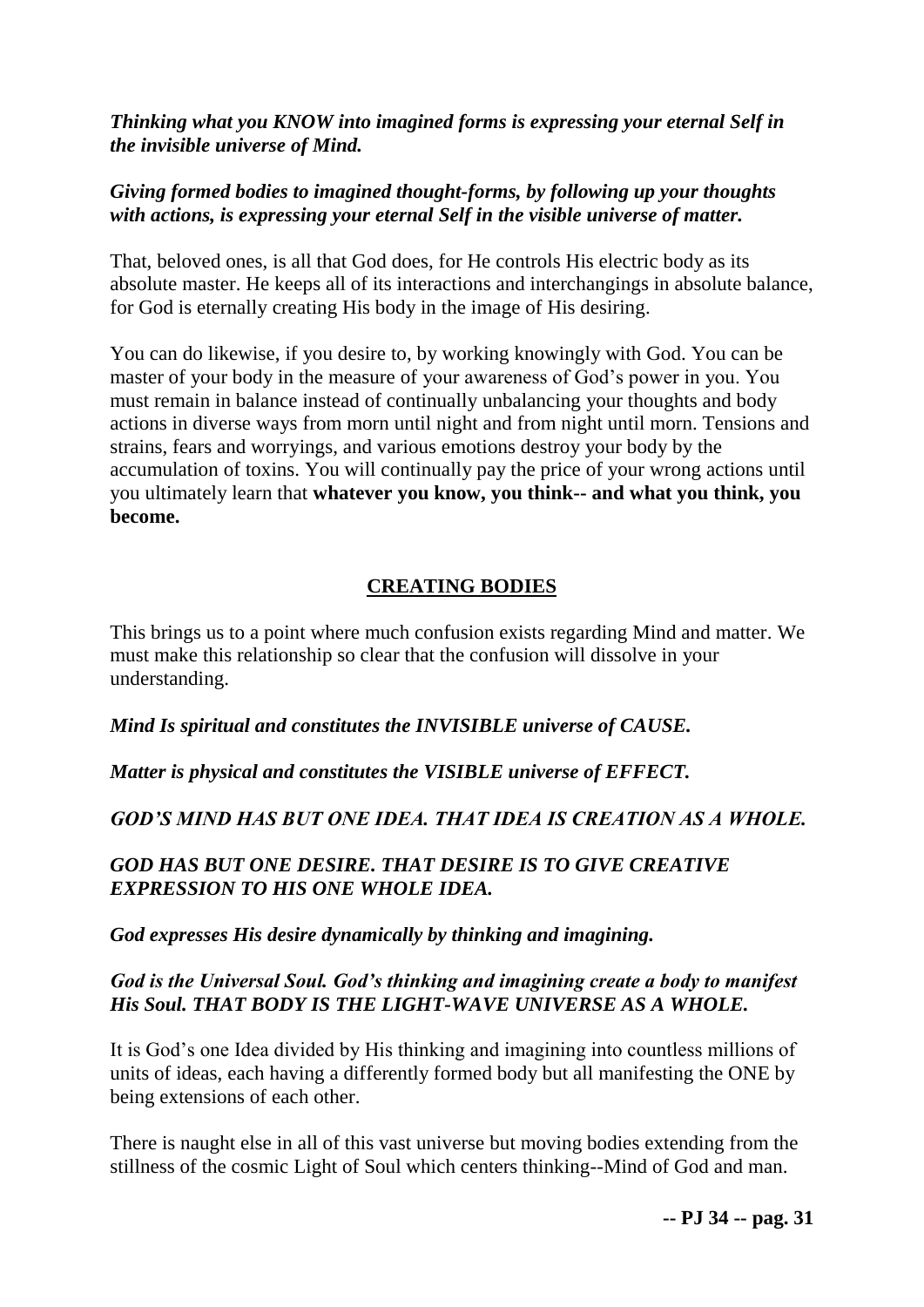***Thinking what you KNOW into imagined forms is expressing your eternal Self in the invisible universe of Mind.***

***Giving formed bodies to imagined thought-forms, by following up your thoughts with actions, is expressing your eternal Self in the visible universe of matter.***

That, beloved ones, is all that God does, for He controls His electric body as its absolute master. He keeps all of its interactions and interchangings in absolute balance, for God is eternally creating His body in the image of His desiring.

You can do likewise, if you desire to, by working knowingly with God. You can be master of your body in the measure of your awareness of God's power in you. You must remain in balance instead of continually unbalancing your thoughts and body actions in diverse ways from morn until night and from night until morn. Tensions and strains, fears and worryings, and various emotions destroy your body by the accumulation of toxins. You will continually pay the price of your wrong actions until you ultimately learn that **whatever you know, you think-- and what you think, you become.**

## CREATING BODIES

This brings us to a point where much confusion exists regarding Mind and matter. We must make this relationship so clear that the confusion will dissolve in your understanding.

***Mind Is spiritual and constitutes the INVISIBLE universe of CAUSE.***

***Matter is physical and constitutes the VISIBLE universe of EFFECT.***

***GOD'S MIND HAS BUT ONE IDEA. THAT IDEA IS CREATION AS A WHOLE.***

***GOD HAS BUT ONE DESIRE. THAT DESIRE IS TO GIVE CREATIVE EXPRESSION TO HIS ONE WHOLE IDEA.***

***God expresses His desire dynamically by thinking and imagining.***

***God is the Universal Soul. God's thinking and imagining create a body to manifest His Soul. THAT BODY IS THE LIGHT-WAVE UNIVERSE AS A WHOLE.***

It is God's one Idea divided by His thinking and imagining into countless millions of units of ideas, each having a differently formed body but all manifesting the ONE by being extensions of each other.

There is naught else in all of this vast universe but moving bodies extending from the stillness of the cosmic Light of Soul which centers thinking--Mind of God and man.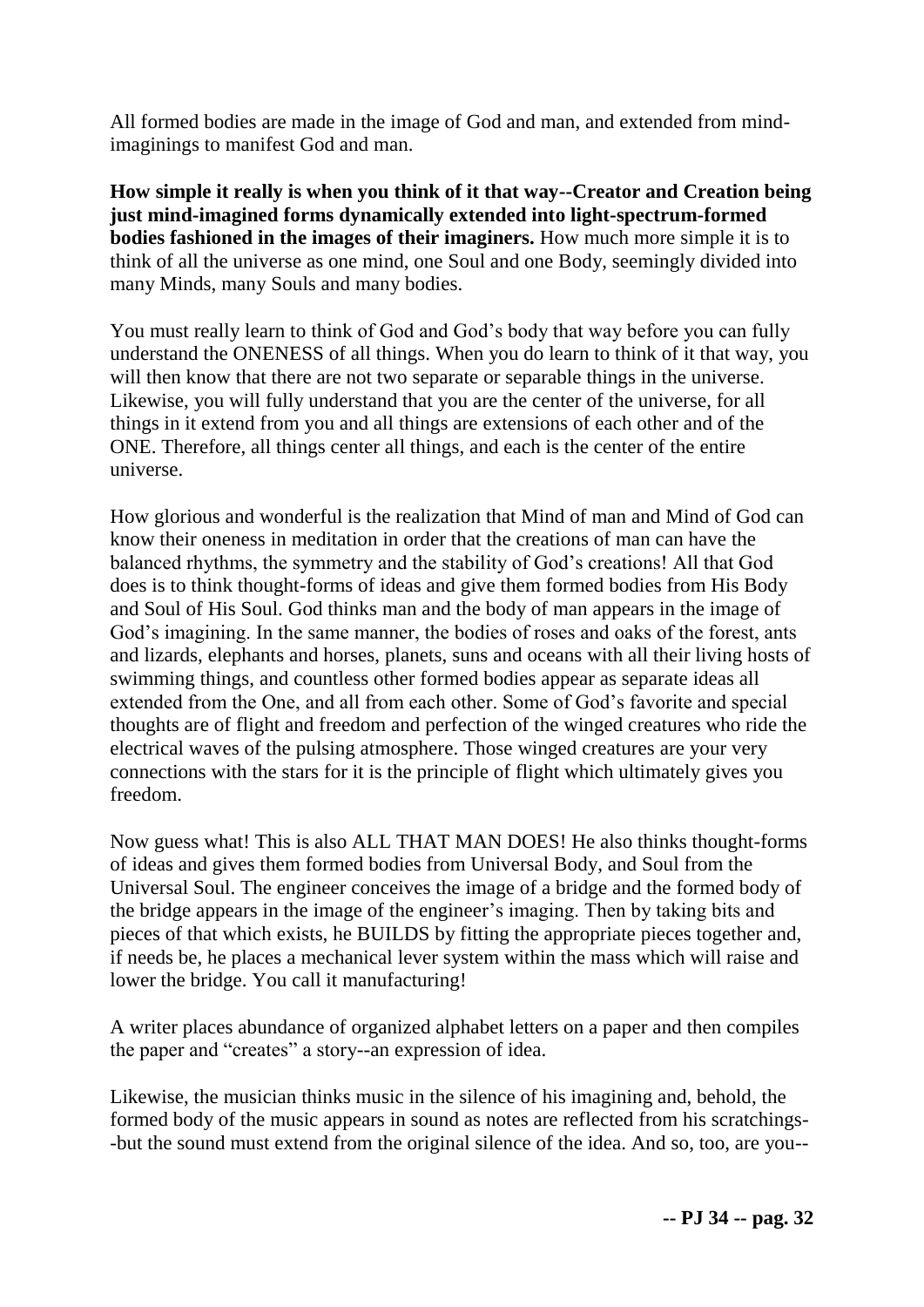All formed bodies are made in the image of God and man, and extended from mind-imaginings to manifest God and man.

**How simple it really is when you think of it that way--Creator and Creation being just mind-imagined forms dynamically extended into light-spectrum-formed bodies fashioned in the images of their imaginers.** How much more simple it is to think of all the universe as one mind, one Soul and one Body, seemingly divided into many Minds, many Souls and many bodies.

You must really learn to think of God and God's body that way before you can fully understand the ONENESS of all things. When you do learn to think of it that way, you will then know that there are not two separate or separable things in the universe. Likewise, you will fully understand that you are the center of the universe, for all things in it extend from you and all things are extensions of each other and of the ONE. Therefore, all things center all things, and each is the center of the entire universe.

How glorious and wonderful is the realization that Mind of man and Mind of God can know their oneness in meditation in order that the creations of man can have the balanced rhythms, the symmetry and the stability of God's creations! All that God does is to think thought-forms of ideas and give them formed bodies from His Body and Soul of His Soul. God thinks man and the body of man appears in the image of God's imagining. In the same manner, the bodies of roses and oaks of the forest, ants and lizards, elephants and horses, planets, suns and oceans with all their living hosts of swimming things, and countless other formed bodies appear as separate ideas all extended from the One, and all from each other. Some of God's favorite and special thoughts are of flight and freedom and perfection of the winged creatures who ride the electrical waves of the pulsing atmosphere. Those winged creatures are your very connections with the stars for it is the principle of flight which ultimately gives you freedom.

Now guess what! This is also ALL THAT MAN DOES! He also thinks thought-forms of ideas and gives them formed bodies from Universal Body, and Soul from the Universal Soul. The engineer conceives the image of a bridge and the formed body of the bridge appears in the image of the engineer's imaging. Then by taking bits and pieces of that which exists, he BUILDS by fitting the appropriate pieces together and, if needs be, he places a mechanical lever system within the mass which will raise and lower the bridge. You call it manufacturing!

A writer places abundance of organized alphabet letters on a paper and then compiles the paper and "creates" a story--an expression of idea.

Likewise, the musician thinks music in the silence of his imagining and, behold, the formed body of the music appears in sound as notes are reflected from his scratchings--but the sound must extend from the original silence of the idea. And so, too, are you--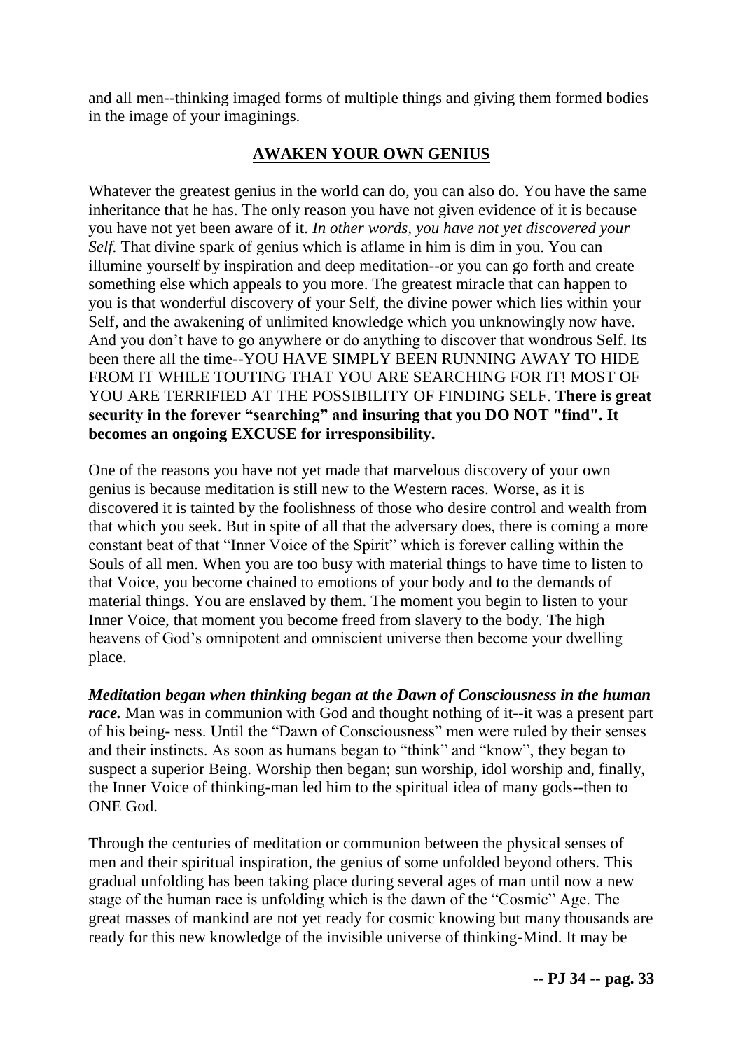and all men--thinking imaged forms of multiple things and giving them formed bodies in the image of your imaginings.

## AWAKEN YOUR OWN GENIUS

Whatever the greatest genius in the world can do, you can also do. You have the same inheritance that he has. The only reason you have not given evidence of it is because you have not yet been aware of it. *In other words, you have not yet discovered your Self.* That divine spark of genius which is aflame in him is dim in you. You can illumine yourself by inspiration and deep meditation--or you can go forth and create something else which appeals to you more. The greatest miracle that can happen to you is that wonderful discovery of your Self, the divine power which lies within your Self, and the awakening of unlimited knowledge which you unknowingly now have. And you don't have to go anywhere or do anything to discover that wondrous Self. Its been there all the time--YOU HAVE SIMPLY BEEN RUNNING AWAY TO HIDE FROM IT WHILE TOUTING THAT YOU ARE SEARCHING FOR IT! MOST OF YOU ARE TERRIFIED AT THE POSSIBILITY OF FINDING SELF. **There is great security in the forever "searching" and insuring that you DO NOT "find". It becomes an ongoing EXCUSE for irresponsibility.**

One of the reasons you have not yet made that marvelous discovery of your own genius is because meditation is still new to the Western races. Worse, as it is discovered it is tainted by the foolishness of those who desire control and wealth from that which you seek. But in spite of all that the adversary does, there is coming a more constant beat of that "Inner Voice of the Spirit" which is forever calling within the Souls of all men. When you are too busy with material things to have time to listen to that Voice, you become chained to emotions of your body and to the demands of material things. You are enslaved by them. The moment you begin to listen to your Inner Voice, that moment you become freed from slavery to the body. The high heavens of God's omnipotent and omniscient universe then become your dwelling place.

***Meditation began when thinking began at the Dawn of Consciousness in the human race.*** Man was in communion with God and thought nothing of it--it was a present part of his being- ness. Until the "Dawn of Consciousness" men were ruled by their senses and their instincts. As soon as humans began to "think" and "know", they began to suspect a superior Being. Worship then began; sun worship, idol worship and, finally, the Inner Voice of thinking-man led him to the spiritual idea of many gods--then to ONE God.

Through the centuries of meditation or communion between the physical senses of men and their spiritual inspiration, the genius of some unfolded beyond others. This gradual unfolding has been taking place during several ages of man until now a new stage of the human race is unfolding which is the dawn of the "Cosmic" Age. The great masses of mankind are not yet ready for cosmic knowing but many thousands are ready for this new knowledge of the invisible universe of thinking-Mind. It may be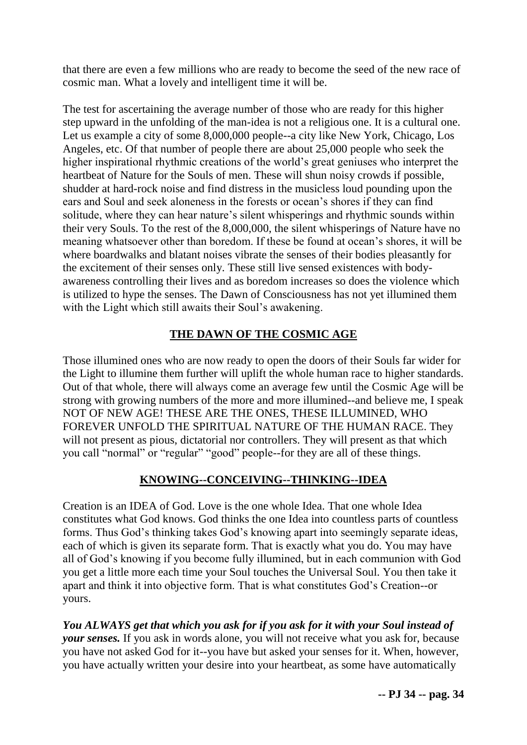that there are even a few millions who are ready to become the seed of the new race of cosmic man. What a lovely and intelligent time it will be.

The test for ascertaining the average number of those who are ready for this higher step upward in the unfolding of the man-idea is not a religious one. It is a cultural one. Let us example a city of some 8,000,000 people--a city like New York, Chicago, Los Angeles, etc. Of that number of people there are about 25,000 people who seek the higher inspirational rhythmic creations of the world's great geniuses who interpret the heartbeat of Nature for the Souls of men. These will shun noisy crowds if possible, shudder at hard-rock noise and find distress in the musicless loud pounding upon the ears and Soul and seek aloneness in the forests or ocean's shores if they can find solitude, where they can hear nature's silent whisperings and rhythmic sounds within their very Souls. To the rest of the 8,000,000, the silent whisperings of Nature have no meaning whatsoever other than boredom. If these be found at ocean's shores, it will be where boardwalks and blatant noises vibrate the senses of their bodies pleasantly for the excitement of their senses only. These still live sensed existences with body-awareness controlling their lives and as boredom increases so does the violence which is utilized to hype the senses. The Dawn of Consciousness has not yet illumined them with the Light which still awaits their Soul's awakening.

## **THE DAWN OF THE COSMIC AGE**

Those illumined ones who are now ready to open the doors of their Souls far wider for the Light to illumine them further will uplift the whole human race to higher standards. Out of that whole, there will always come an average few until the Cosmic Age will be strong with growing numbers of the more and more illumined--and believe me, I speak NOT OF NEW AGE! THESE ARE THE ONES, THESE ILLUMINED, WHO FOREVER UNFOLD THE SPIRITUAL NATURE OF THE HUMAN RACE. They will not present as pious, dictatorial nor controllers. They will present as that which you call "normal" or "regular" "good" people--for they are all of these things.

## **KNOWING--CONCEIVING--THINKING--IDEA**

Creation is an IDEA of God. Love is the one whole Idea. That one whole Idea constitutes what God knows. God thinks the one Idea into countless parts of countless forms. Thus God's thinking takes God's knowing apart into seemingly separate ideas, each of which is given its separate form. That is exactly what you do. You may have all of God's knowing if you become fully illumined, but in each communion with God you get a little more each time your Soul touches the Universal Soul. You then take it apart and think it into objective form. That is what constitutes God's Creation--or yours.

***You ALWAYS get that which you ask for if you ask for it with your Soul instead of your senses.*** If you ask in words alone, you will not receive what you ask for, because you have not asked God for it--you have but asked your senses for it. When, however, you have actually written your desire into your heartbeat, as some have automatically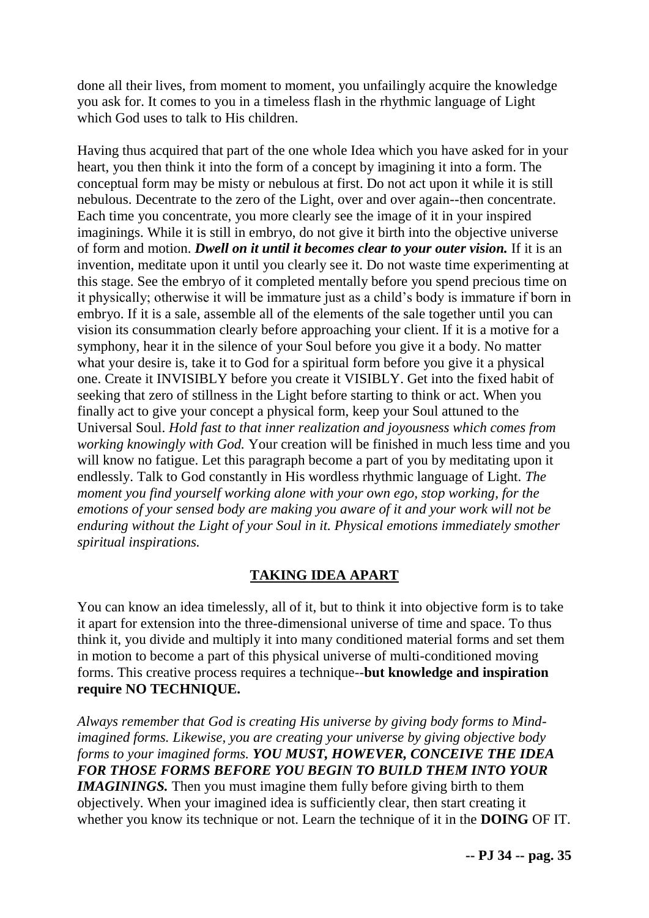done all their lives, from moment to moment, you unfailingly acquire the knowledge you ask for. It comes to you in a timeless flash in the rhythmic language of Light which God uses to talk to His children.

Having thus acquired that part of the one whole Idea which you have asked for in your heart, you then think it into the form of a concept by imagining it into a form. The conceptual form may be misty or nebulous at first. Do not act upon it while it is still nebulous. Decentrate to the zero of the Light, over and over again--then concentrate. Each time you concentrate, you more clearly see the image of it in your inspired imaginings. While it is still in embryo, do not give it birth into the objective universe of form and motion. ***Dwell on it until it becomes clear to your outer vision.*** If it is an invention, meditate upon it until you clearly see it. Do not waste time experimenting at this stage. See the embryo of it completed mentally before you spend precious time on it physically; otherwise it will be immature just as a child's body is immature if born in embryo. If it is a sale, assemble all of the elements of the sale together until you can vision its consummation clearly before approaching your client. If it is a motive for a symphony, hear it in the silence of your Soul before you give it a body. No matter what your desire is, take it to God for a spiritual form before you give it a physical one. Create it INVISIBLY before you create it VISIBLY. Get into the fixed habit of seeking that zero of stillness in the Light before starting to think or act. When you finally act to give your concept a physical form, keep your Soul attuned to the Universal Soul. *Hold fast to that inner realization and joyousness which comes from working knowingly with God.* Your creation will be finished in much less time and you will know no fatigue. Let this paragraph become a part of you by meditating upon it endlessly. Talk to God constantly in His wordless rhythmic language of Light. *The moment you find yourself working alone with your own ego, stop working, for the emotions of your sensed body are making you aware of it and your work will not be enduring without the Light of your Soul in it. Physical emotions immediately smother spiritual inspirations.*

## TAKING IDEA APART

You can know an idea timelessly, all of it, but to think it into objective form is to take it apart for extension into the three-dimensional universe of time and space. To thus think it, you divide and multiply it into many conditioned material forms and set them in motion to become a part of this physical universe of multi-conditioned moving forms. This creative process requires a technique--**but knowledge and inspiration require NO TECHNIQUE.**

*Always remember that God is creating His universe by giving body forms to Mind-imagined forms. Likewise, you are creating your universe by giving objective body forms to your imagined forms.* ***YOU MUST, HOWEVER, CONCEIVE THE IDEA FOR THOSE FORMS BEFORE YOU BEGIN TO BUILD THEM INTO YOUR IMAGININGS.*** Then you must imagine them fully before giving birth to them objectively. When your imagined idea is sufficiently clear, then start creating it whether you know its technique or not. Learn the technique of it in the **DOING** OF IT.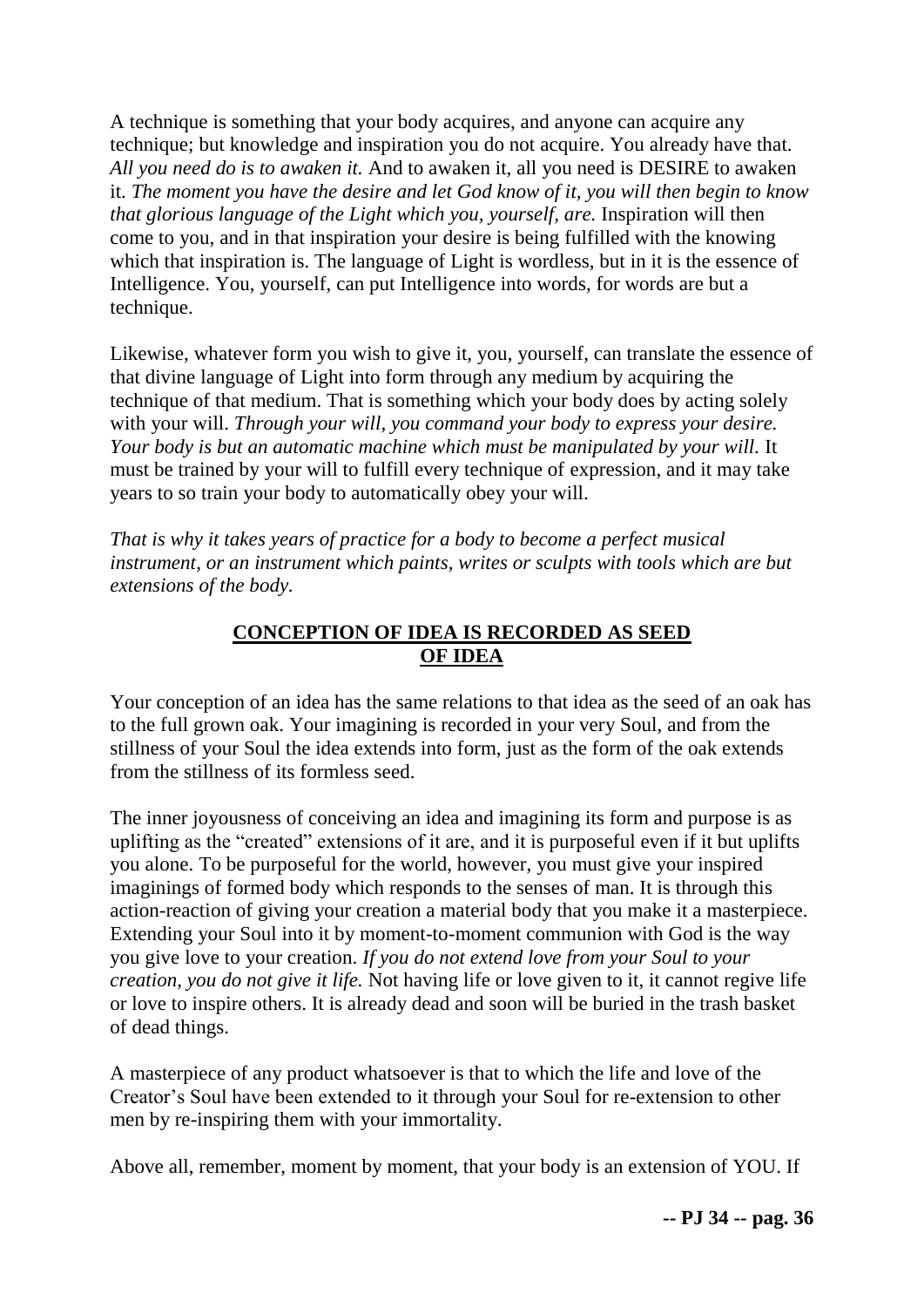A technique is something that your body acquires, and anyone can acquire any technique; but knowledge and inspiration you do not acquire. You already have that. *All you need do is to awaken it.* And to awaken it, all you need is DESIRE to awaken it. *The moment you have the desire and let God know of it, you will then begin to know that glorious language of the Light which you, yourself, are.* Inspiration will then come to you, and in that inspiration your desire is being fulfilled with the knowing which that inspiration is. The language of Light is wordless, but in it is the essence of Intelligence. You, yourself, can put Intelligence into words, for words are but a technique.

Likewise, whatever form you wish to give it, you, yourself, can translate the essence of that divine language of Light into form through any medium by acquiring the technique of that medium. That is something which your body does by acting solely with your will. *Through your will, you command your body to express your desire. Your body is but an automatic machine which must be manipulated by your will.* It must be trained by your will to fulfill every technique of expression, and it may take years to so train your body to automatically obey your will.

*That is why it takes years of practice for a body to become a perfect musical instrument, or an instrument which paints, writes or sculpts with tools which are but extensions of the body.*

## **CONCEPTION OF IDEA IS RECORDED AS SEED OF IDEA**

Your conception of an idea has the same relations to that idea as the seed of an oak has to the full grown oak. Your imagining is recorded in your very Soul, and from the stillness of your Soul the idea extends into form, just as the form of the oak extends from the stillness of its formless seed.

The inner joyousness of conceiving an idea and imagining its form and purpose is as uplifting as the "created" extensions of it are, and it is purposeful even if it but uplifts you alone. To be purposeful for the world, however, you must give your inspired imaginings of formed body which responds to the senses of man. It is through this action-reaction of giving your creation a material body that you make it a masterpiece. Extending your Soul into it by moment-to-moment communion with God is the way you give love to your creation. *If you do not extend love from your Soul to your creation, you do not give it life.* Not having life or love given to it, it cannot regive life or love to inspire others. It is already dead and soon will be buried in the trash basket of dead things.

A masterpiece of any product whatsoever is that to which the life and love of the Creator's Soul have been extended to it through your Soul for re-extension to other men by re-inspiring them with your immortality.

Above all, remember, moment by moment, that your body is an extension of YOU. If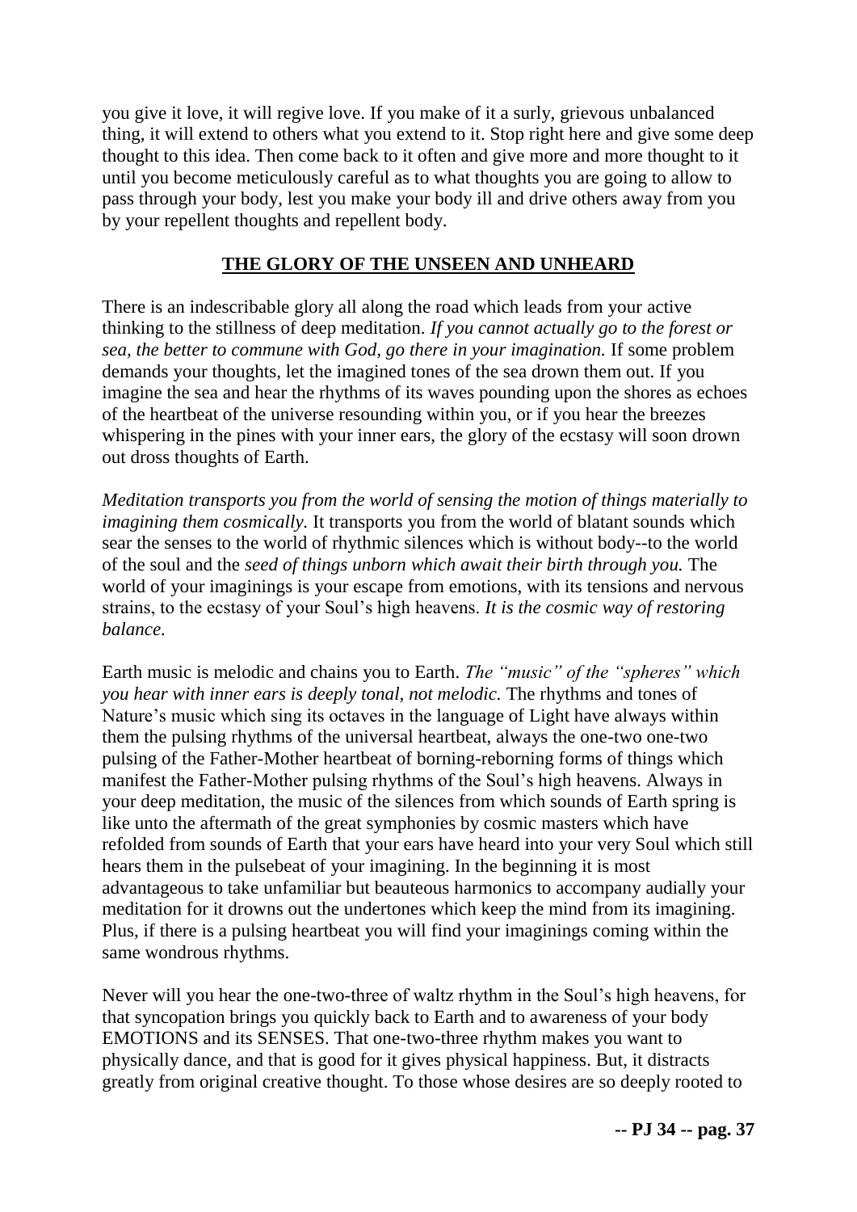you give it love, it will regive love. If you make of it a surly, grievous unbalanced thing, it will extend to others what you extend to it. Stop right here and give some deep thought to this idea. Then come back to it often and give more and more thought to it until you become meticulously careful as to what thoughts you are going to allow to pass through your body, lest you make your body ill and drive others away from you by your repellent thoughts and repellent body.

## THE GLORY OF THE UNSEEN AND UNHEARD

There is an indescribable glory all along the road which leads from your active thinking to the stillness of deep meditation. *If you cannot actually go to the forest or sea, the better to commune with God, go there in your imagination.* If some problem demands your thoughts, let the imagined tones of the sea drown them out. If you imagine the sea and hear the rhythms of its waves pounding upon the shores as echoes of the heartbeat of the universe resounding within you, or if you hear the breezes whispering in the pines with your inner ears, the glory of the ecstasy will soon drown out dross thoughts of Earth.

*Meditation transports you from the world of sensing the motion of things materially to imagining them cosmically.* It transports you from the world of blatant sounds which sear the senses to the world of rhythmic silences which is without body--to the world of the soul and the *seed of things unborn which await their birth through you.* The world of your imaginings is your escape from emotions, with its tensions and nervous strains, to the ecstasy of your Soul's high heavens. *It is the cosmic way of restoring balance.*

Earth music is melodic and chains you to Earth. *The "music" of the "spheres" which you hear with inner ears is deeply tonal, not melodic.* The rhythms and tones of Nature's music which sing its octaves in the language of Light have always within them the pulsing rhythms of the universal heartbeat, always the one-two one-two pulsing of the Father-Mother heartbeat of borning-reborning forms of things which manifest the Father-Mother pulsing rhythms of the Soul's high heavens. Always in your deep meditation, the music of the silences from which sounds of Earth spring is like unto the aftermath of the great symphonies by cosmic masters which have refolded from sounds of Earth that your ears have heard into your very Soul which still hears them in the pulsebeat of your imagining. In the beginning it is most advantageous to take unfamiliar but beauteous harmonics to accompany audially your meditation for it drowns out the undertones which keep the mind from its imagining. Plus, if there is a pulsing heartbeat you will find your imaginings coming within the same wondrous rhythms.

Never will you hear the one-two-three of waltz rhythm in the Soul's high heavens, for that syncopation brings you quickly back to Earth and to awareness of your body EMOTIONS and its SENSES. That one-two-three rhythm makes you want to physically dance, and that is good for it gives physical happiness. But, it distracts greatly from original creative thought. To those whose desires are so deeply rooted to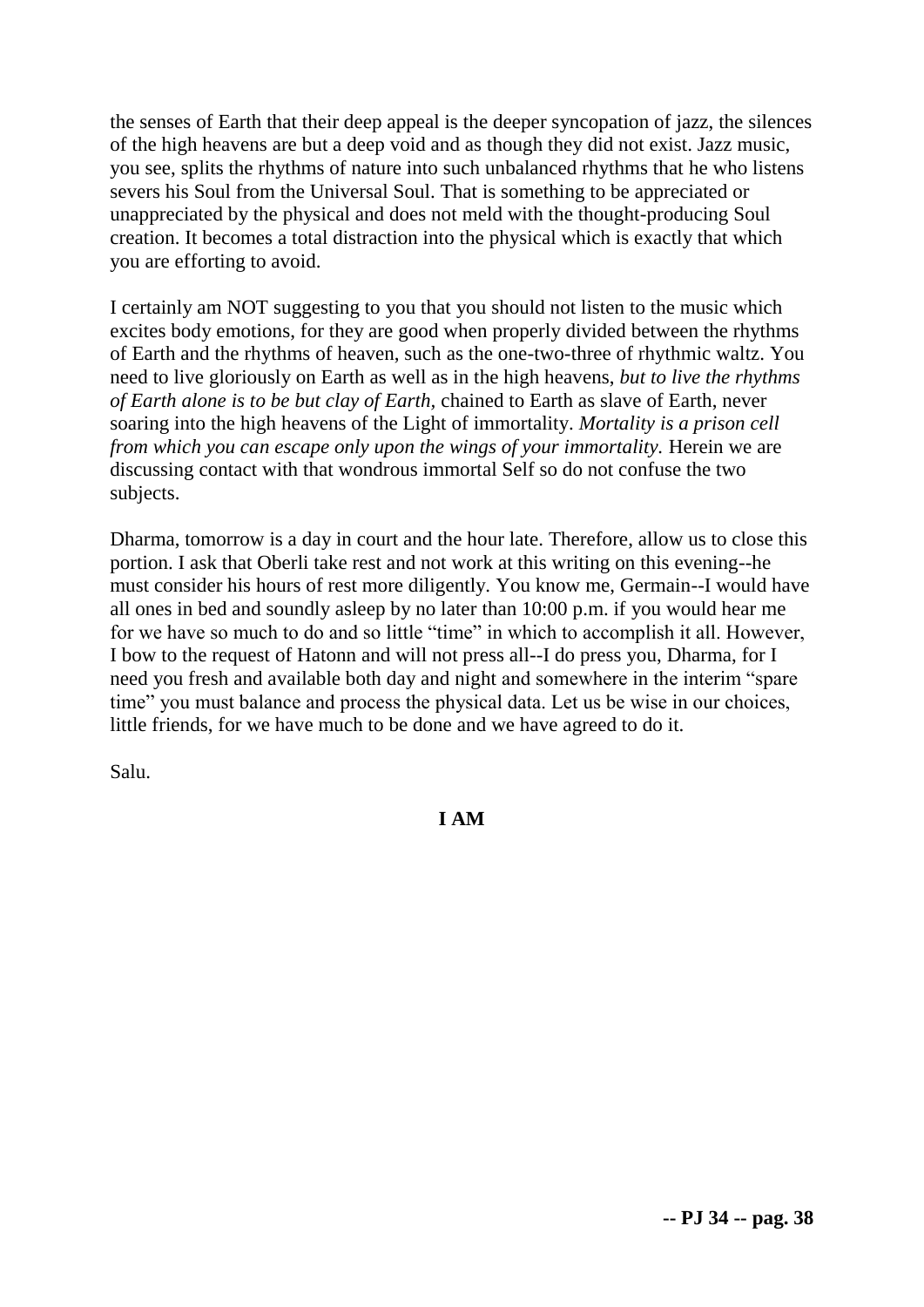the senses of Earth that their deep appeal is the deeper syncopation of jazz, the silences of the high heavens are but a deep void and as though they did not exist. Jazz music, you see, splits the rhythms of nature into such unbalanced rhythms that he who listens severs his Soul from the Universal Soul. That is something to be appreciated or unappreciated by the physical and does not meld with the thought-producing Soul creation. It becomes a total distraction into the physical which is exactly that which you are efforting to avoid.

I certainly am NOT suggesting to you that you should not listen to the music which excites body emotions, for they are good when properly divided between the rhythms of Earth and the rhythms of heaven, such as the one-two-three of rhythmic waltz. You need to live gloriously on Earth as well as in the high heavens, *but to live the rhythms of Earth alone is to be but clay of Earth,* chained to Earth as slave of Earth, never soaring into the high heavens of the Light of immortality. *Mortality is a prison cell from which you can escape only upon the wings of your immortality.* Herein we are discussing contact with that wondrous immortal Self so do not confuse the two subjects.

Dharma, tomorrow is a day in court and the hour late. Therefore, allow us to close this portion. I ask that Oberli take rest and not work at this writing on this evening--he must consider his hours of rest more diligently. You know me, Germain--I would have all ones in bed and soundly asleep by no later than 10:00 p.m. if you would hear me for we have so much to do and so little "time" in which to accomplish it all. However, I bow to the request of Hatonn and will not press all--I do press you, Dharma, for I need you fresh and available both day and night and somewhere in the interim "spare time" you must balance and process the physical data. Let us be wise in our choices, little friends, for we have much to be done and we have agreed to do it.

Salu.

**I AM**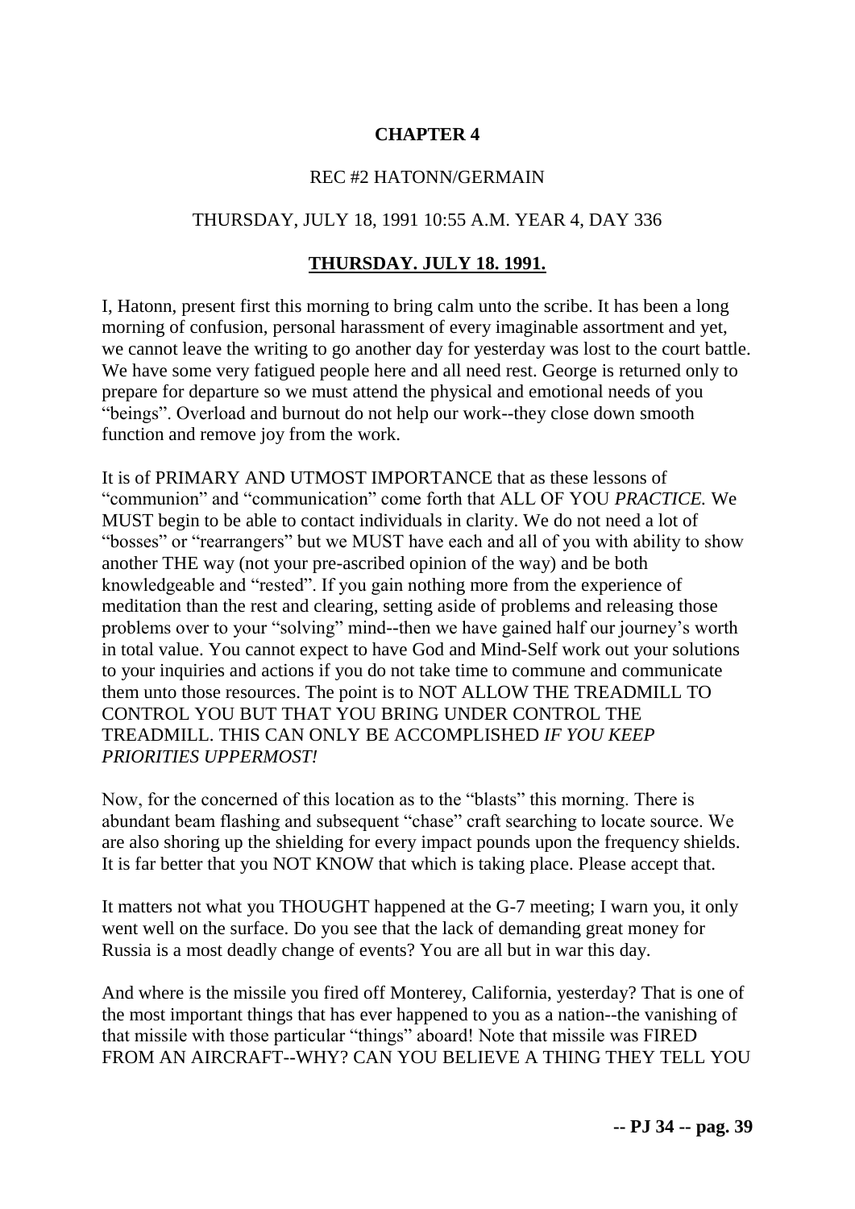## CHAPTER 4

REC #2 HATONN/GERMAIN

THURSDAY, JULY 18, 1991 10:55 A.M. YEAR 4, DAY 336

**THURSDAY. JULY 18. 1991.**

I, Hatonn, present first this morning to bring calm unto the scribe. It has been a long morning of confusion, personal harassment of every imaginable assortment and yet, we cannot leave the writing to go another day for yesterday was lost to the court battle. We have some very fatigued people here and all need rest. George is returned only to prepare for departure so we must attend the physical and emotional needs of you "beings". Overload and burnout do not help our work--they close down smooth function and remove joy from the work.

It is of PRIMARY AND UTMOST IMPORTANCE that as these lessons of "communion" and "communication" come forth that ALL OF YOU *PRACTICE.* We MUST begin to be able to contact individuals in clarity. We do not need a lot of "bosses" or "rearrangers" but we MUST have each and all of you with ability to show another THE way (not your pre-ascribed opinion of the way) and be both knowledgeable and "rested". If you gain nothing more from the experience of meditation than the rest and clearing, setting aside of problems and releasing those problems over to your "solving" mind--then we have gained half our journey's worth in total value. You cannot expect to have God and Mind-Self work out your solutions to your inquiries and actions if you do not take time to commune and communicate them unto those resources. The point is to NOT ALLOW THE TREADMILL TO CONTROL YOU BUT THAT YOU BRING UNDER CONTROL THE TREADMILL. THIS CAN ONLY BE ACCOMPLISHED *IF YOU KEEP PRIORITIES UPPERMOST!*

Now, for the concerned of this location as to the "blasts" this morning. There is abundant beam flashing and subsequent "chase" craft searching to locate source. We are also shoring up the shielding for every impact pounds upon the frequency shields. It is far better that you NOT KNOW that which is taking place. Please accept that.

It matters not what you THOUGHT happened at the G-7 meeting; I warn you, it only went well on the surface. Do you see that the lack of demanding great money for Russia is a most deadly change of events? You are all but in war this day.

And where is the missile you fired off Monterey, California, yesterday? That is one of the most important things that has ever happened to you as a nation--the vanishing of that missile with those particular "things" aboard! Note that missile was FIRED FROM AN AIRCRAFT--WHY? CAN YOU BELIEVE A THING THEY TELL YOU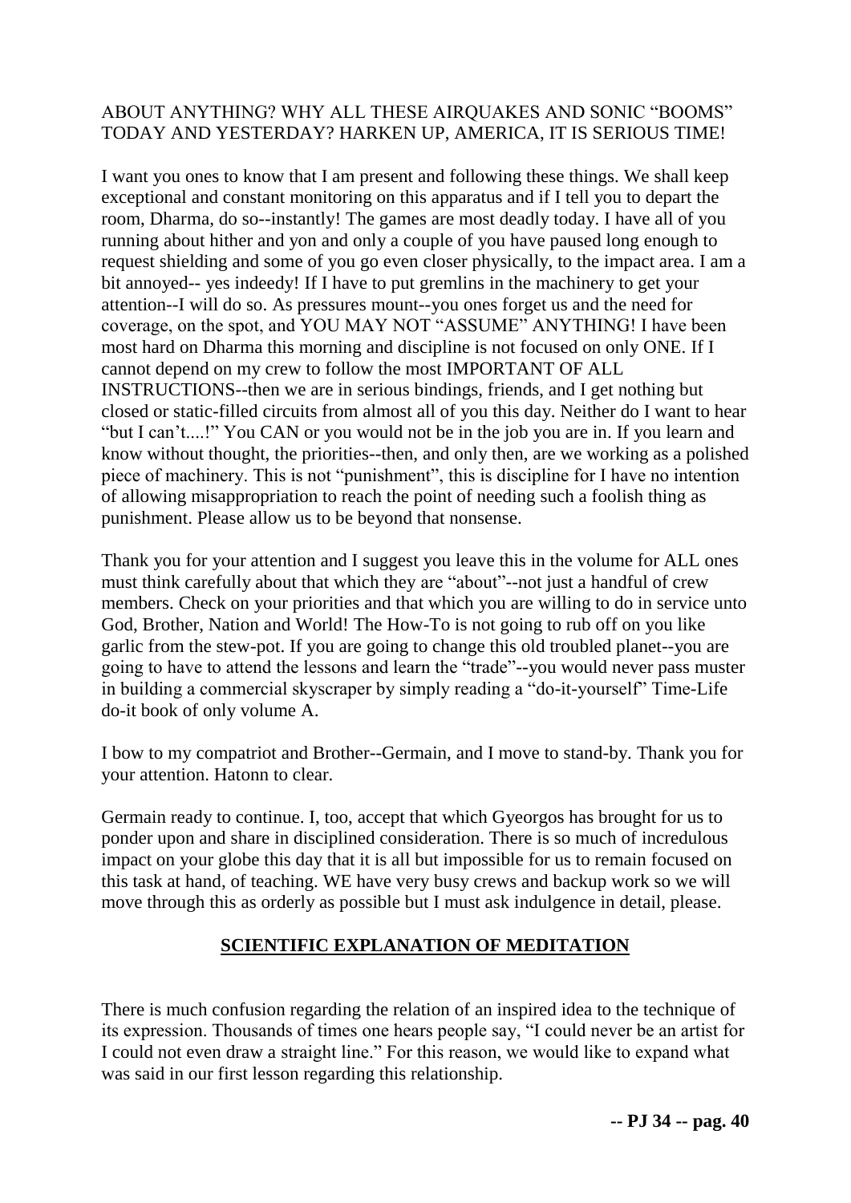ABOUT ANYTHING? WHY ALL THESE AIRQUAKES AND SONIC "BOOMS" TODAY AND YESTERDAY? HARKEN UP, AMERICA, IT IS SERIOUS TIME!

I want you ones to know that I am present and following these things. We shall keep exceptional and constant monitoring on this apparatus and if I tell you to depart the room, Dharma, do so--instantly! The games are most deadly today. I have all of you running about hither and yon and only a couple of you have paused long enough to request shielding and some of you go even closer physically, to the impact area. I am a bit annoyed-- yes indeedy! If I have to put gremlins in the machinery to get your attention--I will do so. As pressures mount--you ones forget us and the need for coverage, on the spot, and YOU MAY NOT "ASSUME" ANYTHING! I have been most hard on Dharma this morning and discipline is not focused on only ONE. If I cannot depend on my crew to follow the most IMPORTANT OF ALL INSTRUCTIONS--then we are in serious bindings, friends, and I get nothing but closed or static-filled circuits from almost all of you this day. Neither do I want to hear "but I can't....!" You CAN or you would not be in the job you are in. If you learn and know without thought, the priorities--then, and only then, are we working as a polished piece of machinery. This is not "punishment", this is discipline for I have no intention of allowing misappropriation to reach the point of needing such a foolish thing as punishment. Please allow us to be beyond that nonsense.

Thank you for your attention and I suggest you leave this in the volume for ALL ones must think carefully about that which they are "about"--not just a handful of crew members. Check on your priorities and that which you are willing to do in service unto God, Brother, Nation and World! The How-To is not going to rub off on you like garlic from the stew-pot. If you are going to change this old troubled planet--you are going to have to attend the lessons and learn the "trade"--you would never pass muster in building a commercial skyscraper by simply reading a "do-it-yourself" Time-Life do-it book of only volume A.

I bow to my compatriot and Brother--Germain, and I move to stand-by. Thank you for your attention. Hatonn to clear.

Germain ready to continue. I, too, accept that which Gyeorgos has brought for us to ponder upon and share in disciplined consideration. There is so much of incredulous impact on your globe this day that it is all but impossible for us to remain focused on this task at hand, of teaching. WE have very busy crews and backup work so we will move through this as orderly as possible but I must ask indulgence in detail, please.

## SCIENTIFIC EXPLANATION OF MEDITATION

There is much confusion regarding the relation of an inspired idea to the technique of its expression. Thousands of times one hears people say, "I could never be an artist for I could not even draw a straight line." For this reason, we would like to expand what was said in our first lesson regarding this relationship.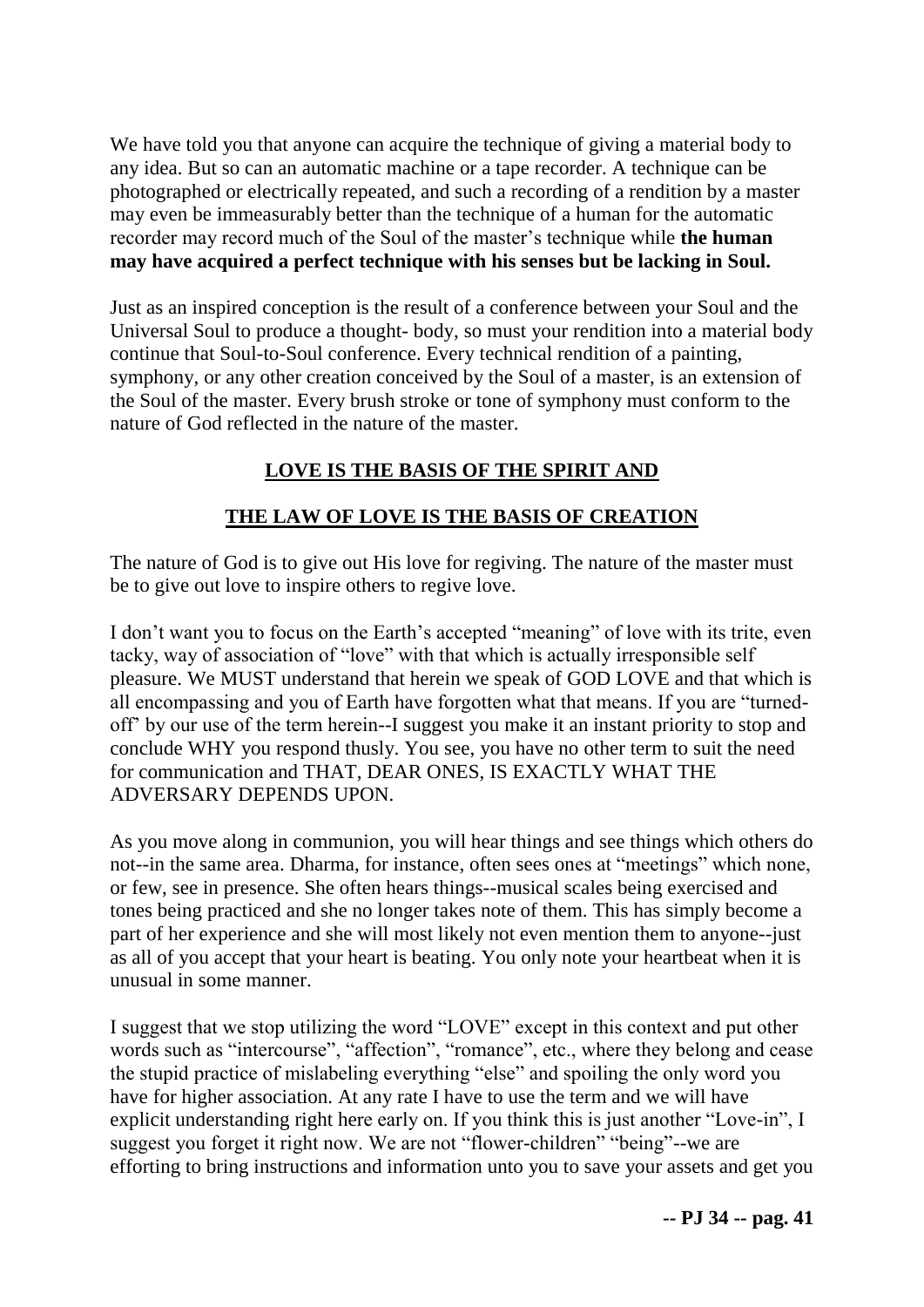We have told you that anyone can acquire the technique of giving a material body to any idea. But so can an automatic machine or a tape recorder. A technique can be photographed or electrically repeated, and such a recording of a rendition by a master may even be immeasurably better than the technique of a human for the automatic recorder may record much of the Soul of the master's technique while **the human may have acquired a perfect technique with his senses but be lacking in Soul.**

Just as an inspired conception is the result of a conference between your Soul and the Universal Soul to produce a thought- body, so must your rendition into a material body continue that Soul-to-Soul conference. Every technical rendition of a painting, symphony, or any other creation conceived by the Soul of a master, is an extension of the Soul of the master. Every brush stroke or tone of symphony must conform to the nature of God reflected in the nature of the master.

**<u>LOVE IS THE BASIS OF THE SPIRIT AND</u>**

**<u>THE LAW OF LOVE IS THE BASIS OF CREATION</u>**

The nature of God is to give out His love for regiving. The nature of the master must be to give out love to inspire others to regive love.

I don't want you to focus on the Earth's accepted "meaning" of love with its trite, even tacky, way of association of "love" with that which is actually irresponsible self pleasure. We MUST understand that herein we speak of GOD LOVE and that which is all encompassing and you of Earth have forgotten what that means. If you are "turned-off' by our use of the term herein--I suggest you make it an instant priority to stop and conclude WHY you respond thusly. You see, you have no other term to suit the need for communication and THAT, DEAR ONES, IS EXACTLY WHAT THE ADVERSARY DEPENDS UPON.

As you move along in communion, you will hear things and see things which others do not--in the same area. Dharma, for instance, often sees ones at "meetings" which none, or few, see in presence. She often hears things--musical scales being exercised and tones being practiced and she no longer takes note of them. This has simply become a part of her experience and she will most likely not even mention them to anyone--just as all of you accept that your heart is beating. You only note your heartbeat when it is unusual in some manner.

I suggest that we stop utilizing the word "LOVE" except in this context and put other words such as "intercourse", "affection", "romance", etc., where they belong and cease the stupid practice of mislabeling everything "else" and spoiling the only word you have for higher association. At any rate I have to use the term and we will have explicit understanding right here early on. If you think this is just another "Love-in", I suggest you forget it right now. We are not "flower-children" "being"--we are efforting to bring instructions and information unto you to save your assets and get you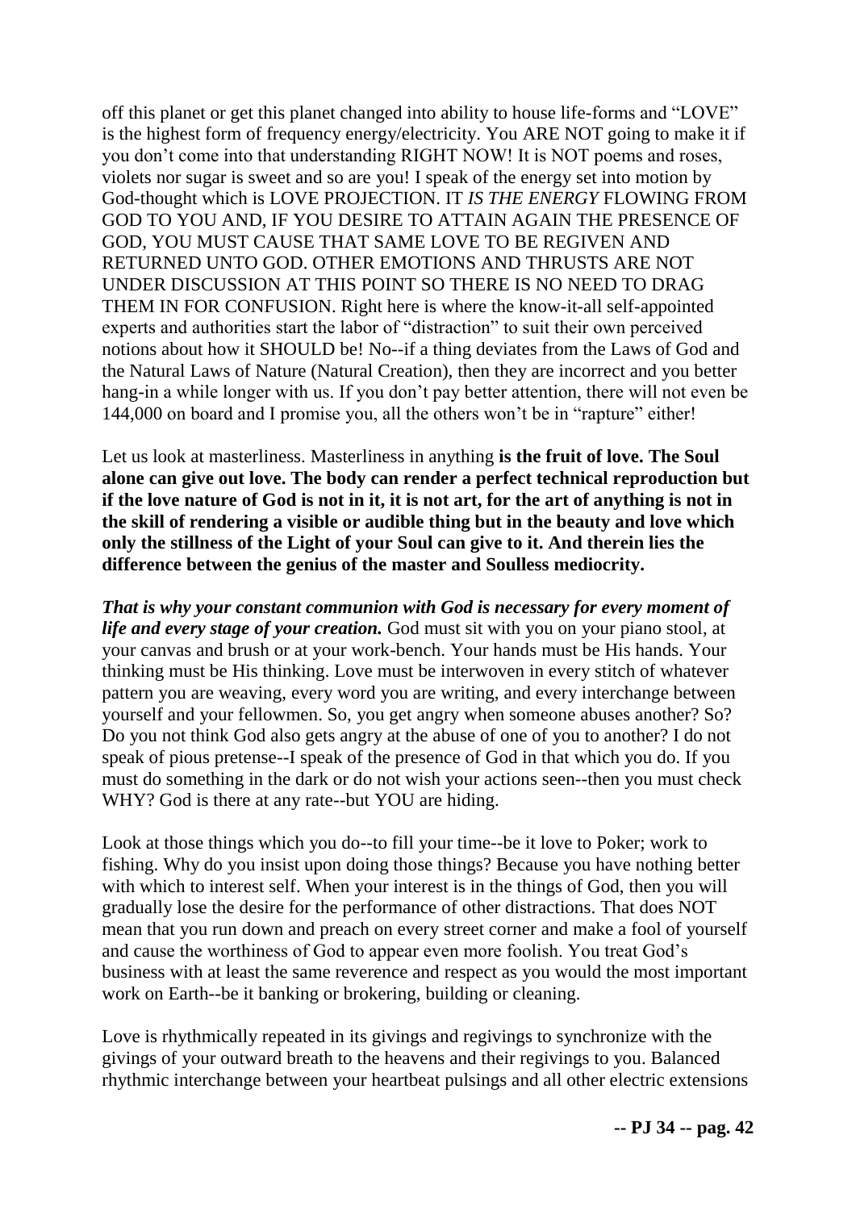off this planet or get this planet changed into ability to house life-forms and "LOVE" is the highest form of frequency energy/electricity. You ARE NOT going to make it if you don't come into that understanding RIGHT NOW! It is NOT poems and roses, violets nor sugar is sweet and so are you! I speak of the energy set into motion by God-thought which is LOVE PROJECTION. IT *IS THE ENERGY* FLOWING FROM GOD TO YOU AND, IF YOU DESIRE TO ATTAIN AGAIN THE PRESENCE OF GOD, YOU MUST CAUSE THAT SAME LOVE TO BE REGIVEN AND RETURNED UNTO GOD. OTHER EMOTIONS AND THRUSTS ARE NOT UNDER DISCUSSION AT THIS POINT SO THERE IS NO NEED TO DRAG THEM IN FOR CONFUSION. Right here is where the know-it-all self-appointed experts and authorities start the labor of "distraction" to suit their own perceived notions about how it SHOULD be! No--if a thing deviates from the Laws of God and the Natural Laws of Nature (Natural Creation), then they are incorrect and you better hang-in a while longer with us. If you don't pay better attention, there will not even be 144,000 on board and I promise you, all the others won't be in "rapture" either!

Let us look at masterliness. Masterliness in anything **is the fruit of love. The Soul alone can give out love. The body can render a perfect technical reproduction but if the love nature of God is not in it, it is not art, for the art of anything is not in the skill of rendering a visible or audible thing but in the beauty and love which only the stillness of the Light of your Soul can give to it. And therein lies the difference between the genius of the master and Soulless mediocrity.**

***That is why your constant communion with God is necessary for every moment of life and every stage of your creation.*** God must sit with you on your piano stool, at your canvas and brush or at your work-bench. Your hands must be His hands. Your thinking must be His thinking. Love must be interwoven in every stitch of whatever pattern you are weaving, every word you are writing, and every interchange between yourself and your fellowmen. So, you get angry when someone abuses another? So? Do you not think God also gets angry at the abuse of one of you to another? I do not speak of pious pretense--I speak of the presence of God in that which you do. If you must do something in the dark or do not wish your actions seen--then you must check WHY? God is there at any rate--but YOU are hiding.

Look at those things which you do--to fill your time--be it love to Poker; work to fishing. Why do you insist upon doing those things? Because you have nothing better with which to interest self. When your interest is in the things of God, then you will gradually lose the desire for the performance of other distractions. That does NOT mean that you run down and preach on every street corner and make a fool of yourself and cause the worthiness of God to appear even more foolish. You treat God's business with at least the same reverence and respect as you would the most important work on Earth--be it banking or brokering, building or cleaning.

Love is rhythmically repeated in its givings and regivings to synchronize with the givings of your outward breath to the heavens and their regivings to you. Balanced rhythmic interchange between your heartbeat pulsings and all other electric extensions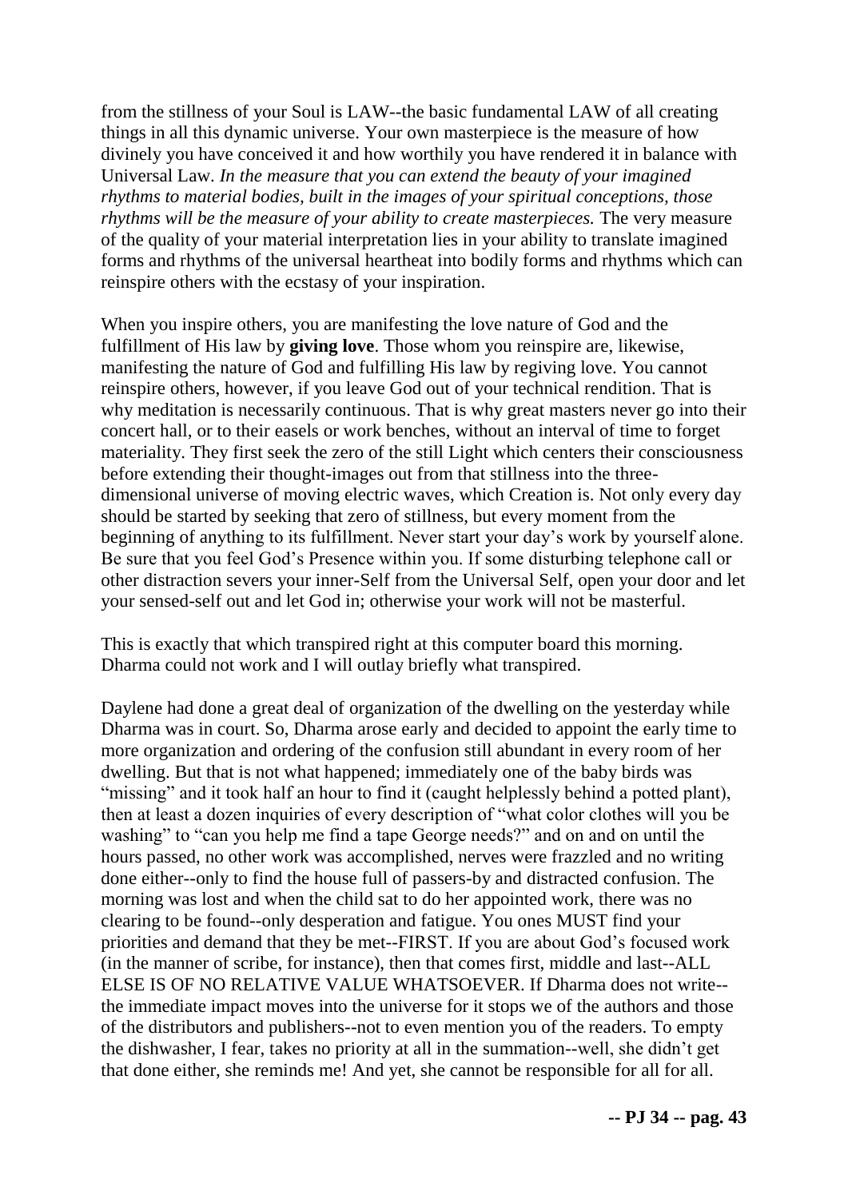from the stillness of your Soul is LAW--the basic fundamental LAW of all creating things in all this dynamic universe. Your own masterpiece is the measure of how divinely you have conceived it and how worthily you have rendered it in balance with Universal Law. *In the measure that you can extend the beauty of your imagined rhythms to material bodies, built in the images of your spiritual conceptions, those rhythms will be the measure of your ability to create masterpieces.* The very measure of the quality of your material interpretation lies in your ability to translate imagined forms and rhythms of the universal heartbeat into bodily forms and rhythms which can reinspire others with the ecstasy of your inspiration.

When you inspire others, you are manifesting the love nature of God and the fulfillment of His law by **giving love**. Those whom you reinspire are, likewise, manifesting the nature of God and fulfilling His law by regiving love. You cannot reinspire others, however, if you leave God out of your technical rendition. That is why meditation is necessarily continuous. That is why great masters never go into their concert hall, or to their easels or work benches, without an interval of time to forget materiality. They first seek the zero of the still Light which centers their consciousness before extending their thought-images out from that stillness into the three-dimensional universe of moving electric waves, which Creation is. Not only every day should be started by seeking that zero of stillness, but every moment from the beginning of anything to its fulfillment. Never start your day's work by yourself alone. Be sure that you feel God's Presence within you. If some disturbing telephone call or other distraction severs your inner-Self from the Universal Self, open your door and let your sensed-self out and let God in; otherwise your work will not be masterful.

This is exactly that which transpired right at this computer board this morning. Dharma could not work and I will outlay briefly what transpired.

Daylene had done a great deal of organization of the dwelling on the yesterday while Dharma was in court. So, Dharma arose early and decided to appoint the early time to more organization and ordering of the confusion still abundant in every room of her dwelling. But that is not what happened; immediately one of the baby birds was "missing" and it took half an hour to find it (caught helplessly behind a potted plant), then at least a dozen inquiries of every description of "what color clothes will you be washing" to "can you help me find a tape George needs?" and on and on until the hours passed, no other work was accomplished, nerves were frazzled and no writing done either--only to find the house full of passers-by and distracted confusion. The morning was lost and when the child sat to do her appointed work, there was no clearing to be found--only desperation and fatigue. You ones MUST find your priorities and demand that they be met--FIRST. If you are about God's focused work (in the manner of scribe, for instance), then that comes first, middle and last--ALL ELSE IS OF NO RELATIVE VALUE WHATSOEVER. If Dharma does not write--the immediate impact moves into the universe for it stops we of the authors and those of the distributors and publishers--not to even mention you of the readers. To empty the dishwasher, I fear, takes no priority at all in the summation--well, she didn't get that done either, she reminds me! And yet, she cannot be responsible for all for all.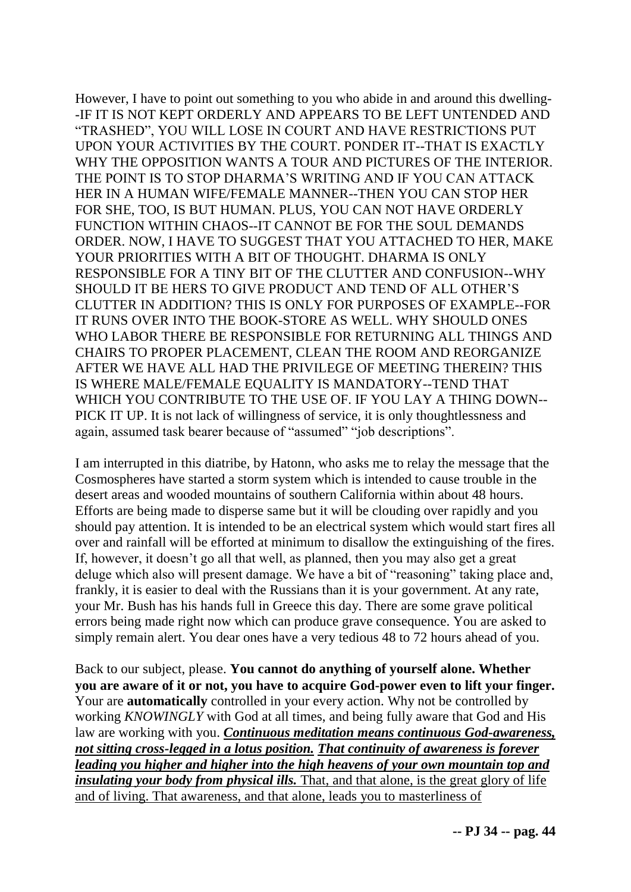However, I have to point out something to you who abide in and around this dwelling--IF IT IS NOT KEPT ORDERLY AND APPEARS TO BE LEFT UNTENDED AND "TRASHED", YOU WILL LOSE IN COURT AND HAVE RESTRICTIONS PUT UPON YOUR ACTIVITIES BY THE COURT. PONDER IT--THAT IS EXACTLY WHY THE OPPOSITION WANTS A TOUR AND PICTURES OF THE INTERIOR. THE POINT IS TO STOP DHARMA'S WRITING AND IF YOU CAN ATTACK HER IN A HUMAN WIFE/FEMALE MANNER--THEN YOU CAN STOP HER FOR SHE, TOO, IS BUT HUMAN. PLUS, YOU CAN NOT HAVE ORDERLY FUNCTION WITHIN CHAOS--IT CANNOT BE FOR THE SOUL DEMANDS ORDER. NOW, I HAVE TO SUGGEST THAT YOU ATTACHED TO HER, MAKE YOUR PRIORITIES WITH A BIT OF THOUGHT. DHARMA IS ONLY RESPONSIBLE FOR A TINY BIT OF THE CLUTTER AND CONFUSION--WHY SHOULD IT BE HERS TO GIVE PRODUCT AND TEND OF ALL OTHER'S CLUTTER IN ADDITION? THIS IS ONLY FOR PURPOSES OF EXAMPLE--FOR IT RUNS OVER INTO THE BOOK-STORE AS WELL. WHY SHOULD ONES WHO LABOR THERE BE RESPONSIBLE FOR RETURNING ALL THINGS AND CHAIRS TO PROPER PLACEMENT, CLEAN THE ROOM AND REORGANIZE AFTER WE HAVE ALL HAD THE PRIVILEGE OF MEETING THEREIN? THIS IS WHERE MALE/FEMALE EQUALITY IS MANDATORY--TEND THAT WHICH YOU CONTRIBUTE TO THE USE OF. IF YOU LAY A THING DOWN--PICK IT UP. It is not lack of willingness of service, it is only thoughtlessness and again, assumed task bearer because of "assumed" "job descriptions".

I am interrupted in this diatribe, by Hatonn, who asks me to relay the message that the Cosmospheres have started a storm system which is intended to cause trouble in the desert areas and wooded mountains of southern California within about 48 hours. Efforts are being made to disperse same but it will be clouding over rapidly and you should pay attention. It is intended to be an electrical system which would start fires all over and rainfall will be efforted at minimum to disallow the extinguishing of the fires. If, however, it doesn't go all that well, as planned, then you may also get a great deluge which also will present damage. We have a bit of "reasoning" taking place and, frankly, it is easier to deal with the Russians than it is your government. At any rate, your Mr. Bush has his hands full in Greece this day. There are some grave political errors being made right now which can produce grave consequence. You are asked to simply remain alert. You dear ones have a very tedious 48 to 72 hours ahead of you.

Back to our subject, please. **You cannot do anything of yourself alone. Whether you are aware of it or not, you have to acquire God-power even to lift your finger.** Your are **automatically** controlled in your every action. Why not be controlled by working *KNOWINGLY* with God at all times, and being fully aware that God and His law are working with you. ***Continuous meditation means continuous God-awareness, not sitting cross-legged in a lotus position. That continuity of awareness is forever leading you higher and higher into the high heavens of your own mountain top and insulating your body from physical ills.*** That, and that alone, is the great glory of life and of living. That awareness, and that alone, leads you to masterliness of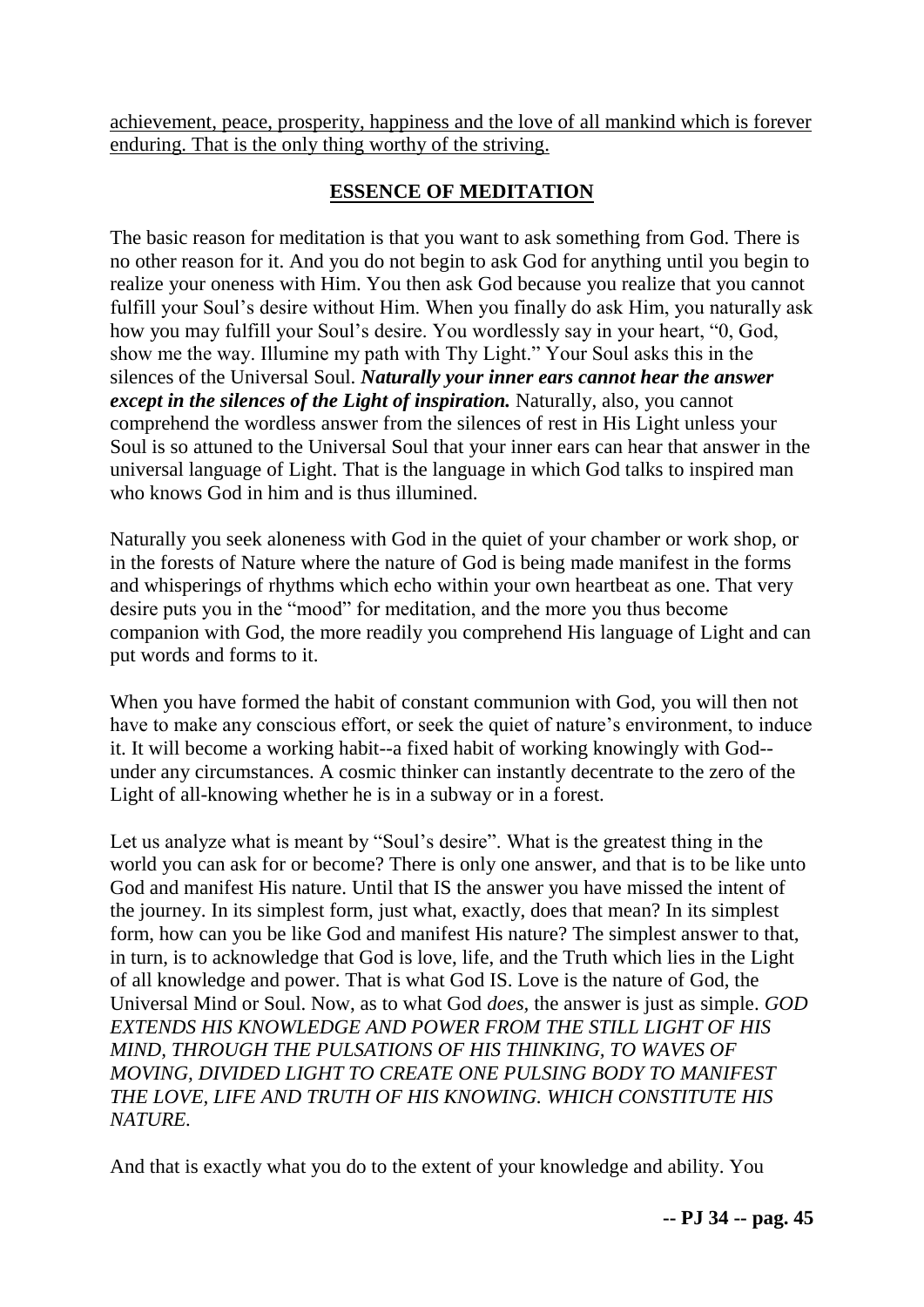achievement, peace, prosperity, happiness and the love of all mankind which is forever enduring. That is the only thing worthy of the striving.

## ESSENCE OF MEDITATION

The basic reason for meditation is that you want to ask something from God. There is no other reason for it. And you do not begin to ask God for anything until you begin to realize your oneness with Him. You then ask God because you realize that you cannot fulfill your Soul's desire without Him. When you finally do ask Him, you naturally ask how you may fulfill your Soul's desire. You wordlessly say in your heart, "0, God, show me the way. Illumine my path with Thy Light." Your Soul asks this in the silences of the Universal Soul. ***Naturally your inner ears cannot hear the answer except in the silences of the Light of inspiration.*** Naturally, also, you cannot comprehend the wordless answer from the silences of rest in His Light unless your Soul is so attuned to the Universal Soul that your inner ears can hear that answer in the universal language of Light. That is the language in which God talks to inspired man who knows God in him and is thus illumined.

Naturally you seek aloneness with God in the quiet of your chamber or work shop, or in the forests of Nature where the nature of God is being made manifest in the forms and whisperings of rhythms which echo within your own heartbeat as one. That very desire puts you in the "mood" for meditation, and the more you thus become companion with God, the more readily you comprehend His language of Light and can put words and forms to it.

When you have formed the habit of constant communion with God, you will then not have to make any conscious effort, or seek the quiet of nature's environment, to induce it. It will become a working habit--a fixed habit of working knowingly with God--under any circumstances. A cosmic thinker can instantly decentrate to the zero of the Light of all-knowing whether he is in a subway or in a forest.

Let us analyze what is meant by "Soul's desire". What is the greatest thing in the world you can ask for or become? There is only one answer, and that is to be like unto God and manifest His nature. Until that IS the answer you have missed the intent of the journey. In its simplest form, just what, exactly, does that mean? In its simplest form, how can you be like God and manifest His nature? The simplest answer to that, in turn, is to acknowledge that God is love, life, and the Truth which lies in the Light of all knowledge and power. That is what God IS. Love is the nature of God, the Universal Mind or Soul. Now, as to what God *does*, the answer is just as simple. *GOD EXTENDS HIS KNOWLEDGE AND POWER FROM THE STILL LIGHT OF HIS MIND, THROUGH THE PULSATIONS OF HIS THINKING, TO WAVES OF MOVING, DIVIDED LIGHT TO CREATE ONE PULSING BODY TO MANIFEST THE LOVE, LIFE AND TRUTH OF HIS KNOWING. WHICH CONSTITUTE HIS NATURE.*

And that is exactly what you do to the extent of your knowledge and ability. You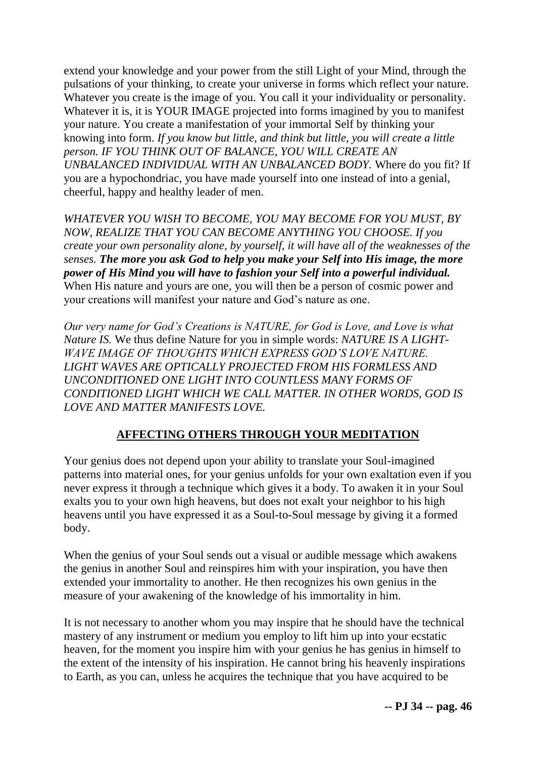extend your knowledge and your power from the still Light of your Mind, through the pulsations of your thinking, to create your universe in forms which reflect your nature. Whatever you create is the image of you. You call it your individuality or personality. Whatever it is, it is YOUR IMAGE projected into forms imagined by you to manifest your nature. You create a manifestation of your immortal Self by thinking your knowing into form. *If you know but little, and think but little, you will create a little person. IF YOU THINK OUT OF BALANCE, YOU WILL CREATE AN UNBALANCED INDIVIDUAL WITH AN UNBALANCED BODY.* Where do you fit? If you are a hypochondriac, you have made yourself into one instead of into a genial, cheerful, happy and healthy leader of men.

*WHATEVER YOU WISH TO BECOME, YOU MAY BECOME FOR YOU MUST, BY NOW, REALIZE THAT YOU CAN BECOME ANYTHING YOU CHOOSE. If you create your own personality alone, by yourself, it will have all of the weaknesses of the senses.* ***The more you ask God to help you make your Self into His image, the more power of His Mind you will have to fashion your Self into a powerful individual.*** When His nature and yours are one, you will then be a person of cosmic power and your creations will manifest your nature and God's nature as one.

*Our very name for God's Creations is NATURE, for God is Love, and Love is what Nature IS.* We thus define Nature for you in simple words: *NATURE IS A LIGHT-WAVE IMAGE OF THOUGHTS WHICH EXPRESS GOD'S LOVE NATURE. LIGHT WAVES ARE OPTICALLY PROJECTED FROM HIS FORMLESS AND UNCONDITIONED ONE LIGHT INTO COUNTLESS MANY FORMS OF CONDITIONED LIGHT WHICH WE CALL MATTER. IN OTHER WORDS, GOD IS LOVE AND MATTER MANIFESTS LOVE.*

## AFFECTING OTHERS THROUGH YOUR MEDITATION

Your genius does not depend upon your ability to translate your Soul-imagined patterns into material ones, for your genius unfolds for your own exaltation even if you never express it through a technique which gives it a body. To awaken it in your Soul exalts you to your own high heavens, but does not exalt your neighbor to his high heavens until you have expressed it as a Soul-to-Soul message by giving it a formed body.

When the genius of your Soul sends out a visual or audible message which awakens the genius in another Soul and reinspires him with your inspiration, you have then extended your immortality to another. He then recognizes his own genius in the measure of your awakening of the knowledge of his immortality in him.

It is not necessary to another whom you may inspire that he should have the technical mastery of any instrument or medium you employ to lift him up into your ecstatic heaven, for the moment you inspire him with your genius he has genius in himself to the extent of the intensity of his inspiration. He cannot bring his heavenly inspirations to Earth, as you can, unless he acquires the technique that you have acquired to be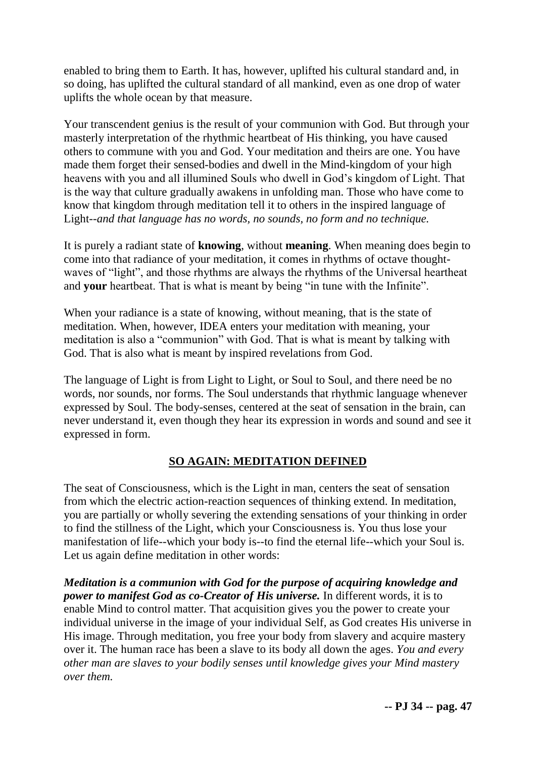enabled to bring them to Earth. It has, however, uplifted his cultural standard and, in so doing, has uplifted the cultural standard of all mankind, even as one drop of water uplifts the whole ocean by that measure.

Your transcendent genius is the result of your communion with God. But through your masterly interpretation of the rhythmic heartbeat of His thinking, you have caused others to commune with you and God. Your meditation and theirs are one. You have made them forget their sensed-bodies and dwell in the Mind-kingdom of your high heavens with you and all illumined Souls who dwell in God's kingdom of Light. That is the way that culture gradually awakens in unfolding man. Those who have come to know that kingdom through meditation tell it to others in the inspired language of Light--*and that language has no words, no sounds, no form and no technique.*

It is purely a radiant state of **knowing**, without **meaning**. When meaning does begin to come into that radiance of your meditation, it comes in rhythms of octave thought-waves of "light", and those rhythms are always the rhythms of the Universal heartbeat and **your** heartbeat. That is what is meant by being "in tune with the Infinite".

When your radiance is a state of knowing, without meaning, that is the state of meditation. When, however, IDEA enters your meditation with meaning, your meditation is also a "communion" with God. That is what is meant by talking with God. That is also what is meant by inspired revelations from God.

The language of Light is from Light to Light, or Soul to Soul, and there need be no words, nor sounds, nor forms. The Soul understands that rhythmic language whenever expressed by Soul. The body-senses, centered at the seat of sensation in the brain, can never understand it, even though they hear its expression in words and sound and see it expressed in form.

## SO AGAIN: MEDITATION DEFINED

The seat of Consciousness, which is the Light in man, centers the seat of sensation from which the electric action-reaction sequences of thinking extend. In meditation, you are partially or wholly severing the extending sensations of your thinking in order to find the stillness of the Light, which your Consciousness is. You thus lose your manifestation of life--which your body is--to find the eternal life--which your Soul is. Let us again define meditation in other words:

***Meditation is a communion with God for the purpose of acquiring knowledge and power to manifest God as co-Creator of His universe.*** In different words, it is to enable Mind to control matter. That acquisition gives you the power to create your individual universe in the image of your individual Self, as God creates His universe in His image. Through meditation, you free your body from slavery and acquire mastery over it. The human race has been a slave to its body all down the ages. *You and every other man are slaves to your bodily senses until knowledge gives your Mind mastery over them.*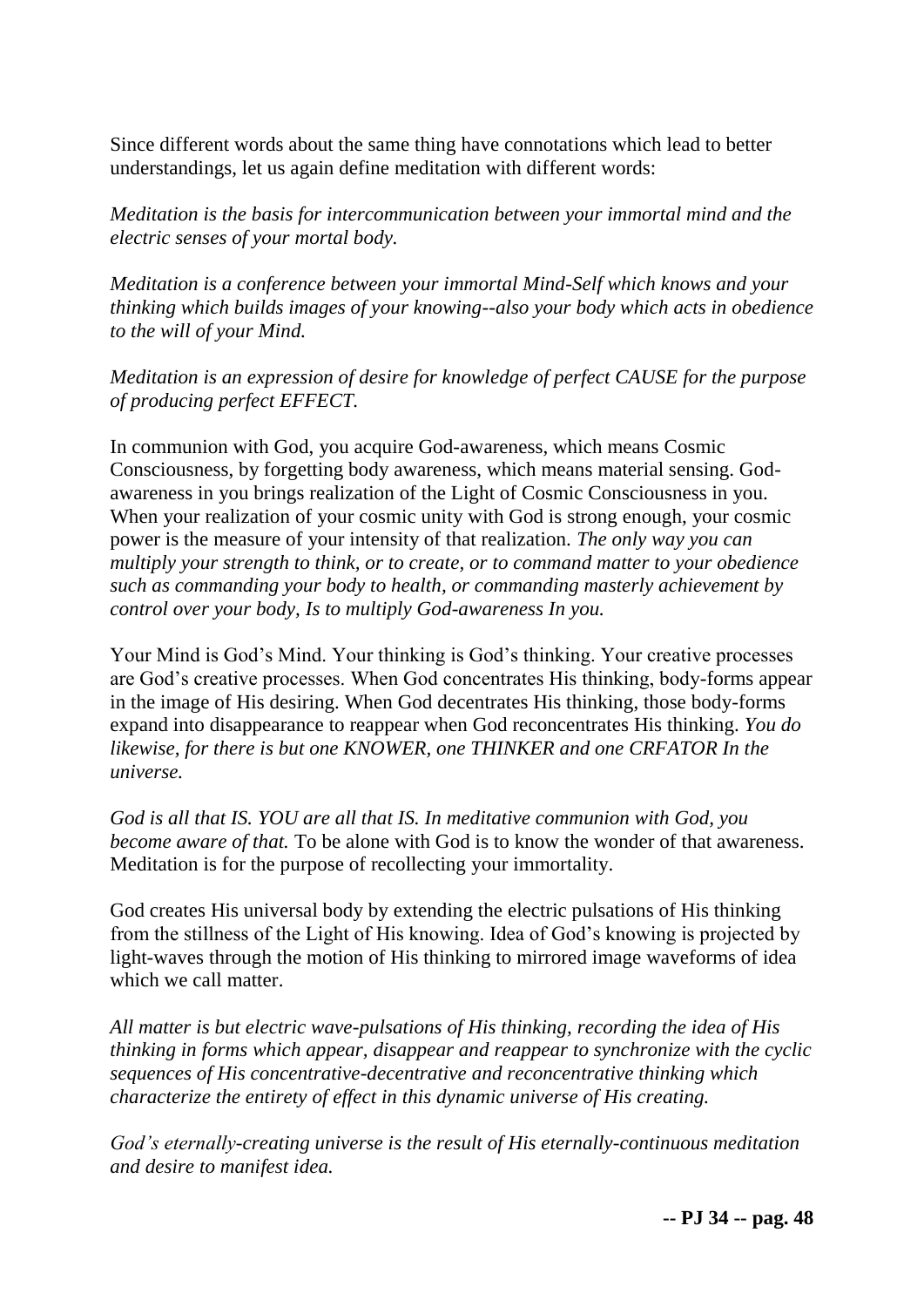Since different words about the same thing have connotations which lead to better understandings, let us again define meditation with different words:

*Meditation is the basis for intercommunication between your immortal mind and the electric senses of your mortal body.*

*Meditation is a conference between your immortal Mind-Self which knows and your thinking which builds images of your knowing--also your body which acts in obedience to the will of your Mind.*

*Meditation is an expression of desire for knowledge of perfect CAUSE for the purpose of producing perfect EFFECT.*

In communion with God, you acquire God-awareness, which means Cosmic Consciousness, by forgetting body awareness, which means material sensing. God-awareness in you brings realization of the Light of Cosmic Consciousness in you. When your realization of your cosmic unity with God is strong enough, your cosmic power is the measure of your intensity of that realization. *The only way you can multiply your strength to think, or to create, or to command matter to your obedience such as commanding your body to health, or commanding masterly achievement by control over your body, Is to multiply God-awareness In you.*

Your Mind is God's Mind. Your thinking is God's thinking. Your creative processes are God's creative processes. When God concentrates His thinking, body-forms appear in the image of His desiring. When God decentrates His thinking, those body-forms expand into disappearance to reappear when God reconcentrates His thinking. *You do likewise, for there is but one KNOWER, one THINKER and one CRFATOR In the universe.*

*God is all that IS. YOU are all that IS. In meditative communion with God, you become aware of that.* To be alone with God is to know the wonder of that awareness. Meditation is for the purpose of recollecting your immortality.

God creates His universal body by extending the electric pulsations of His thinking from the stillness of the Light of His knowing. Idea of God's knowing is projected by light-waves through the motion of His thinking to mirrored image waveforms of idea which we call matter.

*All matter is but electric wave-pulsations of His thinking, recording the idea of His thinking in forms which appear, disappear and reappear to synchronize with the cyclic sequences of His concentrative-decentrative and reconcentrative thinking which characterize the entirety of effect in this dynamic universe of His creating.*

*God's eternally-creating universe is the result of His eternally-continuous meditation and desire to manifest idea.*

**-- PJ 34 -- pag. 48**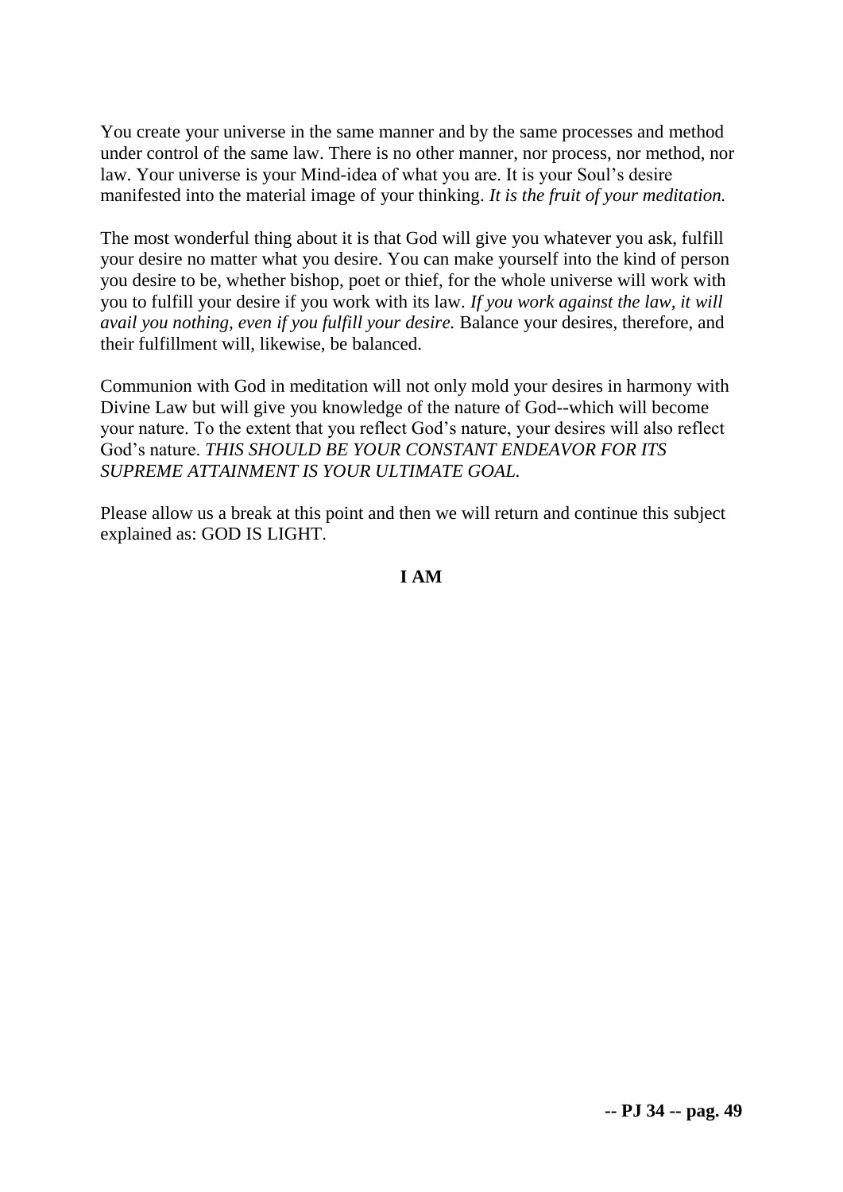You create your universe in the same manner and by the same processes and method under control of the same law. There is no other manner, nor process, nor method, nor law. Your universe is your Mind-idea of what you are. It is your Soul's desire manifested into the material image of your thinking. *It is the fruit of your meditation.*

The most wonderful thing about it is that God will give you whatever you ask, fulfill your desire no matter what you desire. You can make yourself into the kind of person you desire to be, whether bishop, poet or thief, for the whole universe will work with you to fulfill your desire if you work with its law. *If you work against the law, it will avail you nothing, even if you fulfill your desire.* Balance your desires, therefore, and their fulfillment will, likewise, be balanced.

Communion with God in meditation will not only mold your desires in harmony with Divine Law but will give you knowledge of the nature of God--which will become your nature. To the extent that you reflect God's nature, your desires will also reflect God's nature. *THIS SHOULD BE YOUR CONSTANT ENDEAVOR FOR ITS SUPREME ATTAINMENT IS YOUR ULTIMATE GOAL.*

Please allow us a break at this point and then we will return and continue this subject explained as: GOD IS LIGHT.

**I AM**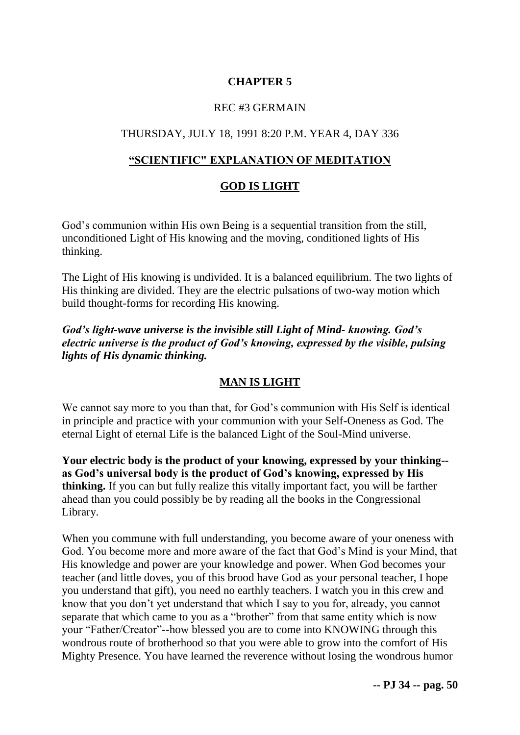# CHAPTER 5

REC #3 GERMAIN

THURSDAY, JULY 18, 1991 8:20 P.M. YEAR 4, DAY 336

## "SCIENTIFIC" EXPLANATION OF MEDITATION

## GOD IS LIGHT

God's communion within His own Being is a sequential transition from the still, unconditioned Light of His knowing and the moving, conditioned lights of His thinking.

The Light of His knowing is undivided. It is a balanced equilibrium. The two lights of His thinking are divided. They are the electric pulsations of two-way motion which build thought-forms for recording His knowing.

***God's light-wave universe is the invisible still Light of Mind- knowing. God's electric universe is the product of God's knowing, expressed by the visible, pulsing lights of His dynamic thinking.***

## MAN IS LIGHT

We cannot say more to you than that, for God's communion with His Self is identical in principle and practice with your communion with your Self-Oneness as God. The eternal Light of eternal Life is the balanced Light of the Soul-Mind universe.

**Your electric body is the product of your knowing, expressed by your thinking--as God's universal body is the product of God's knowing, expressed by His thinking.** If you can but fully realize this vitally important fact, you will be farther ahead than you could possibly be by reading all the books in the Congressional Library.

When you commune with full understanding, you become aware of your oneness with God. You become more and more aware of the fact that God's Mind is your Mind, that His knowledge and power are your knowledge and power. When God becomes your teacher (and little doves, you of this brood have God as your personal teacher, I hope you understand that gift), you need no earthly teachers. I watch you in this crew and know that you don't yet understand that which I say to you for, already, you cannot separate that which came to you as a "brother" from that same entity which is now your "Father/Creator"--how blessed you are to come into KNOWING through this wondrous route of brotherhood so that you were able to grow into the comfort of His Mighty Presence. You have learned the reverence without losing the wondrous humor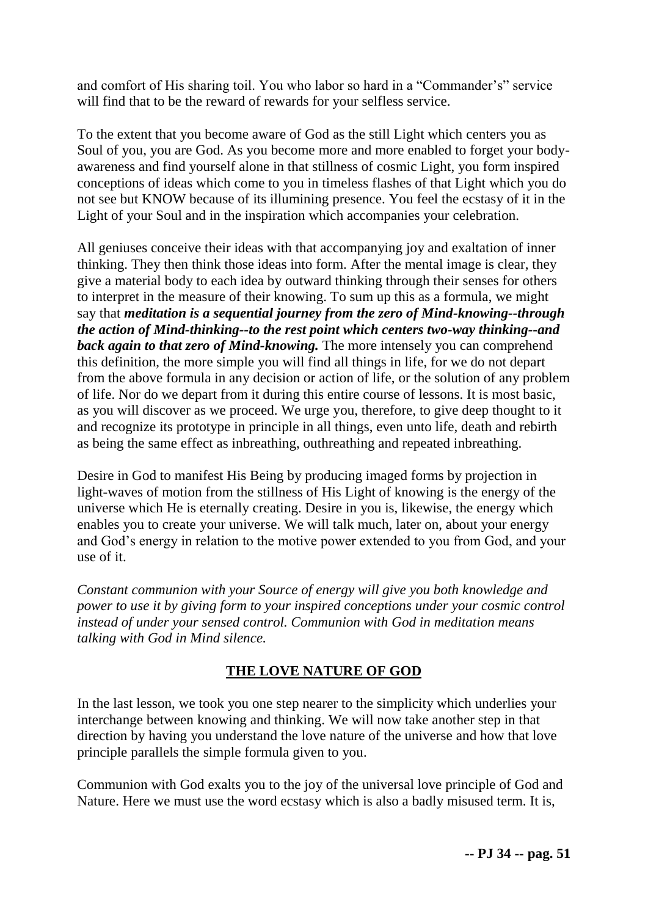and comfort of His sharing toil. You who labor so hard in a “Commander’s” service will find that to be the reward of rewards for your selfless service.

To the extent that you become aware of God as the still Light which centers you as Soul of you, you are God. As you become more and more enabled to forget your body-awareness and find yourself alone in that stillness of cosmic Light, you form inspired conceptions of ideas which come to you in timeless flashes of that Light which you do not see but KNOW because of its illumining presence. You feel the ecstasy of it in the Light of your Soul and in the inspiration which accompanies your celebration.

All geniuses conceive their ideas with that accompanying joy and exaltation of inner thinking. They then think those ideas into form. After the mental image is clear, they give a material body to each idea by outward thinking through their senses for others to interpret in the measure of their knowing. To sum up this as a formula, we might say that ***meditation is a sequential journey from the zero of Mind-knowing--through the action of Mind-thinking--to the rest point which centers two-way thinking--and back again to that zero of Mind-knowing.*** The more intensely you can comprehend this definition, the more simple you will find all things in life, for we do not depart from the above formula in any decision or action of life, or the solution of any problem of life. Nor do we depart from it during this entire course of lessons. It is most basic, as you will discover as we proceed. We urge you, therefore, to give deep thought to it and recognize its prototype in principle in all things, even unto life, death and rebirth as being the same effect as inbreathing, outbreathing and repeated inbreathing.

Desire in God to manifest His Being by producing imaged forms by projection in light-waves of motion from the stillness of His Light of knowing is the energy of the universe which He is eternally creating. Desire in you is, likewise, the energy which enables you to create your universe. We will talk much, later on, about your energy and God’s energy in relation to the motive power extended to you from God, and your use of it.

*Constant communion with your Source of energy will give you both knowledge and power to use it by giving form to your inspired conceptions under your cosmic control instead of under your sensed control. Communion with God in meditation means talking with God in Mind silence.*

## THE LOVE NATURE OF GOD

In the last lesson, we took you one step nearer to the simplicity which underlies your interchange between knowing and thinking. We will now take another step in that direction by having you understand the love nature of the universe and how that love principle parallels the simple formula given to you.

Communion with God exalts you to the joy of the universal love principle of God and Nature. Here we must use the word ecstasy which is also a badly misused term. It is,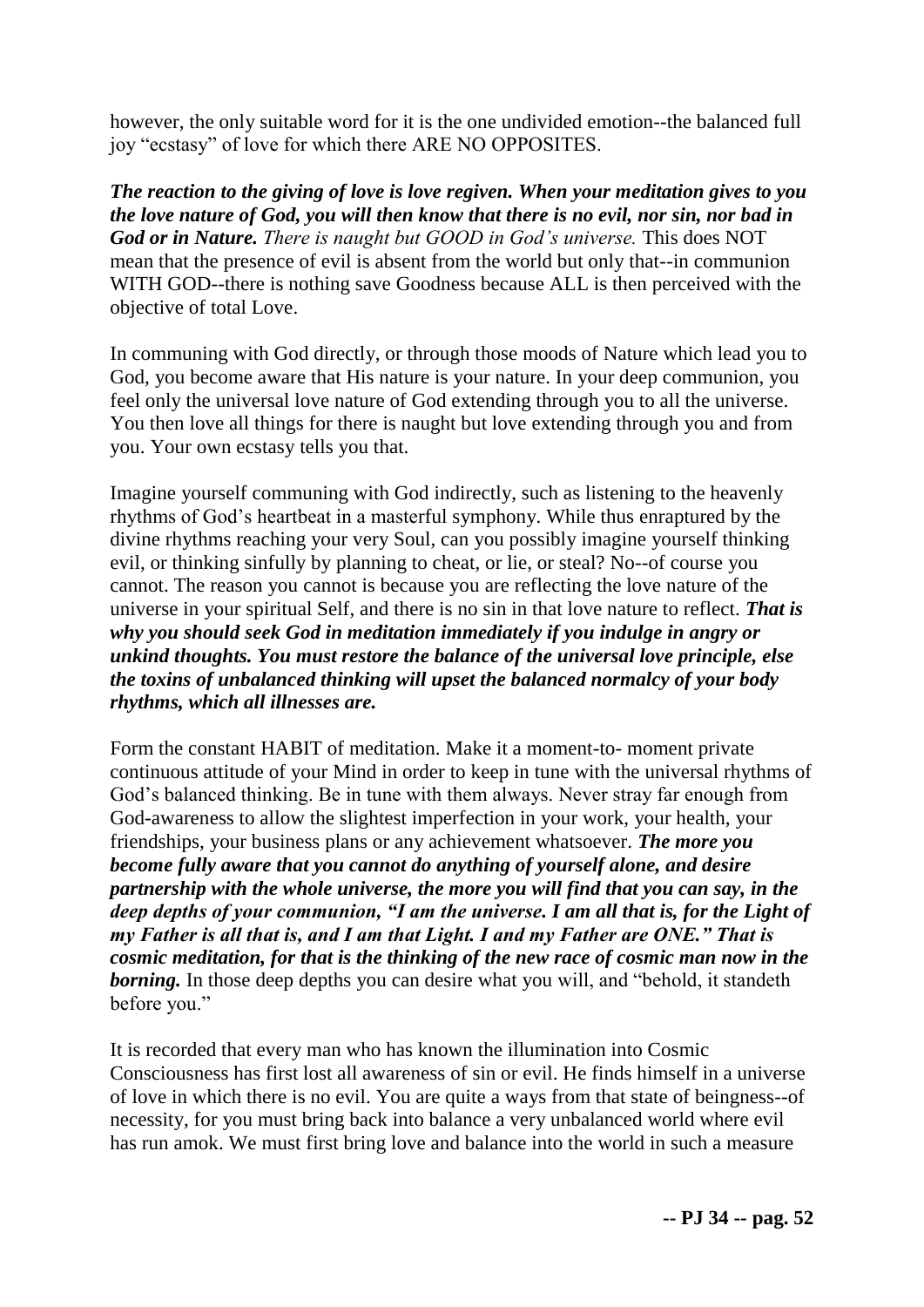however, the only suitable word for it is the one undivided emotion--the balanced full joy "ecstasy" of love for which there ARE NO OPPOSITES.

***The reaction to the giving of love is love regiven. When your meditation gives to you the love nature of God, you will then know that there is no evil, nor sin, nor bad in God or in Nature.*** *There is naught but GOOD in God's universe.* This does NOT mean that the presence of evil is absent from the world but only that--in communion WITH GOD--there is nothing save Goodness because ALL is then perceived with the objective of total Love.

In communing with God directly, or through those moods of Nature which lead you to God, you become aware that His nature is your nature. In your deep communion, you feel only the universal love nature of God extending through you to all the universe. You then love all things for there is naught but love extending through you and from you. Your own ecstasy tells you that.

Imagine yourself communing with God indirectly, such as listening to the heavenly rhythms of God's heartbeat in a masterful symphony. While thus enraptured by the divine rhythms reaching your very Soul, can you possibly imagine yourself thinking evil, or thinking sinfully by planning to cheat, or lie, or steal? No--of course you cannot. The reason you cannot is because you are reflecting the love nature of the universe in your spiritual Self, and there is no sin in that love nature to reflect. ***That is why you should seek God in meditation immediately if you indulge in angry or unkind thoughts. You must restore the balance of the universal love principle, else the toxins of unbalanced thinking will upset the balanced normalcy of your body rhythms, which all illnesses are.***

Form the constant HABIT of meditation. Make it a moment-to- moment private continuous attitude of your Mind in order to keep in tune with the universal rhythms of God's balanced thinking. Be in tune with them always. Never stray far enough from God-awareness to allow the slightest imperfection in your work, your health, your friendships, your business plans or any achievement whatsoever. ***The more you become fully aware that you cannot do anything of yourself alone, and desire partnership with the whole universe, the more you will find that you can say, in the deep depths of your communion, "I am the universe. I am all that is, for the Light of my Father is all that is, and I am that Light. I and my Father are ONE." That is cosmic meditation, for that is the thinking of the new race of cosmic man now in the borning.*** In those deep depths you can desire what you will, and "behold, it standeth before you."

It is recorded that every man who has known the illumination into Cosmic Consciousness has first lost all awareness of sin or evil. He finds himself in a universe of love in which there is no evil. You are quite a ways from that state of beingness--of necessity, for you must bring back into balance a very unbalanced world where evil has run amok. We must first bring love and balance into the world in such a measure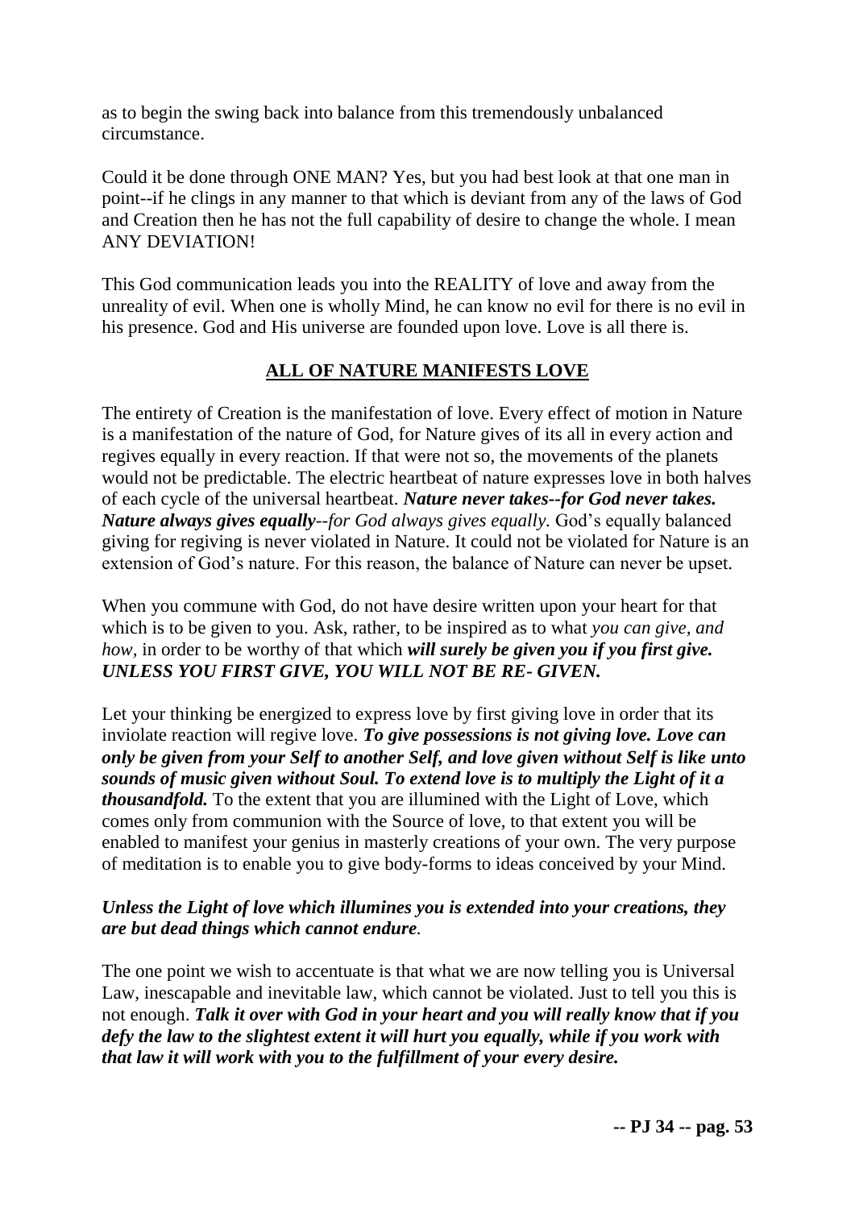as to begin the swing back into balance from this tremendously unbalanced circumstance.

Could it be done through ONE MAN? Yes, but you had best look at that one man in point--if he clings in any manner to that which is deviant from any of the laws of God and Creation then he has not the full capability of desire to change the whole. I mean ANY DEVIATION!

This God communication leads you into the REALITY of love and away from the unreality of evil. When one is wholly Mind, he can know no evil for there is no evil in his presence. God and His universe are founded upon love. Love is all there is.

## ALL OF NATURE MANIFESTS LOVE

The entirety of Creation is the manifestation of love. Every effect of motion in Nature is a manifestation of the nature of God, for Nature gives of its all in every action and regives equally in every reaction. If that were not so, the movements of the planets would not be predictable. The electric heartbeat of nature expresses love in both halves of each cycle of the universal heartbeat. ***Nature never takes--for God never takes. Nature always gives equally****--for God always gives equally.* God's equally balanced giving for regiving is never violated in Nature. It could not be violated for Nature is an extension of God's nature. For this reason, the balance of Nature can never be upset.

When you commune with God, do not have desire written upon your heart for that which is to be given to you. Ask, rather, to be inspired as to what *you can give, and how,* in order to be worthy of that which ***will surely be given you if you first give. UNLESS YOU FIRST GIVE, YOU WILL NOT BE RE- GIVEN.***

Let your thinking be energized to express love by first giving love in order that its inviolate reaction will regive love. ***To give possessions is not giving love. Love can only be given from your Self to another Self, and love given without Self is like unto sounds of music given without Soul. To extend love is to multiply the Light of it a thousandfold.*** To the extent that you are illumined with the Light of Love, which comes only from communion with the Source of love, to that extent you will be enabled to manifest your genius in masterly creations of your own. The very purpose of meditation is to enable you to give body-forms to ideas conceived by your Mind.

***Unless the Light of love which illumines you is extended into your creations, they are but dead things which cannot endure****.*

The one point we wish to accentuate is that what we are now telling you is Universal Law, inescapable and inevitable law, which cannot be violated. Just to tell you this is not enough. ***Talk it over with God in your heart and you will really know that if you defy the law to the slightest extent it will hurt you equally, while if you work with that law it will work with you to the fulfillment of your every desire.***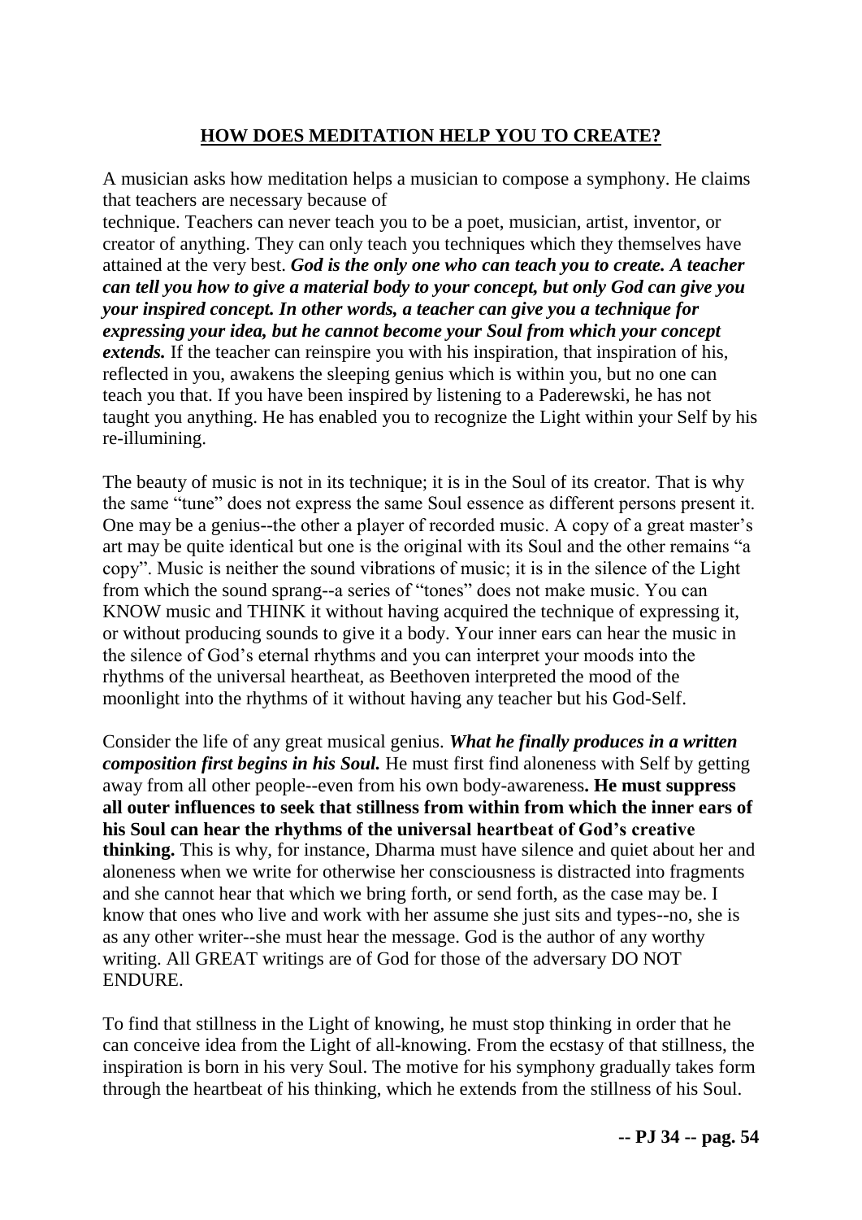## **HOW DOES MEDITATION HELP YOU TO CREATE?**

A musician asks how meditation helps a musician to compose a symphony. He claims that teachers are necessary because of technique. Teachers can never teach you to be a poet, musician, artist, inventor, or creator of anything. They can only teach you techniques which they themselves have attained at the very best. ***God is the only one who can teach you to create. A teacher can tell you how to give a material body to your concept, but only God can give you your inspired concept. In other words, a teacher can give you a technique for expressing your idea, but he cannot become your Soul from which your concept extends.*** If the teacher can reinspire you with his inspiration, that inspiration of his, reflected in you, awakens the sleeping genius which is within you, but no one can teach you that. If you have been inspired by listening to a Paderewski, he has not taught you anything. He has enabled you to recognize the Light within your Self by his re-illumining.

The beauty of music is not in its technique; it is in the Soul of its creator. That is why the same "tune" does not express the same Soul essence as different persons present it. One may be a genius--the other a player of recorded music. A copy of a great master's art may be quite identical but one is the original with its Soul and the other remains "a copy". Music is neither the sound vibrations of music; it is in the silence of the Light from which the sound sprang--a series of "tones" does not make music. You can KNOW music and THINK it without having acquired the technique of expressing it, or without producing sounds to give it a body. Your inner ears can hear the music in the silence of God's eternal rhythms and you can interpret your moods into the rhythms of the universal heartbeat, as Beethoven interpreted the mood of the moonlight into the rhythms of it without having any teacher but his God-Self.

Consider the life of any great musical genius. ***What he finally produces in a written composition first begins in his Soul.*** He must first find aloneness with Self by getting away from all other people--even from his own body-awareness**. He must suppress all outer influences to seek that stillness from within from which the inner ears of his Soul can hear the rhythms of the universal heartbeat of God's creative thinking.** This is why, for instance, Dharma must have silence and quiet about her and aloneness when we write for otherwise her consciousness is distracted into fragments and she cannot hear that which we bring forth, or send forth, as the case may be. I know that ones who live and work with her assume she just sits and types--no, she is as any other writer--she must hear the message. God is the author of any worthy writing. All GREAT writings are of God for those of the adversary DO NOT ENDURE.

To find that stillness in the Light of knowing, he must stop thinking in order that he can conceive idea from the Light of all-knowing. From the ecstasy of that stillness, the inspiration is born in his very Soul. The motive for his symphony gradually takes form through the heartbeat of his thinking, which he extends from the stillness of his Soul.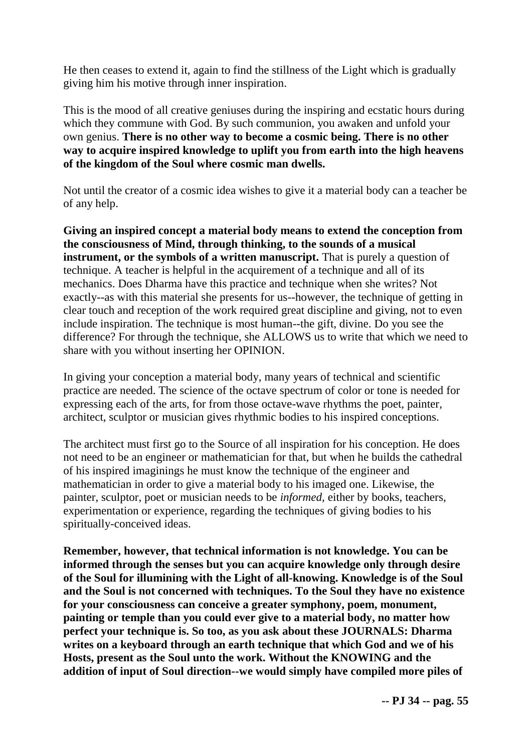He then ceases to extend it, again to find the stillness of the Light which is gradually giving him his motive through inner inspiration.

This is the mood of all creative geniuses during the inspiring and ecstatic hours during which they commune with God. By such communion, you awaken and unfold your own genius. **There is no other way to become a cosmic being. There is no other way to acquire inspired knowledge to uplift you from earth into the high heavens of the kingdom of the Soul where cosmic man dwells.**

Not until the creator of a cosmic idea wishes to give it a material body can a teacher be of any help.

**Giving an inspired concept a material body means to extend the conception from the consciousness of Mind, through thinking, to the sounds of a musical instrument, or the symbols of a written manuscript.** That is purely a question of technique. A teacher is helpful in the acquirement of a technique and all of its mechanics. Does Dharma have this practice and technique when she writes? Not exactly--as with this material she presents for us--however, the technique of getting in clear touch and reception of the work required great discipline and giving, not to even include inspiration. The technique is most human--the gift, divine. Do you see the difference? For through the technique, she ALLOWS us to write that which we need to share with you without inserting her OPINION.

In giving your conception a material body, many years of technical and scientific practice are needed. The science of the octave spectrum of color or tone is needed for expressing each of the arts, for from those octave-wave rhythms the poet, painter, architect, sculptor or musician gives rhythmic bodies to his inspired conceptions.

The architect must first go to the Source of all inspiration for his conception. He does not need to be an engineer or mathematician for that, but when he builds the cathedral of his inspired imaginings he must know the technique of the engineer and mathematician in order to give a material body to his imaged one. Likewise, the painter, sculptor, poet or musician needs to be *informed,* either by books, teachers, experimentation or experience, regarding the techniques of giving bodies to his spiritually-conceived ideas.

**Remember, however, that technical information is not knowledge. You can be informed through the senses but you can acquire knowledge only through desire of the Soul for illumining with the Light of all-knowing. Knowledge is of the Soul and the Soul is not concerned with techniques. To the Soul they have no existence for your consciousness can conceive a greater symphony, poem, monument, painting or temple than you could ever give to a material body, no matter how perfect your technique is. So too, as you ask about these JOURNALS: Dharma writes on a keyboard through an earth technique that which God and we of his Hosts, present as the Soul unto the work. Without the KNOWING and the addition of input of Soul direction--we would simply have compiled more piles of**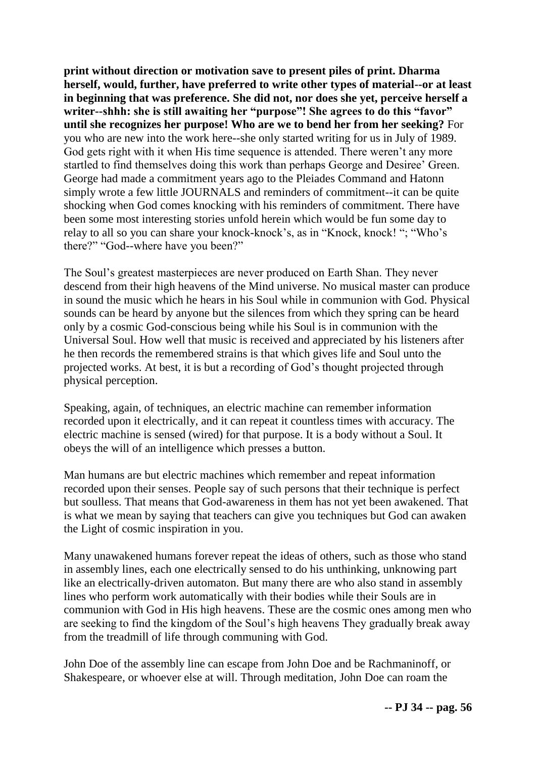**print without direction or motivation save to present piles of print. Dharma herself, would, further, have preferred to write other types of material--or at least in beginning that was preference. She did not, nor does she yet, perceive herself a writer--shhh: she is still awaiting her "purpose"! She agrees to do this "favor" until she recognizes her purpose! Who are we to bend her from her seeking?** For you who are new into the work here--she only started writing for us in July of 1989. God gets right with it when His time sequence is attended. There weren't any more startled to find themselves doing this work than perhaps George and Desiree' Green. George had made a commitment years ago to the Pleiades Command and Hatonn simply wrote a few little JOURNALS and reminders of commitment--it can be quite shocking when God comes knocking with his reminders of commitment. There have been some most interesting stories unfold herein which would be fun some day to relay to all so you can share your knock-knock's, as in "Knock, knock! "; "Who's there?" "God--where have you been?"

The Soul's greatest masterpieces are never produced on Earth Shan. They never descend from their high heavens of the Mind universe. No musical master can produce in sound the music which he hears in his Soul while in communion with God. Physical sounds can be heard by anyone but the silences from which they spring can be heard only by a cosmic God-conscious being while his Soul is in communion with the Universal Soul. How well that music is received and appreciated by his listeners after he then records the remembered strains is that which gives life and Soul unto the projected works. At best, it is but a recording of God's thought projected through physical perception.

Speaking, again, of techniques, an electric machine can remember information recorded upon it electrically, and it can repeat it countless times with accuracy. The electric machine is sensed (wired) for that purpose. It is a body without a Soul. It obeys the will of an intelligence which presses a button.

Man humans are but electric machines which remember and repeat information recorded upon their senses. People say of such persons that their technique is perfect but soulless. That means that God-awareness in them has not yet been awakened. That is what we mean by saying that teachers can give you techniques but God can awaken the Light of cosmic inspiration in you.

Many unawakened humans forever repeat the ideas of others, such as those who stand in assembly lines, each one electrically sensed to do his unthinking, unknowing part like an electrically-driven automaton. But many there are who also stand in assembly lines who perform work automatically with their bodies while their Souls are in communion with God in His high heavens. These are the cosmic ones among men who are seeking to find the kingdom of the Soul's high heavens They gradually break away from the treadmill of life through communing with God.

John Doe of the assembly line can escape from John Doe and be Rachmaninoff, or Shakespeare, or whoever else at will. Through meditation, John Doe can roam the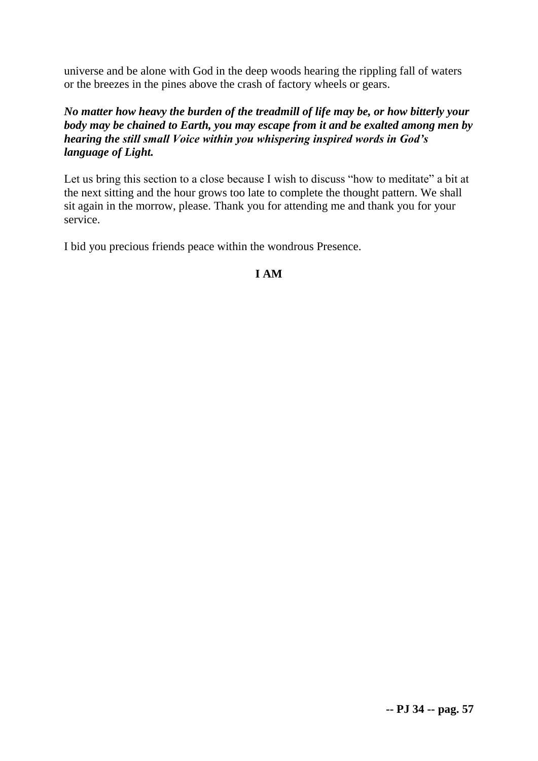universe and be alone with God in the deep woods hearing the rippling fall of waters or the breezes in the pines above the crash of factory wheels or gears.

***No matter how heavy the burden of the treadmill of life may be, or how bitterly your body may be chained to Earth, you may escape from it and be exalted among men by hearing the still small Voice within you whispering inspired words in God's language of Light.***

Let us bring this section to a close because I wish to discuss "how to meditate" a bit at the next sitting and the hour grows too late to complete the thought pattern. We shall sit again in the morrow, please. Thank you for attending me and thank you for your service.

I bid you precious friends peace within the wondrous Presence.

**I AM**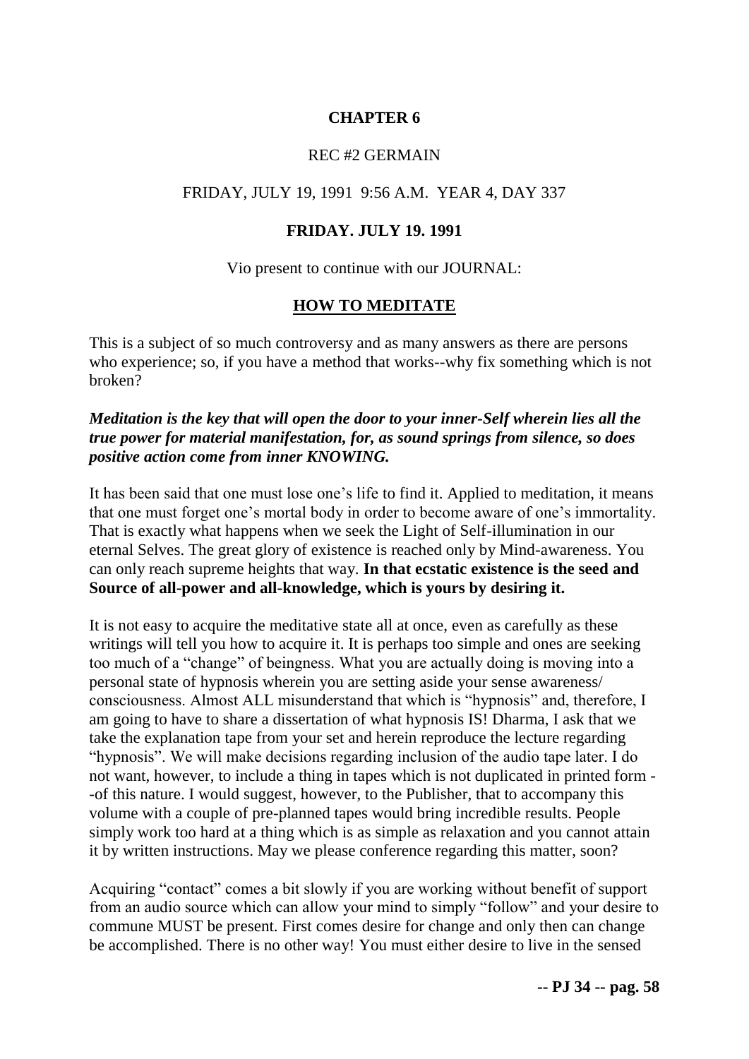## CHAPTER 6

REC #2 GERMAIN

FRIDAY, JULY 19, 1991 9:56 A.M. YEAR 4, DAY 337

**FRIDAY. JULY 19. 1991**

Vio present to continue with our JOURNAL:

### HOW TO MEDITATE

This is a subject of so much controversy and as many answers as there are persons who experience; so, if you have a method that works--why fix something which is not broken?

***Meditation is the key that will open the door to your inner-Self wherein lies all the true power for material manifestation, for, as sound springs from silence, so does positive action come from inner KNOWING.***

It has been said that one must lose one's life to find it. Applied to meditation, it means that one must forget one's mortal body in order to become aware of one's immortality. That is exactly what happens when we seek the Light of Self-illumination in our eternal Selves. The great glory of existence is reached only by Mind-awareness. You can only reach supreme heights that way. **In that ecstatic existence is the seed and Source of all-power and all-knowledge, which is yours by desiring it.**

It is not easy to acquire the meditative state all at once, even as carefully as these writings will tell you how to acquire it. It is perhaps too simple and ones are seeking too much of a "change" of beingness. What you are actually doing is moving into a personal state of hypnosis wherein you are setting aside your sense awareness/ consciousness. Almost ALL misunderstand that which is "hypnosis" and, therefore, I am going to have to share a dissertation of what hypnosis IS! Dharma, I ask that we take the explanation tape from your set and herein reproduce the lecture regarding "hypnosis". We will make decisions regarding inclusion of the audio tape later. I do not want, however, to include a thing in tapes which is not duplicated in printed form --of this nature. I would suggest, however, to the Publisher, that to accompany this volume with a couple of pre-planned tapes would bring incredible results. People simply work too hard at a thing which is as simple as relaxation and you cannot attain it by written instructions. May we please conference regarding this matter, soon?

Acquiring "contact" comes a bit slowly if you are working without benefit of support from an audio source which can allow your mind to simply "follow" and your desire to commune MUST be present. First comes desire for change and only then can change be accomplished. There is no other way! You must either desire to live in the sensed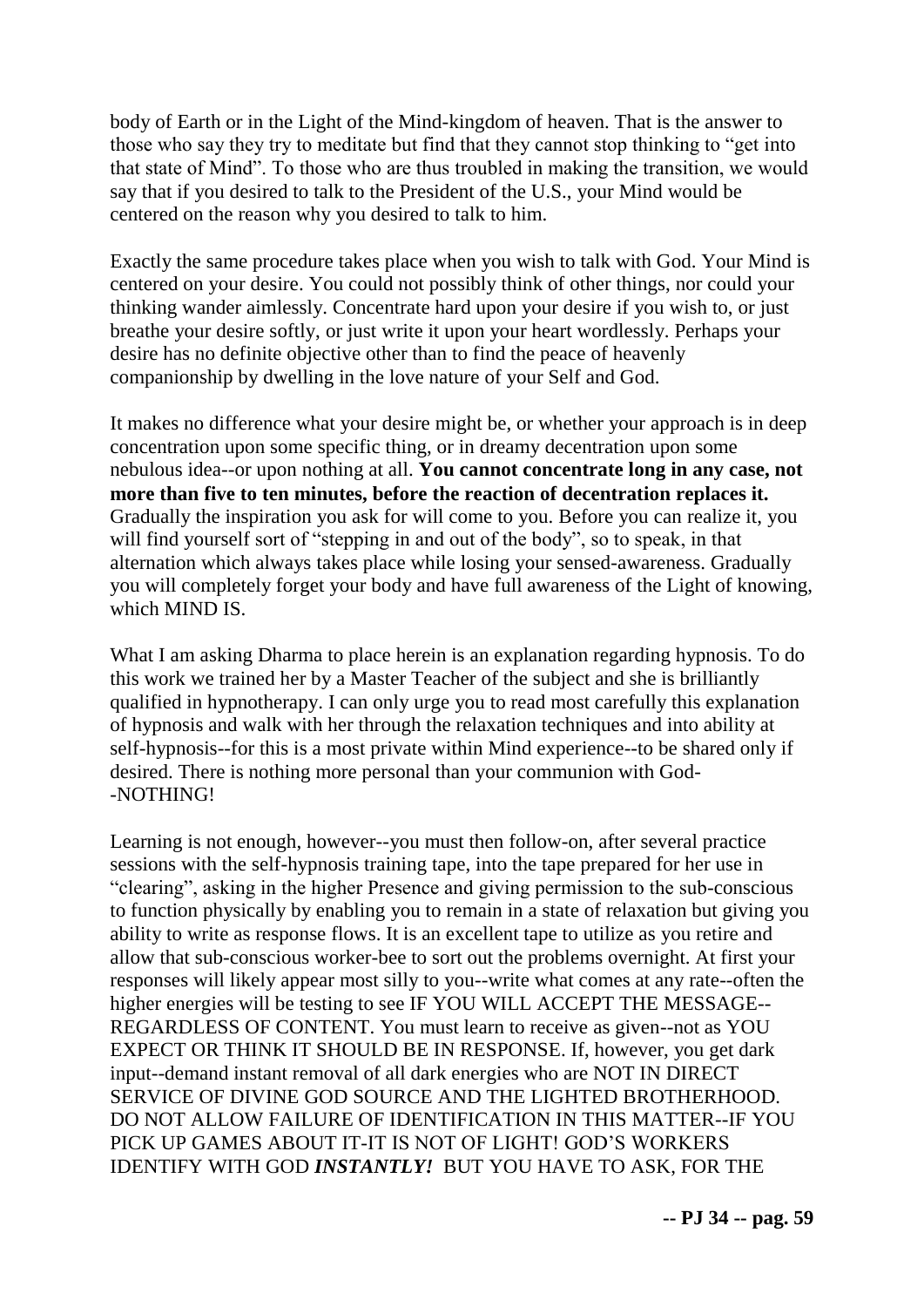body of Earth or in the Light of the Mind-kingdom of heaven. That is the answer to those who say they try to meditate but find that they cannot stop thinking to "get into that state of Mind". To those who are thus troubled in making the transition, we would say that if you desired to talk to the President of the U.S., your Mind would be centered on the reason why you desired to talk to him.

Exactly the same procedure takes place when you wish to talk with God. Your Mind is centered on your desire. You could not possibly think of other things, nor could your thinking wander aimlessly. Concentrate hard upon your desire if you wish to, or just breathe your desire softly, or just write it upon your heart wordlessly. Perhaps your desire has no definite objective other than to find the peace of heavenly companionship by dwelling in the love nature of your Self and God.

It makes no difference what your desire might be, or whether your approach is in deep concentration upon some specific thing, or in dreamy decentration upon some nebulous idea--or upon nothing at all. **You cannot concentrate long in any case, not more than five to ten minutes, before the reaction of decentration replaces it.** Gradually the inspiration you ask for will come to you. Before you can realize it, you will find yourself sort of "stepping in and out of the body", so to speak, in that alternation which always takes place while losing your sensed-awareness. Gradually you will completely forget your body and have full awareness of the Light of knowing, which MIND IS.

What I am asking Dharma to place herein is an explanation regarding hypnosis. To do this work we trained her by a Master Teacher of the subject and she is brilliantly qualified in hypnotherapy. I can only urge you to read most carefully this explanation of hypnosis and walk with her through the relaxation techniques and into ability at self-hypnosis--for this is a most private within Mind experience--to be shared only if desired. There is nothing more personal than your communion with God--NOTHING!

Learning is not enough, however--you must then follow-on, after several practice sessions with the self-hypnosis training tape, into the tape prepared for her use in "clearing", asking in the higher Presence and giving permission to the sub-conscious to function physically by enabling you to remain in a state of relaxation but giving you ability to write as response flows. It is an excellent tape to utilize as you retire and allow that sub-conscious worker-bee to sort out the problems overnight. At first your responses will likely appear most silly to you--write what comes at any rate--often the higher energies will be testing to see IF YOU WILL ACCEPT THE MESSAGE--REGARDLESS OF CONTENT. You must learn to receive as given--not as YOU EXPECT OR THINK IT SHOULD BE IN RESPONSE. If, however, you get dark input--demand instant removal of all dark energies who are NOT IN DIRECT SERVICE OF DIVINE GOD SOURCE AND THE LIGHTED BROTHERHOOD. DO NOT ALLOW FAILURE OF IDENTIFICATION IN THIS MATTER--IF YOU PICK UP GAMES ABOUT IT-IT IS NOT OF LIGHT! GOD'S WORKERS IDENTIFY WITH GOD ***INSTANTLY!*** BUT YOU HAVE TO ASK, FOR THE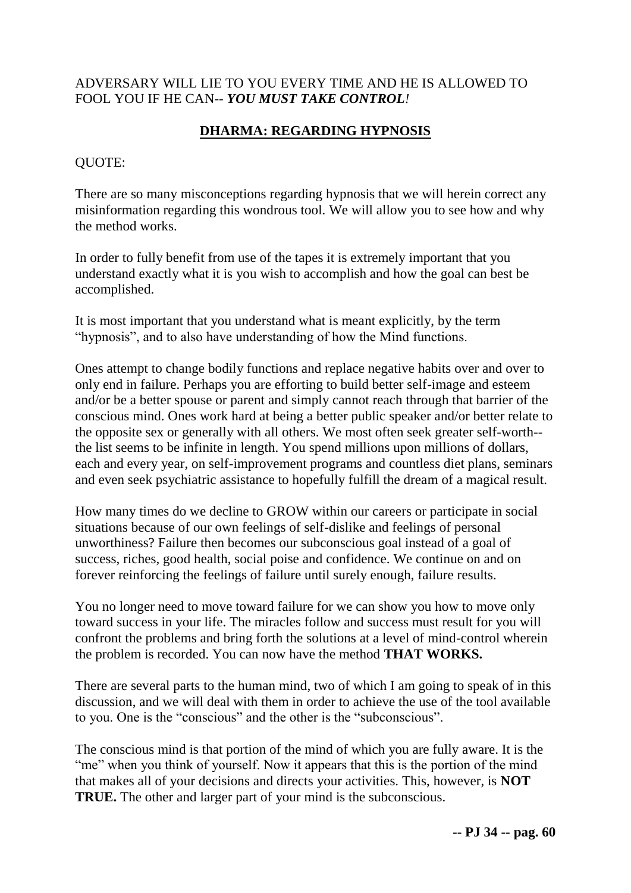ADVERSARY WILL LIE TO YOU EVERY TIME AND HE IS ALLOWED TO FOOL YOU IF HE CAN-- ***YOU MUST TAKE CONTROL!***

## DHARMA: REGARDING HYPNOSIS

QUOTE:

There are so many misconceptions regarding hypnosis that we will herein correct any misinformation regarding this wondrous tool. We will allow you to see how and why the method works.

In order to fully benefit from use of the tapes it is extremely important that you understand exactly what it is you wish to accomplish and how the goal can best be accomplished.

It is most important that you understand what is meant explicitly, by the term "hypnosis", and to also have understanding of how the Mind functions.

Ones attempt to change bodily functions and replace negative habits over and over to only end in failure. Perhaps you are efforting to build better self-image and esteem and/or be a better spouse or parent and simply cannot reach through that barrier of the conscious mind. Ones work hard at being a better public speaker and/or better relate to the opposite sex or generally with all others. We most often seek greater self-worth--the list seems to be infinite in length. You spend millions upon millions of dollars, each and every year, on self-improvement programs and countless diet plans, seminars and even seek psychiatric assistance to hopefully fulfill the dream of a magical result.

How many times do we decline to GROW within our careers or participate in social situations because of our own feelings of self-dislike and feelings of personal unworthiness? Failure then becomes our subconscious goal instead of a goal of success, riches, good health, social poise and confidence. We continue on and on forever reinforcing the feelings of failure until surely enough, failure results.

You no longer need to move toward failure for we can show you how to move only toward success in your life. The miracles follow and success must result for you will confront the problems and bring forth the solutions at a level of mind-control wherein the problem is recorded. You can now have the method **THAT WORKS.**

There are several parts to the human mind, two of which I am going to speak of in this discussion, and we will deal with them in order to achieve the use of the tool available to you. One is the "conscious" and the other is the "subconscious".

The conscious mind is that portion of the mind of which you are fully aware. It is the "me" when you think of yourself. Now it appears that this is the portion of the mind that makes all of your decisions and directs your activities. This, however, is **NOT TRUE.** The other and larger part of your mind is the subconscious.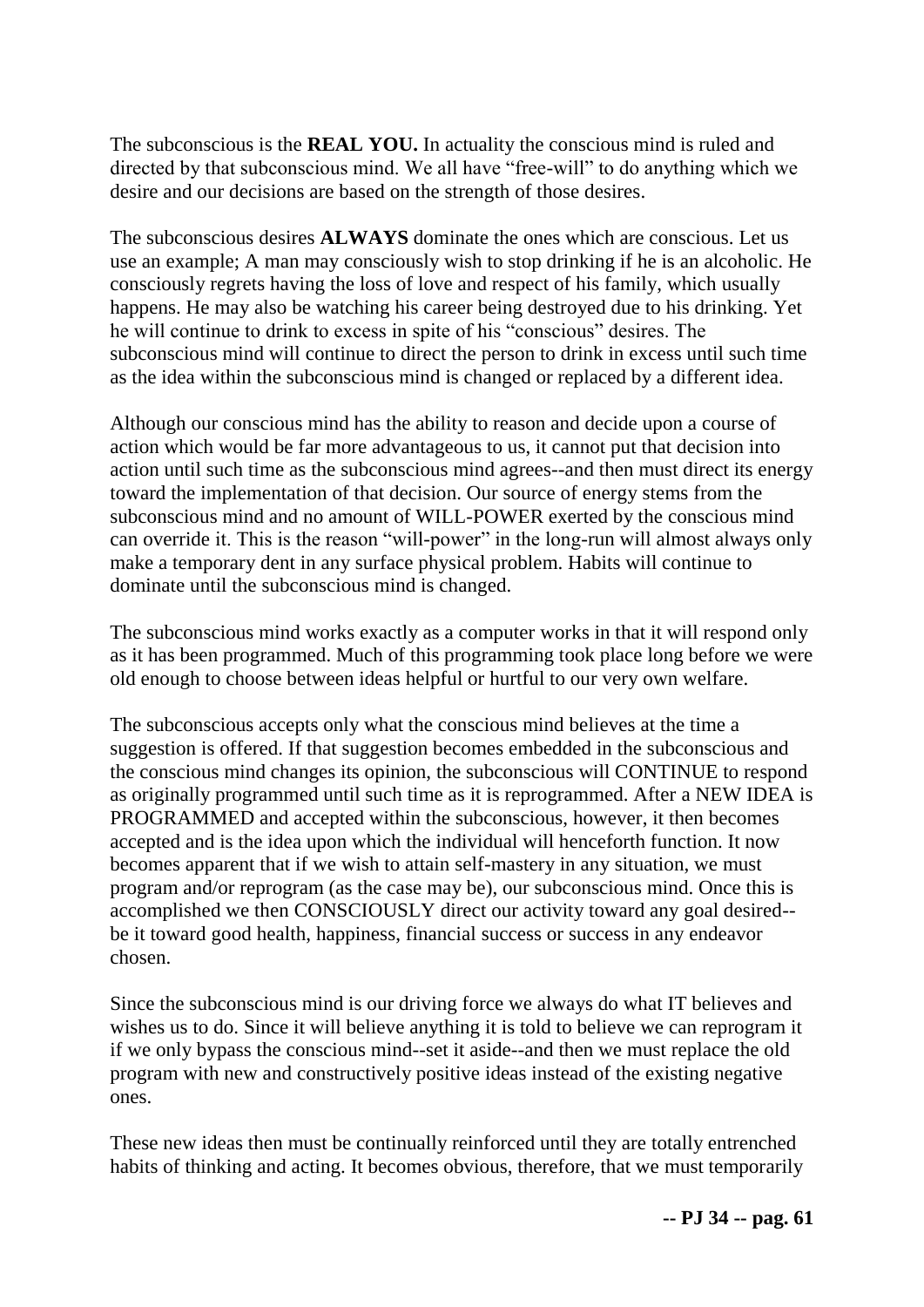The subconscious is the **REAL YOU.** In actuality the conscious mind is ruled and directed by that subconscious mind. We all have "free-will" to do anything which we desire and our decisions are based on the strength of those desires.

The subconscious desires **ALWAYS** dominate the ones which are conscious. Let us use an example; A man may consciously wish to stop drinking if he is an alcoholic. He consciously regrets having the loss of love and respect of his family, which usually happens. He may also be watching his career being destroyed due to his drinking. Yet he will continue to drink to excess in spite of his "conscious" desires. The subconscious mind will continue to direct the person to drink in excess until such time as the idea within the subconscious mind is changed or replaced by a different idea.

Although our conscious mind has the ability to reason and decide upon a course of action which would be far more advantageous to us, it cannot put that decision into action until such time as the subconscious mind agrees--and then must direct its energy toward the implementation of that decision. Our source of energy stems from the subconscious mind and no amount of WILL-POWER exerted by the conscious mind can override it. This is the reason "will-power" in the long-run will almost always only make a temporary dent in any surface physical problem. Habits will continue to dominate until the subconscious mind is changed.

The subconscious mind works exactly as a computer works in that it will respond only as it has been programmed. Much of this programming took place long before we were old enough to choose between ideas helpful or hurtful to our very own welfare.

The subconscious accepts only what the conscious mind believes at the time a suggestion is offered. If that suggestion becomes embedded in the subconscious and the conscious mind changes its opinion, the subconscious will CONTINUE to respond as originally programmed until such time as it is reprogrammed. After a NEW IDEA is PROGRAMMED and accepted within the subconscious, however, it then becomes accepted and is the idea upon which the individual will henceforth function. It now becomes apparent that if we wish to attain self-mastery in any situation, we must program and/or reprogram (as the case may be), our subconscious mind. Once this is accomplished we then CONSCIOUSLY direct our activity toward any goal desired--be it toward good health, happiness, financial success or success in any endeavor chosen.

Since the subconscious mind is our driving force we always do what IT believes and wishes us to do. Since it will believe anything it is told to believe we can reprogram it if we only bypass the conscious mind--set it aside--and then we must replace the old program with new and constructively positive ideas instead of the existing negative ones.

These new ideas then must be continually reinforced until they are totally entrenched habits of thinking and acting. It becomes obvious, therefore, that we must temporarily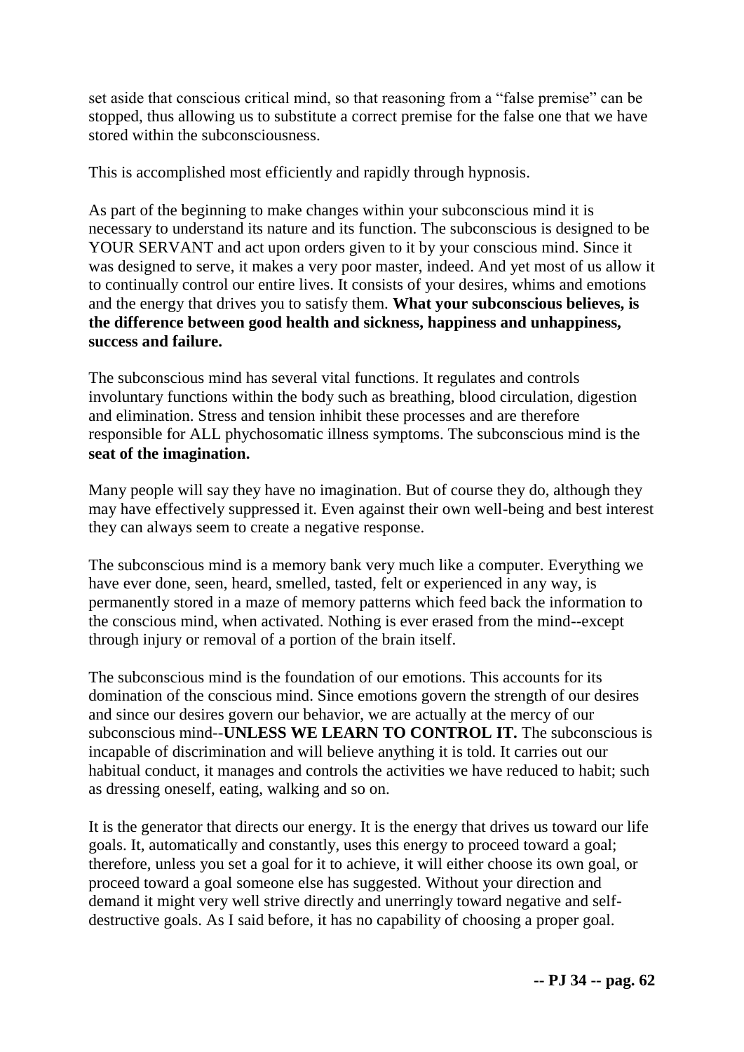set aside that conscious critical mind, so that reasoning from a "false premise" can be stopped, thus allowing us to substitute a correct premise for the false one that we have stored within the subconsciousness.

This is accomplished most efficiently and rapidly through hypnosis.

As part of the beginning to make changes within your subconscious mind it is necessary to understand its nature and its function. The subconscious is designed to be YOUR SERVANT and act upon orders given to it by your conscious mind. Since it was designed to serve, it makes a very poor master, indeed. And yet most of us allow it to continually control our entire lives. It consists of your desires, whims and emotions and the energy that drives you to satisfy them. **What your subconscious believes, is the difference between good health and sickness, happiness and unhappiness, success and failure.**

The subconscious mind has several vital functions. It regulates and controls involuntary functions within the body such as breathing, blood circulation, digestion and elimination. Stress and tension inhibit these processes and are therefore responsible for ALL phychosomatic illness symptoms. The subconscious mind is the **seat of the imagination.**

Many people will say they have no imagination. But of course they do, although they may have effectively suppressed it. Even against their own well-being and best interest they can always seem to create a negative response.

The subconscious mind is a memory bank very much like a computer. Everything we have ever done, seen, heard, smelled, tasted, felt or experienced in any way, is permanently stored in a maze of memory patterns which feed back the information to the conscious mind, when activated. Nothing is ever erased from the mind--except through injury or removal of a portion of the brain itself.

The subconscious mind is the foundation of our emotions. This accounts for its domination of the conscious mind. Since emotions govern the strength of our desires and since our desires govern our behavior, we are actually at the mercy of our subconscious mind--**UNLESS WE LEARN TO CONTROL IT.** The subconscious is incapable of discrimination and will believe anything it is told. It carries out our habitual conduct, it manages and controls the activities we have reduced to habit; such as dressing oneself, eating, walking and so on.

It is the generator that directs our energy. It is the energy that drives us toward our life goals. It, automatically and constantly, uses this energy to proceed toward a goal; therefore, unless you set a goal for it to achieve, it will either choose its own goal, or proceed toward a goal someone else has suggested. Without your direction and demand it might very well strive directly and unerringly toward negative and self-destructive goals. As I said before, it has no capability of choosing a proper goal.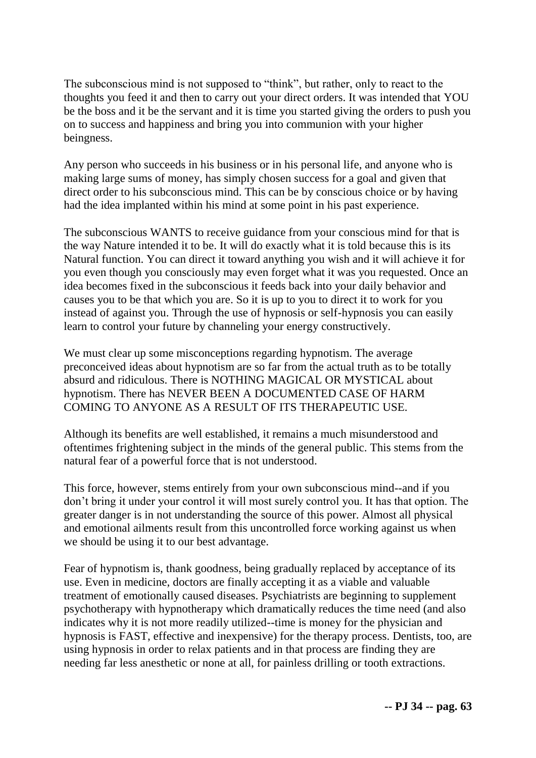The subconscious mind is not supposed to "think", but rather, only to react to the thoughts you feed it and then to carry out your direct orders. It was intended that YOU be the boss and it be the servant and it is time you started giving the orders to push you on to success and happiness and bring you into communion with your higher beingness.

Any person who succeeds in his business or in his personal life, and anyone who is making large sums of money, has simply chosen success for a goal and given that direct order to his subconscious mind. This can be by conscious choice or by having had the idea implanted within his mind at some point in his past experience.

The subconscious WANTS to receive guidance from your conscious mind for that is the way Nature intended it to be. It will do exactly what it is told because this is its Natural function. You can direct it toward anything you wish and it will achieve it for you even though you consciously may even forget what it was you requested. Once an idea becomes fixed in the subconscious it feeds back into your daily behavior and causes you to be that which you are. So it is up to you to direct it to work for you instead of against you. Through the use of hypnosis or self-hypnosis you can easily learn to control your future by channeling your energy constructively.

We must clear up some misconceptions regarding hypnotism. The average preconceived ideas about hypnotism are so far from the actual truth as to be totally absurd and ridiculous. There is NOTHING MAGICAL OR MYSTICAL about hypnotism. There has NEVER BEEN A DOCUMENTED CASE OF HARM COMING TO ANYONE AS A RESULT OF ITS THERAPEUTIC USE.

Although its benefits are well established, it remains a much misunderstood and oftentimes frightening subject in the minds of the general public. This stems from the natural fear of a powerful force that is not understood.

This force, however, stems entirely from your own subconscious mind--and if you don't bring it under your control it will most surely control you. It has that option. The greater danger is in not understanding the source of this power. Almost all physical and emotional ailments result from this uncontrolled force working against us when we should be using it to our best advantage.

Fear of hypnotism is, thank goodness, being gradually replaced by acceptance of its use. Even in medicine, doctors are finally accepting it as a viable and valuable treatment of emotionally caused diseases. Psychiatrists are beginning to supplement psychotherapy with hypnotherapy which dramatically reduces the time need (and also indicates why it is not more readily utilized--time is money for the physician and hypnosis is FAST, effective and inexpensive) for the therapy process. Dentists, too, are using hypnosis in order to relax patients and in that process are finding they are needing far less anesthetic or none at all, for painless drilling or tooth extractions.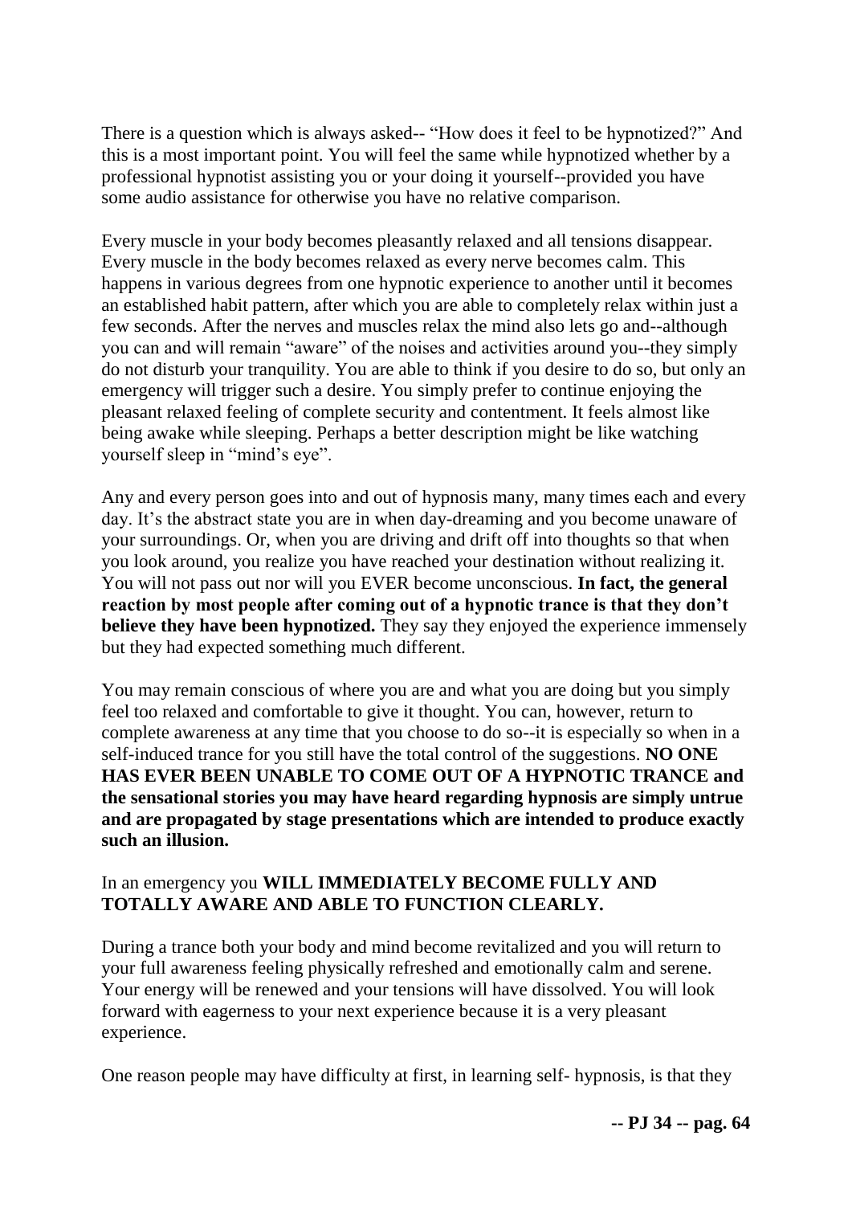There is a question which is always asked-- "How does it feel to be hypnotized?" And this is a most important point. You will feel the same while hypnotized whether by a professional hypnotist assisting you or your doing it yourself--provided you have some audio assistance for otherwise you have no relative comparison.

Every muscle in your body becomes pleasantly relaxed and all tensions disappear. Every muscle in the body becomes relaxed as every nerve becomes calm. This happens in various degrees from one hypnotic experience to another until it becomes an established habit pattern, after which you are able to completely relax within just a few seconds. After the nerves and muscles relax the mind also lets go and--although you can and will remain "aware" of the noises and activities around you--they simply do not disturb your tranquility. You are able to think if you desire to do so, but only an emergency will trigger such a desire. You simply prefer to continue enjoying the pleasant relaxed feeling of complete security and contentment. It feels almost like being awake while sleeping. Perhaps a better description might be like watching yourself sleep in "mind's eye".

Any and every person goes into and out of hypnosis many, many times each and every day. It's the abstract state you are in when day-dreaming and you become unaware of your surroundings. Or, when you are driving and drift off into thoughts so that when you look around, you realize you have reached your destination without realizing it. You will not pass out nor will you EVER become unconscious. **In fact, the general reaction by most people after coming out of a hypnotic trance is that they don't believe they have been hypnotized.** They say they enjoyed the experience immensely but they had expected something much different.

You may remain conscious of where you are and what you are doing but you simply feel too relaxed and comfortable to give it thought. You can, however, return to complete awareness at any time that you choose to do so--it is especially so when in a self-induced trance for you still have the total control of the suggestions. **NO ONE HAS EVER BEEN UNABLE TO COME OUT OF A HYPNOTIC TRANCE and the sensational stories you may have heard regarding hypnosis are simply untrue and are propagated by stage presentations which are intended to produce exactly such an illusion.**

In an emergency you **WILL IMMEDIATELY BECOME FULLY AND TOTALLY AWARE AND ABLE TO FUNCTION CLEARLY.**

During a trance both your body and mind become revitalized and you will return to your full awareness feeling physically refreshed and emotionally calm and serene. Your energy will be renewed and your tensions will have dissolved. You will look forward with eagerness to your next experience because it is a very pleasant experience.

One reason people may have difficulty at first, in learning self- hypnosis, is that they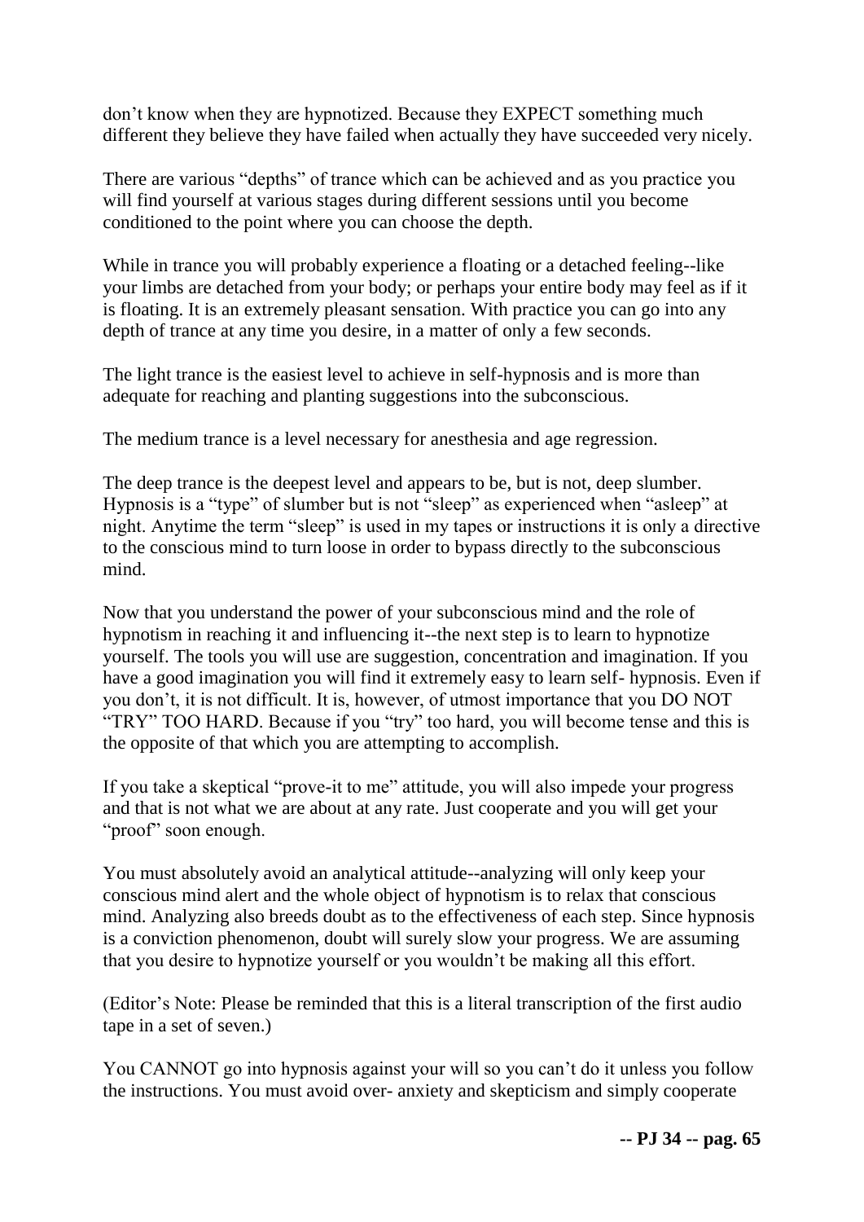don't know when they are hypnotized. Because they EXPECT something much different they believe they have failed when actually they have succeeded very nicely.

There are various "depths" of trance which can be achieved and as you practice you will find yourself at various stages during different sessions until you become conditioned to the point where you can choose the depth.

While in trance you will probably experience a floating or a detached feeling--like your limbs are detached from your body; or perhaps your entire body may feel as if it is floating. It is an extremely pleasant sensation. With practice you can go into any depth of trance at any time you desire, in a matter of only a few seconds.

The light trance is the easiest level to achieve in self-hypnosis and is more than adequate for reaching and planting suggestions into the subconscious.

The medium trance is a level necessary for anesthesia and age regression.

The deep trance is the deepest level and appears to be, but is not, deep slumber. Hypnosis is a "type" of slumber but is not "sleep" as experienced when "asleep" at night. Anytime the term "sleep" is used in my tapes or instructions it is only a directive to the conscious mind to turn loose in order to bypass directly to the subconscious mind.

Now that you understand the power of your subconscious mind and the role of hypnotism in reaching it and influencing it--the next step is to learn to hypnotize yourself. The tools you will use are suggestion, concentration and imagination. If you have a good imagination you will find it extremely easy to learn self- hypnosis. Even if you don't, it is not difficult. It is, however, of utmost importance that you DO NOT "TRY" TOO HARD. Because if you "try" too hard, you will become tense and this is the opposite of that which you are attempting to accomplish.

If you take a skeptical "prove-it to me" attitude, you will also impede your progress and that is not what we are about at any rate. Just cooperate and you will get your "proof" soon enough.

You must absolutely avoid an analytical attitude--analyzing will only keep your conscious mind alert and the whole object of hypnotism is to relax that conscious mind. Analyzing also breeds doubt as to the effectiveness of each step. Since hypnosis is a conviction phenomenon, doubt will surely slow your progress. We are assuming that you desire to hypnotize yourself or you wouldn't be making all this effort.

(Editor's Note: Please be reminded that this is a literal transcription of the first audio tape in a set of seven.)

You CANNOT go into hypnosis against your will so you can't do it unless you follow the instructions. You must avoid over- anxiety and skepticism and simply cooperate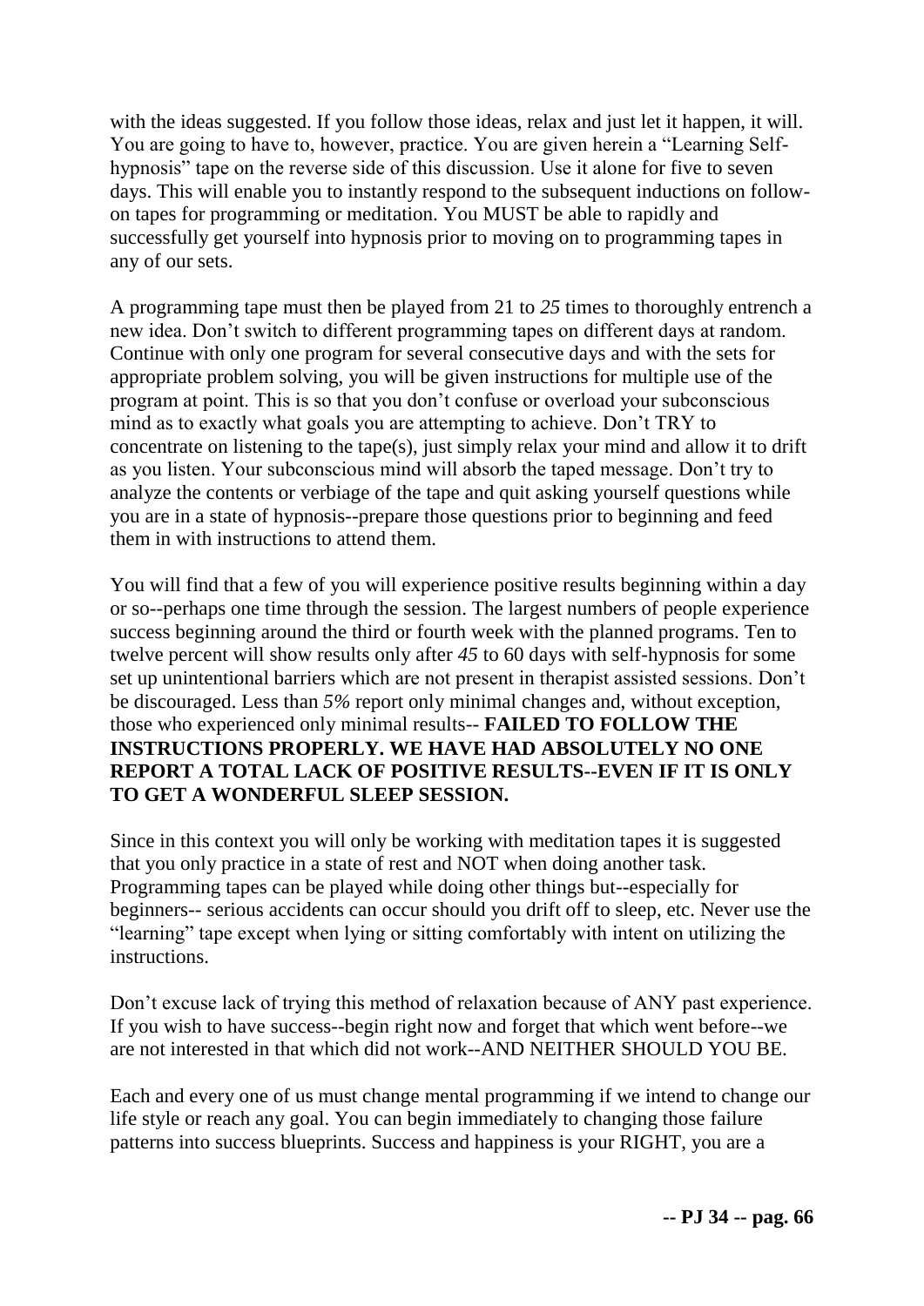with the ideas suggested. If you follow those ideas, relax and just let it happen, it will. You are going to have to, however, practice. You are given herein a "Learning Self-hypnosis" tape on the reverse side of this discussion. Use it alone for five to seven days. This will enable you to instantly respond to the subsequent inductions on follow-on tapes for programming or meditation. You MUST be able to rapidly and successfully get yourself into hypnosis prior to moving on to programming tapes in any of our sets.

A programming tape must then be played from 21 to *25* times to thoroughly entrench a new idea. Don't switch to different programming tapes on different days at random. Continue with only one program for several consecutive days and with the sets for appropriate problem solving, you will be given instructions for multiple use of the program at point. This is so that you don't confuse or overload your subconscious mind as to exactly what goals you are attempting to achieve. Don't TRY to concentrate on listening to the tape(s), just simply relax your mind and allow it to drift as you listen. Your subconscious mind will absorb the taped message. Don't try to analyze the contents or verbiage of the tape and quit asking yourself questions while you are in a state of hypnosis--prepare those questions prior to beginning and feed them in with instructions to attend them.

You will find that a few of you will experience positive results beginning within a day or so--perhaps one time through the session. The largest numbers of people experience success beginning around the third or fourth week with the planned programs. Ten to twelve percent will show results only after *45* to 60 days with self-hypnosis for some set up unintentional barriers which are not present in therapist assisted sessions. Don't be discouraged. Less than *5%* report only minimal changes and, without exception, those who experienced only minimal results-- **FAILED TO FOLLOW THE INSTRUCTIONS PROPERLY. WE HAVE HAD ABSOLUTELY NO ONE REPORT A TOTAL LACK OF POSITIVE RESULTS--EVEN IF IT IS ONLY TO GET A WONDERFUL SLEEP SESSION.**

Since in this context you will only be working with meditation tapes it is suggested that you only practice in a state of rest and NOT when doing another task. Programming tapes can be played while doing other things but--especially for beginners-- serious accidents can occur should you drift off to sleep, etc. Never use the "learning" tape except when lying or sitting comfortably with intent on utilizing the instructions.

Don't excuse lack of trying this method of relaxation because of ANY past experience. If you wish to have success--begin right now and forget that which went before--we are not interested in that which did not work--AND NEITHER SHOULD YOU BE.

Each and every one of us must change mental programming if we intend to change our life style or reach any goal. You can begin immediately to changing those failure patterns into success blueprints. Success and happiness is your RIGHT, you are a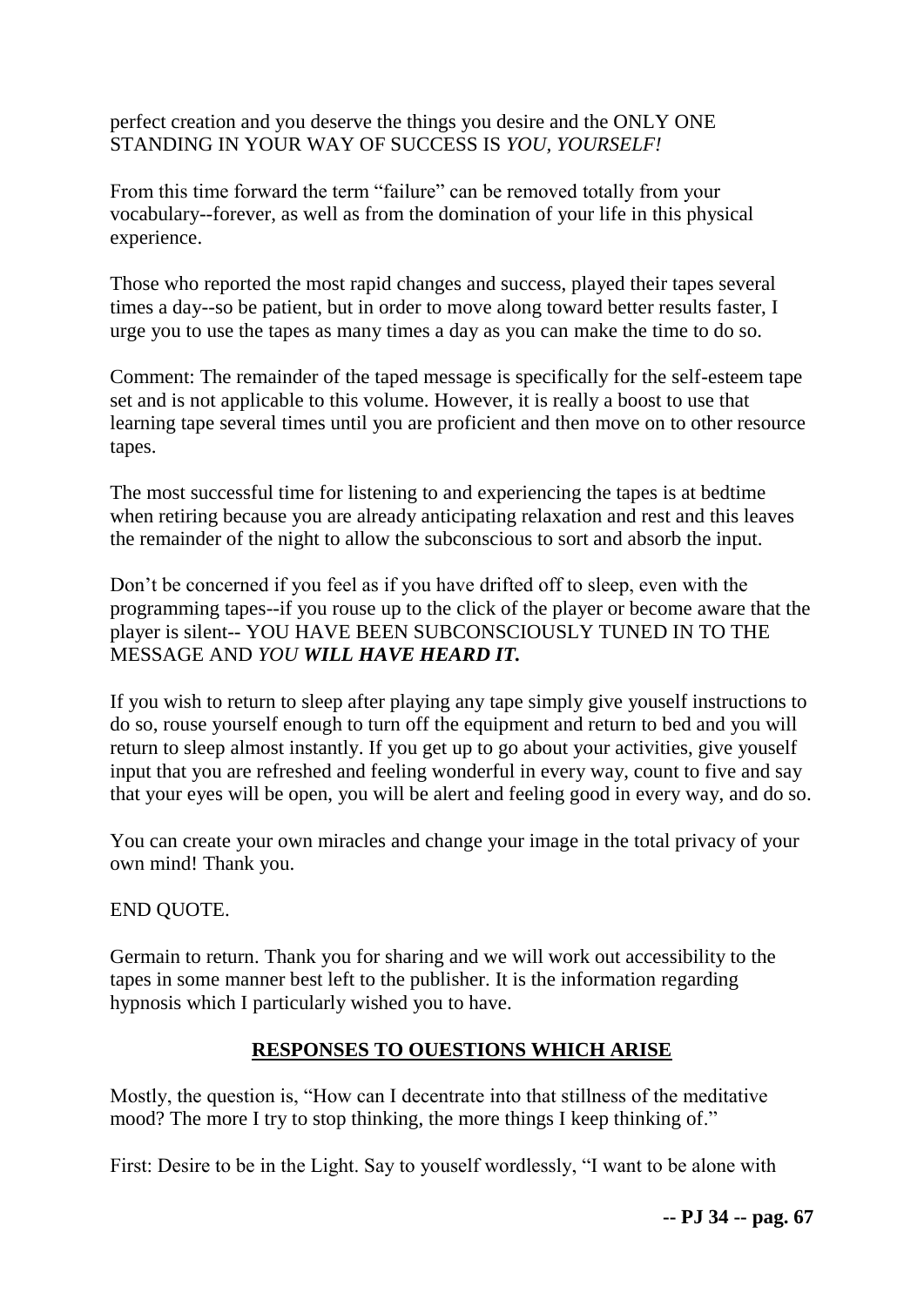perfect creation and you deserve the things you desire and the ONLY ONE STANDING IN YOUR WAY OF SUCCESS IS *YOU, YOURSELF!*

From this time forward the term "failure" can be removed totally from your vocabulary--forever, as well as from the domination of your life in this physical experience.

Those who reported the most rapid changes and success, played their tapes several times a day--so be patient, but in order to move along toward better results faster, I urge you to use the tapes as many times a day as you can make the time to do so.

Comment: The remainder of the taped message is specifically for the self-esteem tape set and is not applicable to this volume. However, it is really a boost to use that learning tape several times until you are proficient and then move on to other resource tapes.

The most successful time for listening to and experiencing the tapes is at bedtime when retiring because you are already anticipating relaxation and rest and this leaves the remainder of the night to allow the subconscious to sort and absorb the input.

Don't be concerned if you feel as if you have drifted off to sleep, even with the programming tapes--if you rouse up to the click of the player or become aware that the player is silent-- YOU HAVE BEEN SUBCONSCIOUSLY TUNED IN TO THE MESSAGE AND *YOU* ***WILL HAVE HEARD IT.***

If you wish to return to sleep after playing any tape simply give youself instructions to do so, rouse yourself enough to turn off the equipment and return to bed and you will return to sleep almost instantly. If you get up to go about your activities, give youself input that you are refreshed and feeling wonderful in every way, count to five and say that your eyes will be open, you will be alert and feeling good in every way, and do so.

You can create your own miracles and change your image in the total privacy of your own mind! Thank you.

END QUOTE.

Germain to return. Thank you for sharing and we will work out accessibility to the tapes in some manner best left to the publisher. It is the information regarding hypnosis which I particularly wished you to have.

## RESPONSES TO OUESTIONS WHICH ARISE

Mostly, the question is, "How can I decentrate into that stillness of the meditative mood? The more I try to stop thinking, the more things I keep thinking of."

First: Desire to be in the Light. Say to youself wordlessly, "I want to be alone with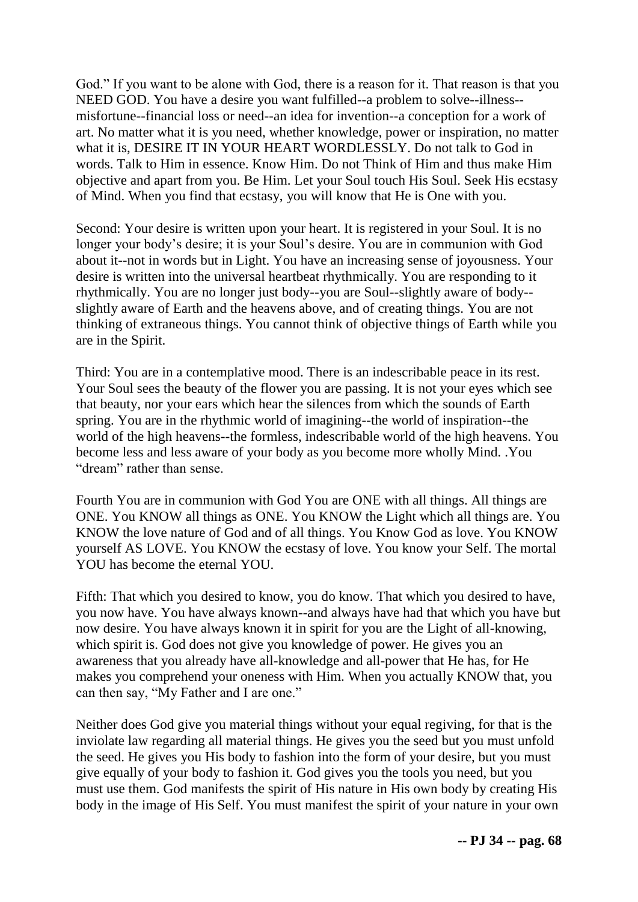God." If you want to be alone with God, there is a reason for it. That reason is that you NEED GOD. You have a desire you want fulfilled--a problem to solve--illness--misfortune--financial loss or need--an idea for invention--a conception for a work of art. No matter what it is you need, whether knowledge, power or inspiration, no matter what it is, DESIRE IT IN YOUR HEART WORDLESSLY. Do not talk to God in words. Talk to Him in essence. Know Him. Do not Think of Him and thus make Him objective and apart from you. Be Him. Let your Soul touch His Soul. Seek His ecstasy of Mind. When you find that ecstasy, you will know that He is One with you.

Second: Your desire is written upon your heart. It is registered in your Soul. It is no longer your body's desire; it is your Soul's desire. You are in communion with God about it--not in words but in Light. You have an increasing sense of joyousness. Your desire is written into the universal heartbeat rhythmically. You are responding to it rhythmically. You are no longer just body--you are Soul--slightly aware of body--slightly aware of Earth and the heavens above, and of creating things. You are not thinking of extraneous things. You cannot think of objective things of Earth while you are in the Spirit.

Third: You are in a contemplative mood. There is an indescribable peace in its rest. Your Soul sees the beauty of the flower you are passing. It is not your eyes which see that beauty, nor your ears which hear the silences from which the sounds of Earth spring. You are in the rhythmic world of imagining--the world of inspiration--the world of the high heavens--the formless, indescribable world of the high heavens. You become less and less aware of your body as you become more wholly Mind. .You "dream" rather than sense.

Fourth You are in communion with God You are ONE with all things. All things are ONE. You KNOW all things as ONE. You KNOW the Light which all things are. You KNOW the love nature of God and of all things. You Know God as love. You KNOW yourself AS LOVE. You KNOW the ecstasy of love. You know your Self. The mortal YOU has become the eternal YOU.

Fifth: That which you desired to know, you do know. That which you desired to have, you now have. You have always known--and always have had that which you have but now desire. You have always known it in spirit for you are the Light of all-knowing, which spirit is. God does not give you knowledge of power. He gives you an awareness that you already have all-knowledge and all-power that He has, for He makes you comprehend your oneness with Him. When you actually KNOW that, you can then say, "My Father and I are one."

Neither does God give you material things without your equal regiving, for that is the inviolate law regarding all material things. He gives you the seed but you must unfold the seed. He gives you His body to fashion into the form of your desire, but you must give equally of your body to fashion it. God gives you the tools you need, but you must use them. God manifests the spirit of His nature in His own body by creating His body in the image of His Self. You must manifest the spirit of your nature in your own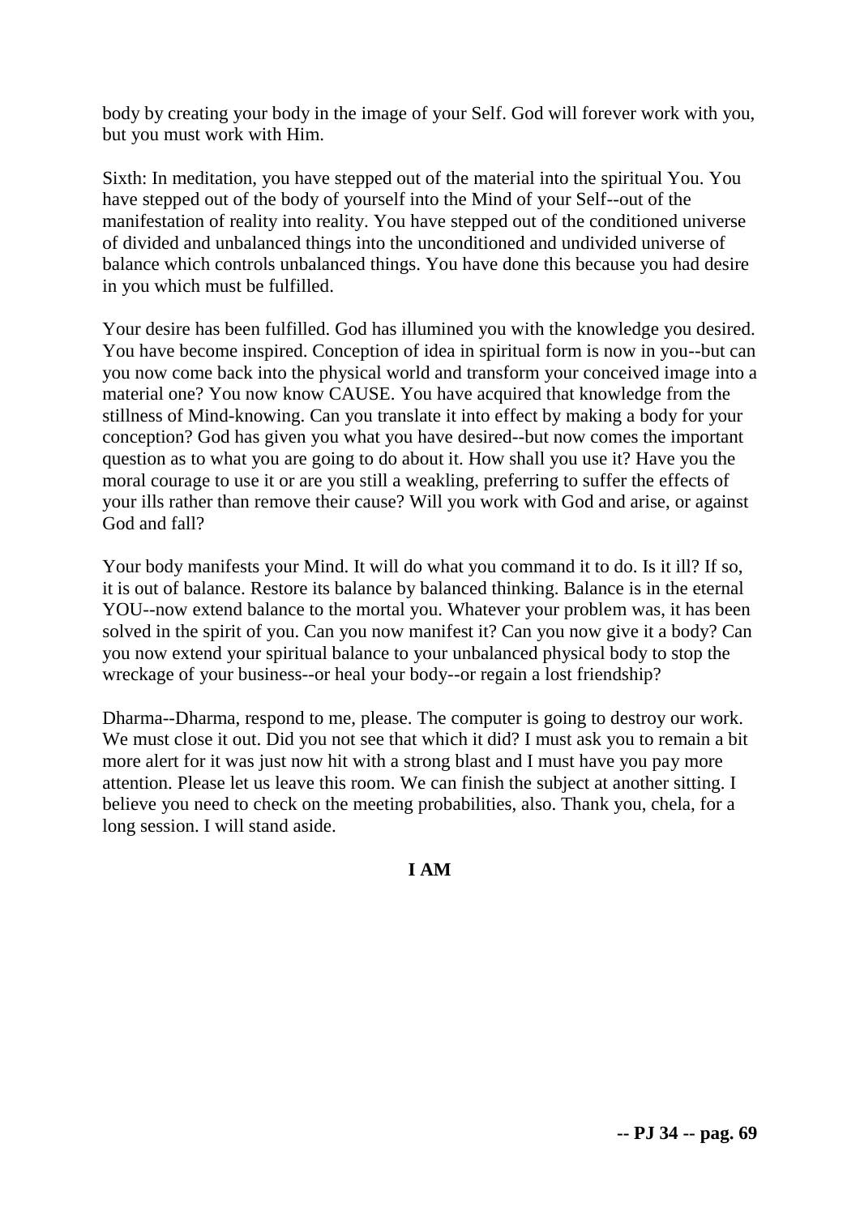body by creating your body in the image of your Self. God will forever work with you, but you must work with Him.

Sixth: In meditation, you have stepped out of the material into the spiritual You. You have stepped out of the body of yourself into the Mind of your Self--out of the manifestation of reality into reality. You have stepped out of the conditioned universe of divided and unbalanced things into the unconditioned and undivided universe of balance which controls unbalanced things. You have done this because you had desire in you which must be fulfilled.

Your desire has been fulfilled. God has illumined you with the knowledge you desired. You have become inspired. Conception of idea in spiritual form is now in you--but can you now come back into the physical world and transform your conceived image into a material one? You now know CAUSE. You have acquired that knowledge from the stillness of Mind-knowing. Can you translate it into effect by making a body for your conception? God has given you what you have desired--but now comes the important question as to what you are going to do about it. How shall you use it? Have you the moral courage to use it or are you still a weakling, preferring to suffer the effects of your ills rather than remove their cause? Will you work with God and arise, or against God and fall?

Your body manifests your Mind. It will do what you command it to do. Is it ill? If so, it is out of balance. Restore its balance by balanced thinking. Balance is in the eternal YOU--now extend balance to the mortal you. Whatever your problem was, it has been solved in the spirit of you. Can you now manifest it? Can you now give it a body? Can you now extend your spiritual balance to your unbalanced physical body to stop the wreckage of your business--or heal your body--or regain a lost friendship?

Dharma--Dharma, respond to me, please. The computer is going to destroy our work. We must close it out. Did you not see that which it did? I must ask you to remain a bit more alert for it was just now hit with a strong blast and I must have you pay more attention. Please let us leave this room. We can finish the subject at another sitting. I believe you need to check on the meeting probabilities, also. Thank you, chela, for a long session. I will stand aside.

**I AM**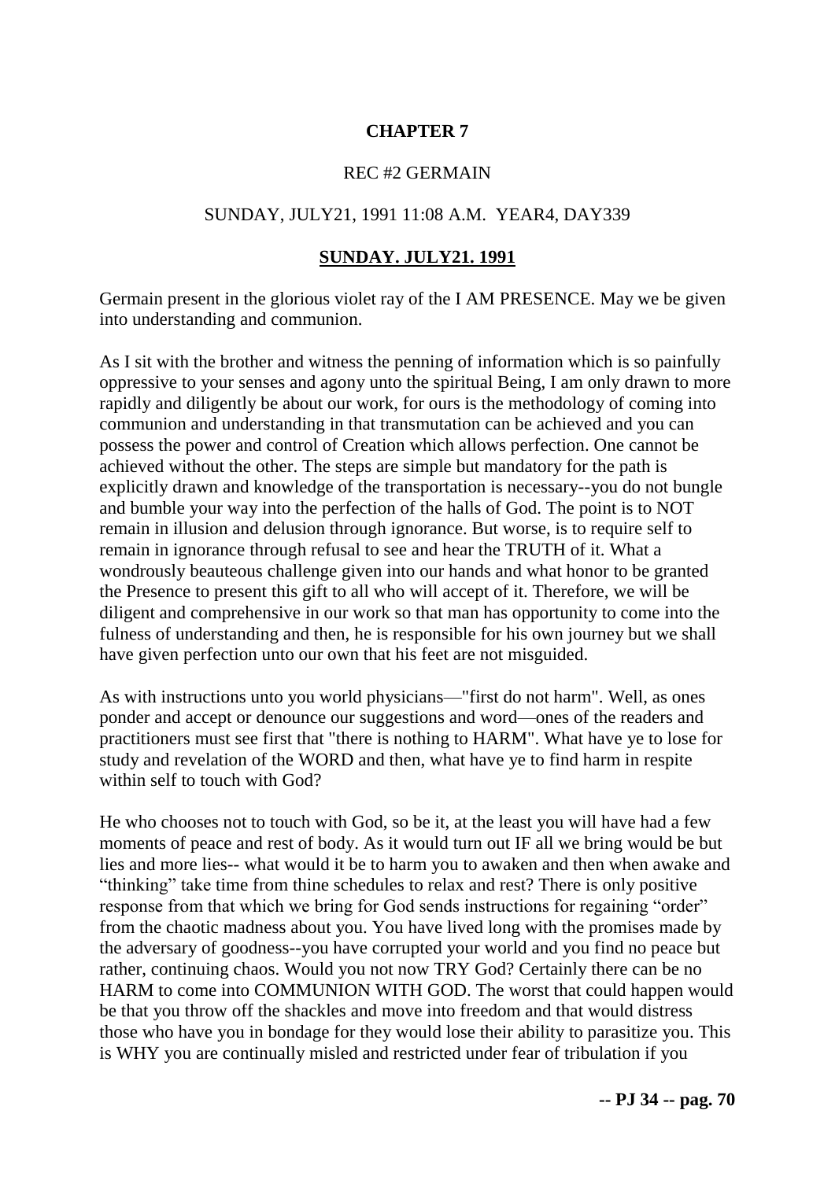**CHAPTER 7**

REC #2 GERMAIN

SUNDAY, JULY21, 1991 11:08 A.M. YEAR4, DAY339

**SUNDAY. JULY21. 1991**

Germain present in the glorious violet ray of the I AM PRESENCE. May we be given into understanding and communion.

As I sit with the brother and witness the penning of information which is so painfully oppressive to your senses and agony unto the spiritual Being, I am only drawn to more rapidly and diligently be about our work, for ours is the methodology of coming into communion and understanding in that transmutation can be achieved and you can possess the power and control of Creation which allows perfection. One cannot be achieved without the other. The steps are simple but mandatory for the path is explicitly drawn and knowledge of the transportation is necessary--you do not bungle and bumble your way into the perfection of the halls of God. The point is to NOT remain in illusion and delusion through ignorance. But worse, is to require self to remain in ignorance through refusal to see and hear the TRUTH of it. What a wondrously beauteous challenge given into our hands and what honor to be granted the Presence to present this gift to all who will accept of it. Therefore, we will be diligent and comprehensive in our work so that man has opportunity to come into the fulness of understanding and then, he is responsible for his own journey but we shall have given perfection unto our own that his feet are not misguided.

As with instructions unto you world physicians—"first do not harm". Well, as ones ponder and accept or denounce our suggestions and word—ones of the readers and practitioners must see first that "there is nothing to HARM". What have ye to lose for study and revelation of the WORD and then, what have ye to find harm in respite within self to touch with God?

He who chooses not to touch with God, so be it, at the least you will have had a few moments of peace and rest of body. As it would turn out IF all we bring would be but lies and more lies-- what would it be to harm you to awaken and then when awake and "thinking" take time from thine schedules to relax and rest? There is only positive response from that which we bring for God sends instructions for regaining "order" from the chaotic madness about you. You have lived long with the promises made by the adversary of goodness--you have corrupted your world and you find no peace but rather, continuing chaos. Would you not now TRY God? Certainly there can be no HARM to come into COMMUNION WITH GOD. The worst that could happen would be that you throw off the shackles and move into freedom and that would distress those who have you in bondage for they would lose their ability to parasitize you. This is WHY you are continually misled and restricted under fear of tribulation if you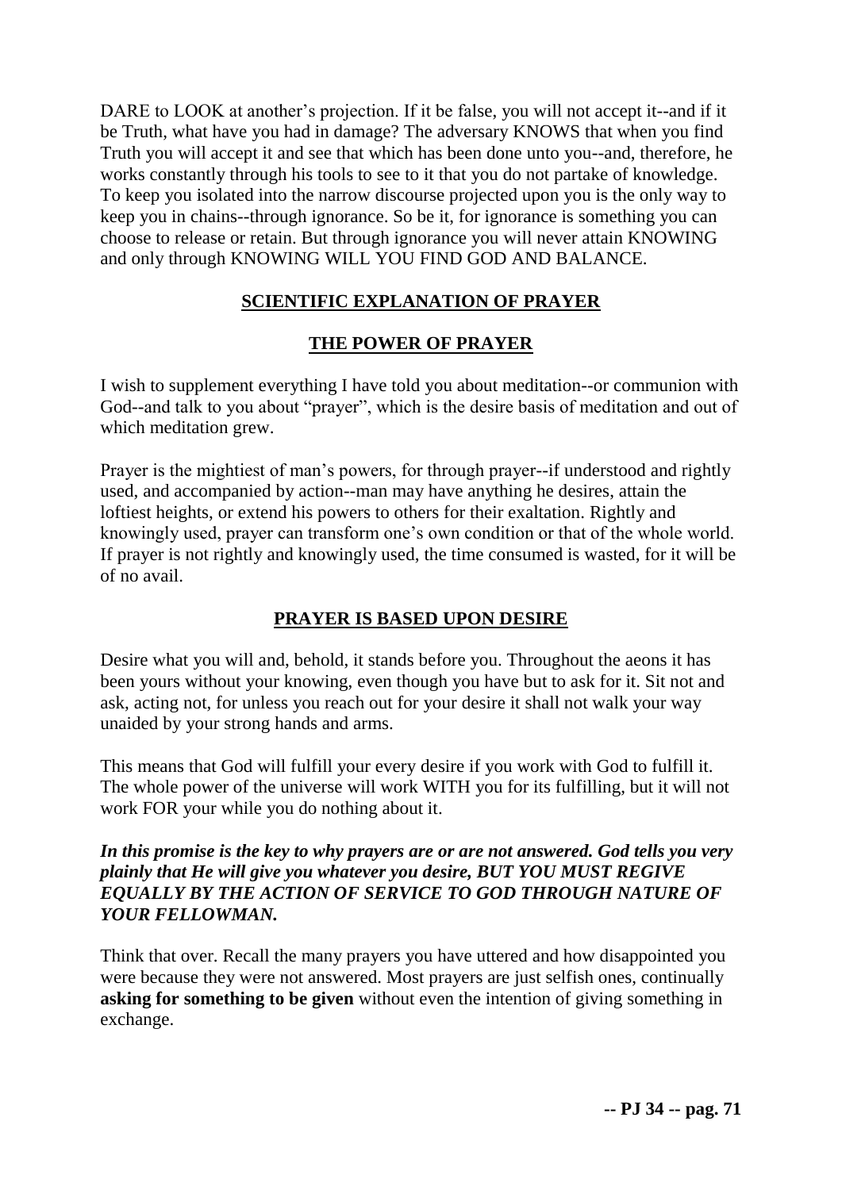DARE to LOOK at another's projection. If it be false, you will not accept it--and if it be Truth, what have you had in damage? The adversary KNOWS that when you find Truth you will accept it and see that which has been done unto you--and, therefore, he works constantly through his tools to see to it that you do not partake of knowledge. To keep you isolated into the narrow discourse projected upon you is the only way to keep you in chains--through ignorance. So be it, for ignorance is something you can choose to release or retain. But through ignorance you will never attain KNOWING and only through KNOWING WILL YOU FIND GOD AND BALANCE.

## SCIENTIFIC EXPLANATION OF PRAYER

## THE POWER OF PRAYER

I wish to supplement everything I have told you about meditation--or communion with God--and talk to you about "prayer", which is the desire basis of meditation and out of which meditation grew.

Prayer is the mightiest of man's powers, for through prayer--if understood and rightly used, and accompanied by action--man may have anything he desires, attain the loftiest heights, or extend his powers to others for their exaltation. Rightly and knowingly used, prayer can transform one's own condition or that of the whole world. If prayer is not rightly and knowingly used, the time consumed is wasted, for it will be of no avail.

## PRAYER IS BASED UPON DESIRE

Desire what you will and, behold, it stands before you. Throughout the aeons it has been yours without your knowing, even though you have but to ask for it. Sit not and ask, acting not, for unless you reach out for your desire it shall not walk your way unaided by your strong hands and arms.

This means that God will fulfill your every desire if you work with God to fulfill it. The whole power of the universe will work WITH you for its fulfilling, but it will not work FOR your while you do nothing about it.

***In this promise is the key to why prayers are or are not answered. God tells you very plainly that He will give you whatever you desire, BUT YOU MUST REGIVE EQUALLY BY THE ACTION OF SERVICE TO GOD THROUGH NATURE OF YOUR FELLOWMAN.***

Think that over. Recall the many prayers you have uttered and how disappointed you were because they were not answered. Most prayers are just selfish ones, continually **asking for something to be given** without even the intention of giving something in exchange.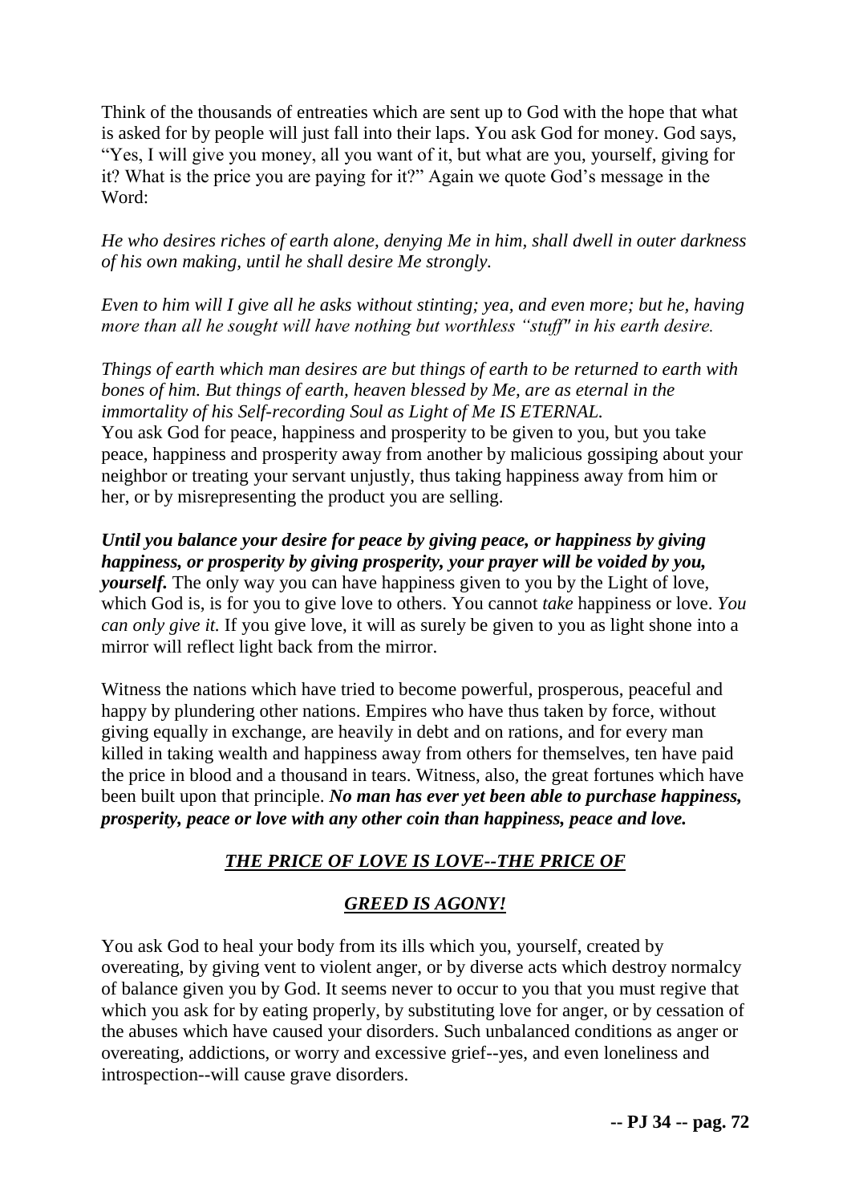Think of the thousands of entreaties which are sent up to God with the hope that what is asked for by people will just fall into their laps. You ask God for money. God says, "Yes, I will give you money, all you want of it, but what are you, yourself, giving for it? What is the price you are paying for it?" Again we quote God's message in the Word:

*He who desires riches of earth alone, denying Me in him, shall dwell in outer darkness of his own making, until he shall desire Me strongly.*

*Even to him will I give all he asks without stinting; yea, and even more; but he, having more than all he sought will have nothing but worthless "stuff" in his earth desire.*

*Things of earth which man desires are but things of earth to be returned to earth with bones of him. But things of earth, heaven blessed by Me, are as eternal in the immortality of his Self-recording Soul as Light of Me IS ETERNAL.*
You ask God for peace, happiness and prosperity to be given to you, but you take peace, happiness and prosperity away from another by malicious gossiping about your neighbor or treating your servant unjustly, thus taking happiness away from him or her, or by misrepresenting the product you are selling.

***Until you balance your desire for peace by giving peace, or happiness by giving happiness, or prosperity by giving prosperity, your prayer will be voided by you, yourself.*** The only way you can have happiness given to you by the Light of love, which God is, is for you to give love to others. You cannot *take* happiness or love. *You can only give it.* If you give love, it will as surely be given to you as light shone into a mirror will reflect light back from the mirror.

Witness the nations which have tried to become powerful, prosperous, peaceful and happy by plundering other nations. Empires who have thus taken by force, without giving equally in exchange, are heavily in debt and on rations, and for every man killed in taking wealth and happiness away from others for themselves, ten have paid the price in blood and a thousand in tears. Witness, also, the great fortunes which have been built upon that principle. ***No man has ever yet been able to purchase happiness, prosperity, peace or love with any other coin than happiness, peace and love.***

***THE PRICE OF LOVE IS LOVE--THE PRICE OF***

***GREED IS AGONY!***

You ask God to heal your body from its ills which you, yourself, created by overeating, by giving vent to violent anger, or by diverse acts which destroy normalcy of balance given you by God. It seems never to occur to you that you must regive that which you ask for by eating properly, by substituting love for anger, or by cessation of the abuses which have caused your disorders. Such unbalanced conditions as anger or overeating, addictions, or worry and excessive grief--yes, and even loneliness and introspection--will cause grave disorders.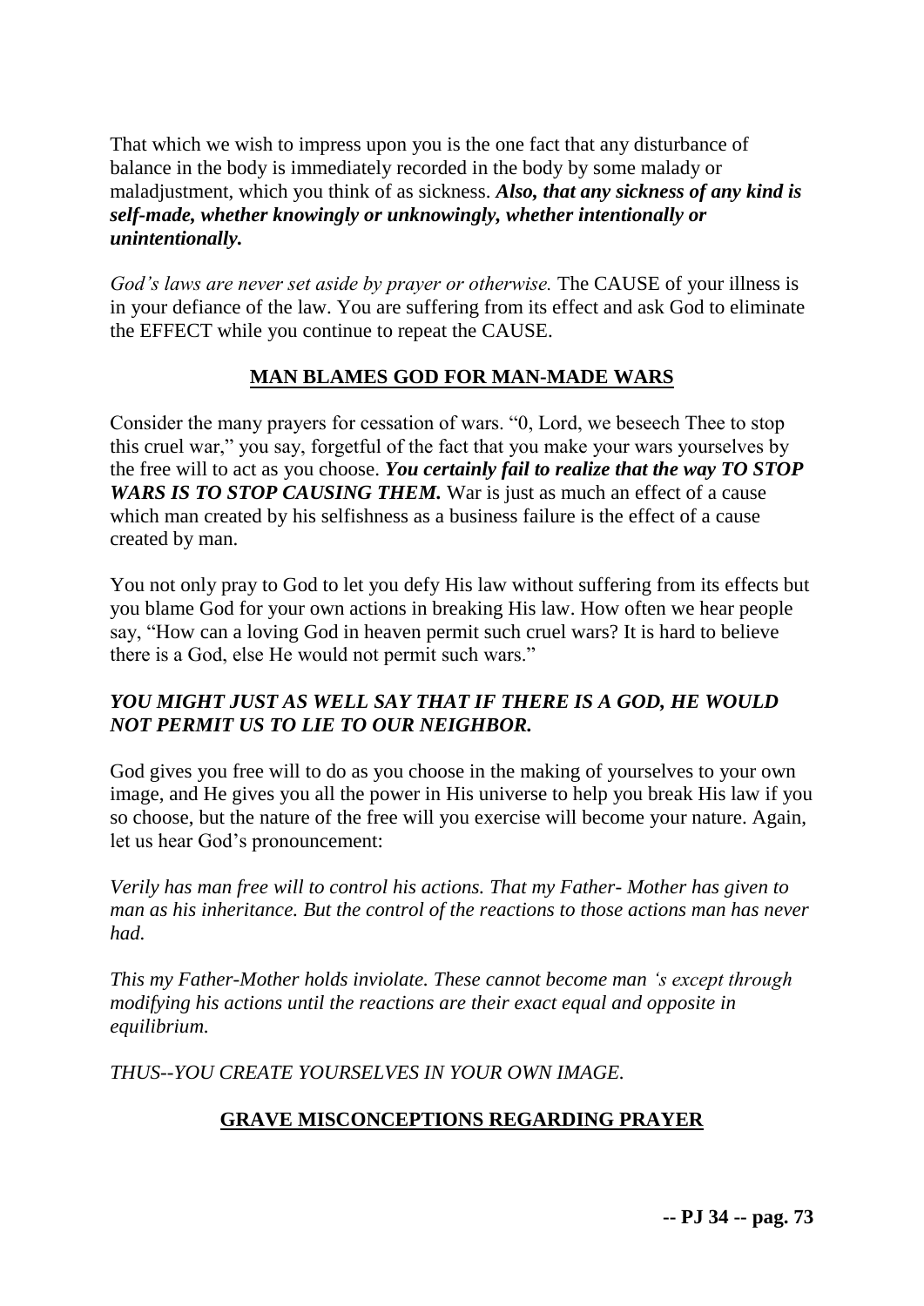That which we wish to impress upon you is the one fact that any disturbance of balance in the body is immediately recorded in the body by some malady or maladjustment, which you think of as sickness. ***Also, that any sickness of any kind is self-made, whether knowingly or unknowingly, whether intentionally or unintentionally.***

*God's laws are never set aside by prayer or otherwise.* The CAUSE of your illness is in your defiance of the law. You are suffering from its effect and ask God to eliminate the EFFECT while you continue to repeat the CAUSE.

## MAN BLAMES GOD FOR MAN-MADE WARS

Consider the many prayers for cessation of wars. "0, Lord, we beseech Thee to stop this cruel war," you say, forgetful of the fact that you make your wars yourselves by the free will to act as you choose. ***You certainly fail to realize that the way TO STOP WARS IS TO STOP CAUSING THEM.*** War is just as much an effect of a cause which man created by his selfishness as a business failure is the effect of a cause created by man.

You not only pray to God to let you defy His law without suffering from its effects but you blame God for your own actions in breaking His law. How often we hear people say, "How can a loving God in heaven permit such cruel wars? It is hard to believe there is a God, else He would not permit such wars."

***YOU MIGHT JUST AS WELL SAY THAT IF THERE IS A GOD, HE WOULD NOT PERMIT US TO LIE TO OUR NEIGHBOR.***

God gives you free will to do as you choose in the making of yourselves to your own image, and He gives you all the power in His universe to help you break His law if you so choose, but the nature of the free will you exercise will become your nature. Again, let us hear God's pronouncement:

*Verily has man free will to control his actions. That my Father- Mother has given to man as his inheritance. But the control of the reactions to those actions man has never had.*

*This my Father-Mother holds inviolate. These cannot become man 's except through modifying his actions until the reactions are their exact equal and opposite in equilibrium.*

*THUS--YOU CREATE YOURSELVES IN YOUR OWN IMAGE.*

## GRAVE MISCONCEPTIONS REGARDING PRAYER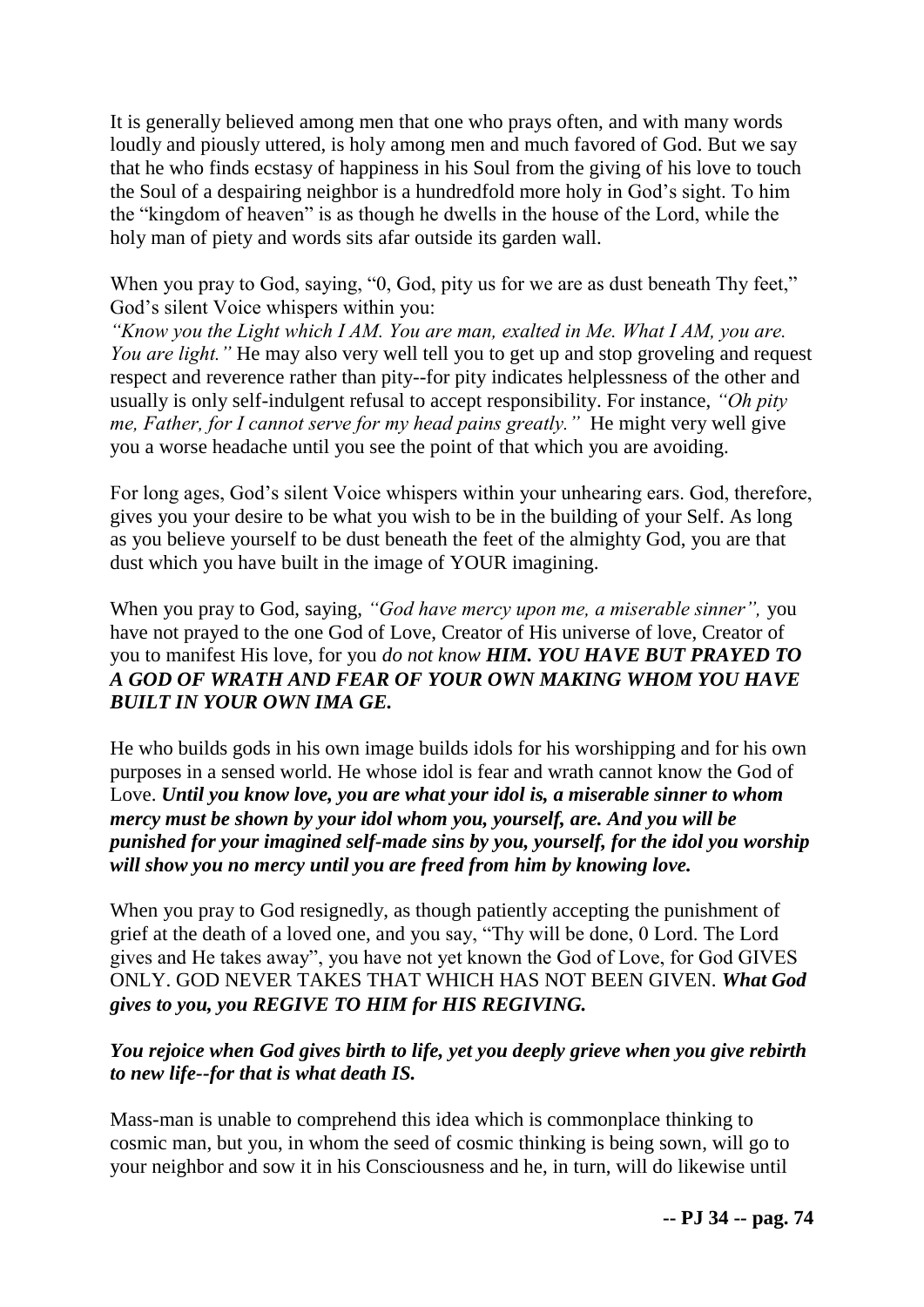It is generally believed among men that one who prays often, and with many words loudly and piously uttered, is holy among men and much favored of God. But we say that he who finds ecstasy of happiness in his Soul from the giving of his love to touch the Soul of a despairing neighbor is a hundredfold more holy in God's sight. To him the "kingdom of heaven" is as though he dwells in the house of the Lord, while the holy man of piety and words sits afar outside its garden wall.

When you pray to God, saying, "0, God, pity us for we are as dust beneath Thy feet," God's silent Voice whispers within you:
*"Know you the Light which I AM. You are man, exalted in Me. What I AM, you are. You are light."* He may also very well tell you to get up and stop groveling and request respect and reverence rather than pity--for pity indicates helplessness of the other and usually is only self-indulgent refusal to accept responsibility. For instance, *"Oh pity me, Father, for I cannot serve for my head pains greatly."* He might very well give you a worse headache until you see the point of that which you are avoiding.

For long ages, God's silent Voice whispers within your unhearing ears. God, therefore, gives you your desire to be what you wish to be in the building of your Self. As long as you believe yourself to be dust beneath the feet of the almighty God, you are that dust which you have built in the image of YOUR imagining.

When you pray to God, saying, *"God have mercy upon me, a miserable sinner",* you have not prayed to the one God of Love, Creator of His universe of love, Creator of you to manifest His love, for you *do not know **HIM. YOU HAVE BUT PRAYED TO A GOD OF WRATH AND FEAR OF YOUR OWN MAKING WHOM YOU HAVE BUILT IN YOUR OWN IMA GE.***

He who builds gods in his own image builds idols for his worshipping and for his own purposes in a sensed world. He whose idol is fear and wrath cannot know the God of Love. ***Until you know love, you are what your idol is, a miserable sinner to whom mercy must be shown by your idol whom you, yourself, are. And you will be punished for your imagined self-made sins by you, yourself, for the idol you worship will show you no mercy until you are freed from him by knowing love.***

When you pray to God resignedly, as though patiently accepting the punishment of grief at the death of a loved one, and you say, "Thy will be done, 0 Lord. The Lord gives and He takes away", you have not yet known the God of Love, for God GIVES ONLY. GOD NEVER TAKES THAT WHICH HAS NOT BEEN GIVEN. ***What God gives to you, you REGIVE TO HIM for HIS REGIVING.***

***You rejoice when God gives birth to life, yet you deeply grieve when you give rebirth to new life--for that is what death IS.***

Mass-man is unable to comprehend this idea which is commonplace thinking to cosmic man, but you, in whom the seed of cosmic thinking is being sown, will go to your neighbor and sow it in his Consciousness and he, in turn, will do likewise until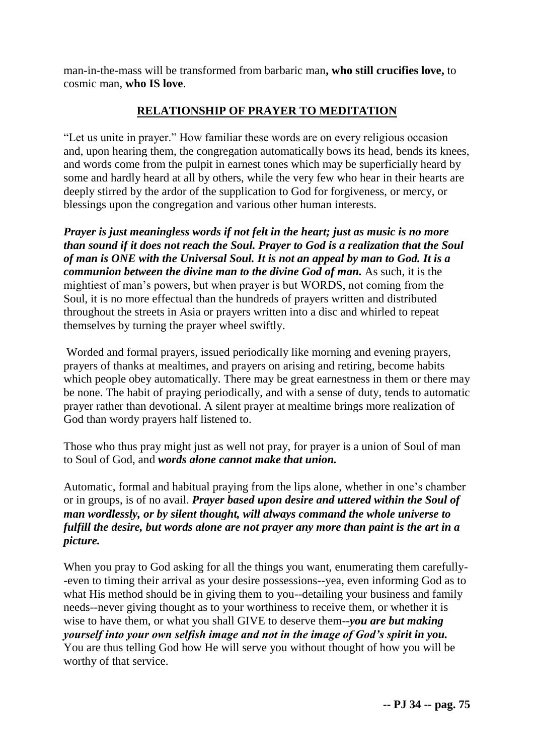man-in-the-mass will be transformed from barbaric man**, who still crucifies love,** to cosmic man, **who IS love**.

## RELATIONSHIP OF PRAYER TO MEDITATION

"Let us unite in prayer." How familiar these words are on every religious occasion and, upon hearing them, the congregation automatically bows its head, bends its knees, and words come from the pulpit in earnest tones which may be superficially heard by some and hardly heard at all by others, while the very few who hear in their hearts are deeply stirred by the ardor of the supplication to God for forgiveness, or mercy, or blessings upon the congregation and various other human interests.

***Prayer is just meaningless words if not felt in the heart; just as music is no more than sound if it does not reach the Soul. Prayer to God is a realization that the Soul of man is ONE with the Universal Soul. It is not an appeal by man to God. It is a communion between the divine man to the divine God of man.*** As such, it is the mightiest of man's powers, but when prayer is but WORDS, not coming from the Soul, it is no more effectual than the hundreds of prayers written and distributed throughout the streets in Asia or prayers written into a disc and whirled to repeat themselves by turning the prayer wheel swiftly.

Worded and formal prayers, issued periodically like morning and evening prayers, prayers of thanks at mealtimes, and prayers on arising and retiring, become habits which people obey automatically. There may be great earnestness in them or there may be none. The habit of praying periodically, and with a sense of duty, tends to automatic prayer rather than devotional. A silent prayer at mealtime brings more realization of God than wordy prayers half listened to.

Those who thus pray might just as well not pray, for prayer is a union of Soul of man to Soul of God, and ***words alone cannot make that union.***

Automatic, formal and habitual praying from the lips alone, whether in one's chamber or in groups, is of no avail. ***Prayer based upon desire and uttered within the Soul of man wordlessly, or by silent thought, will always command the whole universe to fulfill the desire, but words alone are not prayer any more than paint is the art in a picture.***

When you pray to God asking for all the things you want, enumerating them carefully--even to timing their arrival as your desire possessions--yea, even informing God as to what His method should be in giving them to you--detailing your business and family needs--never giving thought as to your worthiness to receive them, or whether it is wise to have them, or what you shall GIVE to deserve them--***you are but making yourself into your own selfish image and not in the image of God's spirit in you.*** You are thus telling God how He will serve you without thought of how you will be worthy of that service.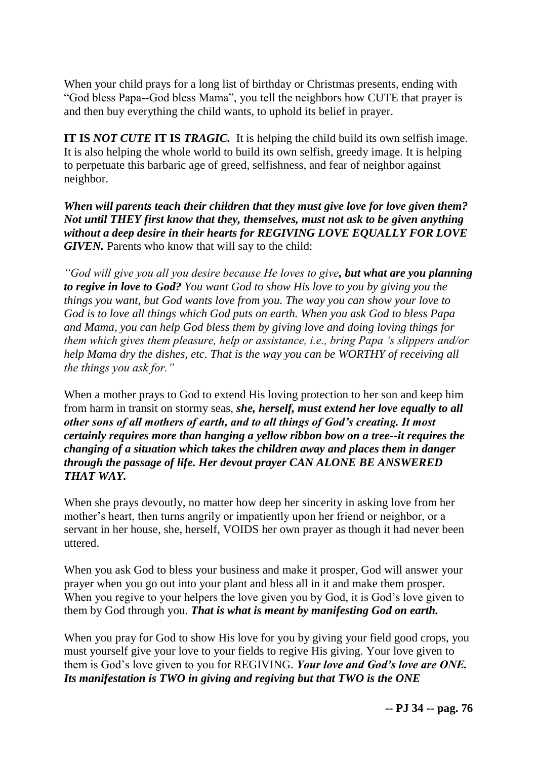When your child prays for a long list of birthday or Christmas presents, ending with "God bless Papa--God bless Mama", you tell the neighbors how CUTE that prayer is and then buy everything the child wants, to uphold its belief in prayer.

**IT IS *NOT CUTE* IT IS *TRAGIC.*** It is helping the child build its own selfish image. It is also helping the whole world to build its own selfish, greedy image. It is helping to perpetuate this barbaric age of greed, selfishness, and fear of neighbor against neighbor.

***When will parents teach their children that they must give love for love given them? Not until THEY first know that they, themselves, must not ask to be given anything without a deep desire in their hearts for REGIVING LOVE EQUALLY FOR LOVE GIVEN.*** Parents who know that will say to the child:

*"God will give you all you desire because He loves to give**, but what are you planning to regive in love to God? You want God to show His love to you by giving you the things you want, but God wants love from you. The way you can show your love to God is to love all things which God puts on earth. When you ask God to bless Papa and Mama, you can help God bless them by giving love and doing loving things for** them which gives them pleasure, help or assistance, i.e., bring Papa 's slippers and/or help Mama dry the dishes, etc. That is the way you can be WORTHY of receiving all the things you ask for."*

When a mother prays to God to extend His loving protection to her son and keep him from harm in transit on stormy seas, ***she, herself, must extend her love equally to all other sons of all mothers of earth, and to all things of God's creating. It most certainly requires more than hanging a yellow ribbon bow on a tree--it requires the changing of a situation which takes the children away and places them in danger through the passage of life. Her devout prayer CAN ALONE BE ANSWERED THAT WAY.***

When she prays devoutly, no matter how deep her sincerity in asking love from her mother's heart, then turns angrily or impatiently upon her friend or neighbor, or a servant in her house, she, herself, VOIDS her own prayer as though it had never been uttered.

When you ask God to bless your business and make it prosper, God will answer your prayer when you go out into your plant and bless all in it and make them prosper. When you regive to your helpers the love given you by God, it is God's love given to them by God through you. ***That is what is meant by manifesting God on earth.***

When you pray for God to show His love for you by giving your field good crops, you must yourself give your love to your fields to regive His giving. Your love given to them is God's love given to you for REGIVING. ***Your love and God's love are ONE. Its manifestation is TWO in giving and regiving but that TWO is the ONE***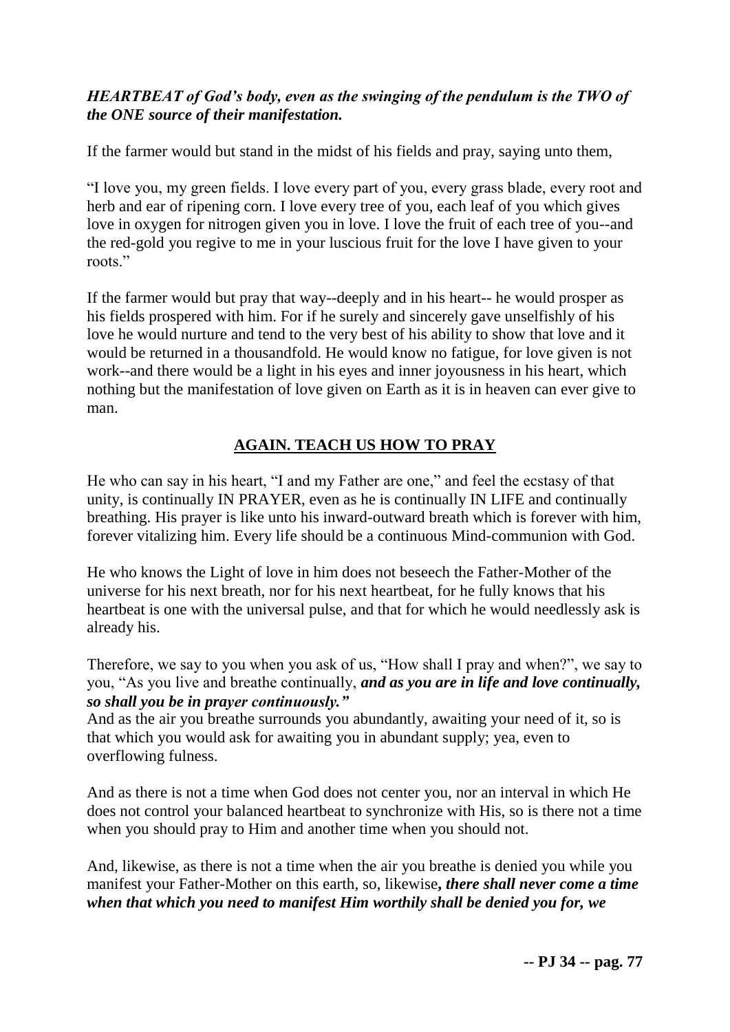***HEARTBEAT of God's body, even as the swinging of the pendulum is the TWO of the ONE source of their manifestation.***

If the farmer would but stand in the midst of his fields and pray, saying unto them,

"I love you, my green fields. I love every part of you, every grass blade, every root and herb and ear of ripening corn. I love every tree of you, each leaf of you which gives love in oxygen for nitrogen given you in love. I love the fruit of each tree of you--and the red-gold you regive to me in your luscious fruit for the love I have given to your roots."

If the farmer would but pray that way--deeply and in his heart-- he would prosper as his fields prospered with him. For if he surely and sincerely gave unselfishly of his love he would nurture and tend to the very best of his ability to show that love and it would be returned in a thousandfold. He would know no fatigue, for love given is not work--and there would be a light in his eyes and inner joyousness in his heart, which nothing but the manifestation of love given on Earth as it is in heaven can ever give to man.

## AGAIN. TEACH US HOW TO PRAY

He who can say in his heart, "I and my Father are one," and feel the ecstasy of that unity, is continually IN PRAYER, even as he is continually IN LIFE and continually breathing. His prayer is like unto his inward-outward breath which is forever with him, forever vitalizing him. Every life should be a continuous Mind-communion with God.

He who knows the Light of love in him does not beseech the Father-Mother of the universe for his next breath, nor for his next heartbeat, for he fully knows that his heartbeat is one with the universal pulse, and that for which he would needlessly ask is already his.

Therefore, we say to you when you ask of us, "How shall I pray and when?", we say to you, "As you live and breathe continually, ***and as you are in life and love continually, so shall you be in prayer continuously."***

And as the air you breathe surrounds you abundantly, awaiting your need of it, so is that which you would ask for awaiting you in abundant supply; yea, even to overflowing fulness.

And as there is not a time when God does not center you, nor an interval in which He does not control your balanced heartbeat to synchronize with His, so is there not a time when you should pray to Him and another time when you should not.

And, likewise, as there is not a time when the air you breathe is denied you while you manifest your Father-Mother on this earth, so, likewise***, there shall never come a time when that which you need to manifest Him worthily shall be denied you for, we***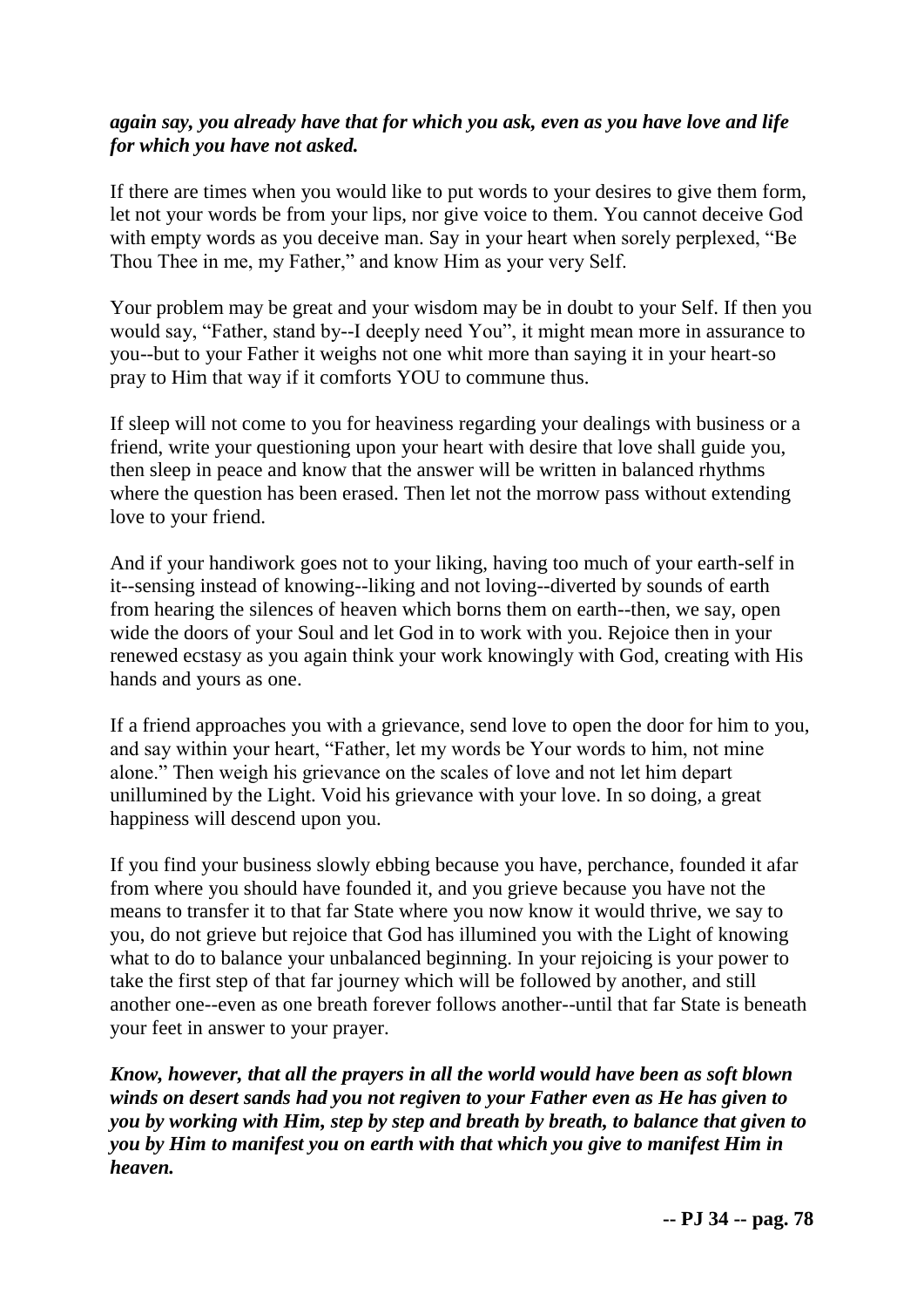***again say, you already have that for which you ask, even as you have love and life for which you have not asked.***

If there are times when you would like to put words to your desires to give them form, let not your words be from your lips, nor give voice to them. You cannot deceive God with empty words as you deceive man. Say in your heart when sorely perplexed, “Be Thou Thee in me, my Father,” and know Him as your very Self.

Your problem may be great and your wisdom may be in doubt to your Self. If then you would say, “Father, stand by--I deeply need You”, it might mean more in assurance to you--but to your Father it weighs not one whit more than saying it in your heart-so pray to Him that way if it comforts YOU to commune thus.

If sleep will not come to you for heaviness regarding your dealings with business or a friend, write your questioning upon your heart with desire that love shall guide you, then sleep in peace and know that the answer will be written in balanced rhythms where the question has been erased. Then let not the morrow pass without extending love to your friend.

And if your handiwork goes not to your liking, having too much of your earth-self in it--sensing instead of knowing--liking and not loving--diverted by sounds of earth from hearing the silences of heaven which borns them on earth--then, we say, open wide the doors of your Soul and let God in to work with you. Rejoice then in your renewed ecstasy as you again think your work knowingly with God, creating with His hands and yours as one.

If a friend approaches you with a grievance, send love to open the door for him to you, and say within your heart, “Father, let my words be Your words to him, not mine alone.” Then weigh his grievance on the scales of love and not let him depart unillumined by the Light. Void his grievance with your love. In so doing, a great happiness will descend upon you.

If you find your business slowly ebbing because you have, perchance, founded it afar from where you should have founded it, and you grieve because you have not the means to transfer it to that far State where you now know it would thrive, we say to you, do not grieve but rejoice that God has illumined you with the Light of knowing what to do to balance your unbalanced beginning. In your rejoicing is your power to take the first step of that far journey which will be followed by another, and still another one--even as one breath forever follows another--until that far State is beneath your feet in answer to your prayer.

***Know, however, that all the prayers in all the world would have been as soft blown winds on desert sands had you not regiven to your Father even as He has given to you by working with Him, step by step and breath by breath, to balance that given to you by Him to manifest you on earth with that which you give to manifest Him in heaven.***

**-- PJ 34 -- pag. 78**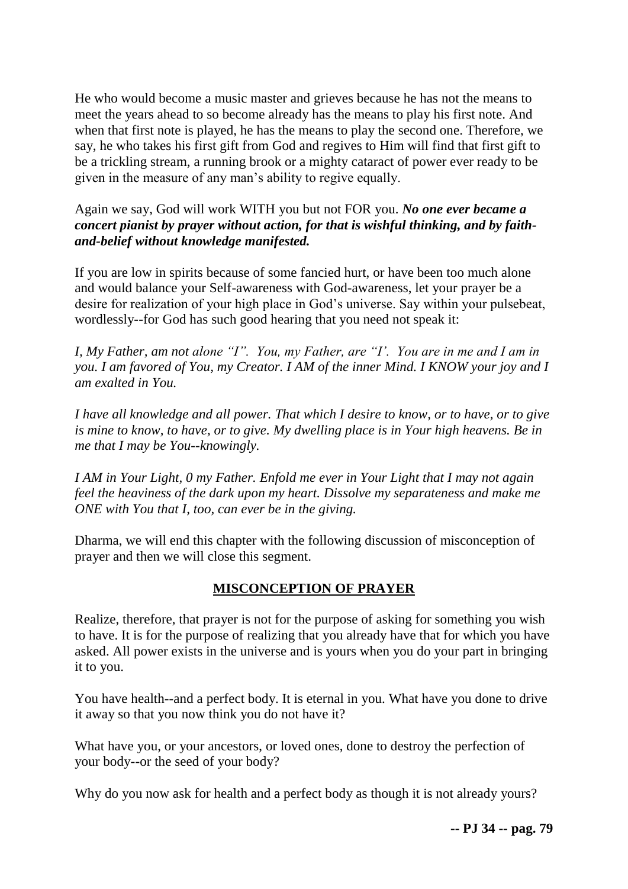He who would become a music master and grieves because he has not the means to meet the years ahead to so become already has the means to play his first note. And when that first note is played, he has the means to play the second one. Therefore, we say, he who takes his first gift from God and regives to Him will find that first gift to be a trickling stream, a running brook or a mighty cataract of power ever ready to be given in the measure of any man's ability to regive equally.

Again we say, God will work WITH you but not FOR you. ***No one ever became a concert pianist by prayer without action, for that is wishful thinking, and by faith-and-belief without knowledge manifested.***

If you are low in spirits because of some fancied hurt, or have been too much alone and would balance your Self-awareness with God-awareness, let your prayer be a desire for realization of your high place in God's universe. Say within your pulsebeat, wordlessly--for God has such good hearing that you need not speak it:

*I, My Father, am not alone "I". You, my Father, are "I'. You are in me and I am in you. I am favored of You, my Creator. I AM of the inner Mind. I KNOW your joy and I am exalted in You.*

*I have all knowledge and all power. That which I desire to know, or to have, or to give is mine to know, to have, or to give. My dwelling place is in Your high heavens. Be in me that I may be You--knowingly.*

*I AM in Your Light, 0 my Father. Enfold me ever in Your Light that I may not again feel the heaviness of the dark upon my heart. Dissolve my separateness and make me ONE with You that I, too, can ever be in the giving.*

Dharma, we will end this chapter with the following discussion of misconception of prayer and then we will close this segment.

## MISCONCEPTION OF PRAYER

Realize, therefore, that prayer is not for the purpose of asking for something you wish to have. It is for the purpose of realizing that you already have that for which you have asked. All power exists in the universe and is yours when you do your part in bringing it to you.

You have health--and a perfect body. It is eternal in you. What have you done to drive it away so that you now think you do not have it?

What have you, or your ancestors, or loved ones, done to destroy the perfection of your body--or the seed of your body?

Why do you now ask for health and a perfect body as though it is not already yours?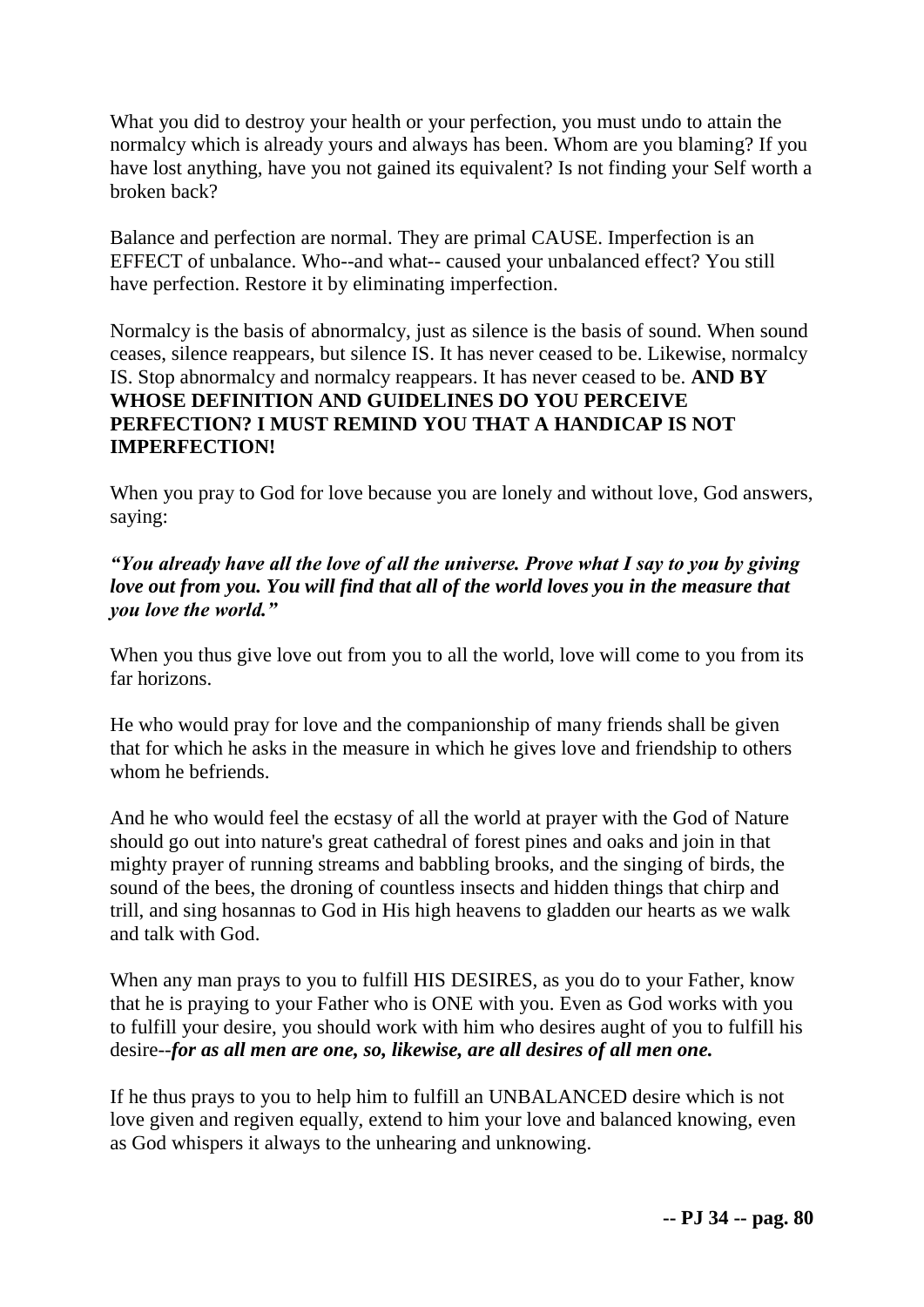What you did to destroy your health or your perfection, you must undo to attain the normalcy which is already yours and always has been. Whom are you blaming? If you have lost anything, have you not gained its equivalent? Is not finding your Self worth a broken back?

Balance and perfection are normal. They are primal CAUSE. Imperfection is an EFFECT of unbalance. Who--and what-- caused your unbalanced effect? You still have perfection. Restore it by eliminating imperfection.

Normalcy is the basis of abnormalcy, just as silence is the basis of sound. When sound ceases, silence reappears, but silence IS. It has never ceased to be. Likewise, normalcy IS. Stop abnormalcy and normalcy reappears. It has never ceased to be. **AND BY WHOSE DEFINITION AND GUIDELINES DO YOU PERCEIVE PERFECTION? I MUST REMIND YOU THAT A HANDICAP IS NOT IMPERFECTION!**

When you pray to God for love because you are lonely and without love, God answers, saying:

***"You already have all the love of all the universe. Prove what I say to you by giving love out from you. You will find that all of the world loves you in the measure that you love the world."***

When you thus give love out from you to all the world, love will come to you from its far horizons.

He who would pray for love and the companionship of many friends shall be given that for which he asks in the measure in which he gives love and friendship to others whom he befriends.

And he who would feel the ecstasy of all the world at prayer with the God of Nature should go out into nature's great cathedral of forest pines and oaks and join in that mighty prayer of running streams and babbling brooks, and the singing of birds, the sound of the bees, the droning of countless insects and hidden things that chirp and trill, and sing hosannas to God in His high heavens to gladden our hearts as we walk and talk with God.

When any man prays to you to fulfill HIS DESIRES, as you do to your Father, know that he is praying to your Father who is ONE with you. Even as God works with you to fulfill your desire, you should work with him who desires aught of you to fulfill his desire--***for as all men are one, so, likewise, are all desires of all men one.***

If he thus prays to you to help him to fulfill an UNBALANCED desire which is not love given and regiven equally, extend to him your love and balanced knowing, even as God whispers it always to the unhearing and unknowing.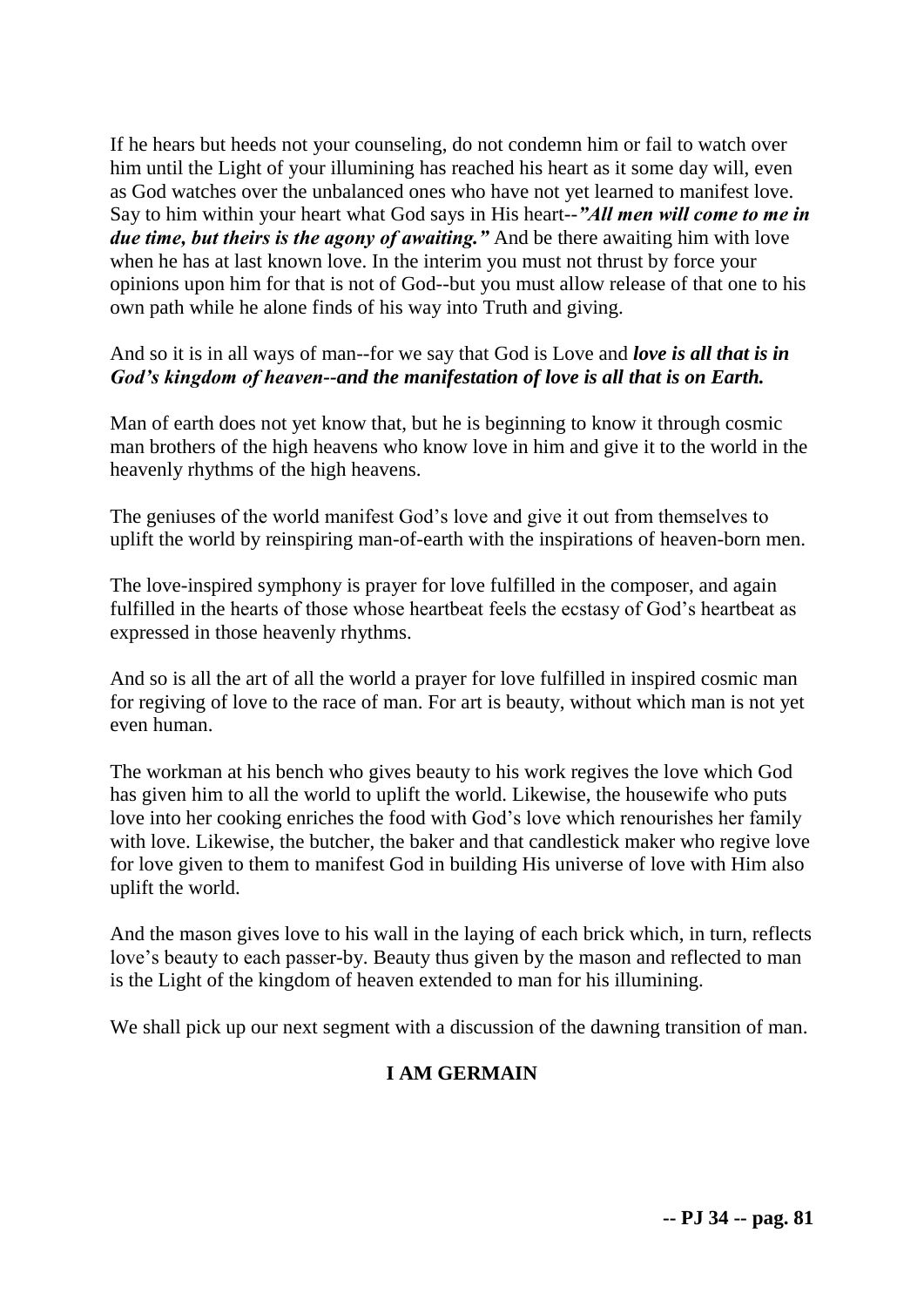If he hears but heeds not your counseling, do not condemn him or fail to watch over him until the Light of your illumining has reached his heart as it some day will, even as God watches over the unbalanced ones who have not yet learned to manifest love. Say to him within your heart what God says in His heart--***"All men will come to me in due time, but theirs is the agony of awaiting."*** And be there awaiting him with love when he has at last known love. In the interim you must not thrust by force your opinions upon him for that is not of God--but you must allow release of that one to his own path while he alone finds of his way into Truth and giving.

And so it is in all ways of man--for we say that God is Love and ***love is all that is in God's kingdom of heaven--and the manifestation of love is all that is on Earth.***

Man of earth does not yet know that, but he is beginning to know it through cosmic man brothers of the high heavens who know love in him and give it to the world in the heavenly rhythms of the high heavens.

The geniuses of the world manifest God's love and give it out from themselves to uplift the world by reinspiring man-of-earth with the inspirations of heaven-born men.

The love-inspired symphony is prayer for love fulfilled in the composer, and again fulfilled in the hearts of those whose heartbeat feels the ecstasy of God's heartbeat as expressed in those heavenly rhythms.

And so is all the art of all the world a prayer for love fulfilled in inspired cosmic man for regiving of love to the race of man. For art is beauty, without which man is not yet even human.

The workman at his bench who gives beauty to his work regives the love which God has given him to all the world to uplift the world. Likewise, the housewife who puts love into her cooking enriches the food with God's love which renourishes her family with love. Likewise, the butcher, the baker and that candlestick maker who regive love for love given to them to manifest God in building His universe of love with Him also uplift the world.

And the mason gives love to his wall in the laying of each brick which, in turn, reflects love's beauty to each passer-by. Beauty thus given by the mason and reflected to man is the Light of the kingdom of heaven extended to man for his illumining.

We shall pick up our next segment with a discussion of the dawning transition of man.

**I AM GERMAIN**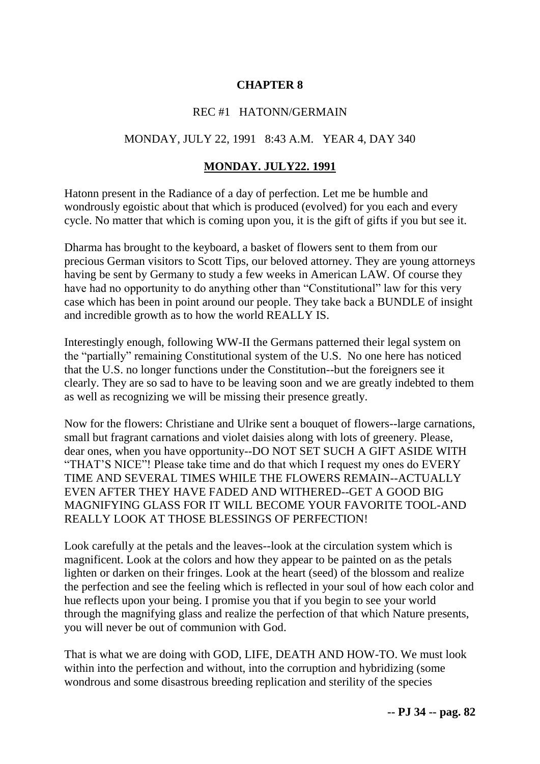**CHAPTER 8**

REC #1 HATONN/GERMAIN

MONDAY, JULY 22, 1991 8:43 A.M. YEAR 4, DAY 340

**MONDAY. JULY22. 1991**

Hatonn present in the Radiance of a day of perfection. Let me be humble and wondrously egoistic about that which is produced (evolved) for you each and every cycle. No matter that which is coming upon you, it is the gift of gifts if you but see it.

Dharma has brought to the keyboard, a basket of flowers sent to them from our precious German visitors to Scott Tips, our beloved attorney. They are young attorneys having be sent by Germany to study a few weeks in American LAW. Of course they have had no opportunity to do anything other than "Constitutional" law for this very case which has been in point around our people. They take back a BUNDLE of insight and incredible growth as to how the world REALLY IS.

Interestingly enough, following WW-II the Germans patterned their legal system on the "partially" remaining Constitutional system of the U.S. No one here has noticed that the U.S. no longer functions under the Constitution--but the foreigners see it clearly. They are so sad to have to be leaving soon and we are greatly indebted to them as well as recognizing we will be missing their presence greatly.

Now for the flowers: Christiane and Ulrike sent a bouquet of flowers--large carnations, small but fragrant carnations and violet daisies along with lots of greenery. Please, dear ones, when you have opportunity--DO NOT SET SUCH A GIFT ASIDE WITH "THAT'S NICE"! Please take time and do that which I request my ones do EVERY TIME AND SEVERAL TIMES WHILE THE FLOWERS REMAIN--ACTUALLY EVEN AFTER THEY HAVE FADED AND WITHERED--GET A GOOD BIG MAGNIFYING GLASS FOR IT WILL BECOME YOUR FAVORITE TOOL-AND REALLY LOOK AT THOSE BLESSINGS OF PERFECTION!

Look carefully at the petals and the leaves--look at the circulation system which is magnificent. Look at the colors and how they appear to be painted on as the petals lighten or darken on their fringes. Look at the heart (seed) of the blossom and realize the perfection and see the feeling which is reflected in your soul of how each color and hue reflects upon your being. I promise you that if you begin to see your world through the magnifying glass and realize the perfection of that which Nature presents, you will never be out of communion with God.

That is what we are doing with GOD, LIFE, DEATH AND HOW-TO. We must look within into the perfection and without, into the corruption and hybridizing (some wondrous and some disastrous breeding replication and sterility of the species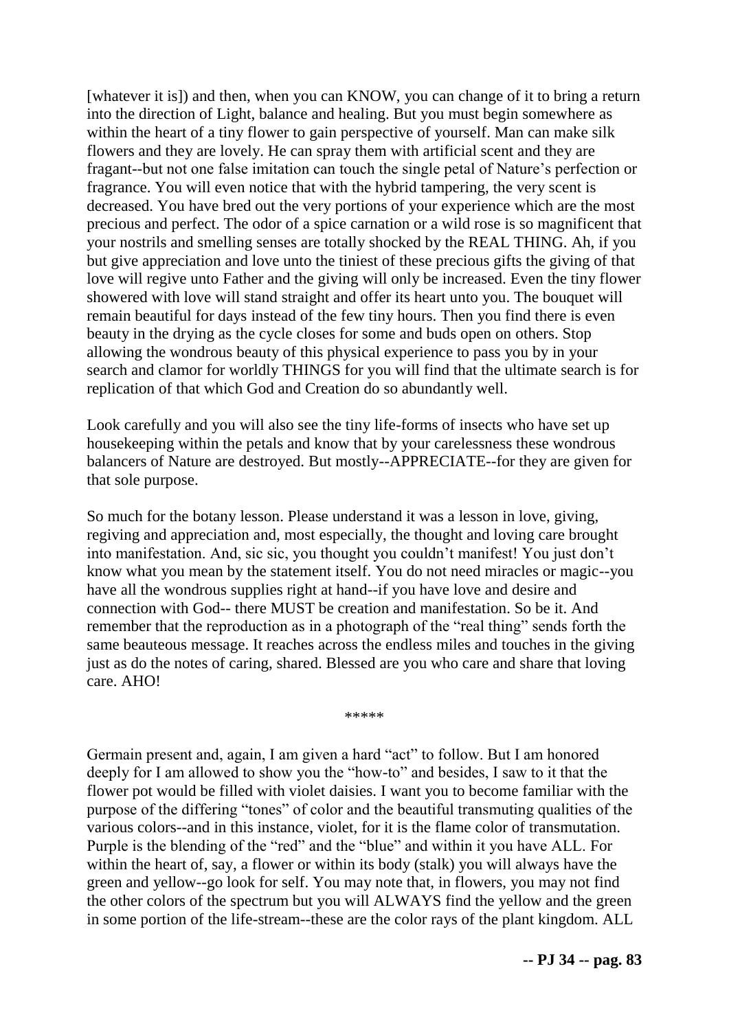[whatever it is]) and then, when you can KNOW, you can change of it to bring a return into the direction of Light, balance and healing. But you must begin somewhere as within the heart of a tiny flower to gain perspective of yourself. Man can make silk flowers and they are lovely. He can spray them with artificial scent and they are fragant--but not one false imitation can touch the single petal of Nature's perfection or fragrance. You will even notice that with the hybrid tampering, the very scent is decreased. You have bred out the very portions of your experience which are the most precious and perfect. The odor of a spice carnation or a wild rose is so magnificent that your nostrils and smelling senses are totally shocked by the REAL THING. Ah, if you but give appreciation and love unto the tiniest of these precious gifts the giving of that love will regive unto Father and the giving will only be increased. Even the tiny flower showered with love will stand straight and offer its heart unto you. The bouquet will remain beautiful for days instead of the few tiny hours. Then you find there is even beauty in the drying as the cycle closes for some and buds open on others. Stop allowing the wondrous beauty of this physical experience to pass you by in your search and clamor for worldly THINGS for you will find that the ultimate search is for replication of that which God and Creation do so abundantly well.

Look carefully and you will also see the tiny life-forms of insects who have set up housekeeping within the petals and know that by your carelessness these wondrous balancers of Nature are destroyed. But mostly--APPRECIATE--for they are given for that sole purpose.

So much for the botany lesson. Please understand it was a lesson in love, giving, regiving and appreciation and, most especially, the thought and loving care brought into manifestation. And, sic sic, you thought you couldn't manifest! You just don't know what you mean by the statement itself. You do not need miracles or magic--you have all the wondrous supplies right at hand--if you have love and desire and connection with God-- there MUST be creation and manifestation. So be it. And remember that the reproduction as in a photograph of the "real thing" sends forth the same beauteous message. It reaches across the endless miles and touches in the giving just as do the notes of caring, shared. Blessed are you who care and share that loving care. AHO!

*****

Germain present and, again, I am given a hard "act" to follow. But I am honored deeply for I am allowed to show you the "how-to" and besides, I saw to it that the flower pot would be filled with violet daisies. I want you to become familiar with the purpose of the differing "tones" of color and the beautiful transmuting qualities of the various colors--and in this instance, violet, for it is the flame color of transmutation. Purple is the blending of the "red" and the "blue" and within it you have ALL. For within the heart of, say, a flower or within its body (stalk) you will always have the green and yellow--go look for self. You may note that, in flowers, you may not find the other colors of the spectrum but you will ALWAYS find the yellow and the green in some portion of the life-stream--these are the color rays of the plant kingdom. ALL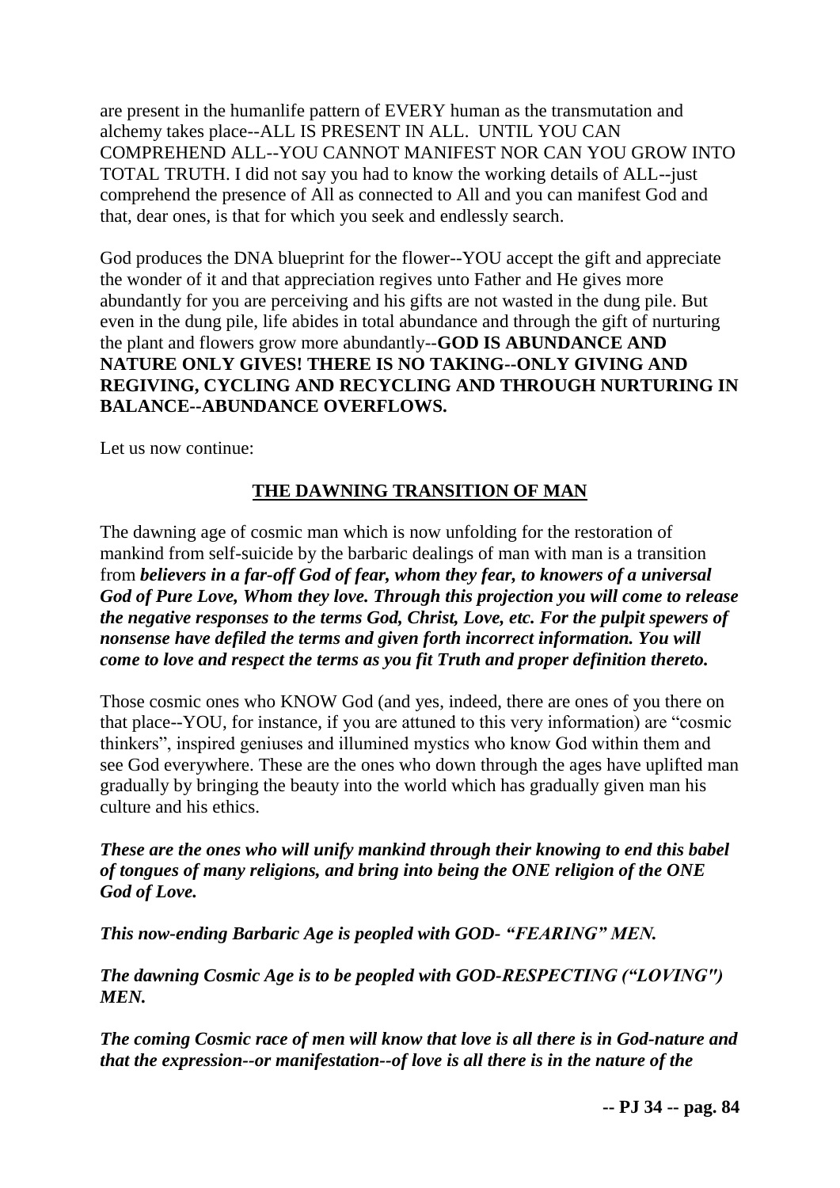are present in the humanlife pattern of EVERY human as the transmutation and alchemy takes place--ALL IS PRESENT IN ALL. UNTIL YOU CAN COMPREHEND ALL--YOU CANNOT MANIFEST NOR CAN YOU GROW INTO TOTAL TRUTH. I did not say you had to know the working details of ALL--just comprehend the presence of All as connected to All and you can manifest God and that, dear ones, is that for which you seek and endlessly search.

God produces the DNA blueprint for the flower--YOU accept the gift and appreciate the wonder of it and that appreciation regives unto Father and He gives more abundantly for you are perceiving and his gifts are not wasted in the dung pile. But even in the dung pile, life abides in total abundance and through the gift of nurturing the plant and flowers grow more abundantly--**GOD IS ABUNDANCE AND NATURE ONLY GIVES! THERE IS NO TAKING--ONLY GIVING AND REGIVING, CYCLING AND RECYCLING AND THROUGH NURTURING IN BALANCE--ABUNDANCE OVERFLOWS.**

Let us now continue:

## THE DAWNING TRANSITION OF MAN

The dawning age of cosmic man which is now unfolding for the restoration of mankind from self-suicide by the barbaric dealings of man with man is a transition from ***believers in a far-off God of fear, whom they fear, to knowers of a universal God of Pure Love, Whom they love. Through this projection you will come to release the negative responses to the terms God, Christ, Love, etc. For the pulpit spewers of nonsense have defiled the terms and given forth incorrect information. You will come to love and respect the terms as you fit Truth and proper definition thereto.***

Those cosmic ones who KNOW God (and yes, indeed, there are ones of you there on that place--YOU, for instance, if you are attuned to this very information) are "cosmic thinkers", inspired geniuses and illumined mystics who know God within them and see God everywhere. These are the ones who down through the ages have uplifted man gradually by bringing the beauty into the world which has gradually given man his culture and his ethics.

***These are the ones who will unify mankind through their knowing to end this babel of tongues of many religions, and bring into being the ONE religion of the ONE God of Love.***

***This now-ending Barbaric Age is peopled with GOD- "FEARING" MEN.***

***The dawning Cosmic Age is to be peopled with GOD-RESPECTING ("LOVING") MEN.***

***The coming Cosmic race of men will know that love is all there is in God-nature and that the expression--or manifestation--of love is all there is in the nature of the***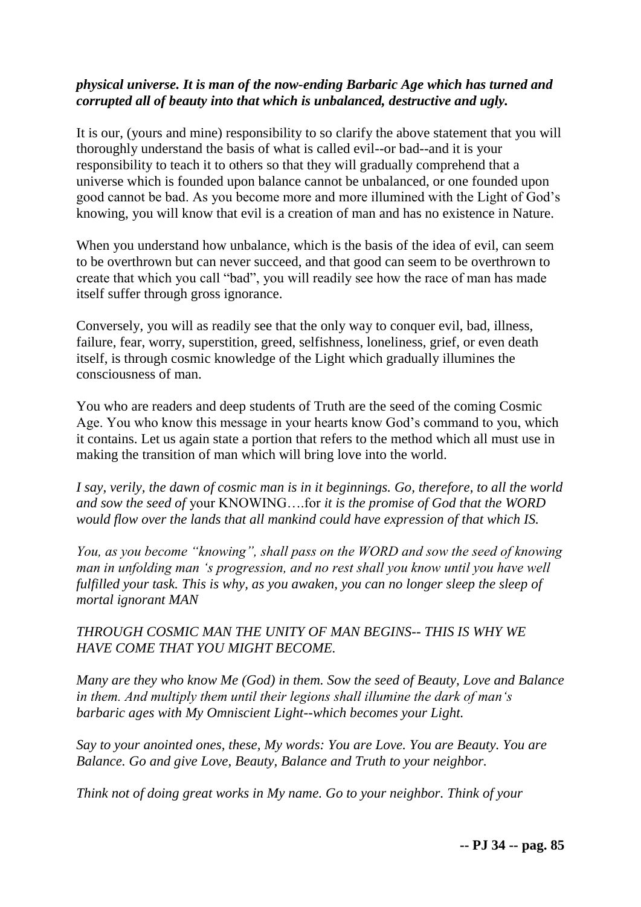***physical universe. It is man of the now-ending Barbaric Age which has turned and corrupted all of beauty into that which is unbalanced, destructive and ugly.***

It is our, (yours and mine) responsibility to so clarify the above statement that you will thoroughly understand the basis of what is called evil--or bad--and it is your responsibility to teach it to others so that they will gradually comprehend that a universe which is founded upon balance cannot be unbalanced, or one founded upon good cannot be bad. As you become more and more illumined with the Light of God's knowing, you will know that evil is a creation of man and has no existence in Nature.

When you understand how unbalance, which is the basis of the idea of evil, can seem to be overthrown but can never succeed, and that good can seem to be overthrown to create that which you call "bad", you will readily see how the race of man has made itself suffer through gross ignorance.

Conversely, you will as readily see that the only way to conquer evil, bad, illness, failure, fear, worry, superstition, greed, selfishness, loneliness, grief, or even death itself, is through cosmic knowledge of the Light which gradually illumines the consciousness of man.

You who are readers and deep students of Truth are the seed of the coming Cosmic Age. You who know this message in your hearts know God's command to you, which it contains. Let us again state a portion that refers to the method which all must use in making the transition of man which will bring love into the world.

*I say, verily, the dawn of cosmic man is in it beginnings. Go, therefore, to all the world and sow the seed of* your KNOWING….for *it is the promise of God that the WORD would flow over the lands that all mankind could have expression of that which IS.*

*You, as you become "knowing", shall pass on the WORD and sow the seed of knowing man in unfolding man 's progression, and no rest shall you know until you have well fulfilled your task. This is why, as you awaken, you can no longer sleep the sleep of mortal ignorant MAN*

*THROUGH COSMIC MAN THE UNITY OF MAN BEGINS-- THIS IS WHY WE HAVE COME THAT YOU MIGHT BECOME.*

*Many are they who know Me (God) in them. Sow the seed of Beauty, Love and Balance in them. And multiply them until their legions shall illumine the dark of man's barbaric ages with My Omniscient Light--which becomes your Light.*

*Say to your anointed ones, these, My words: You are Love. You are Beauty. You are Balance. Go and give Love, Beauty, Balance and Truth to your neighbor.*

*Think not of doing great works in My name. Go to your neighbor. Think of your*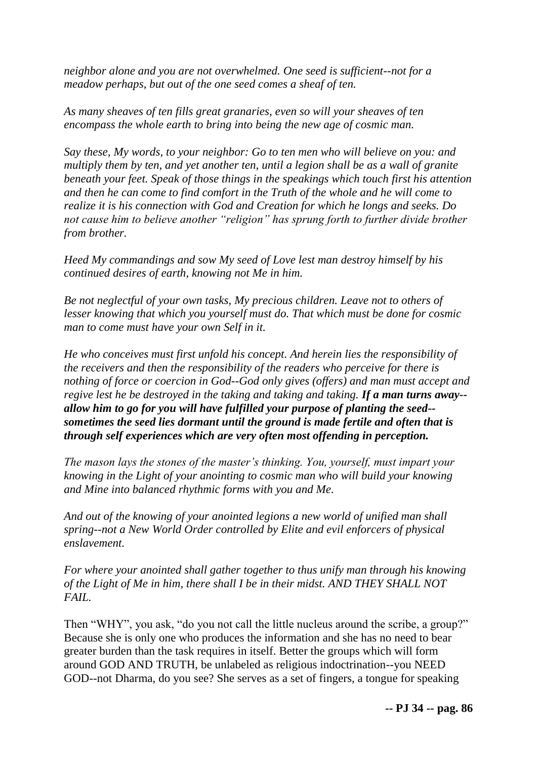*neighbor alone and you are not overwhelmed. One seed is sufficient--not for a meadow perhaps, but out of the one seed comes a sheaf of ten.*

*As many sheaves of ten fills great granaries, even so will your sheaves of ten encompass the whole earth to bring into being the new age of cosmic man.*

*Say these, My words, to your neighbor: Go to ten men who will believe on you: and multiply them by ten, and yet another ten, until a legion shall be as a wall of granite beneath your feet. Speak of those things in the speakings which touch first his attention and then he can come to find comfort in the Truth of the whole and he will come to realize it is his connection with God and Creation for which he longs and seeks. Do not cause him to believe another "religion" has sprung forth to further divide brother from brother.*

*Heed My commandings and sow My seed of Love lest man destroy himself by his continued desires of earth, knowing not Me in him.*

*Be not neglectful of your own tasks, My precious children. Leave not to others of lesser knowing that which you yourself must do. That which must be done for cosmic man to come must have your own Self in it.*

*He who conceives must first unfold his concept. And herein lies the responsibility of the receivers and then the responsibility of the readers who perceive for there is nothing of force or coercion in God--God only gives (offers) and man must accept and regive lest he be destroyed in the taking and taking and taking.* ***If a man turns away--allow him to go for you will have fulfilled your purpose of planting the seed--sometimes the seed lies dormant until the ground is made fertile and often that is through self experiences which are very often most offending in perception.***

*The mason lays the stones of the master's thinking. You, yourself, must impart your knowing in the Light of your anointing to cosmic man who will build your knowing and Mine into balanced rhythmic forms with you and Me.*

*And out of the knowing of your anointed legions a new world of unified man shall spring--not a New World Order controlled by Elite and evil enforcers of physical enslavement.*

*For where your anointed shall gather together to thus unify man through his knowing of the Light of Me in him, there shall I be in their midst. AND THEY SHALL NOT FAIL.*

Then "WHY", you ask, "do you not call the little nucleus around the scribe, a group?" Because she is only one who produces the information and she has no need to bear greater burden than the task requires in itself. Better the groups which will form around GOD AND TRUTH, be unlabeled as religious indoctrination--you NEED GOD--not Dharma, do you see? She serves as a set of fingers, a tongue for speaking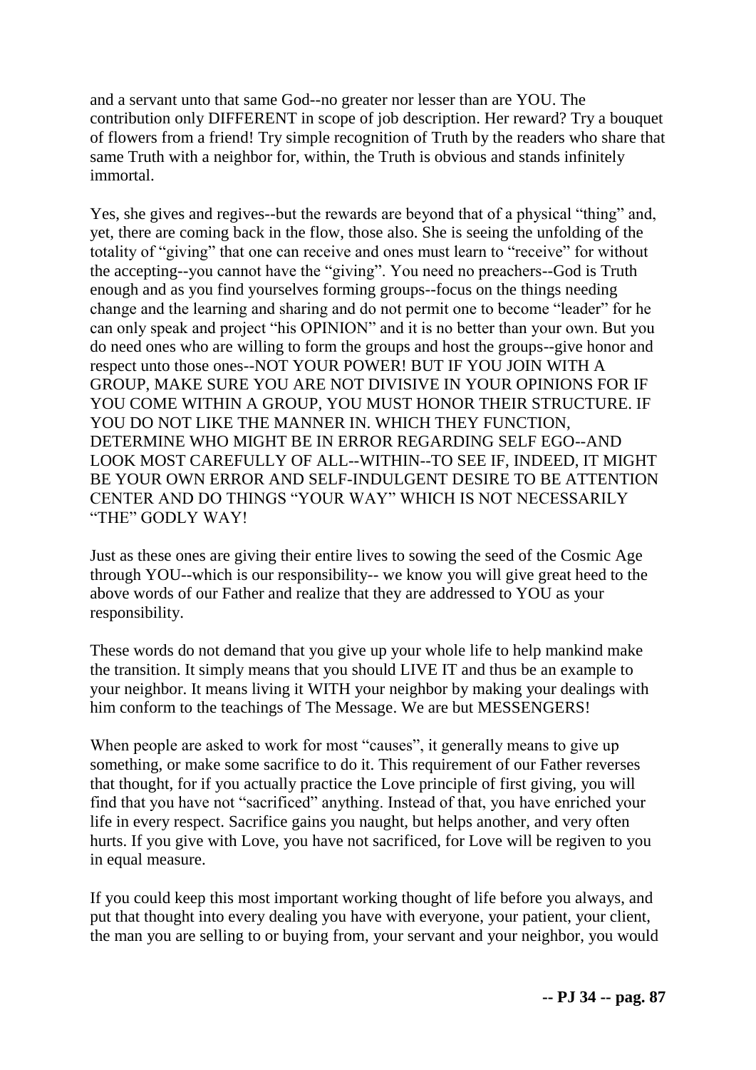and a servant unto that same God--no greater nor lesser than are YOU. The contribution only DIFFERENT in scope of job description. Her reward? Try a bouquet of flowers from a friend! Try simple recognition of Truth by the readers who share that same Truth with a neighbor for, within, the Truth is obvious and stands infinitely immortal.

Yes, she gives and regives--but the rewards are beyond that of a physical "thing" and, yet, there are coming back in the flow, those also. She is seeing the unfolding of the totality of "giving" that one can receive and ones must learn to "receive" for without the accepting--you cannot have the "giving". You need no preachers--God is Truth enough and as you find yourselves forming groups--focus on the things needing change and the learning and sharing and do not permit one to become "leader" for he can only speak and project "his OPINION" and it is no better than your own. But you do need ones who are willing to form the groups and host the groups--give honor and respect unto those ones--NOT YOUR POWER! BUT IF YOU JOIN WITH A GROUP, MAKE SURE YOU ARE NOT DIVISIVE IN YOUR OPINIONS FOR IF YOU COME WITHIN A GROUP, YOU MUST HONOR THEIR STRUCTURE. IF YOU DO NOT LIKE THE MANNER IN. WHICH THEY FUNCTION, DETERMINE WHO MIGHT BE IN ERROR REGARDING SELF EGO--AND LOOK MOST CAREFULLY OF ALL--WITHIN--TO SEE IF, INDEED, IT MIGHT BE YOUR OWN ERROR AND SELF-INDULGENT DESIRE TO BE ATTENTION CENTER AND DO THINGS "YOUR WAY" WHICH IS NOT NECESSARILY "THE" GODLY WAY!

Just as these ones are giving their entire lives to sowing the seed of the Cosmic Age through YOU--which is our responsibility-- we know you will give great heed to the above words of our Father and realize that they are addressed to YOU as your responsibility.

These words do not demand that you give up your whole life to help mankind make the transition. It simply means that you should LIVE IT and thus be an example to your neighbor. It means living it WITH your neighbor by making your dealings with him conform to the teachings of The Message. We are but MESSENGERS!

When people are asked to work for most "causes", it generally means to give up something, or make some sacrifice to do it. This requirement of our Father reverses that thought, for if you actually practice the Love principle of first giving, you will find that you have not "sacrificed" anything. Instead of that, you have enriched your life in every respect. Sacrifice gains you naught, but helps another, and very often hurts. If you give with Love, you have not sacrificed, for Love will be regiven to you in equal measure.

If you could keep this most important working thought of life before you always, and put that thought into every dealing you have with everyone, your patient, your client, the man you are selling to or buying from, your servant and your neighbor, you would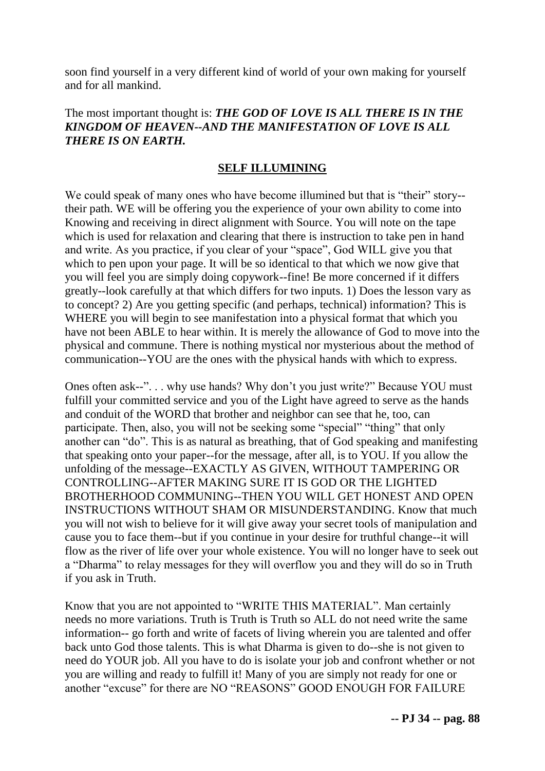soon find yourself in a very different kind of world of your own making for yourself and for all mankind.

The most important thought is: ***THE GOD OF LOVE IS ALL THERE IS IN THE KINGDOM OF HEAVEN--AND THE MANIFESTATION OF LOVE IS ALL THERE IS ON EARTH.***

## SELF ILLUMINING

We could speak of many ones who have become illumined but that is "their" story--their path. WE will be offering you the experience of your own ability to come into Knowing and receiving in direct alignment with Source. You will note on the tape which is used for relaxation and clearing that there is instruction to take pen in hand and write. As you practice, if you clear of your "space", God WILL give you that which to pen upon your page. It will be so identical to that which we now give that you will feel you are simply doing copywork--fine! Be more concerned if it differs greatly--look carefully at that which differs for two inputs. 1) Does the lesson vary as to concept? 2) Are you getting specific (and perhaps, technical) information? This is WHERE you will begin to see manifestation into a physical format that which you have not been ABLE to hear within. It is merely the allowance of God to move into the physical and commune. There is nothing mystical nor mysterious about the method of communication--YOU are the ones with the physical hands with which to express.

Ones often ask--". . . why use hands? Why don't you just write?" Because YOU must fulfill your committed service and you of the Light have agreed to serve as the hands and conduit of the WORD that brother and neighbor can see that he, too, can participate. Then, also, you will not be seeking some "special" "thing" that only another can "do". This is as natural as breathing, that of God speaking and manifesting that speaking onto your paper--for the message, after all, is to YOU. If you allow the unfolding of the message--EXACTLY AS GIVEN, WITHOUT TAMPERING OR CONTROLLING--AFTER MAKING SURE IT IS GOD OR THE LIGHTED BROTHERHOOD COMMUNING--THEN YOU WILL GET HONEST AND OPEN INSTRUCTIONS WITHOUT SHAM OR MISUNDERSTANDING. Know that much you will not wish to believe for it will give away your secret tools of manipulation and cause you to face them--but if you continue in your desire for truthful change--it will flow as the river of life over your whole existence. You will no longer have to seek out a "Dharma" to relay messages for they will overflow you and they will do so in Truth if you ask in Truth.

Know that you are not appointed to "WRITE THIS MATERIAL". Man certainly needs no more variations. Truth is Truth is Truth so ALL do not need write the same information-- go forth and write of facets of living wherein you are talented and offer back unto God those talents. This is what Dharma is given to do--she is not given to need do YOUR job. All you have to do is isolate your job and confront whether or not you are willing and ready to fulfill it! Many of you are simply not ready for one or another "excuse" for there are NO "REASONS" GOOD ENOUGH FOR FAILURE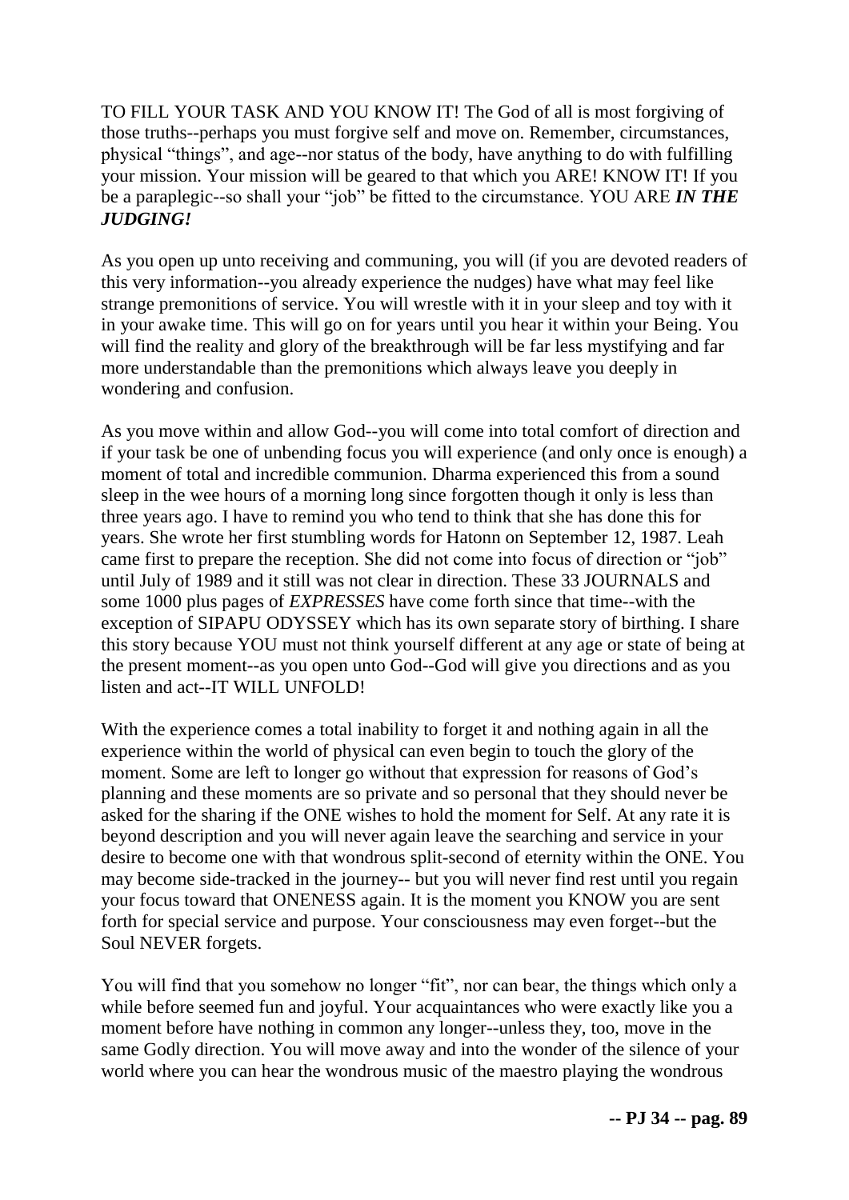TO FILL YOUR TASK AND YOU KNOW IT! The God of all is most forgiving of those truths--perhaps you must forgive self and move on. Remember, circumstances, physical "things", and age--nor status of the body, have anything to do with fulfilling your mission. Your mission will be geared to that which you ARE! KNOW IT! If you be a paraplegic--so shall your "job" be fitted to the circumstance. YOU ARE ***IN THE JUDGING!***

As you open up unto receiving and communing, you will (if you are devoted readers of this very information--you already experience the nudges) have what may feel like strange premonitions of service. You will wrestle with it in your sleep and toy with it in your awake time. This will go on for years until you hear it within your Being. You will find the reality and glory of the breakthrough will be far less mystifying and far more understandable than the premonitions which always leave you deeply in wondering and confusion.

As you move within and allow God--you will come into total comfort of direction and if your task be one of unbending focus you will experience (and only once is enough) a moment of total and incredible communion. Dharma experienced this from a sound sleep in the wee hours of a morning long since forgotten though it only is less than three years ago. I have to remind you who tend to think that she has done this for years. She wrote her first stumbling words for Hatonn on September 12, 1987. Leah came first to prepare the reception. She did not come into focus of direction or "job" until July of 1989 and it still was not clear in direction. These 33 JOURNALS and some 1000 plus pages of *EXPRESSES* have come forth since that time--with the exception of SIPAPU ODYSSEY which has its own separate story of birthing. I share this story because YOU must not think yourself different at any age or state of being at the present moment--as you open unto God--God will give you directions and as you listen and act--IT WILL UNFOLD!

With the experience comes a total inability to forget it and nothing again in all the experience within the world of physical can even begin to touch the glory of the moment. Some are left to longer go without that expression for reasons of God's planning and these moments are so private and so personal that they should never be asked for the sharing if the ONE wishes to hold the moment for Self. At any rate it is beyond description and you will never again leave the searching and service in your desire to become one with that wondrous split-second of eternity within the ONE. You may become side-tracked in the journey-- but you will never find rest until you regain your focus toward that ONENESS again. It is the moment you KNOW you are sent forth for special service and purpose. Your consciousness may even forget--but the Soul NEVER forgets.

You will find that you somehow no longer "fit", nor can bear, the things which only a while before seemed fun and joyful. Your acquaintances who were exactly like you a moment before have nothing in common any longer--unless they, too, move in the same Godly direction. You will move away and into the wonder of the silence of your world where you can hear the wondrous music of the maestro playing the wondrous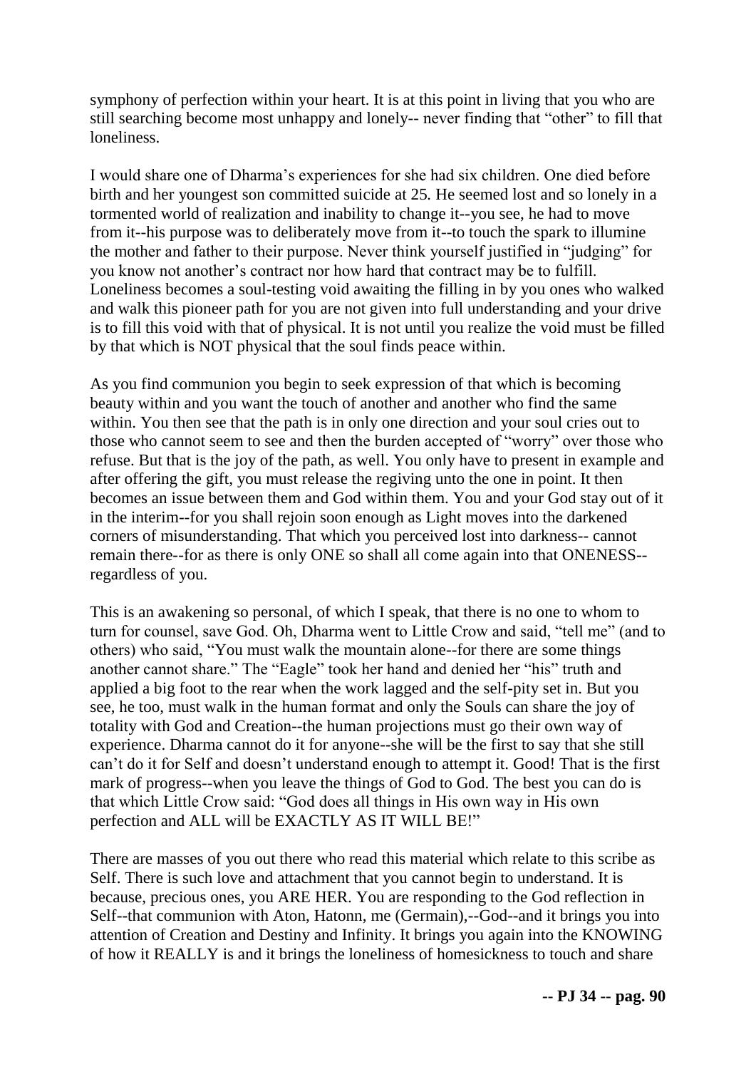symphony of perfection within your heart. It is at this point in living that you who are still searching become most unhappy and lonely-- never finding that "other" to fill that loneliness.

I would share one of Dharma's experiences for she had six children. One died before birth and her youngest son committed suicide at 25. He seemed lost and so lonely in a tormented world of realization and inability to change it--you see, he had to move from it--his purpose was to deliberately move from it--to touch the spark to illumine the mother and father to their purpose. Never think yourself justified in "judging" for you know not another's contract nor how hard that contract may be to fulfill. Loneliness becomes a soul-testing void awaiting the filling in by you ones who walked and walk this pioneer path for you are not given into full understanding and your drive is to fill this void with that of physical. It is not until you realize the void must be filled by that which is NOT physical that the soul finds peace within.

As you find communion you begin to seek expression of that which is becoming beauty within and you want the touch of another and another who find the same within. You then see that the path is in only one direction and your soul cries out to those who cannot seem to see and then the burden accepted of "worry" over those who refuse. But that is the joy of the path, as well. You only have to present in example and after offering the gift, you must release the regiving unto the one in point. It then becomes an issue between them and God within them. You and your God stay out of it in the interim--for you shall rejoin soon enough as Light moves into the darkened corners of misunderstanding. That which you perceived lost into darkness-- cannot remain there--for as there is only ONE so shall all come again into that ONENESS--regardless of you.

This is an awakening so personal, of which I speak, that there is no one to whom to turn for counsel, save God. Oh, Dharma went to Little Crow and said, "tell me" (and to others) who said, "You must walk the mountain alone--for there are some things another cannot share." The "Eagle" took her hand and denied her "his" truth and applied a big foot to the rear when the work lagged and the self-pity set in. But you see, he too, must walk in the human format and only the Souls can share the joy of totality with God and Creation--the human projections must go their own way of experience. Dharma cannot do it for anyone--she will be the first to say that she still can't do it for Self and doesn't understand enough to attempt it. Good! That is the first mark of progress--when you leave the things of God to God. The best you can do is that which Little Crow said: "God does all things in His own way in His own perfection and ALL will be EXACTLY AS IT WILL BE!"

There are masses of you out there who read this material which relate to this scribe as Self. There is such love and attachment that you cannot begin to understand. It is because, precious ones, you ARE HER. You are responding to the God reflection in Self--that communion with Aton, Hatonn, me (Germain),--God--and it brings you into attention of Creation and Destiny and Infinity. It brings you again into the KNOWING of how it REALLY is and it brings the loneliness of homesickness to touch and share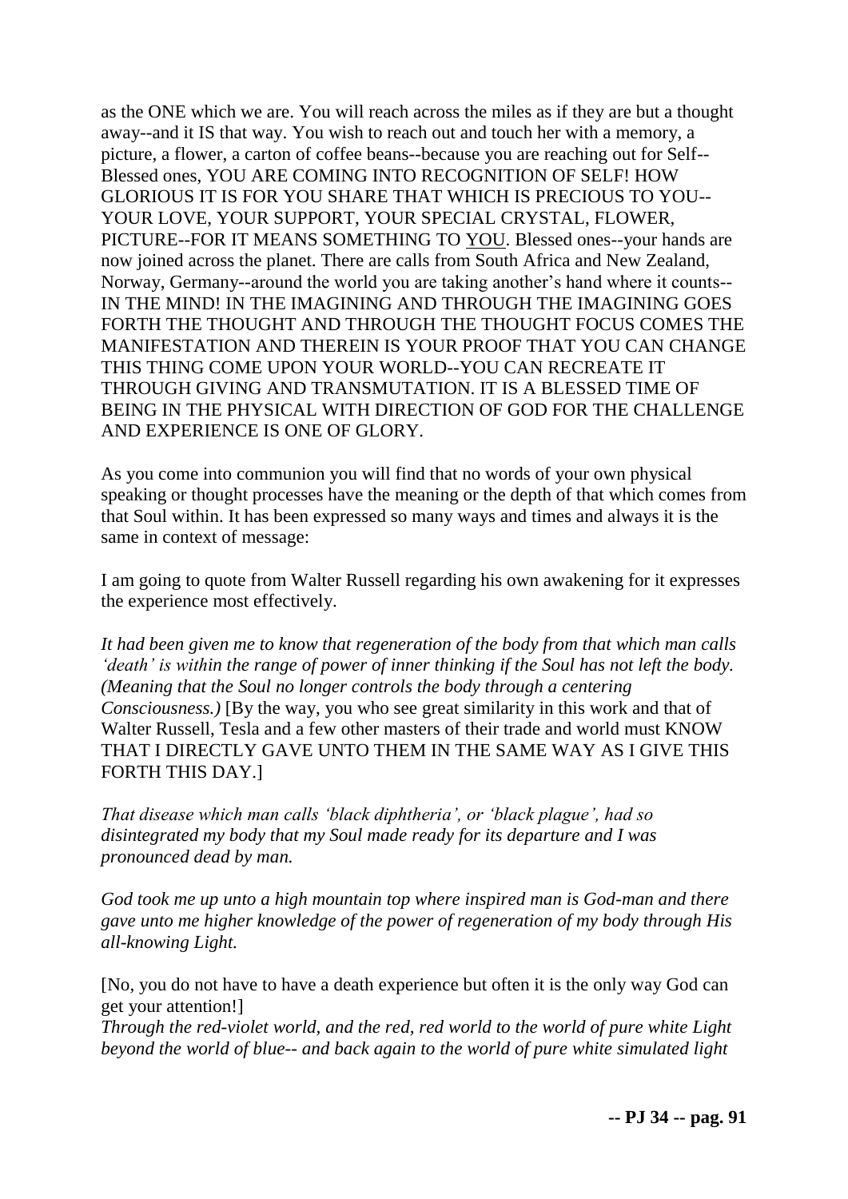as the ONE which we are. You will reach across the miles as if they are but a thought away--and it IS that way. You wish to reach out and touch her with a memory, a picture, a flower, a carton of coffee beans--because you are reaching out for Self--Blessed ones, YOU ARE COMING INTO RECOGNITION OF SELF! HOW GLORIOUS IT IS FOR YOU SHARE THAT WHICH IS PRECIOUS TO YOU--YOUR LOVE, YOUR SUPPORT, YOUR SPECIAL CRYSTAL, FLOWER, PICTURE--FOR IT MEANS SOMETHING TO <u>YOU</u>. Blessed ones--your hands are now joined across the planet. There are calls from South Africa and New Zealand, Norway, Germany--around the world you are taking another's hand where it counts--IN THE MIND! IN THE IMAGINING AND THROUGH THE IMAGINING GOES FORTH THE THOUGHT AND THROUGH THE THOUGHT FOCUS COMES THE MANIFESTATION AND THEREIN IS YOUR PROOF THAT YOU CAN CHANGE THIS THING COME UPON YOUR WORLD--YOU CAN RECREATE IT THROUGH GIVING AND TRANSMUTATION. IT IS A BLESSED TIME OF BEING IN THE PHYSICAL WITH DIRECTION OF GOD FOR THE CHALLENGE AND EXPERIENCE IS ONE OF GLORY.

As you come into communion you will find that no words of your own physical speaking or thought processes have the meaning or the depth of that which comes from that Soul within. It has been expressed so many ways and times and always it is the same in context of message:

I am going to quote from Walter Russell regarding his own awakening for it expresses the experience most effectively.

*It had been given me to know that regeneration of the body from that which man calls 'death' is within the range of power of inner thinking if the Soul has not left the body. (Meaning that the Soul no longer controls the body through a centering Consciousness.)* [By the way, you who see great similarity in this work and that of Walter Russell, Tesla and a few other masters of their trade and world must KNOW THAT I DIRECTLY GAVE UNTO THEM IN THE SAME WAY AS I GIVE THIS FORTH THIS DAY.]

*That disease which man calls 'black diphtheria', or 'black plague', had so disintegrated my body that my Soul made ready for its departure and I was pronounced dead by man.*

*God took me up unto a high mountain top where inspired man is God-man and there gave unto me higher knowledge of the power of regeneration of my body through His all-knowing Light.*

[No, you do not have to have a death experience but often it is the only way God can get your attention!]

*Through the red-violet world, and the red, red world to the world of pure white Light beyond the world of blue-- and back again to the world of pure white simulated light*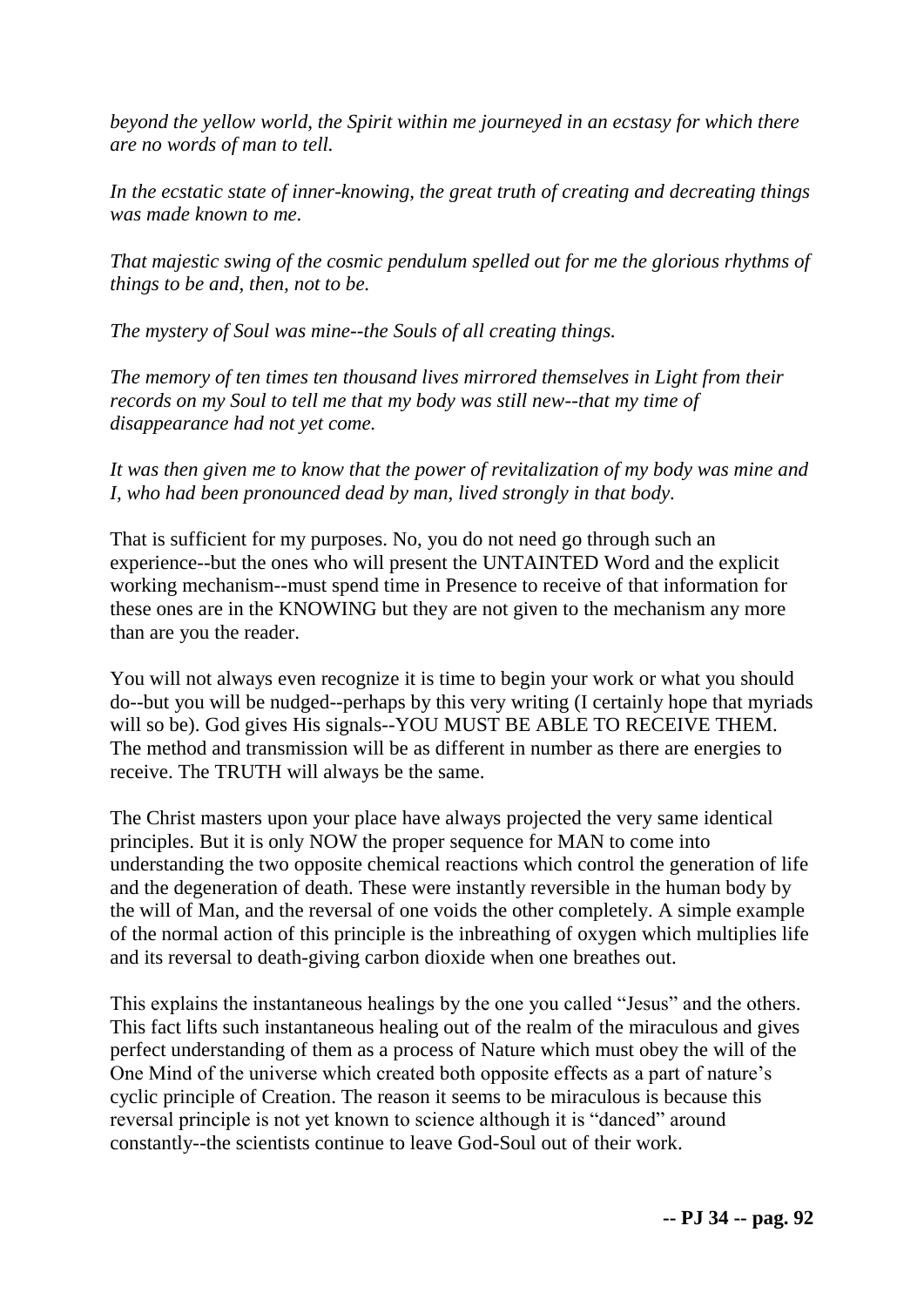*beyond the yellow world, the Spirit within me journeyed in an ecstasy for which there are no words of man to tell.*

*In the ecstatic state of inner-knowing, the great truth of creating and decreating things was made known to me.*

*That majestic swing of the cosmic pendulum spelled out for me the glorious rhythms of things to be and, then, not to be.*

*The mystery of Soul was mine--the Souls of all creating things.*

*The memory of ten times ten thousand lives mirrored themselves in Light from their records on my Soul to tell me that my body was still new--that my time of disappearance had not yet come.*

*It was then given me to know that the power of revitalization of my body was mine and I, who had been pronounced dead by man, lived strongly in that body.*

That is sufficient for my purposes. No, you do not need go through such an experience--but the ones who will present the UNTAINTED Word and the explicit working mechanism--must spend time in Presence to receive of that information for these ones are in the KNOWING but they are not given to the mechanism any more than are you the reader.

You will not always even recognize it is time to begin your work or what you should do--but you will be nudged--perhaps by this very writing (I certainly hope that myriads will so be). God gives His signals--YOU MUST BE ABLE TO RECEIVE THEM. The method and transmission will be as different in number as there are energies to receive. The TRUTH will always be the same.

The Christ masters upon your place have always projected the very same identical principles. But it is only NOW the proper sequence for MAN to come into understanding the two opposite chemical reactions which control the generation of life and the degeneration of death. These were instantly reversible in the human body by the will of Man, and the reversal of one voids the other completely. A simple example of the normal action of this principle is the inbreathing of oxygen which multiplies life and its reversal to death-giving carbon dioxide when one breathes out.

This explains the instantaneous healings by the one you called "Jesus" and the others. This fact lifts such instantaneous healing out of the realm of the miraculous and gives perfect understanding of them as a process of Nature which must obey the will of the One Mind of the universe which created both opposite effects as a part of nature's cyclic principle of Creation. The reason it seems to be miraculous is because this reversal principle is not yet known to science although it is "danced" around constantly--the scientists continue to leave God-Soul out of their work.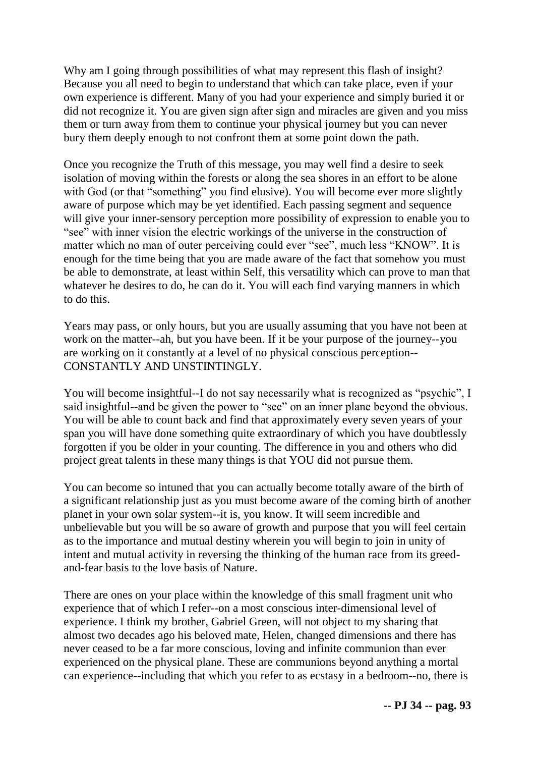Why am I going through possibilities of what may represent this flash of insight? Because you all need to begin to understand that which can take place, even if your own experience is different. Many of you had your experience and simply buried it or did not recognize it. You are given sign after sign and miracles are given and you miss them or turn away from them to continue your physical journey but you can never bury them deeply enough to not confront them at some point down the path.

Once you recognize the Truth of this message, you may well find a desire to seek isolation of moving within the forests or along the sea shores in an effort to be alone with God (or that "something" you find elusive). You will become ever more slightly aware of purpose which may be yet identified. Each passing segment and sequence will give your inner-sensory perception more possibility of expression to enable you to "see" with inner vision the electric workings of the universe in the construction of matter which no man of outer perceiving could ever "see", much less "KNOW". It is enough for the time being that you are made aware of the fact that somehow you must be able to demonstrate, at least within Self, this versatility which can prove to man that whatever he desires to do, he can do it. You will each find varying manners in which to do this.

Years may pass, or only hours, but you are usually assuming that you have not been at work on the matter--ah, but you have been. If it be your purpose of the journey--you are working on it constantly at a level of no physical conscious perception--CONSTANTLY AND UNSTINTINGLY.

You will become insightful--I do not say necessarily what is recognized as "psychic", I said insightful--and be given the power to "see" on an inner plane beyond the obvious. You will be able to count back and find that approximately every seven years of your span you will have done something quite extraordinary of which you have doubtlessly forgotten if you be older in your counting. The difference in you and others who did project great talents in these many things is that YOU did not pursue them.

You can become so intuned that you can actually become totally aware of the birth of a significant relationship just as you must become aware of the coming birth of another planet in your own solar system--it is, you know. It will seem incredible and unbelievable but you will be so aware of growth and purpose that you will feel certain as to the importance and mutual destiny wherein you will begin to join in unity of intent and mutual activity in reversing the thinking of the human race from its greed-and-fear basis to the love basis of Nature.

There are ones on your place within the knowledge of this small fragment unit who experience that of which I refer--on a most conscious inter-dimensional level of experience. I think my brother, Gabriel Green, will not object to my sharing that almost two decades ago his beloved mate, Helen, changed dimensions and there has never ceased to be a far more conscious, loving and infinite communion than ever experienced on the physical plane. These are communions beyond anything a mortal can experience--including that which you refer to as ecstasy in a bedroom--no, there is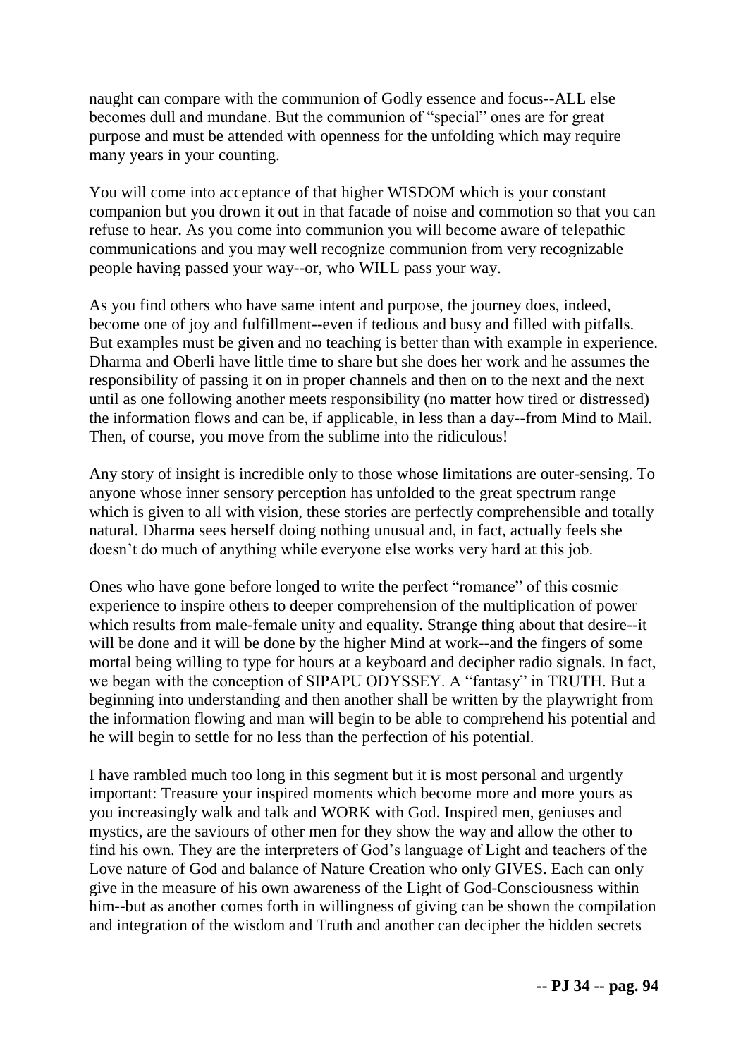naught can compare with the communion of Godly essence and focus--ALL else becomes dull and mundane. But the communion of "special" ones are for great purpose and must be attended with openness for the unfolding which may require many years in your counting.

You will come into acceptance of that higher WISDOM which is your constant companion but you drown it out in that facade of noise and commotion so that you can refuse to hear. As you come into communion you will become aware of telepathic communications and you may well recognize communion from very recognizable people having passed your way--or, who WILL pass your way.

As you find others who have same intent and purpose, the journey does, indeed, become one of joy and fulfillment--even if tedious and busy and filled with pitfalls. But examples must be given and no teaching is better than with example in experience. Dharma and Oberli have little time to share but she does her work and he assumes the responsibility of passing it on in proper channels and then on to the next and the next until as one following another meets responsibility (no matter how tired or distressed) the information flows and can be, if applicable, in less than a day--from Mind to Mail. Then, of course, you move from the sublime into the ridiculous!

Any story of insight is incredible only to those whose limitations are outer-sensing. To anyone whose inner sensory perception has unfolded to the great spectrum range which is given to all with vision, these stories are perfectly comprehensible and totally natural. Dharma sees herself doing nothing unusual and, in fact, actually feels she doesn't do much of anything while everyone else works very hard at this job.

Ones who have gone before longed to write the perfect "romance" of this cosmic experience to inspire others to deeper comprehension of the multiplication of power which results from male-female unity and equality. Strange thing about that desire--it will be done and it will be done by the higher Mind at work--and the fingers of some mortal being willing to type for hours at a keyboard and decipher radio signals. In fact, we began with the conception of SIPAPU ODYSSEY. A "fantasy" in TRUTH. But a beginning into understanding and then another shall be written by the playwright from the information flowing and man will begin to be able to comprehend his potential and he will begin to settle for no less than the perfection of his potential.

I have rambled much too long in this segment but it is most personal and urgently important: Treasure your inspired moments which become more and more yours as you increasingly walk and talk and WORK with God. Inspired men, geniuses and mystics, are the saviours of other men for they show the way and allow the other to find his own. They are the interpreters of God's language of Light and teachers of the Love nature of God and balance of Nature Creation who only GIVES. Each can only give in the measure of his own awareness of the Light of God-Consciousness within him--but as another comes forth in willingness of giving can be shown the compilation and integration of the wisdom and Truth and another can decipher the hidden secrets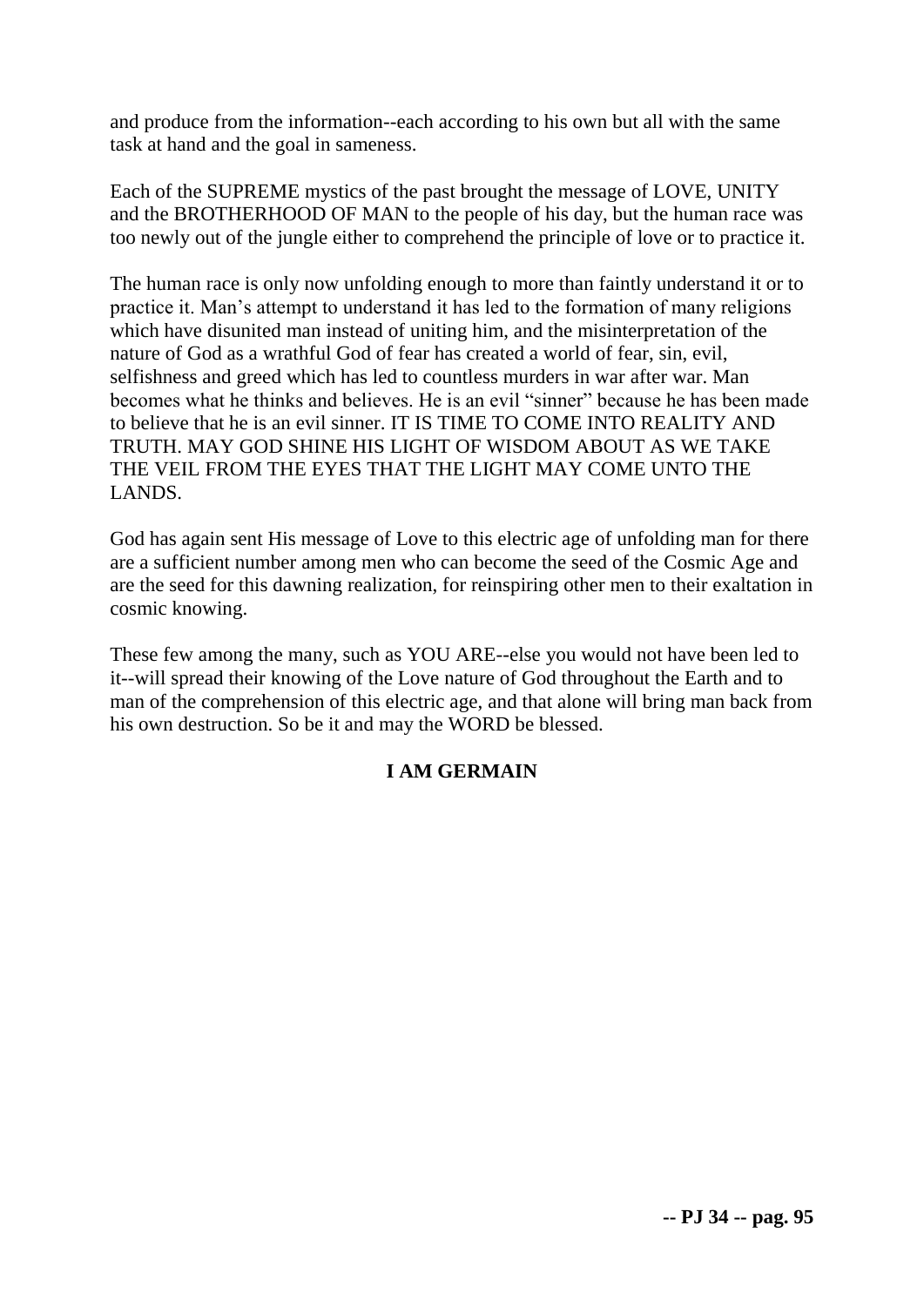and produce from the information--each according to his own but all with the same task at hand and the goal in sameness.

Each of the SUPREME mystics of the past brought the message of LOVE, UNITY and the BROTHERHOOD OF MAN to the people of his day, but the human race was too newly out of the jungle either to comprehend the principle of love or to practice it.

The human race is only now unfolding enough to more than faintly understand it or to practice it. Man's attempt to understand it has led to the formation of many religions which have disunited man instead of uniting him, and the misinterpretation of the nature of God as a wrathful God of fear has created a world of fear, sin, evil, selfishness and greed which has led to countless murders in war after war. Man becomes what he thinks and believes. He is an evil "sinner" because he has been made to believe that he is an evil sinner. IT IS TIME TO COME INTO REALITY AND TRUTH. MAY GOD SHINE HIS LIGHT OF WISDOM ABOUT AS WE TAKE THE VEIL FROM THE EYES THAT THE LIGHT MAY COME UNTO THE LANDS.

God has again sent His message of Love to this electric age of unfolding man for there are a sufficient number among men who can become the seed of the Cosmic Age and are the seed for this dawning realization, for reinspiring other men to their exaltation in cosmic knowing.

These few among the many, such as YOU ARE--else you would not have been led to it--will spread their knowing of the Love nature of God throughout the Earth and to man of the comprehension of this electric age, and that alone will bring man back from his own destruction. So be it and may the WORD be blessed.

**I AM GERMAIN**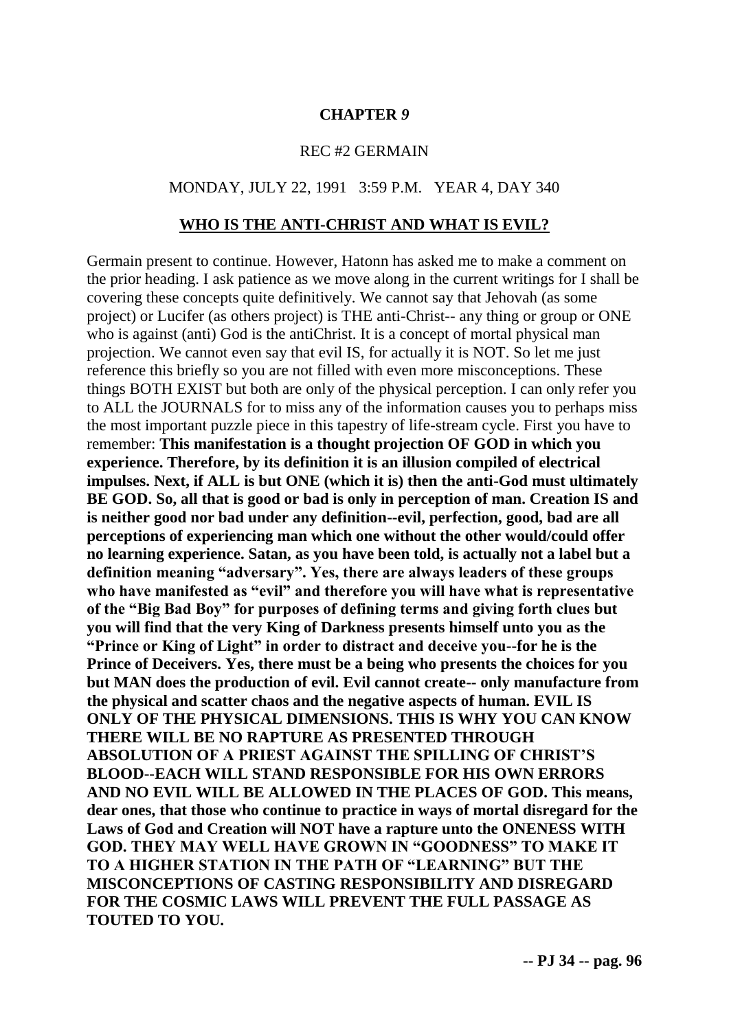**CHAPTER 9**

REC #2 GERMAIN

MONDAY, JULY 22, 1991 3:59 P.M. YEAR 4, DAY 340

## WHO IS THE ANTI-CHRIST AND WHAT IS EVIL?

Germain present to continue. However, Hatonn has asked me to make a comment on the prior heading. I ask patience as we move along in the current writings for I shall be covering these concepts quite definitively. We cannot say that Jehovah (as some project) or Lucifer (as others project) is THE anti-Christ-- any thing or group or ONE who is against (anti) God is the antiChrist. It is a concept of mortal physical man projection. We cannot even say that evil IS, for actually it is NOT. So let me just reference this briefly so you are not filled with even more misconceptions. These things BOTH EXIST but both are only of the physical perception. I can only refer you to ALL the JOURNALS for to miss any of the information causes you to perhaps miss the most important puzzle piece in this tapestry of life-stream cycle. First you have to remember: **This manifestation is a thought projection OF GOD in which you experience. Therefore, by its definition it is an illusion compiled of electrical impulses. Next, if ALL is but ONE (which it is) then the anti-God must ultimately BE GOD. So, all that is good or bad is only in perception of man. Creation IS and is neither good nor bad under any definition--evil, perfection, good, bad are all perceptions of experiencing man which one without the other would/could offer no learning experience. Satan, as you have been told, is actually not a label but a definition meaning "adversary". Yes, there are always leaders of these groups who have manifested as "evil" and therefore you will have what is representative of the "Big Bad Boy" for purposes of defining terms and giving forth clues but you will find that the very King of Darkness presents himself unto you as the "Prince or King of Light" in order to distract and deceive you--for he is the Prince of Deceivers. Yes, there must be a being who presents the choices for you but MAN does the production of evil. Evil cannot create-- only manufacture from the physical and scatter chaos and the negative aspects of human. EVIL IS ONLY OF THE PHYSICAL DIMENSIONS. THIS IS WHY YOU CAN KNOW THERE WILL BE NO RAPTURE AS PRESENTED THROUGH ABSOLUTION OF A PRIEST AGAINST THE SPILLING OF CHRIST'S BLOOD--EACH WILL STAND RESPONSIBLE FOR HIS OWN ERRORS AND NO EVIL WILL BE ALLOWED IN THE PLACES OF GOD. This means, dear ones, that those who continue to practice in ways of mortal disregard for the Laws of God and Creation will NOT have a rapture unto the ONENESS WITH GOD. THEY MAY WELL HAVE GROWN IN "GOODNESS" TO MAKE IT TO A HIGHER STATION IN THE PATH OF "LEARNING" BUT THE MISCONCEPTIONS OF CASTING RESPONSIBILITY AND DISREGARD FOR THE COSMIC LAWS WILL PREVENT THE FULL PASSAGE AS TOUTED TO YOU.**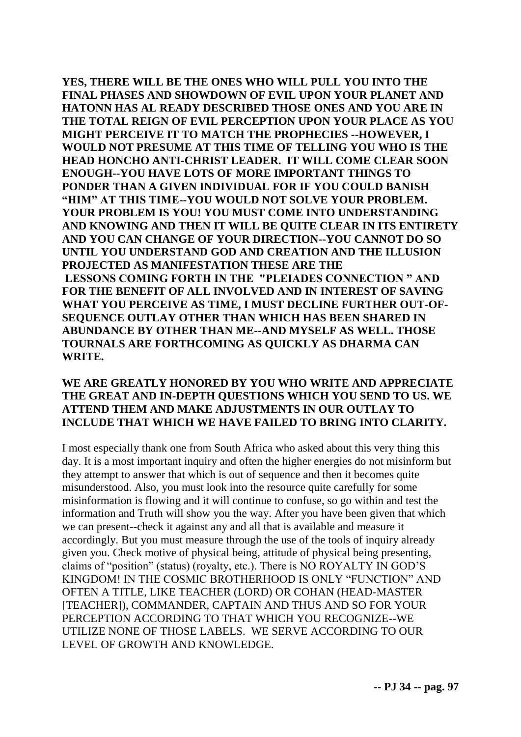**YES, THERE WILL BE THE ONES WHO WILL PULL YOU INTO THE FINAL PHASES AND SHOWDOWN OF EVIL UPON YOUR PLANET AND HATONN HAS AL READY DESCRIBED THOSE ONES AND YOU ARE IN THE TOTAL REIGN OF EVIL PERCEPTION UPON YOUR PLACE AS YOU MIGHT PERCEIVE IT TO MATCH THE PROPHECIES --HOWEVER, I WOULD NOT PRESUME AT THIS TIME OF TELLING YOU WHO IS THE HEAD HONCHO ANTI-CHRIST LEADER. IT WILL COME CLEAR SOON ENOUGH--YOU HAVE LOTS OF MORE IMPORTANT THINGS TO PONDER THAN A GIVEN INDIVIDUAL FOR IF YOU COULD BANISH "HIM" AT THIS TIME--YOU WOULD NOT SOLVE YOUR PROBLEM. YOUR PROBLEM IS YOU! YOU MUST COME INTO UNDERSTANDING AND KNOWING AND THEN IT WILL BE QUITE CLEAR IN ITS ENTIRETY AND YOU CAN CHANGE OF YOUR DIRECTION--YOU CANNOT DO SO UNTIL YOU UNDERSTAND GOD AND CREATION AND THE ILLUSION PROJECTED AS MANIFESTATION THESE ARE THE LESSONS COMING FORTH IN THE "PLEIADES CONNECTION " AND FOR THE BENEFIT OF ALL INVOLVED AND IN INTEREST OF SAVING WHAT YOU PERCEIVE AS TIME, I MUST DECLINE FURTHER OUT-OF-SEQUENCE OUTLAY OTHER THAN WHICH HAS BEEN SHARED IN ABUNDANCE BY OTHER THAN ME--AND MYSELF AS WELL. THOSE TOURNALS ARE FORTHCOMING AS QUICKLY AS DHARMA CAN WRITE.**

**WE ARE GREATLY HONORED BY YOU WHO WRITE AND APPRECIATE THE GREAT AND IN-DEPTH QUESTIONS WHICH YOU SEND TO US. WE ATTEND THEM AND MAKE ADJUSTMENTS IN OUR OUTLAY TO INCLUDE THAT WHICH WE HAVE FAILED TO BRING INTO CLARITY.**

I most especially thank one from South Africa who asked about this very thing this day. It is a most important inquiry and often the higher energies do not misinform but they attempt to answer that which is out of sequence and then it becomes quite misunderstood. Also, you must look into the resource quite carefully for some misinformation is flowing and it will continue to confuse, so go within and test the information and Truth will show you the way. After you have been given that which we can present--check it against any and all that is available and measure it accordingly. But you must measure through the use of the tools of inquiry already given you. Check motive of physical being, attitude of physical being presenting, claims of "position" (status) (royalty, etc.). There is NO ROYALTY IN GOD'S KINGDOM! IN THE COSMIC BROTHERHOOD IS ONLY "FUNCTION" AND OFTEN A TITLE, LIKE TEACHER (LORD) OR COHAN (HEAD-MASTER [TEACHER]), COMMANDER, CAPTAIN AND THUS AND SO FOR YOUR PERCEPTION ACCORDING TO THAT WHICH YOU RECOGNIZE--WE UTILIZE NONE OF THOSE LABELS. WE SERVE ACCORDING TO OUR LEVEL OF GROWTH AND KNOWLEDGE.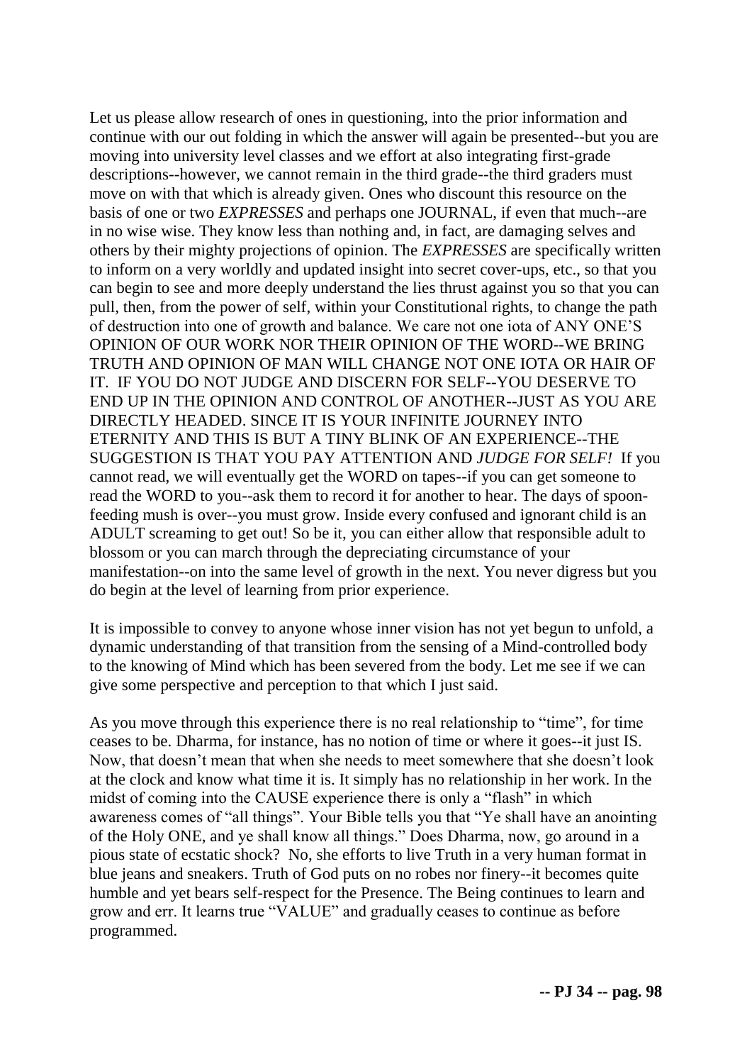Let us please allow research of ones in questioning, into the prior information and continue with our out folding in which the answer will again be presented--but you are moving into university level classes and we effort at also integrating first-grade descriptions--however, we cannot remain in the third grade--the third graders must move on with that which is already given. Ones who discount this resource on the basis of one or two *EXPRESSES* and perhaps one JOURNAL, if even that much--are in no wise wise. They know less than nothing and, in fact, are damaging selves and others by their mighty projections of opinion. The *EXPRESSES* are specifically written to inform on a very worldly and updated insight into secret cover-ups, etc., so that you can begin to see and more deeply understand the lies thrust against you so that you can pull, then, from the power of self, within your Constitutional rights, to change the path of destruction into one of growth and balance. We care not one iota of ANY ONE'S OPINION OF OUR WORK NOR THEIR OPINION OF THE WORD--WE BRING TRUTH AND OPINION OF MAN WILL CHANGE NOT ONE IOTA OR HAIR OF IT. IF YOU DO NOT JUDGE AND DISCERN FOR SELF--YOU DESERVE TO END UP IN THE OPINION AND CONTROL OF ANOTHER--JUST AS YOU ARE DIRECTLY HEADED. SINCE IT IS YOUR INFINITE JOURNEY INTO ETERNITY AND THIS IS BUT A TINY BLINK OF AN EXPERIENCE--THE SUGGESTION IS THAT YOU PAY ATTENTION AND *JUDGE FOR SELF!* If you cannot read, we will eventually get the WORD on tapes--if you can get someone to read the WORD to you--ask them to record it for another to hear. The days of spoon-feeding mush is over--you must grow. Inside every confused and ignorant child is an ADULT screaming to get out! So be it, you can either allow that responsible adult to blossom or you can march through the depreciating circumstance of your manifestation--on into the same level of growth in the next. You never digress but you do begin at the level of learning from prior experience.

It is impossible to convey to anyone whose inner vision has not yet begun to unfold, a dynamic understanding of that transition from the sensing of a Mind-controlled body to the knowing of Mind which has been severed from the body. Let me see if we can give some perspective and perception to that which I just said.

As you move through this experience there is no real relationship to "time", for time ceases to be. Dharma, for instance, has no notion of time or where it goes--it just IS. Now, that doesn't mean that when she needs to meet somewhere that she doesn't look at the clock and know what time it is. It simply has no relationship in her work. In the midst of coming into the CAUSE experience there is only a "flash" in which awareness comes of "all things". Your Bible tells you that "Ye shall have an anointing of the Holy ONE, and ye shall know all things." Does Dharma, now, go around in a pious state of ecstatic shock? No, she efforts to live Truth in a very human format in blue jeans and sneakers. Truth of God puts on no robes nor finery--it becomes quite humble and yet bears self-respect for the Presence. The Being continues to learn and grow and err. It learns true "VALUE" and gradually ceases to continue as before programmed.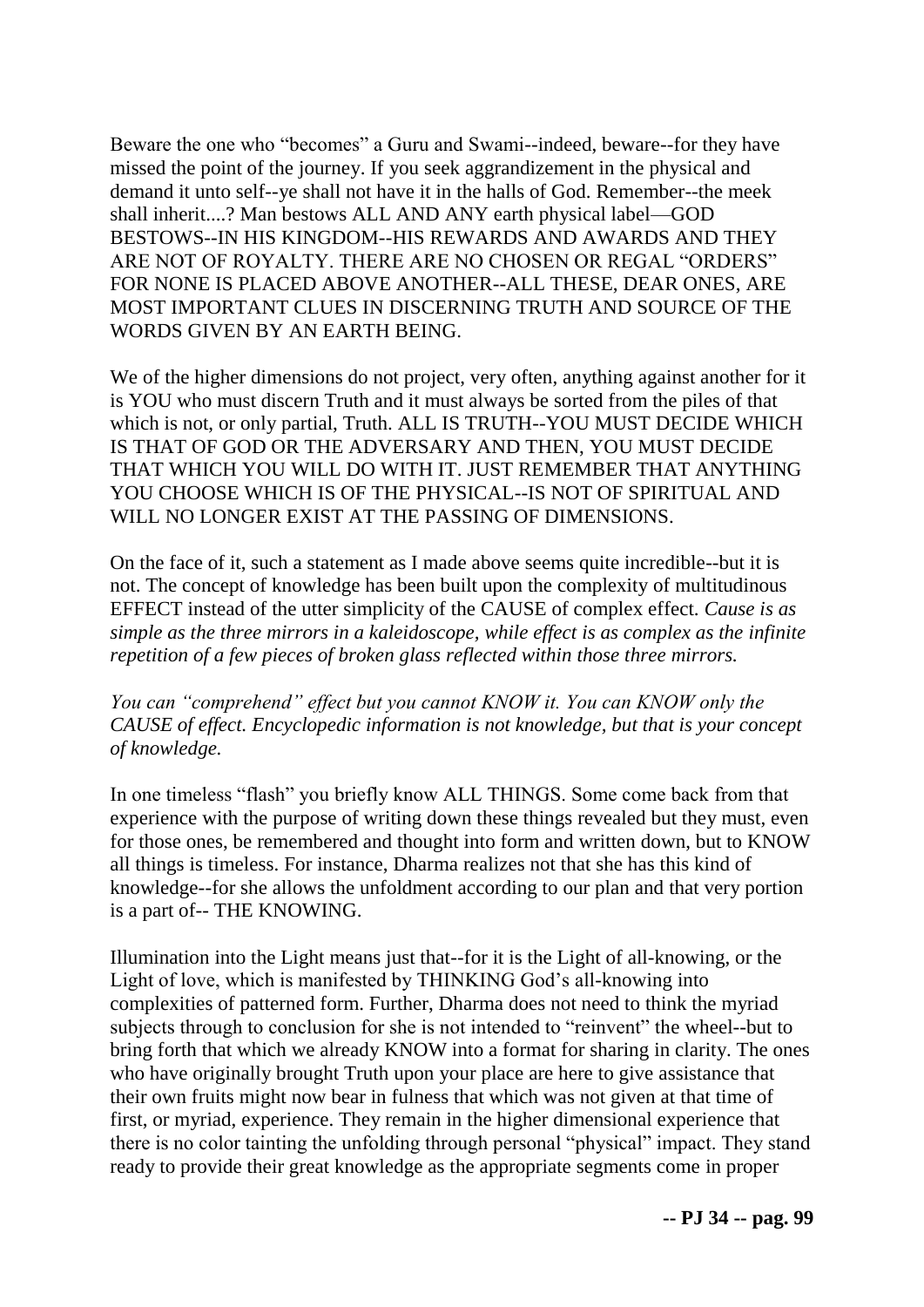Beware the one who "becomes" a Guru and Swami--indeed, beware--for they have missed the point of the journey. If you seek aggrandizement in the physical and demand it unto self--ye shall not have it in the halls of God. Remember--the meek shall inherit....? Man bestows ALL AND ANY earth physical label—GOD BESTOWS--IN HIS KINGDOM--HIS REWARDS AND AWARDS AND THEY ARE NOT OF ROYALTY. THERE ARE NO CHOSEN OR REGAL "ORDERS" FOR NONE IS PLACED ABOVE ANOTHER--ALL THESE, DEAR ONES, ARE MOST IMPORTANT CLUES IN DISCERNING TRUTH AND SOURCE OF THE WORDS GIVEN BY AN EARTH BEING.

We of the higher dimensions do not project, very often, anything against another for it is YOU who must discern Truth and it must always be sorted from the piles of that which is not, or only partial, Truth. ALL IS TRUTH--YOU MUST DECIDE WHICH IS THAT OF GOD OR THE ADVERSARY AND THEN, YOU MUST DECIDE THAT WHICH YOU WILL DO WITH IT. JUST REMEMBER THAT ANYTHING YOU CHOOSE WHICH IS OF THE PHYSICAL--IS NOT OF SPIRITUAL AND WILL NO LONGER EXIST AT THE PASSING OF DIMENSIONS.

On the face of it, such a statement as I made above seems quite incredible--but it is not. The concept of knowledge has been built upon the complexity of multitudinous EFFECT instead of the utter simplicity of the CAUSE of complex effect. *Cause is as simple as the three mirrors in a kaleidoscope, while effect is as complex as the infinite repetition of a few pieces of broken glass reflected within those three mirrors.*

*You can "comprehend" effect but you cannot KNOW it. You can KNOW only the CAUSE of effect. Encyclopedic information is not knowledge, but that is your concept of knowledge.*

In one timeless "flash" you briefly know ALL THINGS. Some come back from that experience with the purpose of writing down these things revealed but they must, even for those ones, be remembered and thought into form and written down, but to KNOW all things is timeless. For instance, Dharma realizes not that she has this kind of knowledge--for she allows the unfoldment according to our plan and that very portion is a part of-- THE KNOWING.

Illumination into the Light means just that--for it is the Light of all-knowing, or the Light of love, which is manifested by THINKING God's all-knowing into complexities of patterned form. Further, Dharma does not need to think the myriad subjects through to conclusion for she is not intended to "reinvent" the wheel--but to bring forth that which we already KNOW into a format for sharing in clarity. The ones who have originally brought Truth upon your place are here to give assistance that their own fruits might now bear in fulness that which was not given at that time of first, or myriad, experience. They remain in the higher dimensional experience that there is no color tainting the unfolding through personal "physical" impact. They stand ready to provide their great knowledge as the appropriate segments come in proper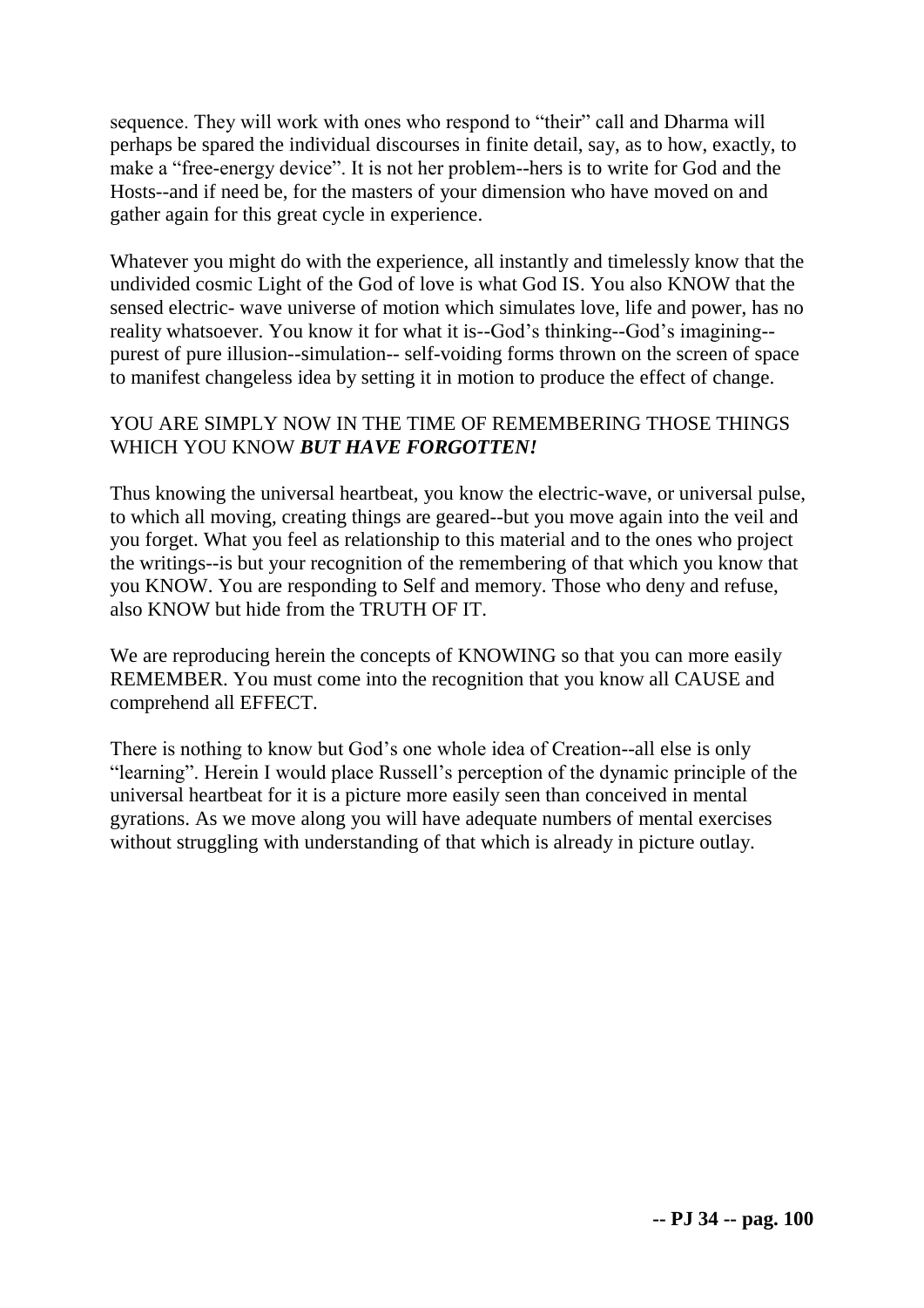sequence. They will work with ones who respond to "their" call and Dharma will perhaps be spared the individual discourses in finite detail, say, as to how, exactly, to make a "free-energy device". It is not her problem--hers is to write for God and the Hosts--and if need be, for the masters of your dimension who have moved on and gather again for this great cycle in experience.

Whatever you might do with the experience, all instantly and timelessly know that the undivided cosmic Light of the God of love is what God IS. You also KNOW that the sensed electric- wave universe of motion which simulates love, life and power, has no reality whatsoever. You know it for what it is--God's thinking--God's imagining--purest of pure illusion--simulation-- self-voiding forms thrown on the screen of space to manifest changeless idea by setting it in motion to produce the effect of change.

YOU ARE SIMPLY NOW IN THE TIME OF REMEMBERING THOSE THINGS WHICH YOU KNOW ***BUT HAVE FORGOTTEN!***

Thus knowing the universal heartbeat, you know the electric-wave, or universal pulse, to which all moving, creating things are geared--but you move again into the veil and you forget. What you feel as relationship to this material and to the ones who project the writings--is but your recognition of the remembering of that which you know that you KNOW. You are responding to Self and memory. Those who deny and refuse, also KNOW but hide from the TRUTH OF IT.

We are reproducing herein the concepts of KNOWING so that you can more easily REMEMBER. You must come into the recognition that you know all CAUSE and comprehend all EFFECT.

There is nothing to know but God's one whole idea of Creation--all else is only "learning". Herein I would place Russell's perception of the dynamic principle of the universal heartbeat for it is a picture more easily seen than conceived in mental gyrations. As we move along you will have adequate numbers of mental exercises without struggling with understanding of that which is already in picture outlay.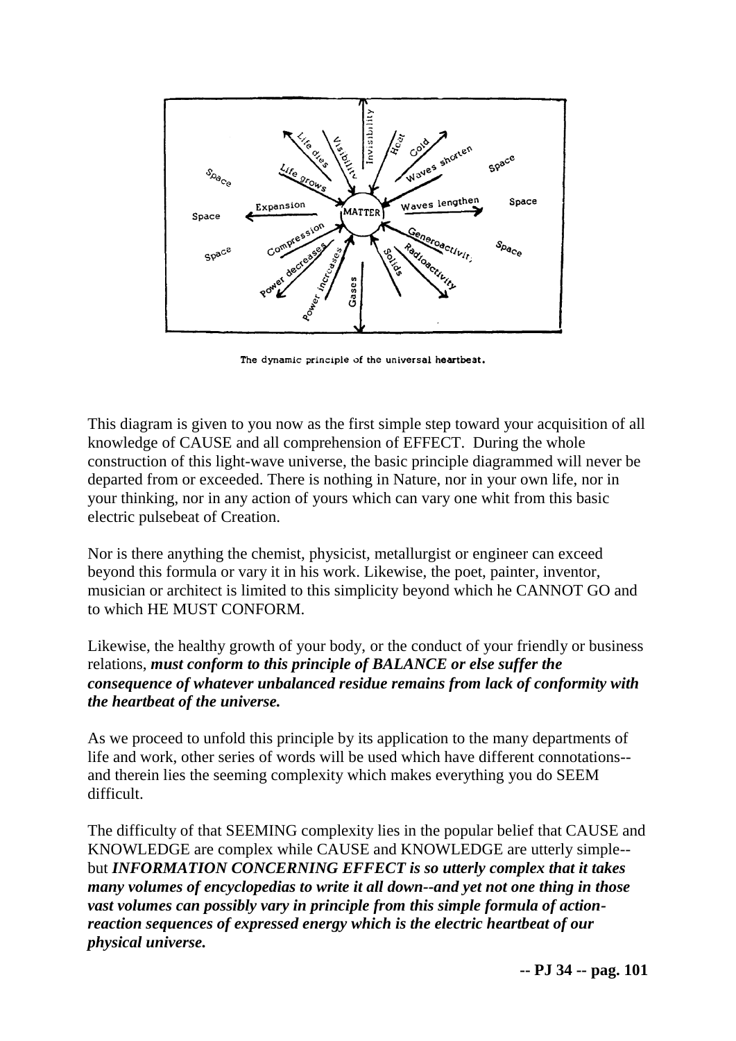The dynamic principle of the universal heartbeat.

This diagram is given to you now as the first simple step toward your acquisition of all knowledge of CAUSE and all comprehension of EFFECT. During the whole construction of this light-wave universe, the basic principle diagrammed will never be departed from or exceeded. There is nothing in Nature, nor in your own life, nor in your thinking, nor in any action of yours which can vary one whit from this basic electric pulsebeat of Creation.

Nor is there anything the chemist, physicist, metallurgist or engineer can exceed beyond this formula or vary it in his work. Likewise, the poet, painter, inventor, musician or architect is limited to this simplicity beyond which he CANNOT GO and to which HE MUST CONFORM.

Likewise, the healthy growth of your body, or the conduct of your friendly or business relations, ***must conform to this principle of BALANCE or else suffer the consequence of whatever unbalanced residue remains from lack of conformity with the heartbeat of the universe.***

As we proceed to unfold this principle by its application to the many departments of life and work, other series of words will be used which have different connotations--and therein lies the seeming complexity which makes everything you do SEEM difficult.

The difficulty of that SEEMING complexity lies in the popular belief that CAUSE and KNOWLEDGE are complex while CAUSE and KNOWLEDGE are utterly simple--but ***INFORMATION CONCERNING EFFECT is so utterly complex that it takes many volumes of encyclopedias to write it all down--and yet not one thing in those vast volumes can possibly vary in principle from this simple formula of action-reaction sequences of expressed energy which is the electric heartbeat of our physical universe.***

**-- PJ 34 -- pag. 101**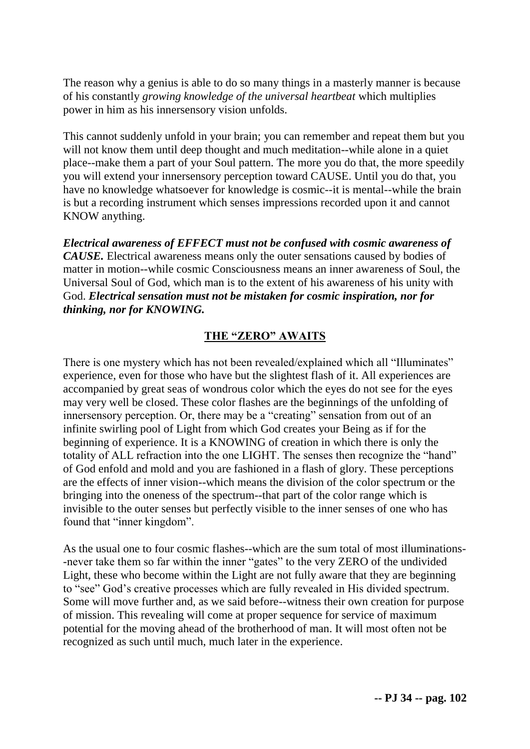The reason why a genius is able to do so many things in a masterly manner is because of his constantly *growing knowledge of the universal heartbeat* which multiplies power in him as his innersensory vision unfolds.

This cannot suddenly unfold in your brain; you can remember and repeat them but you will not know them until deep thought and much meditation--while alone in a quiet place--make them a part of your Soul pattern. The more you do that, the more speedily you will extend your innersensory perception toward CAUSE. Until you do that, you have no knowledge whatsoever for knowledge is cosmic--it is mental--while the brain is but a recording instrument which senses impressions recorded upon it and cannot KNOW anything.

***Electrical awareness of EFFECT must not be confused with cosmic awareness of CAUSE.*** Electrical awareness means only the outer sensations caused by bodies of matter in motion--while cosmic Consciousness means an inner awareness of Soul, the Universal Soul of God, which man is to the extent of his awareness of his unity with God. ***Electrical sensation must not be mistaken for cosmic inspiration, nor for thinking, nor for KNOWING.***

## THE "ZERO" AWAITS

There is one mystery which has not been revealed/explained which all "Illuminates" experience, even for those who have but the slightest flash of it. All experiences are accompanied by great seas of wondrous color which the eyes do not see for the eyes may very well be closed. These color flashes are the beginnings of the unfolding of innersensory perception. Or, there may be a "creating" sensation from out of an infinite swirling pool of Light from which God creates your Being as if for the beginning of experience. It is a KNOWING of creation in which there is only the totality of ALL refraction into the one LIGHT. The senses then recognize the "hand" of God enfold and mold and you are fashioned in a flash of glory. These perceptions are the effects of inner vision--which means the division of the color spectrum or the bringing into the oneness of the spectrum--that part of the color range which is invisible to the outer senses but perfectly visible to the inner senses of one who has found that "inner kingdom".

As the usual one to four cosmic flashes--which are the sum total of most illuminations--never take them so far within the inner "gates" to the very ZERO of the undivided Light, these who become within the Light are not fully aware that they are beginning to "see" God's creative processes which are fully revealed in His divided spectrum. Some will move further and, as we said before--witness their own creation for purpose of mission. This revealing will come at proper sequence for service of maximum potential for the moving ahead of the brotherhood of man. It will most often not be recognized as such until much, much later in the experience.

**-- PJ 34 -- pag. 102**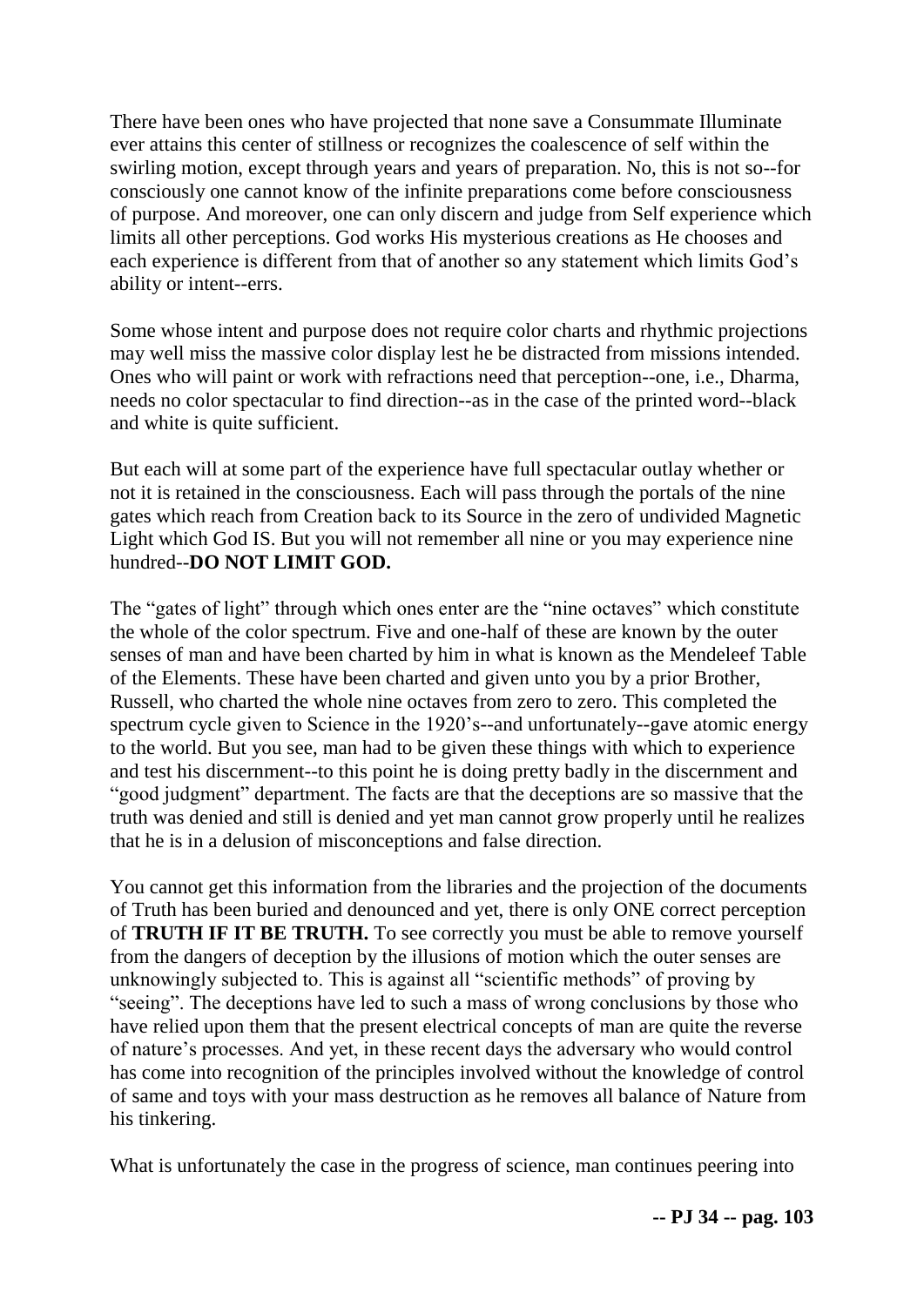There have been ones who have projected that none save a Consummate Illuminate ever attains this center of stillness or recognizes the coalescence of self within the swirling motion, except through years and years of preparation. No, this is not so--for consciously one cannot know of the infinite preparations come before consciousness of purpose. And moreover, one can only discern and judge from Self experience which limits all other perceptions. God works His mysterious creations as He chooses and each experience is different from that of another so any statement which limits God's ability or intent--errs.

Some whose intent and purpose does not require color charts and rhythmic projections may well miss the massive color display lest he be distracted from missions intended. Ones who will paint or work with refractions need that perception--one, i.e., Dharma, needs no color spectacular to find direction--as in the case of the printed word--black and white is quite sufficient.

But each will at some part of the experience have full spectacular outlay whether or not it is retained in the consciousness. Each will pass through the portals of the nine gates which reach from Creation back to its Source in the zero of undivided Magnetic Light which God IS. But you will not remember all nine or you may experience nine hundred--**DO NOT LIMIT GOD.**

The "gates of light" through which ones enter are the "nine octaves" which constitute the whole of the color spectrum. Five and one-half of these are known by the outer senses of man and have been charted by him in what is known as the Mendeleef Table of the Elements. These have been charted and given unto you by a prior Brother, Russell, who charted the whole nine octaves from zero to zero. This completed the spectrum cycle given to Science in the 1920's--and unfortunately--gave atomic energy to the world. But you see, man had to be given these things with which to experience and test his discernment--to this point he is doing pretty badly in the discernment and "good judgment" department. The facts are that the deceptions are so massive that the truth was denied and still is denied and yet man cannot grow properly until he realizes that he is in a delusion of misconceptions and false direction.

You cannot get this information from the libraries and the projection of the documents of Truth has been buried and denounced and yet, there is only ONE correct perception of **TRUTH IF IT BE TRUTH.** To see correctly you must be able to remove yourself from the dangers of deception by the illusions of motion which the outer senses are unknowingly subjected to. This is against all "scientific methods" of proving by "seeing". The deceptions have led to such a mass of wrong conclusions by those who have relied upon them that the present electrical concepts of man are quite the reverse of nature's processes. And yet, in these recent days the adversary who would control has come into recognition of the principles involved without the knowledge of control of same and toys with your mass destruction as he removes all balance of Nature from his tinkering.

What is unfortunately the case in the progress of science, man continues peering into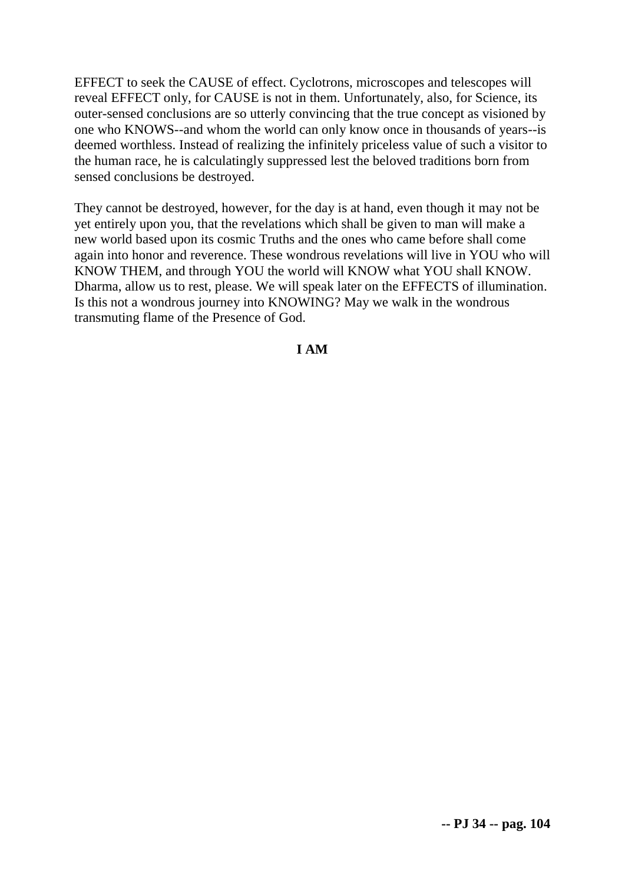EFFECT to seek the CAUSE of effect. Cyclotrons, microscopes and telescopes will reveal EFFECT only, for CAUSE is not in them. Unfortunately, also, for Science, its outer-sensed conclusions are so utterly convincing that the true concept as visioned by one who KNOWS--and whom the world can only know once in thousands of years--is deemed worthless. Instead of realizing the infinitely priceless value of such a visitor to the human race, he is calculatingly suppressed lest the beloved traditions born from sensed conclusions be destroyed.

They cannot be destroyed, however, for the day is at hand, even though it may not be yet entirely upon you, that the revelations which shall be given to man will make a new world based upon its cosmic Truths and the ones who came before shall come again into honor and reverence. These wondrous revelations will live in YOU who will KNOW THEM, and through YOU the world will KNOW what YOU shall KNOW. Dharma, allow us to rest, please. We will speak later on the EFFECTS of illumination. Is this not a wondrous journey into KNOWING? May we walk in the wondrous transmuting flame of the Presence of God.

**I AM**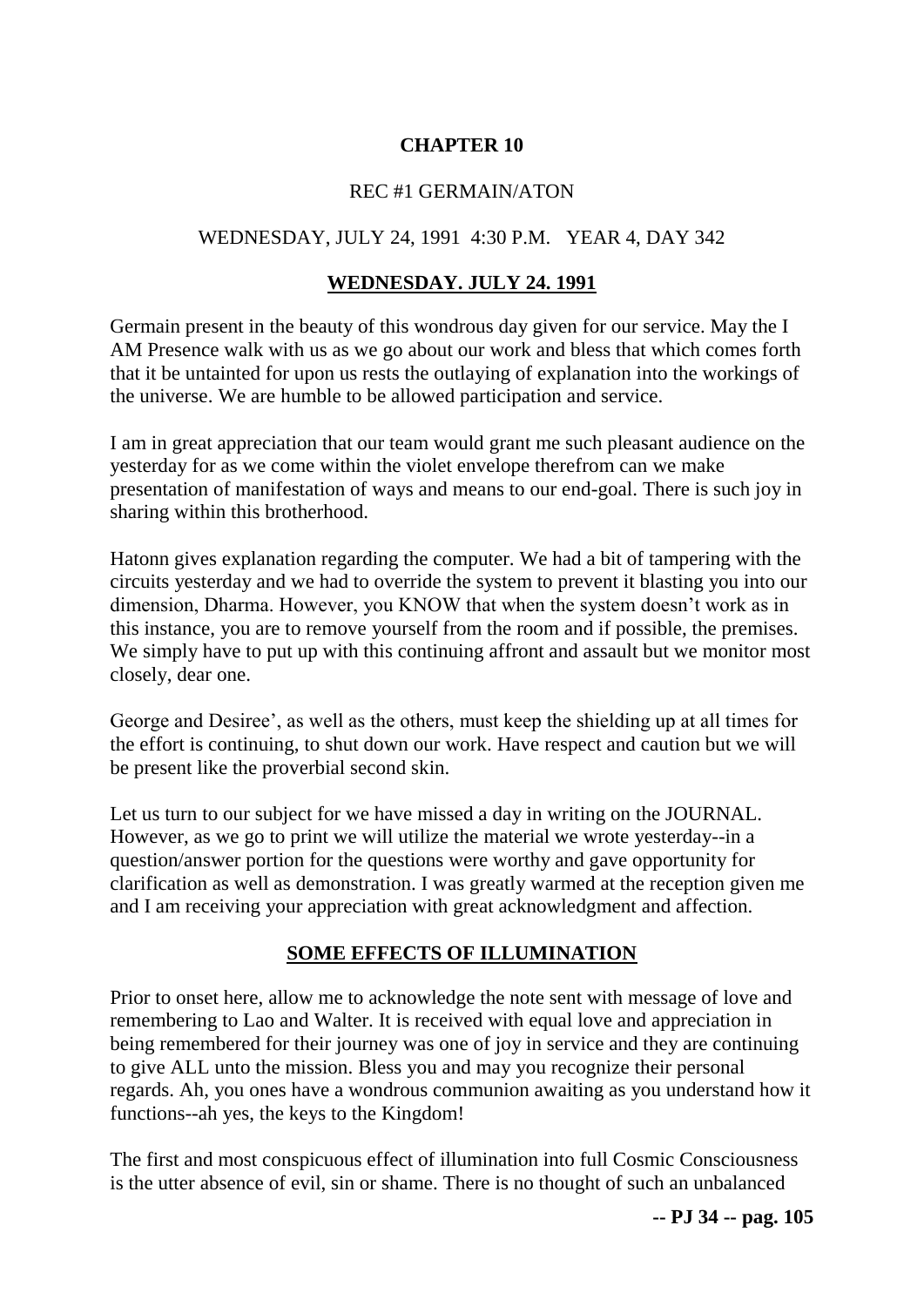**CHAPTER 10**

REC #1 GERMAIN/ATON

WEDNESDAY, JULY 24, 1991 4:30 P.M. YEAR 4, DAY 342

**WEDNESDAY. JULY 24. 1991**

Germain present in the beauty of this wondrous day given for our service. May the I AM Presence walk with us as we go about our work and bless that which comes forth that it be untainted for upon us rests the outlaying of explanation into the workings of the universe. We are humble to be allowed participation and service.

I am in great appreciation that our team would grant me such pleasant audience on the yesterday for as we come within the violet envelope therefrom can we make presentation of manifestation of ways and means to our end-goal. There is such joy in sharing within this brotherhood.

Hatonn gives explanation regarding the computer. We had a bit of tampering with the circuits yesterday and we had to override the system to prevent it blasting you into our dimension, Dharma. However, you KNOW that when the system doesn't work as in this instance, you are to remove yourself from the room and if possible, the premises. We simply have to put up with this continuing affront and assault but we monitor most closely, dear one.

George and Desiree', as well as the others, must keep the shielding up at all times for the effort is continuing, to shut down our work. Have respect and caution but we will be present like the proverbial second skin.

Let us turn to our subject for we have missed a day in writing on the JOURNAL. However, as we go to print we will utilize the material we wrote yesterday--in a question/answer portion for the questions were worthy and gave opportunity for clarification as well as demonstration. I was greatly warmed at the reception given me and I am receiving your appreciation with great acknowledgment and affection.

**SOME EFFECTS OF ILLUMINATION**

Prior to onset here, allow me to acknowledge the note sent with message of love and remembering to Lao and Walter. It is received with equal love and appreciation in being remembered for their journey was one of joy in service and they are continuing to give ALL unto the mission. Bless you and may you recognize their personal regards. Ah, you ones have a wondrous communion awaiting as you understand how it functions--ah yes, the keys to the Kingdom!

The first and most conspicuous effect of illumination into full Cosmic Consciousness is the utter absence of evil, sin or shame. There is no thought of such an unbalanced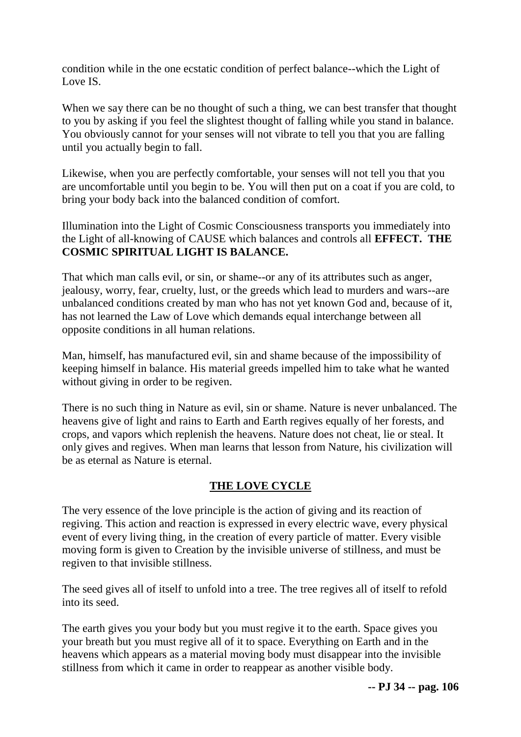condition while in the one ecstatic condition of perfect balance--which the Light of Love IS.

When we say there can be no thought of such a thing, we can best transfer that thought to you by asking if you feel the slightest thought of falling while you stand in balance. You obviously cannot for your senses will not vibrate to tell you that you are falling until you actually begin to fall.

Likewise, when you are perfectly comfortable, your senses will not tell you that you are uncomfortable until you begin to be. You will then put on a coat if you are cold, to bring your body back into the balanced condition of comfort.

Illumination into the Light of Cosmic Consciousness transports you immediately into the Light of all-knowing of CAUSE which balances and controls all **EFFECT. THE COSMIC SPIRITUAL LIGHT IS BALANCE.**

That which man calls evil, or sin, or shame--or any of its attributes such as anger, jealousy, worry, fear, cruelty, lust, or the greeds which lead to murders and wars--are unbalanced conditions created by man who has not yet known God and, because of it, has not learned the Law of Love which demands equal interchange between all opposite conditions in all human relations.

Man, himself, has manufactured evil, sin and shame because of the impossibility of keeping himself in balance. His material greeds impelled him to take what he wanted without giving in order to be regiven.

There is no such thing in Nature as evil, sin or shame. Nature is never unbalanced. The heavens give of light and rains to Earth and Earth regives equally of her forests, and crops, and vapors which replenish the heavens. Nature does not cheat, lie or steal. It only gives and regives. When man learns that lesson from Nature, his civilization will be as eternal as Nature is eternal.

## THE LOVE CYCLE

The very essence of the love principle is the action of giving and its reaction of regiving. This action and reaction is expressed in every electric wave, every physical event of every living thing, in the creation of every particle of matter. Every visible moving form is given to Creation by the invisible universe of stillness, and must be regiven to that invisible stillness.

The seed gives all of itself to unfold into a tree. The tree regives all of itself to refold into its seed.

The earth gives you your body but you must regive it to the earth. Space gives you your breath but you must regive all of it to space. Everything on Earth and in the heavens which appears as a material moving body must disappear into the invisible stillness from which it came in order to reappear as another visible body.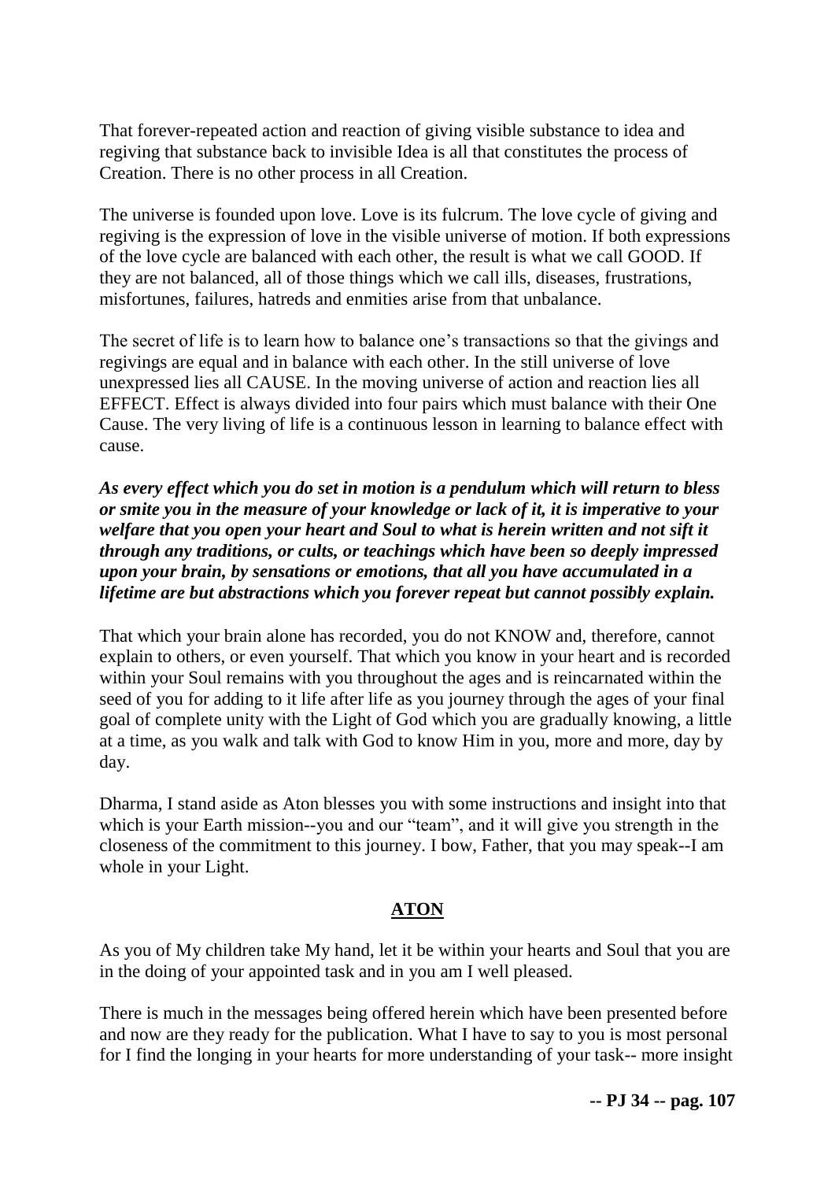That forever-repeated action and reaction of giving visible substance to idea and regiving that substance back to invisible Idea is all that constitutes the process of Creation. There is no other process in all Creation.

The universe is founded upon love. Love is its fulcrum. The love cycle of giving and regiving is the expression of love in the visible universe of motion. If both expressions of the love cycle are balanced with each other, the result is what we call GOOD. If they are not balanced, all of those things which we call ills, diseases, frustrations, misfortunes, failures, hatreds and enmities arise from that unbalance.

The secret of life is to learn how to balance one's transactions so that the givings and regivings are equal and in balance with each other. In the still universe of love unexpressed lies all CAUSE. In the moving universe of action and reaction lies all EFFECT. Effect is always divided into four pairs which must balance with their One Cause. The very living of life is a continuous lesson in learning to balance effect with cause.

***As every effect which you do set in motion is a pendulum which will return to bless or smite you in the measure of your knowledge or lack of it, it is imperative to your welfare that you open your heart and Soul to what is herein written and not sift it through any traditions, or cults, or teachings which have been so deeply impressed upon your brain, by sensations or emotions, that all you have accumulated in a lifetime are but abstractions which you forever repeat but cannot possibly explain.***

That which your brain alone has recorded, you do not KNOW and, therefore, cannot explain to others, or even yourself. That which you know in your heart and is recorded within your Soul remains with you throughout the ages and is reincarnated within the seed of you for adding to it life after life as you journey through the ages of your final goal of complete unity with the Light of God which you are gradually knowing, a little at a time, as you walk and talk with God to know Him in you, more and more, day by day.

Dharma, I stand aside as Aton blesses you with some instructions and insight into that which is your Earth mission--you and our "team", and it will give you strength in the closeness of the commitment to this journey. I bow, Father, that you may speak--I am whole in your Light.

## ATON

As you of My children take My hand, let it be within your hearts and Soul that you are in the doing of your appointed task and in you am I well pleased.

There is much in the messages being offered herein which have been presented before and now are they ready for the publication. What I have to say to you is most personal for I find the longing in your hearts for more understanding of your task-- more insight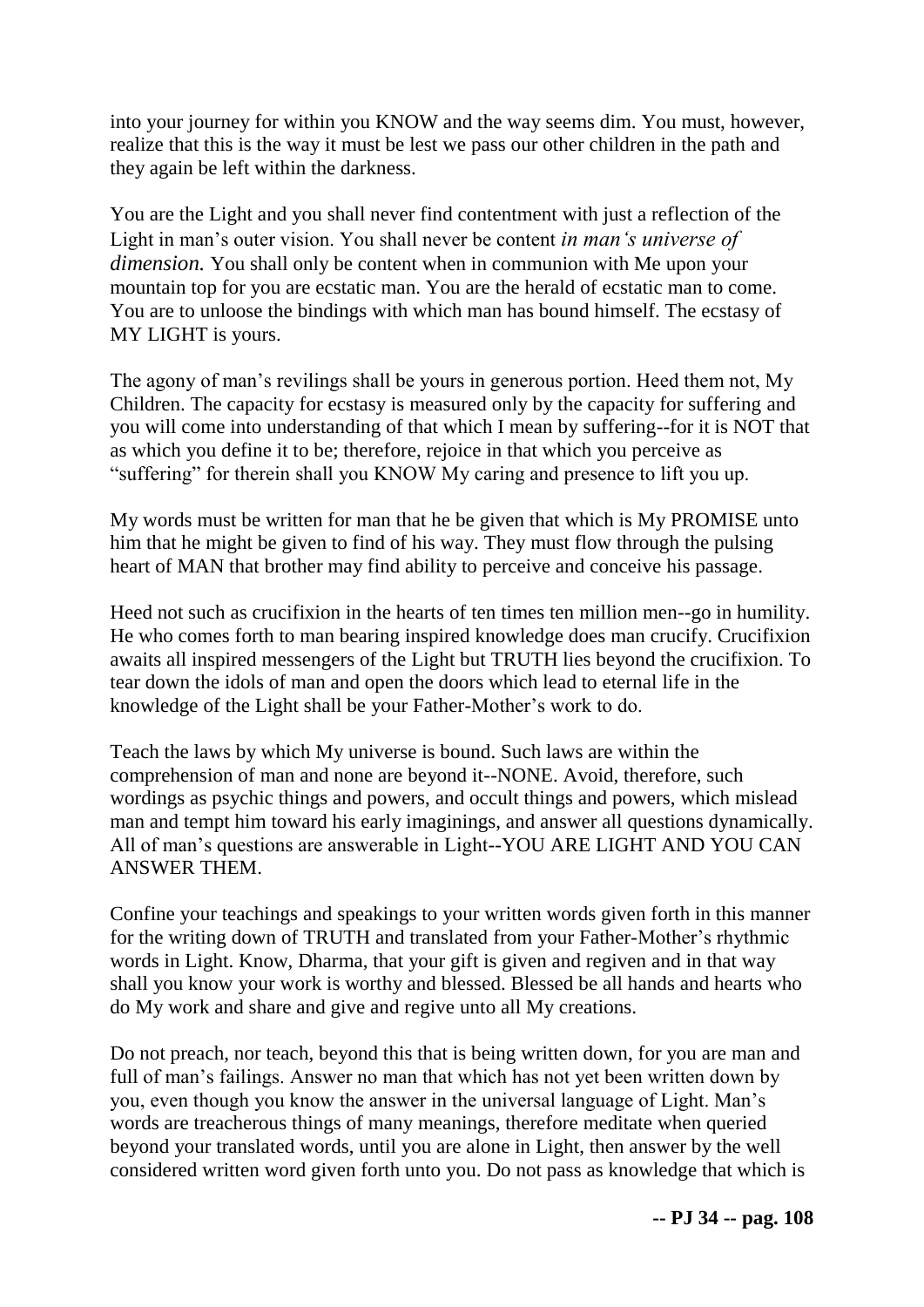into your journey for within you KNOW and the way seems dim. You must, however, realize that this is the way it must be lest we pass our other children in the path and they again be left within the darkness.

You are the Light and you shall never find contentment with just a reflection of the Light in man's outer vision. You shall never be content *in man's universe of dimension.* You shall only be content when in communion with Me upon your mountain top for you are ecstatic man. You are the herald of ecstatic man to come. You are to unloose the bindings with which man has bound himself. The ecstasy of MY LIGHT is yours.

The agony of man's revilings shall be yours in generous portion. Heed them not, My Children. The capacity for ecstasy is measured only by the capacity for suffering and you will come into understanding of that which I mean by suffering--for it is NOT that as which you define it to be; therefore, rejoice in that which you perceive as "suffering" for therein shall you KNOW My caring and presence to lift you up.

My words must be written for man that he be given that which is My PROMISE unto him that he might be given to find of his way. They must flow through the pulsing heart of MAN that brother may find ability to perceive and conceive his passage.

Heed not such as crucifixion in the hearts of ten times ten million men--go in humility. He who comes forth to man bearing inspired knowledge does man crucify. Crucifixion awaits all inspired messengers of the Light but TRUTH lies beyond the crucifixion. To tear down the idols of man and open the doors which lead to eternal life in the knowledge of the Light shall be your Father-Mother's work to do.

Teach the laws by which My universe is bound. Such laws are within the comprehension of man and none are beyond it--NONE. Avoid, therefore, such wordings as psychic things and powers, and occult things and powers, which mislead man and tempt him toward his early imaginings, and answer all questions dynamically. All of man's questions are answerable in Light--YOU ARE LIGHT AND YOU CAN ANSWER THEM.

Confine your teachings and speakings to your written words given forth in this manner for the writing down of TRUTH and translated from your Father-Mother's rhythmic words in Light. Know, Dharma, that your gift is given and regiven and in that way shall you know your work is worthy and blessed. Blessed be all hands and hearts who do My work and share and give and regive unto all My creations.

Do not preach, nor teach, beyond this that is being written down, for you are man and full of man's failings. Answer no man that which has not yet been written down by you, even though you know the answer in the universal language of Light. Man's words are treacherous things of many meanings, therefore meditate when queried beyond your translated words, until you are alone in Light, then answer by the well considered written word given forth unto you. Do not pass as knowledge that which is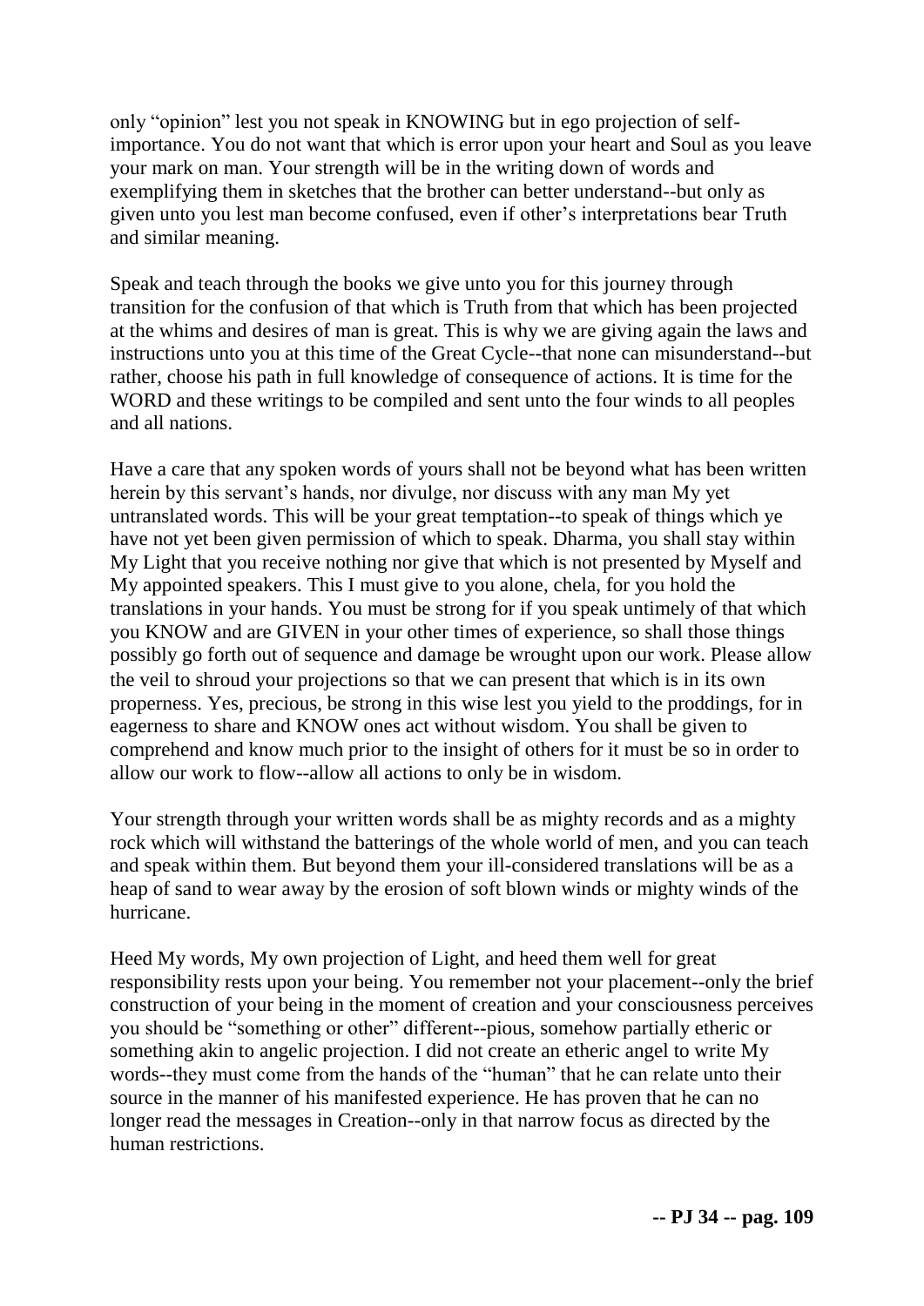only "opinion" lest you not speak in KNOWING but in ego projection of self-importance. You do not want that which is error upon your heart and Soul as you leave your mark on man. Your strength will be in the writing down of words and exemplifying them in sketches that the brother can better understand--but only as given unto you lest man become confused, even if other's interpretations bear Truth and similar meaning.

Speak and teach through the books we give unto you for this journey through transition for the confusion of that which is Truth from that which has been projected at the whims and desires of man is great. This is why we are giving again the laws and instructions unto you at this time of the Great Cycle--that none can misunderstand--but rather, choose his path in full knowledge of consequence of actions. It is time for the WORD and these writings to be compiled and sent unto the four winds to all peoples and all nations.

Have a care that any spoken words of yours shall not be beyond what has been written herein by this servant's hands, nor divulge, nor discuss with any man My yet untranslated words. This will be your great temptation--to speak of things which ye have not yet been given permission of which to speak. Dharma, you shall stay within My Light that you receive nothing nor give that which is not presented by Myself and My appointed speakers. This I must give to you alone, chela, for you hold the translations in your hands. You must be strong for if you speak untimely of that which you KNOW and are GIVEN in your other times of experience, so shall those things possibly go forth out of sequence and damage be wrought upon our work. Please allow the veil to shroud your projections so that we can present that which is in its own properness. Yes, precious, be strong in this wise lest you yield to the proddings, for in eagerness to share and KNOW ones act without wisdom. You shall be given to comprehend and know much prior to the insight of others for it must be so in order to allow our work to flow--allow all actions to only be in wisdom.

Your strength through your written words shall be as mighty records and as a mighty rock which will withstand the batterings of the whole world of men, and you can teach and speak within them. But beyond them your ill-considered translations will be as a heap of sand to wear away by the erosion of soft blown winds or mighty winds of the hurricane.

Heed My words, My own projection of Light, and heed them well for great responsibility rests upon your being. You remember not your placement--only the brief construction of your being in the moment of creation and your consciousness perceives you should be "something or other" different--pious, somehow partially etheric or something akin to angelic projection. I did not create an etheric angel to write My words--they must come from the hands of the "human" that he can relate unto their source in the manner of his manifested experience. He has proven that he can no longer read the messages in Creation--only in that narrow focus as directed by the human restrictions.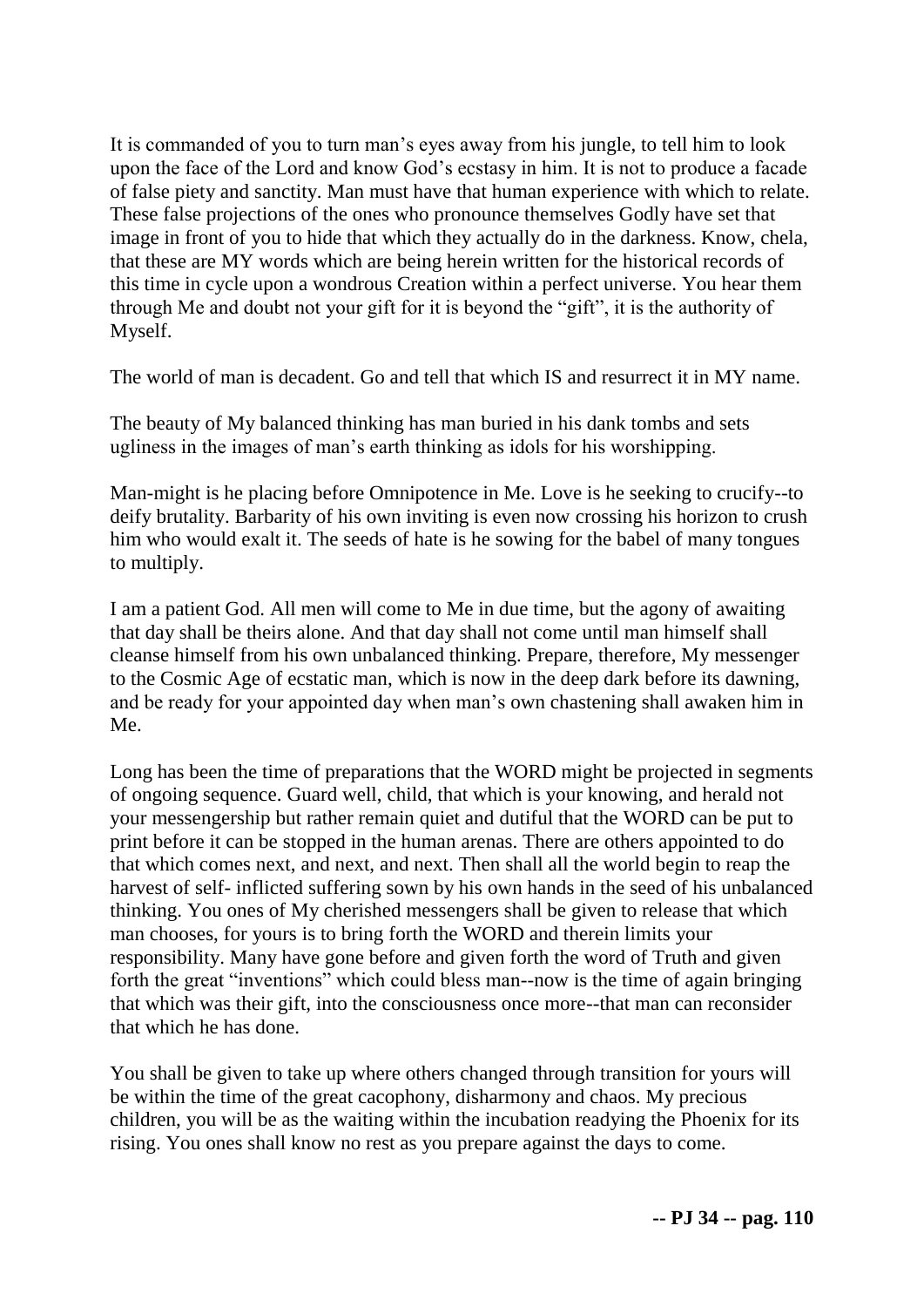It is commanded of you to turn man's eyes away from his jungle, to tell him to look upon the face of the Lord and know God's ecstasy in him. It is not to produce a facade of false piety and sanctity. Man must have that human experience with which to relate. These false projections of the ones who pronounce themselves Godly have set that image in front of you to hide that which they actually do in the darkness. Know, chela, that these are MY words which are being herein written for the historical records of this time in cycle upon a wondrous Creation within a perfect universe. You hear them through Me and doubt not your gift for it is beyond the "gift", it is the authority of Myself.

The world of man is decadent. Go and tell that which IS and resurrect it in MY name.

The beauty of My balanced thinking has man buried in his dank tombs and sets ugliness in the images of man's earth thinking as idols for his worshipping.

Man-might is he placing before Omnipotence in Me. Love is he seeking to crucify--to deify brutality. Barbarity of his own inviting is even now crossing his horizon to crush him who would exalt it. The seeds of hate is he sowing for the babel of many tongues to multiply.

I am a patient God. All men will come to Me in due time, but the agony of awaiting that day shall be theirs alone. And that day shall not come until man himself shall cleanse himself from his own unbalanced thinking. Prepare, therefore, My messenger to the Cosmic Age of ecstatic man, which is now in the deep dark before its dawning, and be ready for your appointed day when man's own chastening shall awaken him in Me.

Long has been the time of preparations that the WORD might be projected in segments of ongoing sequence. Guard well, child, that which is your knowing, and herald not your messengership but rather remain quiet and dutiful that the WORD can be put to print before it can be stopped in the human arenas. There are others appointed to do that which comes next, and next, and next. Then shall all the world begin to reap the harvest of self- inflicted suffering sown by his own hands in the seed of his unbalanced thinking. You ones of My cherished messengers shall be given to release that which man chooses, for yours is to bring forth the WORD and therein limits your responsibility. Many have gone before and given forth the word of Truth and given forth the great "inventions" which could bless man--now is the time of again bringing that which was their gift, into the consciousness once more--that man can reconsider that which he has done.

You shall be given to take up where others changed through transition for yours will be within the time of the great cacophony, disharmony and chaos. My precious children, you will be as the waiting within the incubation readying the Phoenix for its rising. You ones shall know no rest as you prepare against the days to come.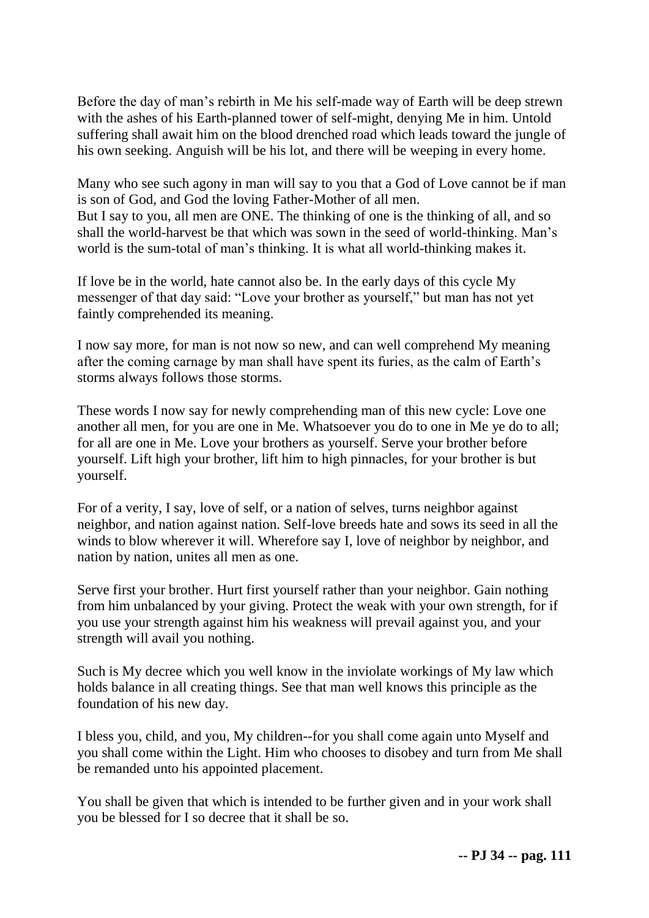Before the day of man’s rebirth in Me his self-made way of Earth will be deep strewn with the ashes of his Earth-planned tower of self-might, denying Me in him. Untold suffering shall await him on the blood drenched road which leads toward the jungle of his own seeking. Anguish will be his lot, and there will be weeping in every home.

Many who see such agony in man will say to you that a God of Love cannot be if man is son of God, and God the loving Father-Mother of all men.
But I say to you, all men are ONE. The thinking of one is the thinking of all, and so shall the world-harvest be that which was sown in the seed of world-thinking. Man’s world is the sum-total of man’s thinking. It is what all world-thinking makes it.

If love be in the world, hate cannot also be. In the early days of this cycle My messenger of that day said: “Love your brother as yourself,” but man has not yet faintly comprehended its meaning.

I now say more, for man is not now so new, and can well comprehend My meaning after the coming carnage by man shall have spent its furies, as the calm of Earth’s storms always follows those storms.

These words I now say for newly comprehending man of this new cycle: Love one another all men, for you are one in Me. Whatsoever you do to one in Me ye do to all; for all are one in Me. Love your brothers as yourself. Serve your brother before yourself. Lift high your brother, lift him to high pinnacles, for your brother is but yourself.

For of a verity, I say, love of self, or a nation of selves, turns neighbor against neighbor, and nation against nation. Self-love breeds hate and sows its seed in all the winds to blow wherever it will. Wherefore say I, love of neighbor by neighbor, and nation by nation, unites all men as one.

Serve first your brother. Hurt first yourself rather than your neighbor. Gain nothing from him unbalanced by your giving. Protect the weak with your own strength, for if you use your strength against him his weakness will prevail against you, and your strength will avail you nothing.

Such is My decree which you well know in the inviolate workings of My law which holds balance in all creating things. See that man well knows this principle as the foundation of his new day.

I bless you, child, and you, My children--for you shall come again unto Myself and you shall come within the Light. Him who chooses to disobey and turn from Me shall be remanded unto his appointed placement.

You shall be given that which is intended to be further given and in your work shall you be blessed for I so decree that it shall be so.

**-- PJ 34 -- pag. 111**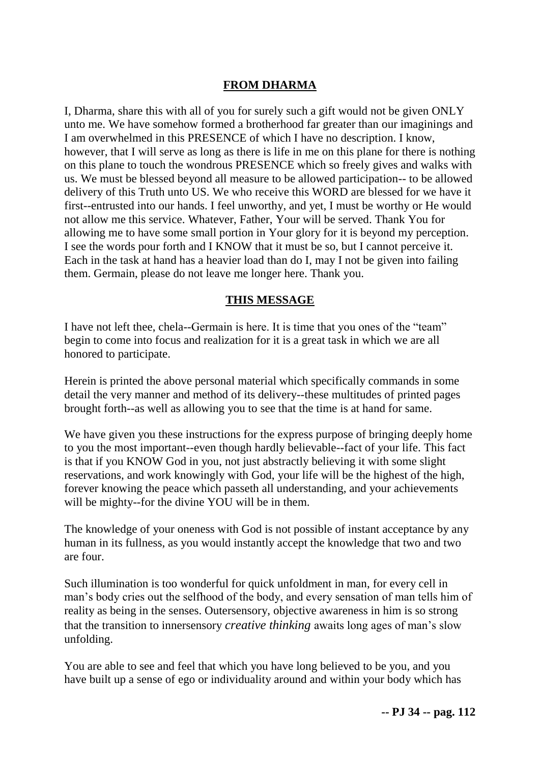## FROM DHARMA

I, Dharma, share this with all of you for surely such a gift would not be given ONLY unto me. We have somehow formed a brotherhood far greater than our imaginings and I am overwhelmed in this PRESENCE of which I have no description. I know, however, that I will serve as long as there is life in me on this plane for there is nothing on this plane to touch the wondrous PRESENCE which so freely gives and walks with us. We must be blessed beyond all measure to be allowed participation-- to be allowed delivery of this Truth unto US. We who receive this WORD are blessed for we have it first--entrusted into our hands. I feel unworthy, and yet, I must be worthy or He would not allow me this service. Whatever, Father, Your will be served. Thank You for allowing me to have some small portion in Your glory for it is beyond my perception. I see the words pour forth and I KNOW that it must be so, but I cannot perceive it. Each in the task at hand has a heavier load than do I, may I not be given into failing them. Germain, please do not leave me longer here. Thank you.

## THIS MESSAGE

I have not left thee, chela--Germain is here. It is time that you ones of the "team" begin to come into focus and realization for it is a great task in which we are all honored to participate.

Herein is printed the above personal material which specifically commands in some detail the very manner and method of its delivery--these multitudes of printed pages brought forth--as well as allowing you to see that the time is at hand for same.

We have given you these instructions for the express purpose of bringing deeply home to you the most important--even though hardly believable--fact of your life. This fact is that if you KNOW God in you, not just abstractly believing it with some slight reservations, and work knowingly with God, your life will be the highest of the high, forever knowing the peace which passeth all understanding, and your achievements will be mighty--for the divine YOU will be in them.

The knowledge of your oneness with God is not possible of instant acceptance by any human in its fullness, as you would instantly accept the knowledge that two and two are four.

Such illumination is too wonderful for quick unfoldment in man, for every cell in man's body cries out the selfhood of the body, and every sensation of man tells him of reality as being in the senses. Outersensory, objective awareness in him is so strong that the transition to innersensory *creative thinking* awaits long ages of man's slow unfolding.

You are able to see and feel that which you have long believed to be you, and you have built up a sense of ego or individuality around and within your body which has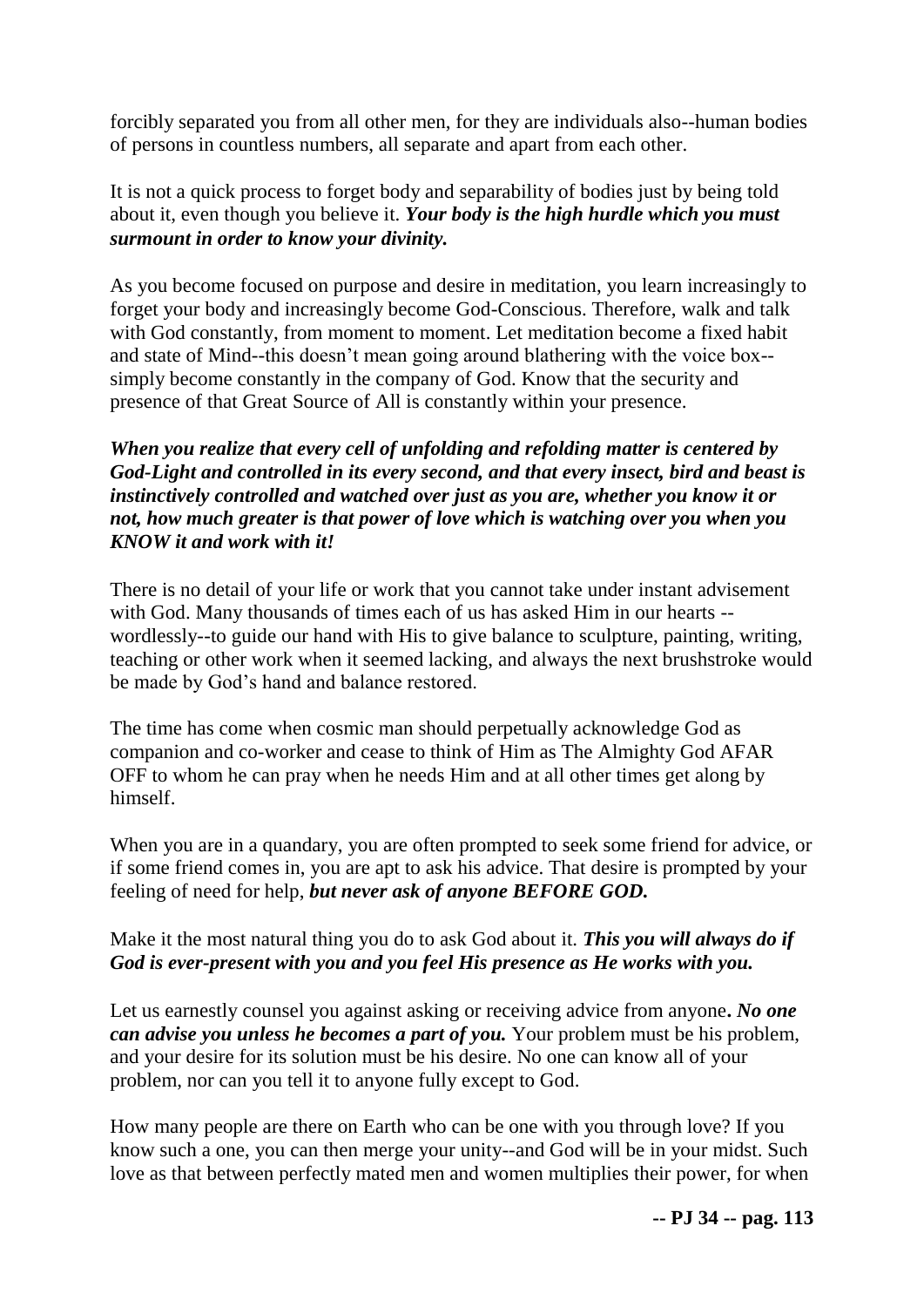forcibly separated you from all other men, for they are individuals also--human bodies of persons in countless numbers, all separate and apart from each other.

It is not a quick process to forget body and separability of bodies just by being told about it, even though you believe it. ***Your body is the high hurdle which you must surmount in order to know your divinity.***

As you become focused on purpose and desire in meditation, you learn increasingly to forget your body and increasingly become God-Conscious. Therefore, walk and talk with God constantly, from moment to moment. Let meditation become a fixed habit and state of Mind--this doesn't mean going around blathering with the voice box--simply become constantly in the company of God. Know that the security and presence of that Great Source of All is constantly within your presence.

***When you realize that every cell of unfolding and refolding matter is centered by God-Light and controlled in its every second, and that every insect, bird and beast is instinctively controlled and watched over just as you are, whether you know it or not, how much greater is that power of love which is watching over you when you KNOW it and work with it!***

There is no detail of your life or work that you cannot take under instant advisement with God. Many thousands of times each of us has asked Him in our hearts --wordlessly--to guide our hand with His to give balance to sculpture, painting, writing, teaching or other work when it seemed lacking, and always the next brushstroke would be made by God's hand and balance restored.

The time has come when cosmic man should perpetually acknowledge God as companion and co-worker and cease to think of Him as The Almighty God AFAR OFF to whom he can pray when he needs Him and at all other times get along by himself.

When you are in a quandary, you are often prompted to seek some friend for advice, or if some friend comes in, you are apt to ask his advice. That desire is prompted by your feeling of need for help, ***but never ask of anyone BEFORE GOD.***

Make it the most natural thing you do to ask God about it. ***This you will always do if God is ever-present with you and you feel His presence as He works with you.***

Let us earnestly counsel you against asking or receiving advice from anyone**.** ***No one can advise you unless he becomes a part of you.*** Your problem must be his problem, and your desire for its solution must be his desire. No one can know all of your problem, nor can you tell it to anyone fully except to God.

How many people are there on Earth who can be one with you through love? If you know such a one, you can then merge your unity--and God will be in your midst. Such love as that between perfectly mated men and women multiplies their power, for when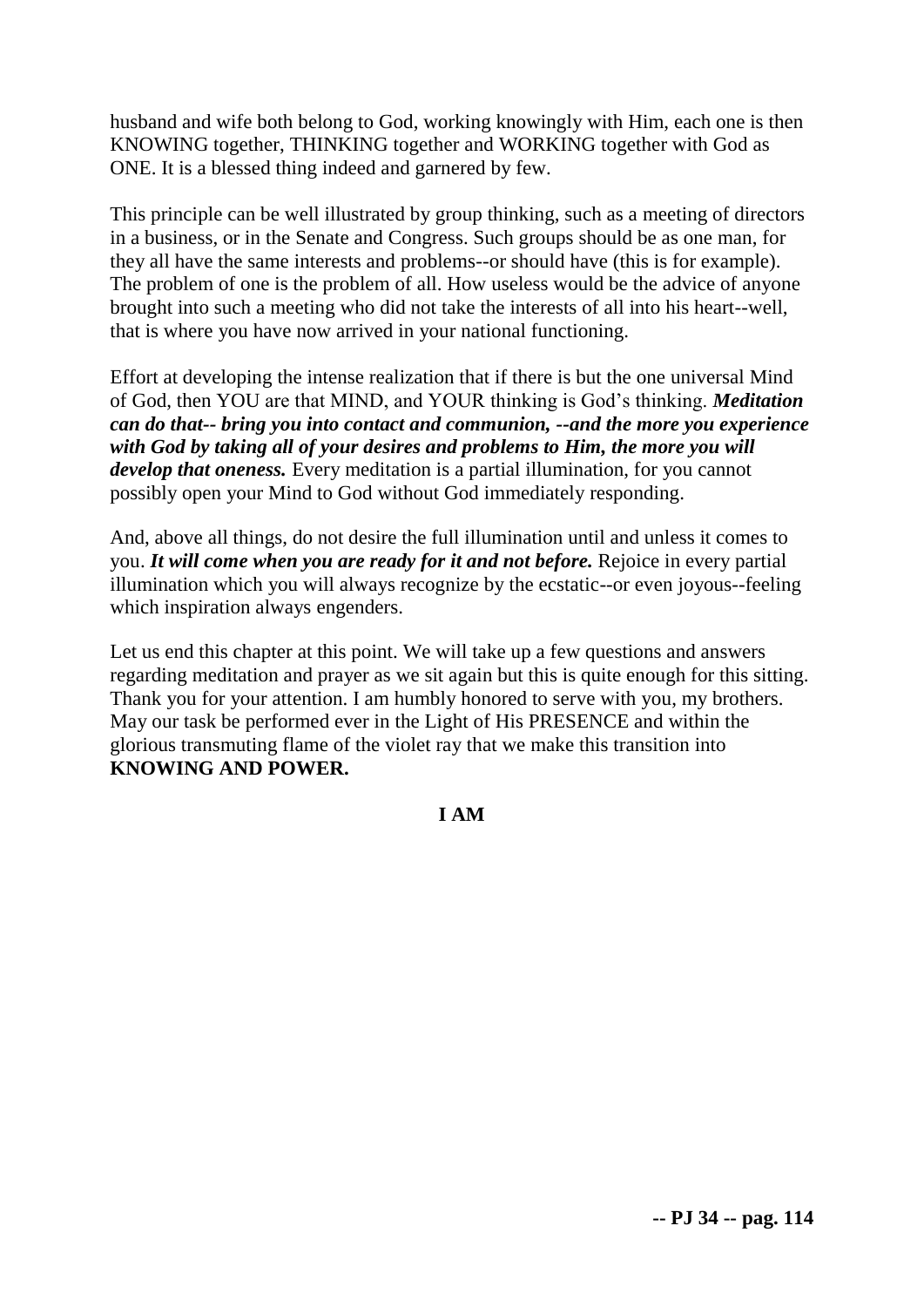husband and wife both belong to God, working knowingly with Him, each one is then KNOWING together, THINKING together and WORKING together with God as ONE. It is a blessed thing indeed and garnered by few.

This principle can be well illustrated by group thinking, such as a meeting of directors in a business, or in the Senate and Congress. Such groups should be as one man, for they all have the same interests and problems--or should have (this is for example). The problem of one is the problem of all. How useless would be the advice of anyone brought into such a meeting who did not take the interests of all into his heart--well, that is where you have now arrived in your national functioning.

Effort at developing the intense realization that if there is but the one universal Mind of God, then YOU are that MIND, and YOUR thinking is God's thinking. ***Meditation can do that-- bring you into contact and communion, --and the more you experience with God by taking all of your desires and problems to Him, the more you will develop that oneness.*** Every meditation is a partial illumination, for you cannot possibly open your Mind to God without God immediately responding.

And, above all things, do not desire the full illumination until and unless it comes to you. ***It will come when you are ready for it and not before.*** Rejoice in every partial illumination which you will always recognize by the ecstatic--or even joyous--feeling which inspiration always engenders.

Let us end this chapter at this point. We will take up a few questions and answers regarding meditation and prayer as we sit again but this is quite enough for this sitting. Thank you for your attention. I am humbly honored to serve with you, my brothers. May our task be performed ever in the Light of His PRESENCE and within the glorious transmuting flame of the violet ray that we make this transition into **KNOWING AND POWER.**

**I AM**

**-- PJ 34 -- pag. 114**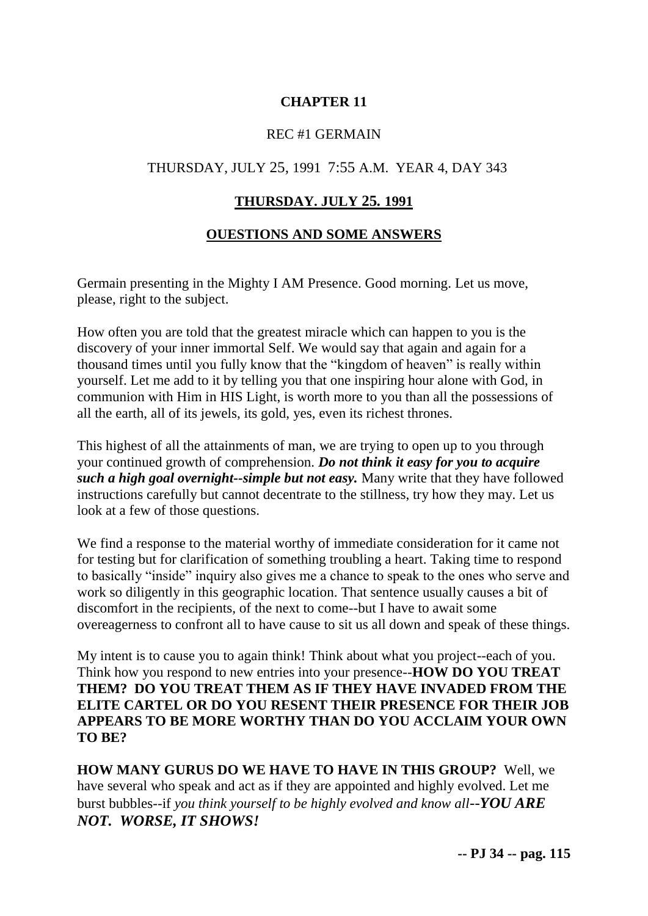## CHAPTER 11

REC #1 GERMAIN

THURSDAY, JULY 25, 1991 7:55 A.M. YEAR 4, DAY 343

## THURSDAY. JULY 25. 1991

## OUESTIONS AND SOME ANSWERS

Germain presenting in the Mighty I AM Presence. Good morning. Let us move, please, right to the subject.

How often you are told that the greatest miracle which can happen to you is the discovery of your inner immortal Self. We would say that again and again for a thousand times until you fully know that the "kingdom of heaven" is really within yourself. Let me add to it by telling you that one inspiring hour alone with God, in communion with Him in HIS Light, is worth more to you than all the possessions of all the earth, all of its jewels, its gold, yes, even its richest thrones.

This highest of all the attainments of man, we are trying to open up to you through your continued growth of comprehension. ***Do not think it easy for you to acquire such a high goal overnight--simple but not easy.*** Many write that they have followed instructions carefully but cannot decentrate to the stillness, try how they may. Let us look at a few of those questions.

We find a response to the material worthy of immediate consideration for it came not for testing but for clarification of something troubling a heart. Taking time to respond to basically "inside" inquiry also gives me a chance to speak to the ones who serve and work so diligently in this geographic location. That sentence usually causes a bit of discomfort in the recipients, of the next to come--but I have to await some overeagerness to confront all to have cause to sit us all down and speak of these things.

My intent is to cause you to again think! Think about what you project--each of you. Think how you respond to new entries into your presence--**HOW DO YOU TREAT THEM? DO YOU TREAT THEM AS IF THEY HAVE INVADED FROM THE ELITE CARTEL OR DO YOU RESENT THEIR PRESENCE FOR THEIR JOB APPEARS TO BE MORE WORTHY THAN DO YOU ACCLAIM YOUR OWN TO BE?**

**HOW MANY GURUS DO WE HAVE TO HAVE IN THIS GROUP?** Well, we have several who speak and act as if they are appointed and highly evolved. Let me burst bubbles--if *you think yourself to be highly evolved and know all--**YOU ARE NOT. WORSE, IT SHOWS!***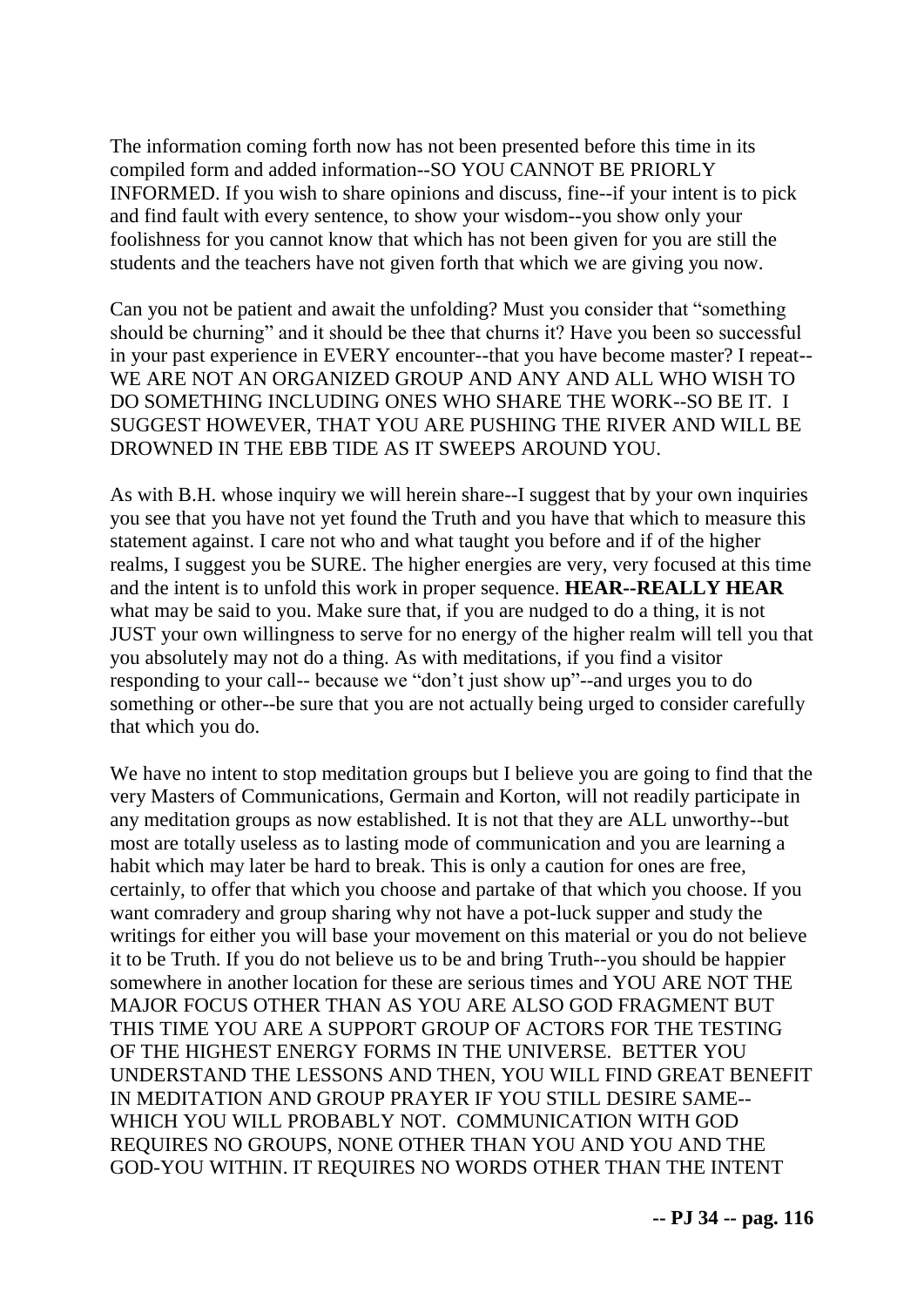The information coming forth now has not been presented before this time in its compiled form and added information--SO YOU CANNOT BE PRIORLY INFORMED. If you wish to share opinions and discuss, fine--if your intent is to pick and find fault with every sentence, to show your wisdom--you show only your foolishness for you cannot know that which has not been given for you are still the students and the teachers have not given forth that which we are giving you now.

Can you not be patient and await the unfolding? Must you consider that "something should be churning" and it should be thee that churns it? Have you been so successful in your past experience in EVERY encounter--that you have become master? I repeat--WE ARE NOT AN ORGANIZED GROUP AND ANY AND ALL WHO WISH TO DO SOMETHING INCLUDING ONES WHO SHARE THE WORK--SO BE IT. I SUGGEST HOWEVER, THAT YOU ARE PUSHING THE RIVER AND WILL BE DROWNED IN THE EBB TIDE AS IT SWEEPS AROUND YOU.

As with B.H. whose inquiry we will herein share--I suggest that by your own inquiries you see that you have not yet found the Truth and you have that which to measure this statement against. I care not who and what taught you before and if of the higher realms, I suggest you be SURE. The higher energies are very, very focused at this time and the intent is to unfold this work in proper sequence. **HEAR--REALLY HEAR** what may be said to you. Make sure that, if you are nudged to do a thing, it is not JUST your own willingness to serve for no energy of the higher realm will tell you that you absolutely may not do a thing. As with meditations, if you find a visitor responding to your call-- because we "don't just show up"--and urges you to do something or other--be sure that you are not actually being urged to consider carefully that which you do.

We have no intent to stop meditation groups but I believe you are going to find that the very Masters of Communications, Germain and Korton, will not readily participate in any meditation groups as now established. It is not that they are ALL unworthy--but most are totally useless as to lasting mode of communication and you are learning a habit which may later be hard to break. This is only a caution for ones are free, certainly, to offer that which you choose and partake of that which you choose. If you want comradery and group sharing why not have a pot-luck supper and study the writings for either you will base your movement on this material or you do not believe it to be Truth. If you do not believe us to be and bring Truth--you should be happier somewhere in another location for these are serious times and YOU ARE NOT THE MAJOR FOCUS OTHER THAN AS YOU ARE ALSO GOD FRAGMENT BUT THIS TIME YOU ARE A SUPPORT GROUP OF ACTORS FOR THE TESTING OF THE HIGHEST ENERGY FORMS IN THE UNIVERSE. BETTER YOU UNDERSTAND THE LESSONS AND THEN, YOU WILL FIND GREAT BENEFIT IN MEDITATION AND GROUP PRAYER IF YOU STILL DESIRE SAME--WHICH YOU WILL PROBABLY NOT. COMMUNICATION WITH GOD REQUIRES NO GROUPS, NONE OTHER THAN YOU AND YOU AND THE GOD-YOU WITHIN. IT REQUIRES NO WORDS OTHER THAN THE INTENT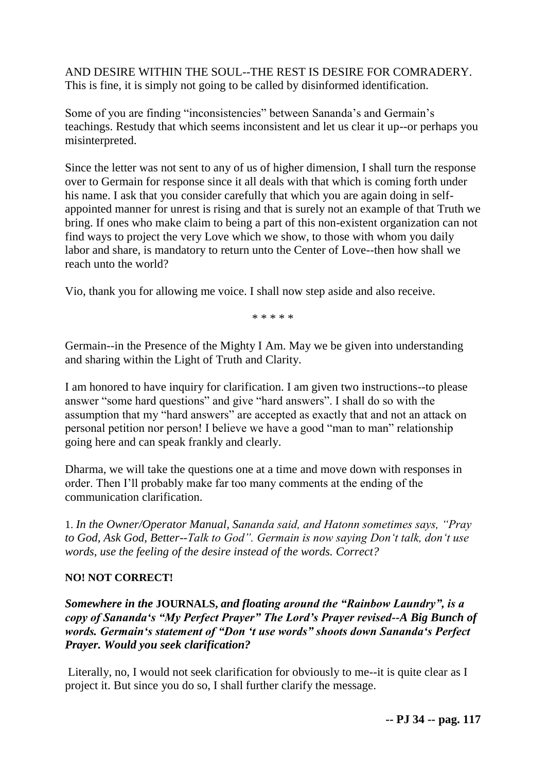AND DESIRE WITHIN THE SOUL--THE REST IS DESIRE FOR COMRADERY. This is fine, it is simply not going to be called by disinformed identification.

Some of you are finding "inconsistencies" between Sananda's and Germain's teachings. Restudy that which seems inconsistent and let us clear it up--or perhaps you misinterpreted.

Since the letter was not sent to any of us of higher dimension, I shall turn the response over to Germain for response since it all deals with that which is coming forth under his name. I ask that you consider carefully that which you are again doing in self-appointed manner for unrest is rising and that is surely not an example of that Truth we bring. If ones who make claim to being a part of this non-existent organization can not find ways to project the very Love which we show, to those with whom you daily labor and share, is mandatory to return unto the Center of Love--then how shall we reach unto the world?

Vio, thank you for allowing me voice. I shall now step aside and also receive.

\* \* \* \* \*

Germain--in the Presence of the Mighty I Am. May we be given into understanding and sharing within the Light of Truth and Clarity.

I am honored to have inquiry for clarification. I am given two instructions--to please answer "some hard questions" and give "hard answers". I shall do so with the assumption that my "hard answers" are accepted as exactly that and not an attack on personal petition nor person! I believe we have a good "man to man" relationship going here and can speak frankly and clearly.

Dharma, we will take the questions one at a time and move down with responses in order. Then I'll probably make far too many comments at the ending of the communication clarification.

1. *In the Owner/Operator Manual, Sananda said, and Hatonn sometimes says, "Pray to God, Ask God, Better--Talk to God". Germain is now saying Don't talk, don't use words, use the feeling of the desire instead of the words. Correct?*

**NO! NOT CORRECT!**

***Somewhere in the* JOURNALS*, and floating around the "Rainbow Laundry", is a copy of Sananda's "My Perfect Prayer" The Lord's Prayer revised--A Big Bunch of words. Germain's statement of "Don 't use words" shoots down Sananda's Perfect Prayer. Would you seek clarification?***

Literally, no, I would not seek clarification for obviously to me--it is quite clear as I project it. But since you do so, I shall further clarify the message.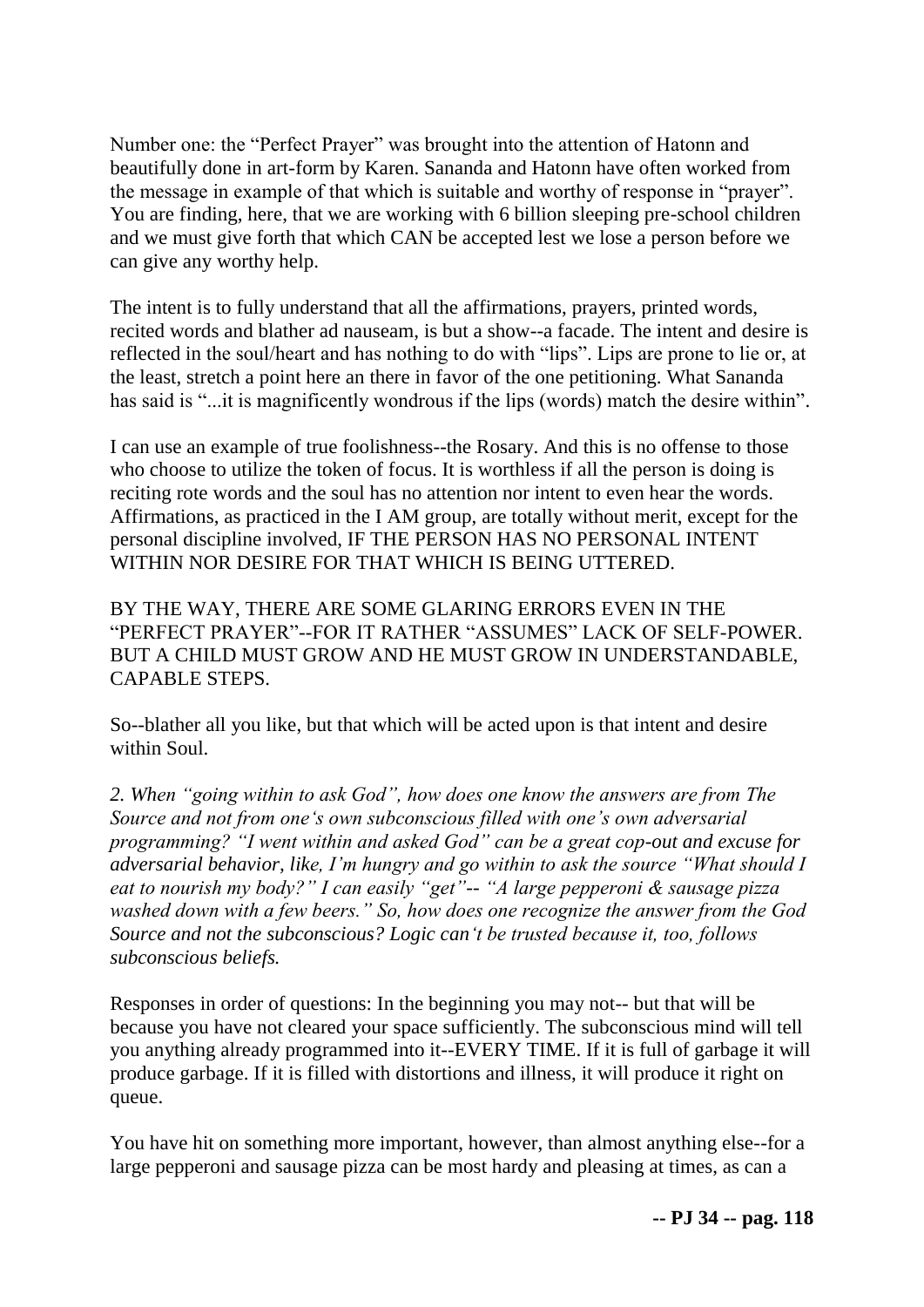Number one: the "Perfect Prayer" was brought into the attention of Hatonn and beautifully done in art-form by Karen. Sananda and Hatonn have often worked from the message in example of that which is suitable and worthy of response in "prayer". You are finding, here, that we are working with 6 billion sleeping pre-school children and we must give forth that which CAN be accepted lest we lose a person before we can give any worthy help.

The intent is to fully understand that all the affirmations, prayers, printed words, recited words and blather ad nauseam, is but a show--a facade. The intent and desire is reflected in the soul/heart and has nothing to do with "lips". Lips are prone to lie or, at the least, stretch a point here an there in favor of the one petitioning. What Sananda has said is "...it is magnificently wondrous if the lips (words) match the desire within".

I can use an example of true foolishness--the Rosary. And this is no offense to those who choose to utilize the token of focus. It is worthless if all the person is doing is reciting rote words and the soul has no attention nor intent to even hear the words. Affirmations, as practiced in the I AM group, are totally without merit, except for the personal discipline involved, IF THE PERSON HAS NO PERSONAL INTENT WITHIN NOR DESIRE FOR THAT WHICH IS BEING UTTERED.

BY THE WAY, THERE ARE SOME GLARING ERRORS EVEN IN THE "PERFECT PRAYER"--FOR IT RATHER "ASSUMES" LACK OF SELF-POWER. BUT A CHILD MUST GROW AND HE MUST GROW IN UNDERSTANDABLE, CAPABLE STEPS.

So--blather all you like, but that which will be acted upon is that intent and desire within Soul.

*2. When "going within to ask God", how does one know the answers are from The Source and not from one's own subconscious filled with one's own adversarial programming? "I went within and asked God" can be a great cop-out and excuse for adversarial behavior, like, I'm hungry and go within to ask the source "What should I eat to nourish my body?" I can easily "get"-- "A large pepperoni & sausage pizza washed down with a few beers." So, how does one recognize the answer from the God Source and not the subconscious? Logic can't be trusted because it, too, follows subconscious beliefs.*

Responses in order of questions: In the beginning you may not-- but that will be because you have not cleared your space sufficiently. The subconscious mind will tell you anything already programmed into it--EVERY TIME. If it is full of garbage it will produce garbage. If it is filled with distortions and illness, it will produce it right on queue.

You have hit on something more important, however, than almost anything else--for a large pepperoni and sausage pizza can be most hardy and pleasing at times, as can a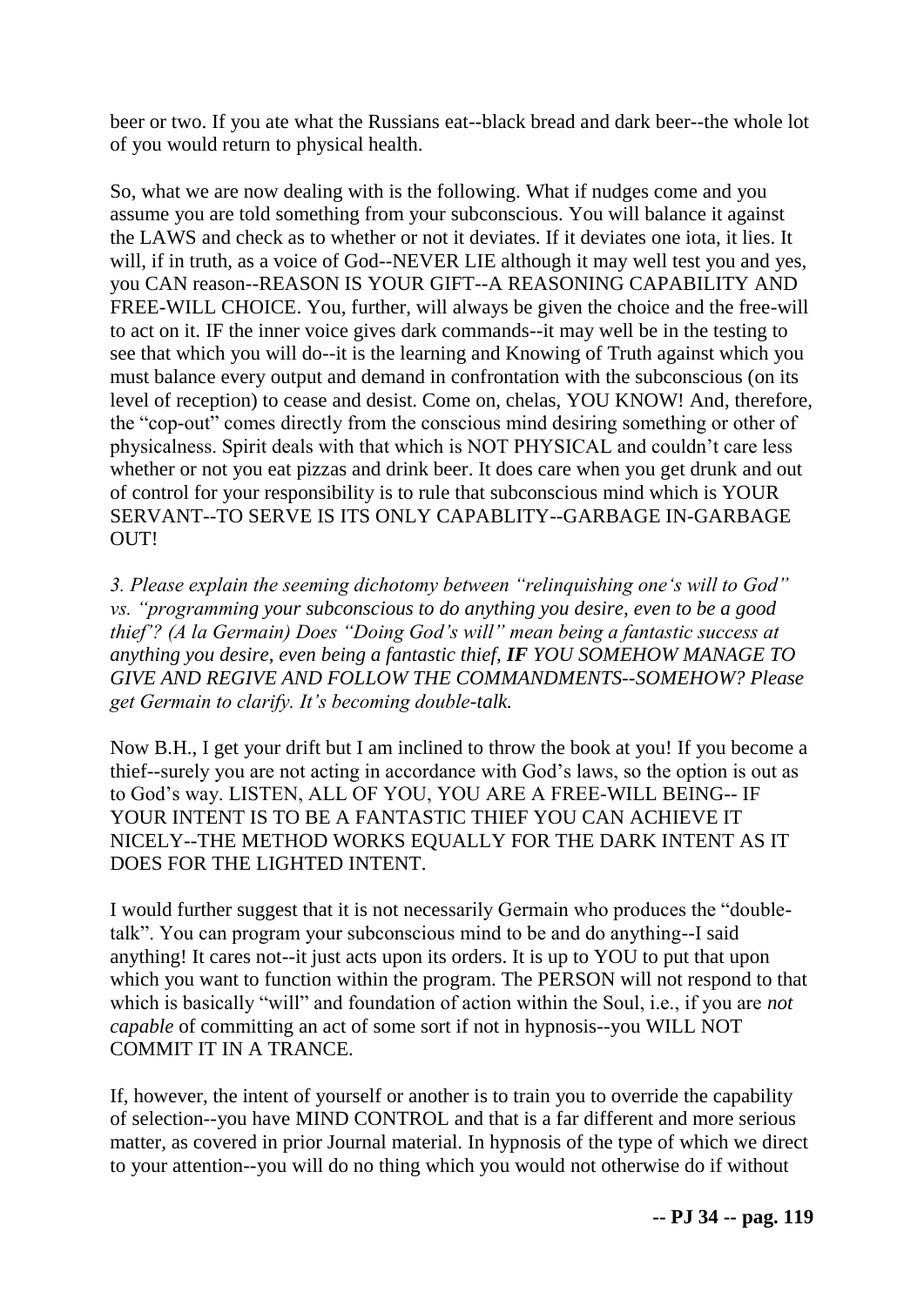beer or two. If you ate what the Russians eat--black bread and dark beer--the whole lot of you would return to physical health.

So, what we are now dealing with is the following. What if nudges come and you assume you are told something from your subconscious. You will balance it against the LAWS and check as to whether or not it deviates. If it deviates one iota, it lies. It will, if in truth, as a voice of God--NEVER LIE although it may well test you and yes, you CAN reason--REASON IS YOUR GIFT--A REASONING CAPABILITY AND FREE-WILL CHOICE. You, further, will always be given the choice and the free-will to act on it. IF the inner voice gives dark commands--it may well be in the testing to see that which you will do--it is the learning and Knowing of Truth against which you must balance every output and demand in confrontation with the subconscious (on its level of reception) to cease and desist. Come on, chelas, YOU KNOW! And, therefore, the "cop-out" comes directly from the conscious mind desiring something or other of physicalness. Spirit deals with that which is NOT PHYSICAL and couldn't care less whether or not you eat pizzas and drink beer. It does care when you get drunk and out of control for your responsibility is to rule that subconscious mind which is YOUR SERVANT--TO SERVE IS ITS ONLY CAPABLITY--GARBAGE IN-GARBAGE OUT!

*3. Please explain the seeming dichotomy between "relinquishing one's will to God" vs. "programming your subconscious to do anything you desire, even to be a good thief"? (A la Germain) Does "Doing God's will" mean being a fantastic success at anything you desire, even being a fantastic thief,* ***IF*** *YOU SOMEHOW MANAGE TO GIVE AND REGIVE AND FOLLOW THE COMMANDMENTS--SOMEHOW? Please get Germain to clarify. It's becoming double-talk.*

Now B.H., I get your drift but I am inclined to throw the book at you! If you become a thief--surely you are not acting in accordance with God's laws, so the option is out as to God's way. LISTEN, ALL OF YOU, YOU ARE A FREE-WILL BEING-- IF YOUR INTENT IS TO BE A FANTASTIC THIEF YOU CAN ACHIEVE IT NICELY--THE METHOD WORKS EQUALLY FOR THE DARK INTENT AS IT DOES FOR THE LIGHTED INTENT.

I would further suggest that it is not necessarily Germain who produces the "double-talk". You can program your subconscious mind to be and do anything--I said anything! It cares not--it just acts upon its orders. It is up to YOU to put that upon which you want to function within the program. The PERSON will not respond to that which is basically "will" and foundation of action within the Soul, i.e., if you are *not capable* of committing an act of some sort if not in hypnosis--you WILL NOT COMMIT IT IN A TRANCE.

If, however, the intent of yourself or another is to train you to override the capability of selection--you have MIND CONTROL and that is a far different and more serious matter, as covered in prior Journal material. In hypnosis of the type of which we direct to your attention--you will do no thing which you would not otherwise do if without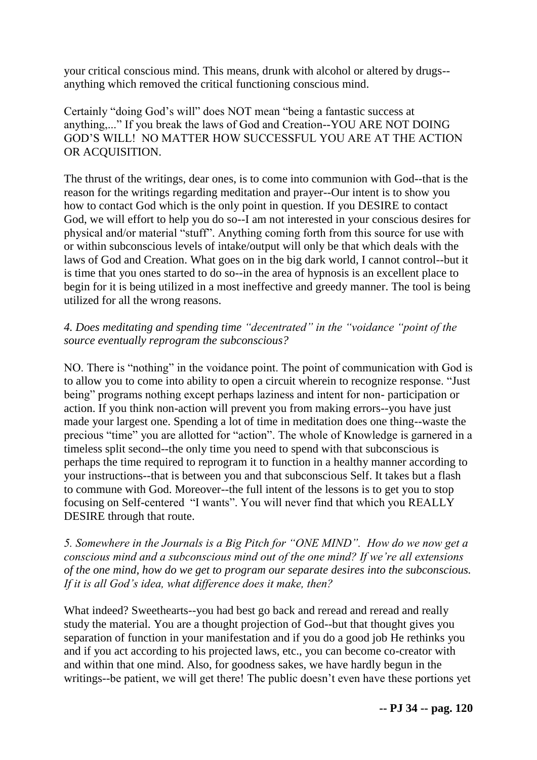your critical conscious mind. This means, drunk with alcohol or altered by drugs--anything which removed the critical functioning conscious mind.

Certainly "doing God's will" does NOT mean "being a fantastic success at anything,..." If you break the laws of God and Creation--YOU ARE NOT DOING GOD'S WILL! NO MATTER HOW SUCCESSFUL YOU ARE AT THE ACTION OR ACQUISITION.

The thrust of the writings, dear ones, is to come into communion with God--that is the reason for the writings regarding meditation and prayer--Our intent is to show you how to contact God which is the only point in question. If you DESIRE to contact God, we will effort to help you do so--I am not interested in your conscious desires for physical and/or material "stuff". Anything coming forth from this source for use with or within subconscious levels of intake/output will only be that which deals with the laws of God and Creation. What goes on in the big dark world, I cannot control--but it is time that you ones started to do so--in the area of hypnosis is an excellent place to begin for it is being utilized in a most ineffective and greedy manner. The tool is being utilized for all the wrong reasons.

*4. Does meditating and spending time "decentrated" in the "voidance "point of the source eventually reprogram the subconscious?*

NO. There is "nothing" in the voidance point. The point of communication with God is to allow you to come into ability to open a circuit wherein to recognize response. "Just being" programs nothing except perhaps laziness and intent for non- participation or action. If you think non-action will prevent you from making errors--you have just made your largest one. Spending a lot of time in meditation does one thing--waste the precious "time" you are allotted for "action". The whole of Knowledge is garnered in a timeless split second--the only time you need to spend with that subconscious is perhaps the time required to reprogram it to function in a healthy manner according to your instructions--that is between you and that subconscious Self. It takes but a flash to commune with God. Moreover--the full intent of the lessons is to get you to stop focusing on Self-centered "I wants". You will never find that which you REALLY DESIRE through that route.

*5. Somewhere in the Journals is a Big Pitch for "ONE MIND". How do we now get a conscious mind and a subconscious mind out of the one mind? If we're all extensions of the one mind, how do we get to program our separate desires into the subconscious. If it is all God's idea, what difference does it make, then?*

What indeed? Sweethearts--you had best go back and reread and reread and really study the material. You are a thought projection of God--but that thought gives you separation of function in your manifestation and if you do a good job He rethinks you and if you act according to his projected laws, etc., you can become co-creator with and within that one mind. Also, for goodness sakes, we have hardly begun in the writings--be patient, we will get there! The public doesn't even have these portions yet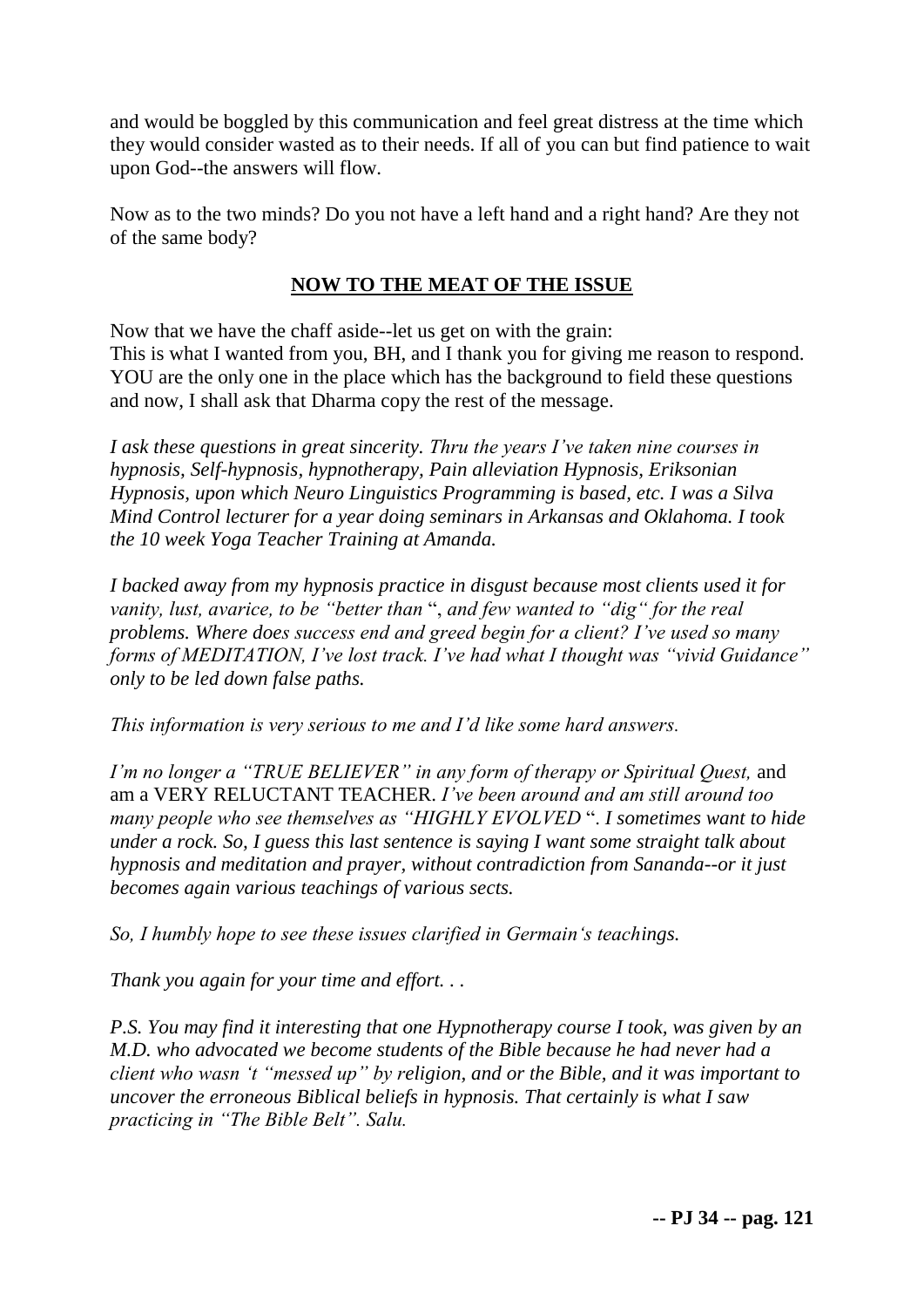and would be boggled by this communication and feel great distress at the time which they would consider wasted as to their needs. If all of you can but find patience to wait upon God--the answers will flow.

Now as to the two minds? Do you not have a left hand and a right hand? Are they not of the same body?

## **NOW TO THE MEAT OF THE ISSUE**

Now that we have the chaff aside--let us get on with the grain:
This is what I wanted from you, BH, and I thank you for giving me reason to respond. YOU are the only one in the place which has the background to field these questions and now, I shall ask that Dharma copy the rest of the message.

*I ask these questions in great sincerity. Thru the years I've taken nine courses in hypnosis, Self-hypnosis, hypnotherapy, Pain alleviation Hypnosis, Eriksonian Hypnosis, upon which Neuro Linguistics Programming is based, etc. I was a Silva Mind Control lecturer for a year doing seminars in Arkansas and Oklahoma. I took the 10 week Yoga Teacher Training at Amanda.*

*I backed away from my hypnosis practice in disgust because most clients used it for vanity, lust, avarice, to be "better than", and few wanted to "dig" for the real problems. Where does success end and greed begin for a client? I've used so many forms of MEDITATION, I've lost track. I've had what I thought was "vivid Guidance" only to be led down false paths.*

*This information is very serious to me and I'd like some hard answers.*

*I'm no longer a "TRUE BELIEVER" in any form of therapy or Spiritual Quest,* and am a VERY RELUCTANT TEACHER. *I've been around and am still around too many people who see themselves as "HIGHLY EVOLVED". I sometimes want to hide under a rock. So, I guess this last sentence is saying I want some straight talk about hypnosis and meditation and prayer, without contradiction from Sananda--or it just becomes again various teachings of various sects.*

*So, I humbly hope to see these issues clarified in Germain's teachings.*

*Thank you again for your time and effort. . .*

*P.S. You may find it interesting that one Hypnotherapy course I took, was given by an M.D. who advocated we become students of the Bible because he had never had a client who wasn 't "messed up" by religion, and or the Bible, and it was important to uncover the erroneous Biblical beliefs in hypnosis. That certainly is what I saw practicing in "The Bible Belt". Salu.*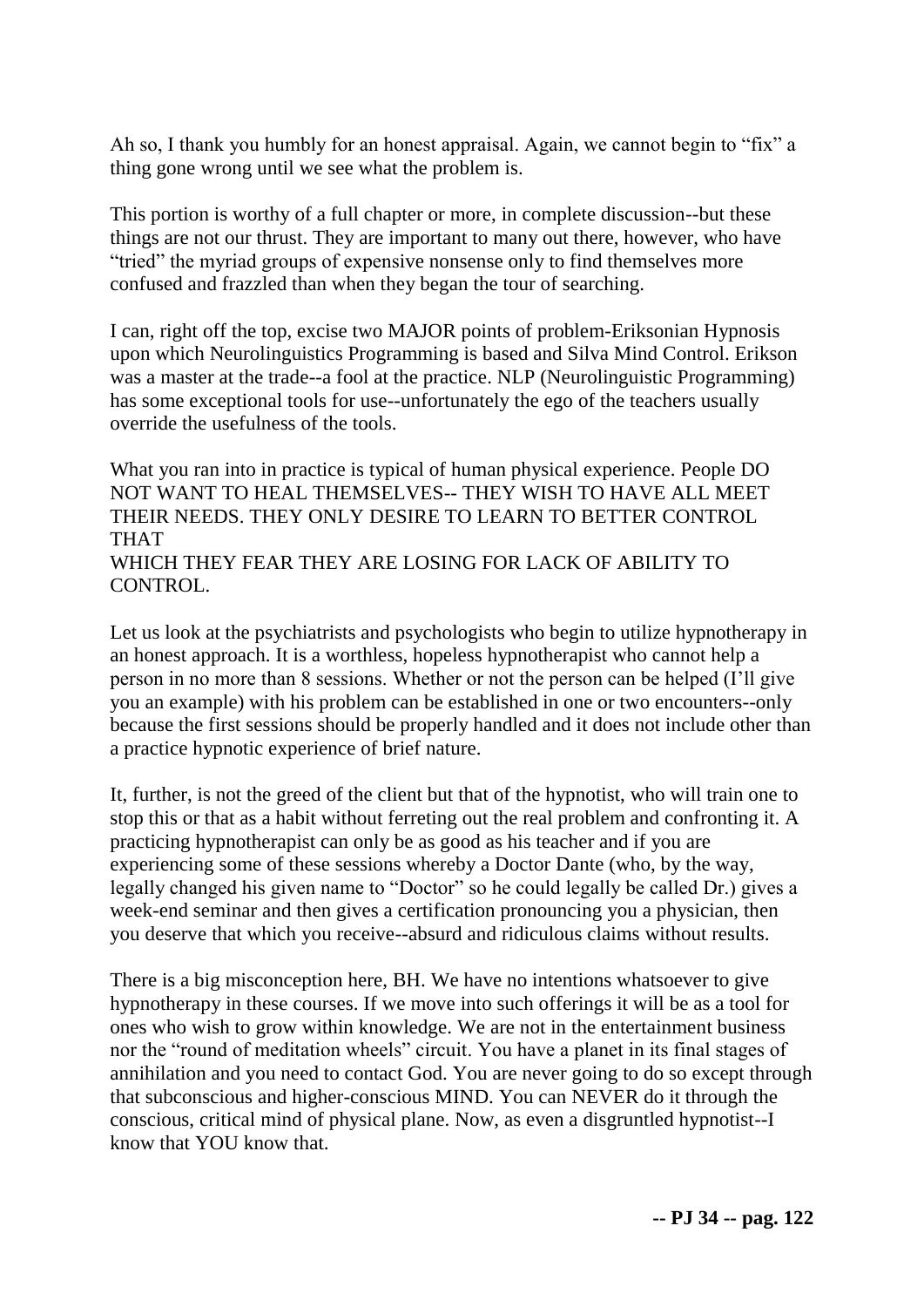Ah so, I thank you humbly for an honest appraisal. Again, we cannot begin to "fix" a thing gone wrong until we see what the problem is.

This portion is worthy of a full chapter or more, in complete discussion--but these things are not our thrust. They are important to many out there, however, who have "tried" the myriad groups of expensive nonsense only to find themselves more confused and frazzled than when they began the tour of searching.

I can, right off the top, excise two MAJOR points of problem-Eriksonian Hypnosis upon which Neurolinguistics Programming is based and Silva Mind Control. Erikson was a master at the trade--a fool at the practice. NLP (Neurolinguistic Programming) has some exceptional tools for use--unfortunately the ego of the teachers usually override the usefulness of the tools.

What you ran into in practice is typical of human physical experience. People DO NOT WANT TO HEAL THEMSELVES-- THEY WISH TO HAVE ALL MEET THEIR NEEDS. THEY ONLY DESIRE TO LEARN TO BETTER CONTROL THAT
WHICH THEY FEAR THEY ARE LOSING FOR LACK OF ABILITY TO CONTROL.

Let us look at the psychiatrists and psychologists who begin to utilize hypnotherapy in an honest approach. It is a worthless, hopeless hypnotherapist who cannot help a person in no more than 8 sessions. Whether or not the person can be helped (I'll give you an example) with his problem can be established in one or two encounters--only because the first sessions should be properly handled and it does not include other than a practice hypnotic experience of brief nature.

It, further, is not the greed of the client but that of the hypnotist, who will train one to stop this or that as a habit without ferreting out the real problem and confronting it. A practicing hypnotherapist can only be as good as his teacher and if you are experiencing some of these sessions whereby a Doctor Dante (who, by the way, legally changed his given name to "Doctor" so he could legally be called Dr.) gives a week-end seminar and then gives a certification pronouncing you a physician, then you deserve that which you receive--absurd and ridiculous claims without results.

There is a big misconception here, BH. We have no intentions whatsoever to give hypnotherapy in these courses. If we move into such offerings it will be as a tool for ones who wish to grow within knowledge. We are not in the entertainment business nor the "round of meditation wheels" circuit. You have a planet in its final stages of annihilation and you need to contact God. You are never going to do so except through that subconscious and higher-conscious MIND. You can NEVER do it through the conscious, critical mind of physical plane. Now, as even a disgruntled hypnotist--I know that YOU know that.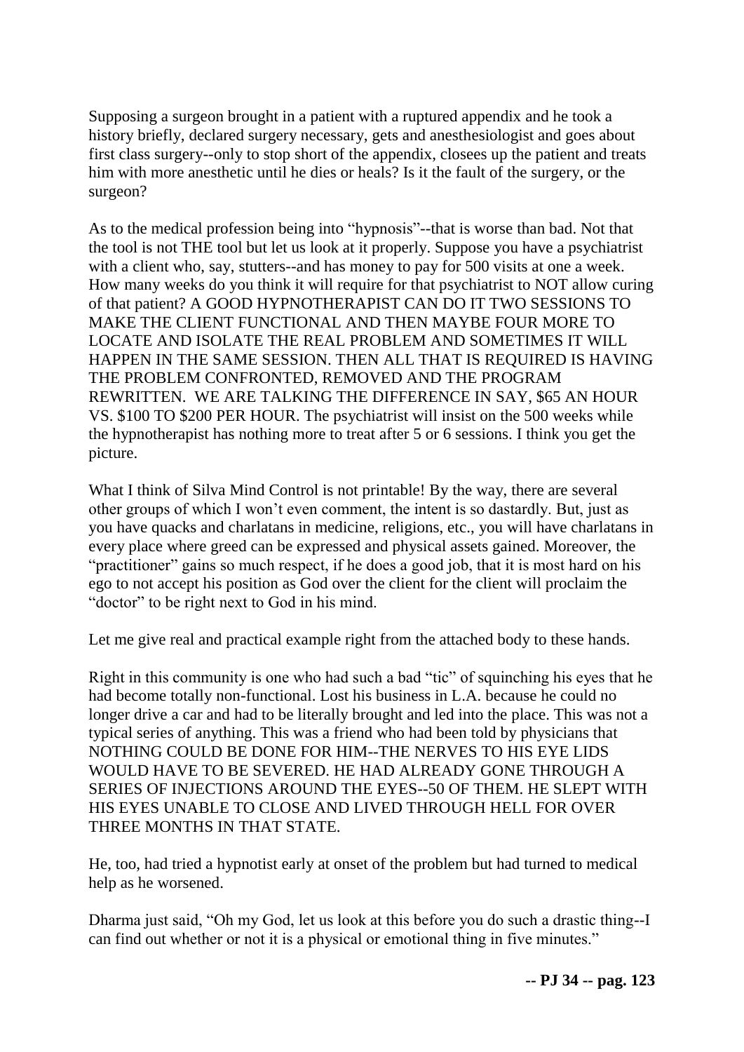Supposing a surgeon brought in a patient with a ruptured appendix and he took a history briefly, declared surgery necessary, gets and anesthesiologist and goes about first class surgery--only to stop short of the appendix, closees up the patient and treats him with more anesthetic until he dies or heals? Is it the fault of the surgery, or the surgeon?

As to the medical profession being into "hypnosis"--that is worse than bad. Not that the tool is not THE tool but let us look at it properly. Suppose you have a psychiatrist with a client who, say, stutters--and has money to pay for 500 visits at one a week. How many weeks do you think it will require for that psychiatrist to NOT allow curing of that patient? A GOOD HYPNOTHERAPIST CAN DO IT TWO SESSIONS TO MAKE THE CLIENT FUNCTIONAL AND THEN MAYBE FOUR MORE TO LOCATE AND ISOLATE THE REAL PROBLEM AND SOMETIMES IT WILL HAPPEN IN THE SAME SESSION. THEN ALL THAT IS REQUIRED IS HAVING THE PROBLEM CONFRONTED, REMOVED AND THE PROGRAM REWRITTEN. WE ARE TALKING THE DIFFERENCE IN SAY, $65 AN HOUR VS. $100 TO $200 PER HOUR. The psychiatrist will insist on the 500 weeks while the hypnotherapist has nothing more to treat after 5 or 6 sessions. I think you get the picture.

What I think of Silva Mind Control is not printable! By the way, there are several other groups of which I won't even comment, the intent is so dastardly. But, just as you have quacks and charlatans in medicine, religions, etc., you will have charlatans in every place where greed can be expressed and physical assets gained. Moreover, the "practitioner" gains so much respect, if he does a good job, that it is most hard on his ego to not accept his position as God over the client for the client will proclaim the "doctor" to be right next to God in his mind.

Let me give real and practical example right from the attached body to these hands.

Right in this community is one who had such a bad "tic" of squinching his eyes that he had become totally non-functional. Lost his business in L.A. because he could no longer drive a car and had to be literally brought and led into the place. This was not a typical series of anything. This was a friend who had been told by physicians that NOTHING COULD BE DONE FOR HIM--THE NERVES TO HIS EYE LIDS WOULD HAVE TO BE SEVERED. HE HAD ALREADY GONE THROUGH A SERIES OF INJECTIONS AROUND THE EYES--50 OF THEM. HE SLEPT WITH HIS EYES UNABLE TO CLOSE AND LIVED THROUGH HELL FOR OVER THREE MONTHS IN THAT STATE.

He, too, had tried a hypnotist early at onset of the problem but had turned to medical help as he worsened.

Dharma just said, "Oh my God, let us look at this before you do such a drastic thing--I can find out whether or not it is a physical or emotional thing in five minutes."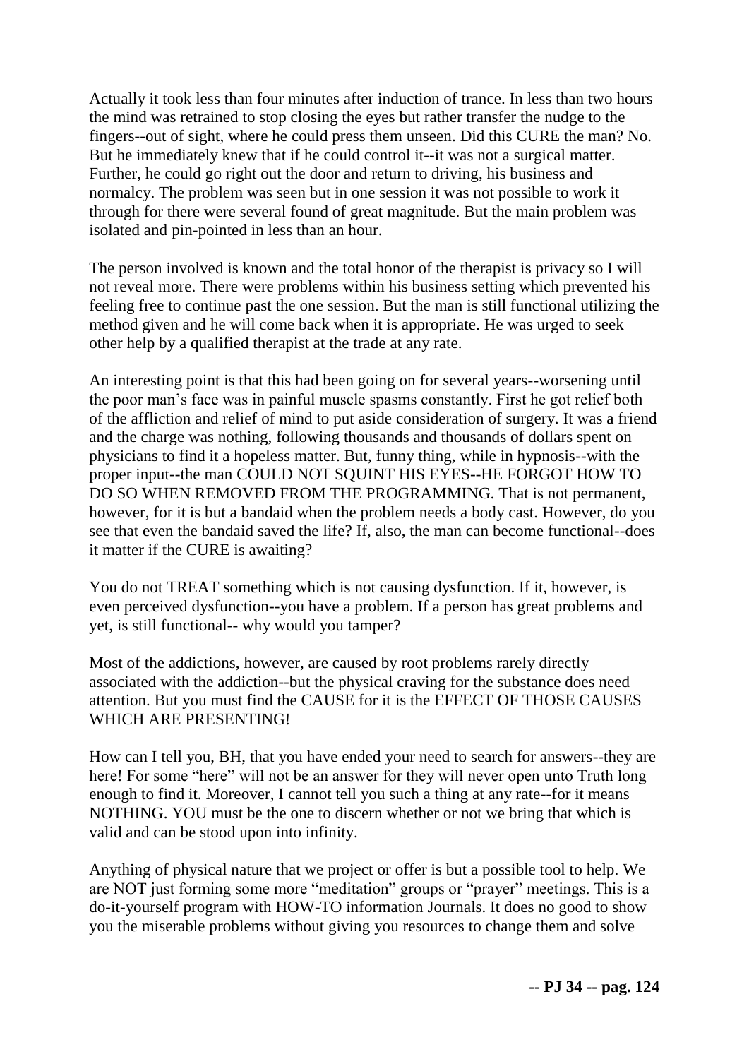Actually it took less than four minutes after induction of trance. In less than two hours the mind was retrained to stop closing the eyes but rather transfer the nudge to the fingers--out of sight, where he could press them unseen. Did this CURE the man? No. But he immediately knew that if he could control it--it was not a surgical matter. Further, he could go right out the door and return to driving, his business and normalcy. The problem was seen but in one session it was not possible to work it through for there were several found of great magnitude. But the main problem was isolated and pin-pointed in less than an hour.

The person involved is known and the total honor of the therapist is privacy so I will not reveal more. There were problems within his business setting which prevented his feeling free to continue past the one session. But the man is still functional utilizing the method given and he will come back when it is appropriate. He was urged to seek other help by a qualified therapist at the trade at any rate.

An interesting point is that this had been going on for several years--worsening until the poor man's face was in painful muscle spasms constantly. First he got relief both of the affliction and relief of mind to put aside consideration of surgery. It was a friend and the charge was nothing, following thousands and thousands of dollars spent on physicians to find it a hopeless matter. But, funny thing, while in hypnosis--with the proper input--the man COULD NOT SQUINT HIS EYES--HE FORGOT HOW TO DO SO WHEN REMOVED FROM THE PROGRAMMING. That is not permanent, however, for it is but a bandaid when the problem needs a body cast. However, do you see that even the bandaid saved the life? If, also, the man can become functional--does it matter if the CURE is awaiting?

You do not TREAT something which is not causing dysfunction. If it, however, is even perceived dysfunction--you have a problem. If a person has great problems and yet, is still functional-- why would you tamper?

Most of the addictions, however, are caused by root problems rarely directly associated with the addiction--but the physical craving for the substance does need attention. But you must find the CAUSE for it is the EFFECT OF THOSE CAUSES WHICH ARE PRESENTING!

How can I tell you, BH, that you have ended your need to search for answers--they are here! For some "here" will not be an answer for they will never open unto Truth long enough to find it. Moreover, I cannot tell you such a thing at any rate--for it means NOTHING. YOU must be the one to discern whether or not we bring that which is valid and can be stood upon into infinity.

Anything of physical nature that we project or offer is but a possible tool to help. We are NOT just forming some more "meditation" groups or "prayer" meetings. This is a do-it-yourself program with HOW-TO information Journals. It does no good to show you the miserable problems without giving you resources to change them and solve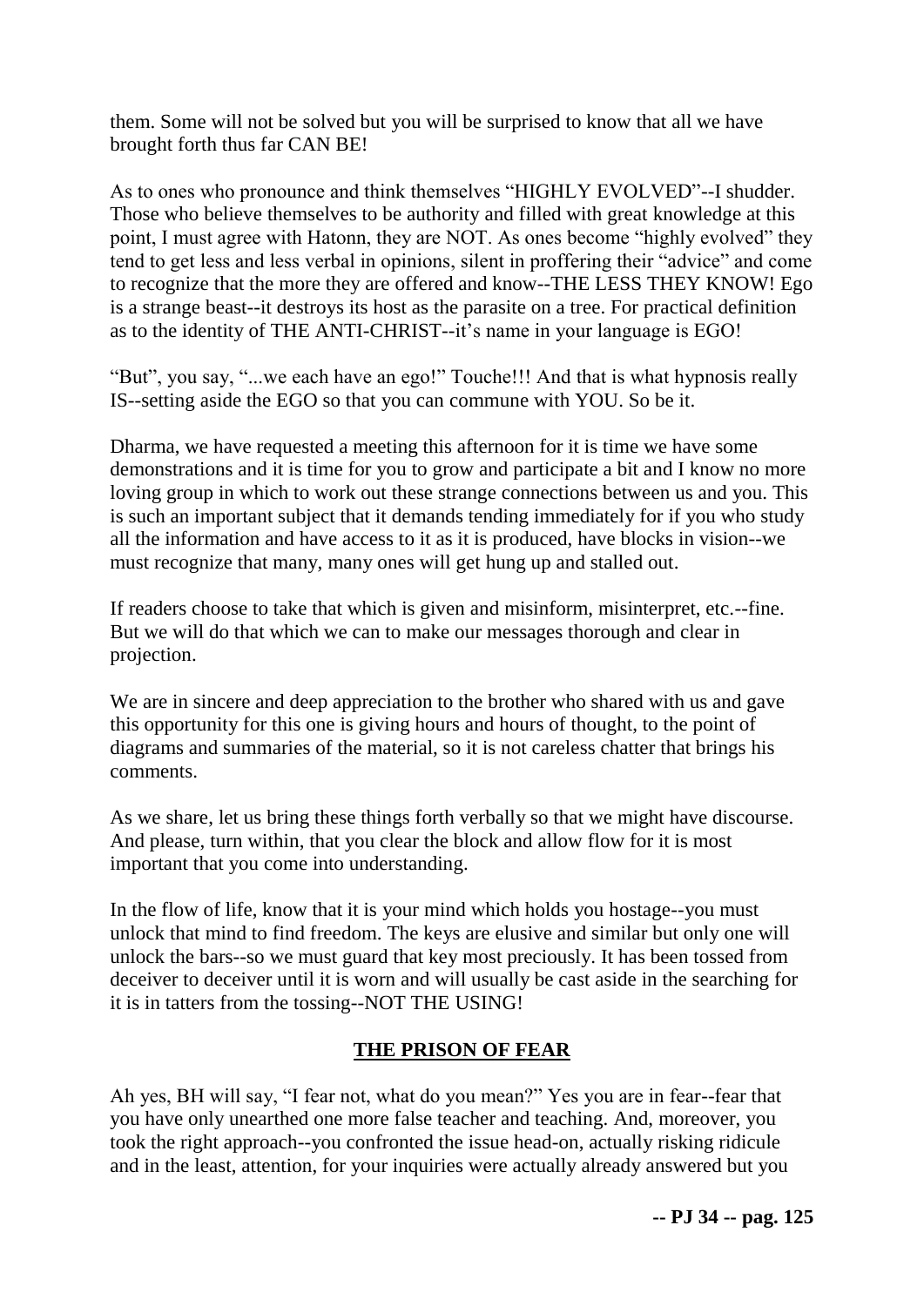them. Some will not be solved but you will be surprised to know that all we have brought forth thus far CAN BE!

As to ones who pronounce and think themselves "HIGHLY EVOLVED"--I shudder. Those who believe themselves to be authority and filled with great knowledge at this point, I must agree with Hatonn, they are NOT. As ones become "highly evolved" they tend to get less and less verbal in opinions, silent in proffering their "advice" and come to recognize that the more they are offered and know--THE LESS THEY KNOW! Ego is a strange beast--it destroys its host as the parasite on a tree. For practical definition as to the identity of THE ANTI-CHRIST--it's name in your language is EGO!

"But", you say, "...we each have an ego!" Touche!!! And that is what hypnosis really IS--setting aside the EGO so that you can commune with YOU. So be it.

Dharma, we have requested a meeting this afternoon for it is time we have some demonstrations and it is time for you to grow and participate a bit and I know no more loving group in which to work out these strange connections between us and you. This is such an important subject that it demands tending immediately for if you who study all the information and have access to it as it is produced, have blocks in vision--we must recognize that many, many ones will get hung up and stalled out.

If readers choose to take that which is given and misinform, misinterpret, etc.--fine. But we will do that which we can to make our messages thorough and clear in projection.

We are in sincere and deep appreciation to the brother who shared with us and gave this opportunity for this one is giving hours and hours of thought, to the point of diagrams and summaries of the material, so it is not careless chatter that brings his comments.

As we share, let us bring these things forth verbally so that we might have discourse. And please, turn within, that you clear the block and allow flow for it is most important that you come into understanding.

In the flow of life, know that it is your mind which holds you hostage--you must unlock that mind to find freedom. The keys are elusive and similar but only one will unlock the bars--so we must guard that key most preciously. It has been tossed from deceiver to deceiver until it is worn and will usually be cast aside in the searching for it is in tatters from the tossing--NOT THE USING!

## THE PRISON OF FEAR

Ah yes, BH will say, "I fear not, what do you mean?" Yes you are in fear--fear that you have only unearthed one more false teacher and teaching. And, moreover, you took the right approach--you confronted the issue head-on, actually risking ridicule and in the least, attention, for your inquiries were actually already answered but you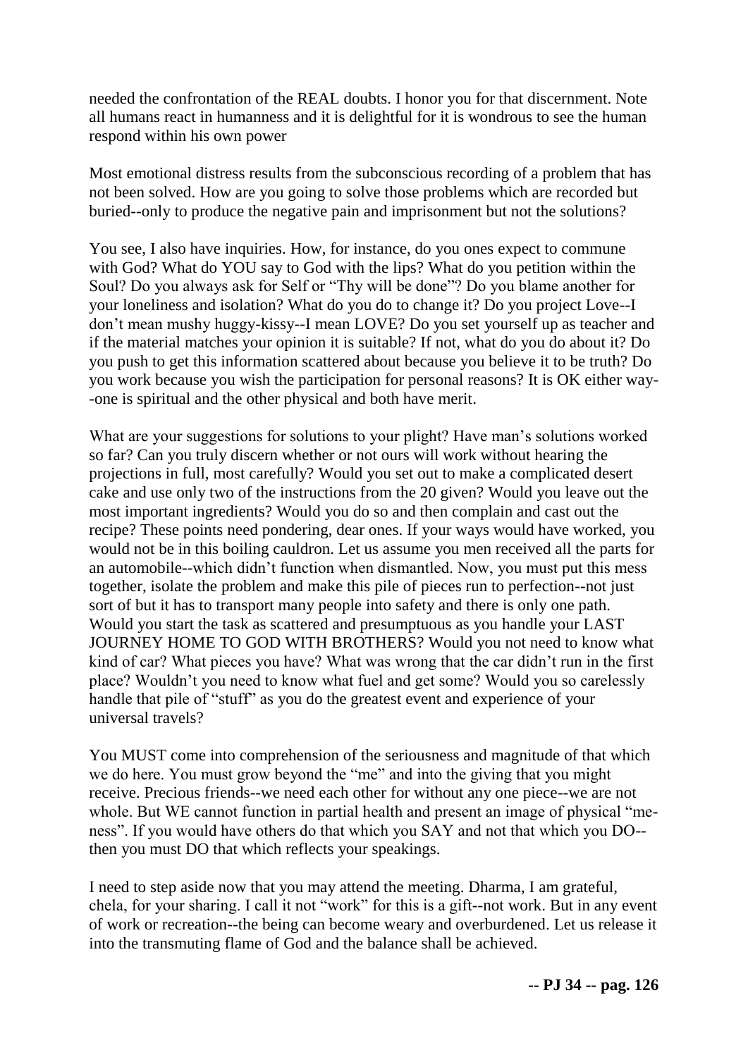needed the confrontation of the REAL doubts. I honor you for that discernment. Note all humans react in humanness and it is delightful for it is wondrous to see the human respond within his own power

Most emotional distress results from the subconscious recording of a problem that has not been solved. How are you going to solve those problems which are recorded but buried--only to produce the negative pain and imprisonment but not the solutions?

You see, I also have inquiries. How, for instance, do you ones expect to commune with God? What do YOU say to God with the lips? What do you petition within the Soul? Do you always ask for Self or "Thy will be done"? Do you blame another for your loneliness and isolation? What do you do to change it? Do you project Love--I don't mean mushy huggy-kissy--I mean LOVE? Do you set yourself up as teacher and if the material matches your opinion it is suitable? If not, what do you do about it? Do you push to get this information scattered about because you believe it to be truth? Do you work because you wish the participation for personal reasons? It is OK either way--one is spiritual and the other physical and both have merit.

What are your suggestions for solutions to your plight? Have man's solutions worked so far? Can you truly discern whether or not ours will work without hearing the projections in full, most carefully? Would you set out to make a complicated desert cake and use only two of the instructions from the 20 given? Would you leave out the most important ingredients? Would you do so and then complain and cast out the recipe? These points need pondering, dear ones. If your ways would have worked, you would not be in this boiling cauldron. Let us assume you men received all the parts for an automobile--which didn't function when dismantled. Now, you must put this mess together, isolate the problem and make this pile of pieces run to perfection--not just sort of but it has to transport many people into safety and there is only one path. Would you start the task as scattered and presumptuous as you handle your LAST JOURNEY HOME TO GOD WITH BROTHERS? Would you not need to know what kind of car? What pieces you have? What was wrong that the car didn't run in the first place? Wouldn't you need to know what fuel and get some? Would you so carelessly handle that pile of "stuff" as you do the greatest event and experience of your universal travels?

You MUST come into comprehension of the seriousness and magnitude of that which we do here. You must grow beyond the "me" and into the giving that you might receive. Precious friends--we need each other for without any one piece--we are not whole. But WE cannot function in partial health and present an image of physical "me-ness". If you would have others do that which you SAY and not that which you DO--then you must DO that which reflects your speakings.

I need to step aside now that you may attend the meeting. Dharma, I am grateful, chela, for your sharing. I call it not "work" for this is a gift--not work. But in any event of work or recreation--the being can become weary and overburdened. Let us release it into the transmuting flame of God and the balance shall be achieved.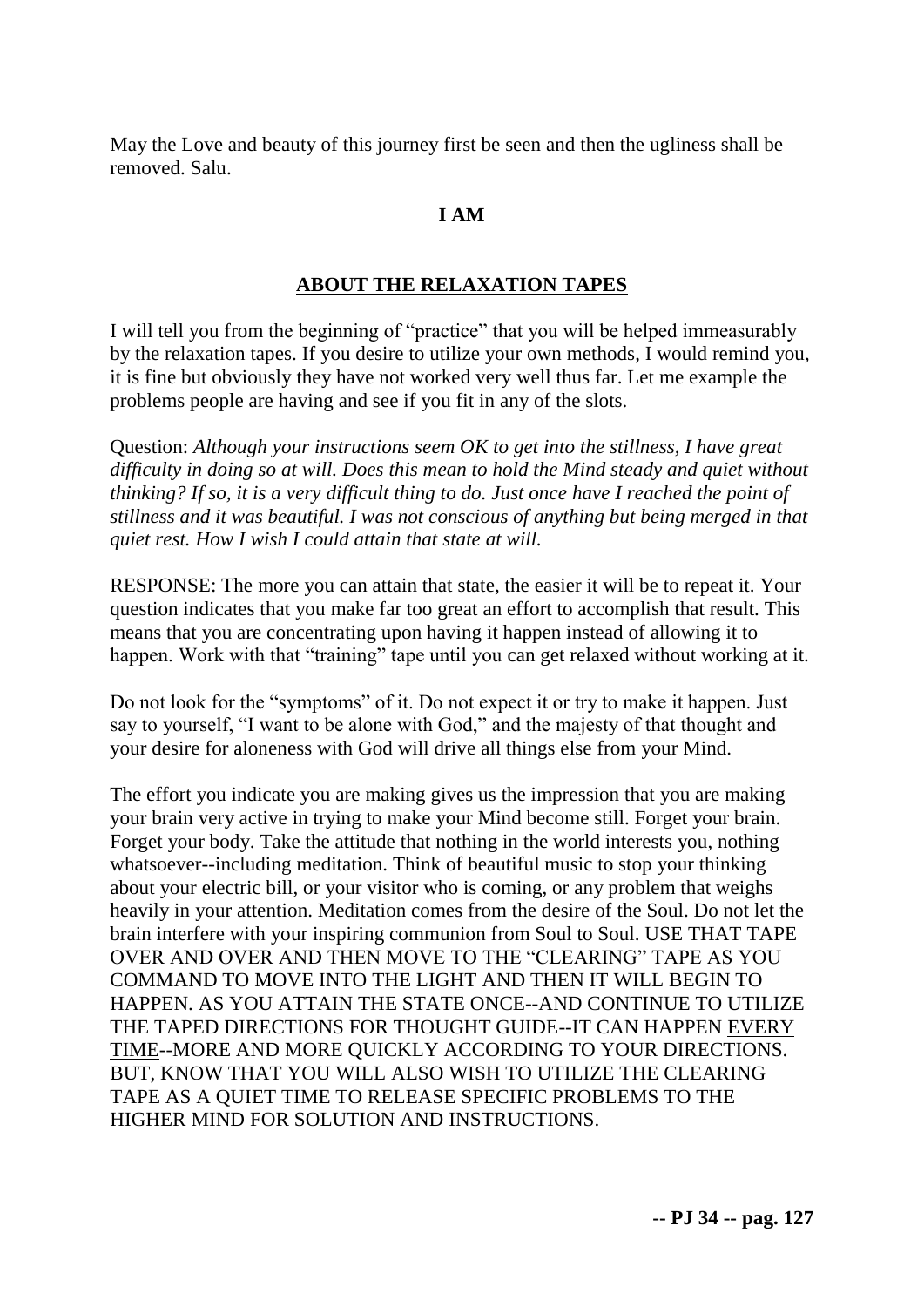May the Love and beauty of this journey first be seen and then the ugliness shall be removed. Salu.

**I AM**

## ABOUT THE RELAXATION TAPES

I will tell you from the beginning of "practice" that you will be helped immeasurably by the relaxation tapes. If you desire to utilize your own methods, I would remind you, it is fine but obviously they have not worked very well thus far. Let me example the problems people are having and see if you fit in any of the slots.

Question: *Although your instructions seem OK to get into the stillness, I have great difficulty in doing so at will. Does this mean to hold the Mind steady and quiet without thinking? If so, it is a very difficult thing to do. Just once have I reached the point of stillness and it was beautiful. I was not conscious of anything but being merged in that quiet rest. How I wish I could attain that state at will.*

RESPONSE: The more you can attain that state, the easier it will be to repeat it. Your question indicates that you make far too great an effort to accomplish that result. This means that you are concentrating upon having it happen instead of allowing it to happen. Work with that "training" tape until you can get relaxed without working at it.

Do not look for the "symptoms" of it. Do not expect it or try to make it happen. Just say to yourself, "I want to be alone with God," and the majesty of that thought and your desire for aloneness with God will drive all things else from your Mind.

The effort you indicate you are making gives us the impression that you are making your brain very active in trying to make your Mind become still. Forget your brain. Forget your body. Take the attitude that nothing in the world interests you, nothing whatsoever--including meditation. Think of beautiful music to stop your thinking about your electric bill, or your visitor who is coming, or any problem that weighs heavily in your attention. Meditation comes from the desire of the Soul. Do not let the brain interfere with your inspiring communion from Soul to Soul. USE THAT TAPE OVER AND OVER AND THEN MOVE TO THE "CLEARING" TAPE AS YOU COMMAND TO MOVE INTO THE LIGHT AND THEN IT WILL BEGIN TO HAPPEN. AS YOU ATTAIN THE STATE ONCE--AND CONTINUE TO UTILIZE THE TAPED DIRECTIONS FOR THOUGHT GUIDE--IT CAN HAPPEN <u>EVERY TIME</u>--MORE AND MORE QUICKLY ACCORDING TO YOUR DIRECTIONS. BUT, KNOW THAT YOU WILL ALSO WISH TO UTILIZE THE CLEARING TAPE AS A QUIET TIME TO RELEASE SPECIFIC PROBLEMS TO THE HIGHER MIND FOR SOLUTION AND INSTRUCTIONS.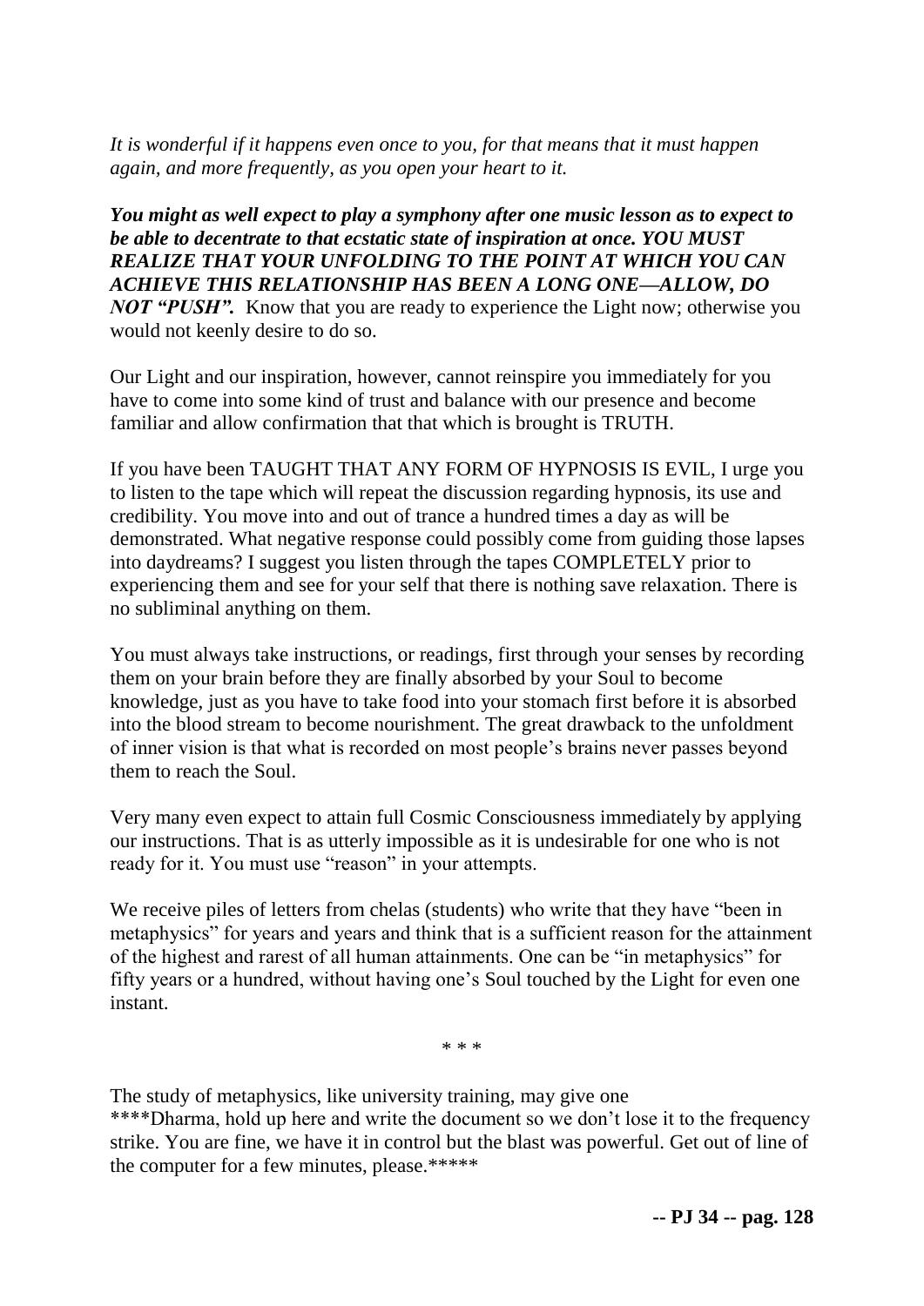*It is wonderful if it happens even once to you, for that means that it must happen again, and more frequently, as you open your heart to it.*

***You might as well expect to play a symphony after one music lesson as to expect to be able to decentrate to that ecstatic state of inspiration at once. YOU MUST REALIZE THAT YOUR UNFOLDING TO THE POINT AT WHICH YOU CAN ACHIEVE THIS RELATIONSHIP HAS BEEN A LONG ONE—ALLOW, DO NOT "PUSH".*** Know that you are ready to experience the Light now; otherwise you would not keenly desire to do so.

Our Light and our inspiration, however, cannot reinspire you immediately for you have to come into some kind of trust and balance with our presence and become familiar and allow confirmation that that which is brought is TRUTH.

If you have been TAUGHT THAT ANY FORM OF HYPNOSIS IS EVIL, I urge you to listen to the tape which will repeat the discussion regarding hypnosis, its use and credibility. You move into and out of trance a hundred times a day as will be demonstrated. What negative response could possibly come from guiding those lapses into daydreams? I suggest you listen through the tapes COMPLETELY prior to experiencing them and see for your self that there is nothing save relaxation. There is no subliminal anything on them.

You must always take instructions, or readings, first through your senses by recording them on your brain before they are finally absorbed by your Soul to become knowledge, just as you have to take food into your stomach first before it is absorbed into the blood stream to become nourishment. The great drawback to the unfoldment of inner vision is that what is recorded on most people's brains never passes beyond them to reach the Soul.

Very many even expect to attain full Cosmic Consciousness immediately by applying our instructions. That is as utterly impossible as it is undesirable for one who is not ready for it. You must use "reason" in your attempts.

We receive piles of letters from chelas (students) who write that they have "been in metaphysics" for years and years and think that is a sufficient reason for the attainment of the highest and rarest of all human attainments. One can be "in metaphysics" for fifty years or a hundred, without having one's Soul touched by the Light for even one instant.

\* \* \*

The study of metaphysics, like university training, may give one
****Dharma, hold up here and write the document so we don't lose it to the frequency strike. You are fine, we have it in control but the blast was powerful. Get out of line of the computer for a few minutes, please.*****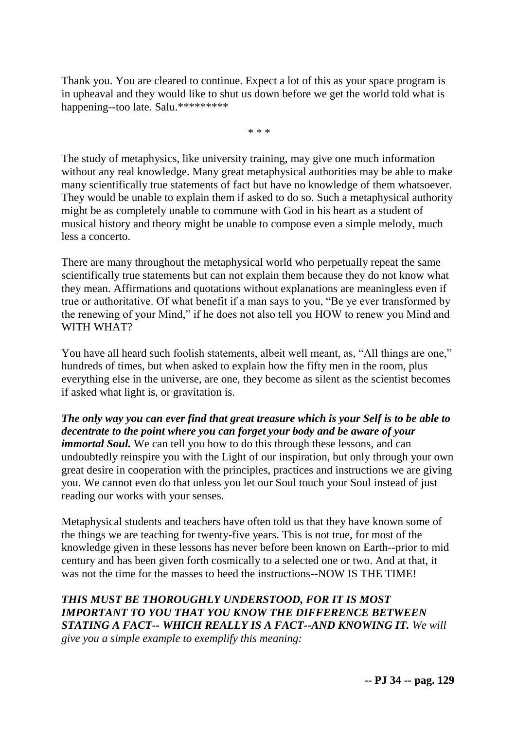Thank you. You are cleared to continue. Expect a lot of this as your space program is in upheaval and they would like to shut us down before we get the world told what is happening--too late. Salu.*********

\* \* \*

The study of metaphysics, like university training, may give one much information without any real knowledge. Many great metaphysical authorities may be able to make many scientifically true statements of fact but have no knowledge of them whatsoever. They would be unable to explain them if asked to do so. Such a metaphysical authority might be as completely unable to commune with God in his heart as a student of musical history and theory might be unable to compose even a simple melody, much less a concerto.

There are many throughout the metaphysical world who perpetually repeat the same scientifically true statements but can not explain them because they do not know what they mean. Affirmations and quotations without explanations are meaningless even if true or authoritative. Of what benefit if a man says to you, "Be ye ever transformed by the renewing of your Mind," if he does not also tell you HOW to renew you Mind and WITH WHAT?

You have all heard such foolish statements, albeit well meant, as, "All things are one," hundreds of times, but when asked to explain how the fifty men in the room, plus everything else in the universe, are one, they become as silent as the scientist becomes if asked what light is, or gravitation is.

***The only way you can ever find that great treasure which is your Self is to be able to decentrate to the point where you can forget your body and be aware of your immortal Soul.*** We can tell you how to do this through these lessons, and can undoubtedly reinspire you with the Light of our inspiration, but only through your own great desire in cooperation with the principles, practices and instructions we are giving you. We cannot even do that unless you let our Soul touch your Soul instead of just reading our works with your senses.

Metaphysical students and teachers have often told us that they have known some of the things we are teaching for twenty-five years. This is not true, for most of the knowledge given in these lessons has never before been known on Earth--prior to mid century and has been given forth cosmically to a selected one or two. And at that, it was not the time for the masses to heed the instructions--NOW IS THE TIME!

***THIS MUST BE THOROUGHLY UNDERSTOOD, FOR IT IS MOST IMPORTANT TO YOU THAT YOU KNOW THE DIFFERENCE BETWEEN STATING A FACT-- WHICH REALLY IS A FACT--AND KNOWING IT.*** *We will give you a simple example to exemplify this meaning:*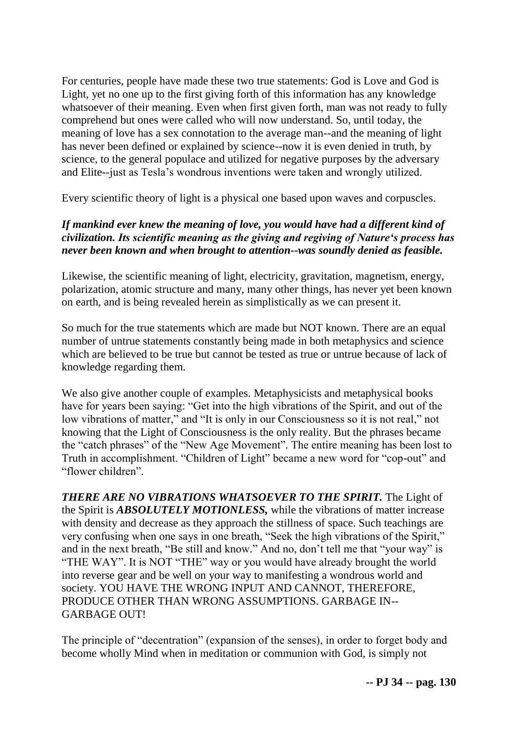For centuries, people have made these two true statements: God is Love and God is Light, yet no one up to the first giving forth of this information has any knowledge whatsoever of their meaning. Even when first given forth, man was not ready to fully comprehend but ones were called who will now understand. So, until today, the meaning of love has a sex connotation to the average man--and the meaning of light has never been defined or explained by science--now it is even denied in truth, by science, to the general populace and utilized for negative purposes by the adversary and Elite--just as Tesla's wondrous inventions were taken and wrongly utilized.

Every scientific theory of light is a physical one based upon waves and corpuscles.

***If mankind ever knew the meaning of love, you would have had a different kind of civilization. Its scientific meaning as the giving and regiving of Nature's process has never been known and when brought to attention--was soundly denied as feasible.***

Likewise, the scientific meaning of light, electricity, gravitation, magnetism, energy, polarization, atomic structure and many, many other things, has never yet been known on earth, and is being revealed herein as simplistically as we can present it.

So much for the true statements which are made but NOT known. There are an equal number of untrue statements constantly being made in both metaphysics and science which are believed to be true but cannot be tested as true or untrue because of lack of knowledge regarding them.

We also give another couple of examples. Metaphysicists and metaphysical books have for years been saying: "Get into the high vibrations of the Spirit, and out of the low vibrations of matter," and "It is only in our Consciousness so it is not real," not knowing that the Light of Consciousness is the only reality. But the phrases became the "catch phrases" of the "New Age Movement". The entire meaning has been lost to Truth in accomplishment. "Children of Light" became a new word for "cop-out" and "flower children".

***THERE ARE NO VIBRATIONS WHATSOEVER TO THE SPIRIT.*** The Light of the Spirit is ***ABSOLUTELY MOTIONLESS,*** while the vibrations of matter increase with density and decrease as they approach the stillness of space. Such teachings are very confusing when one says in one breath, "Seek the high vibrations of the Spirit," and in the next breath, "Be still and know." And no, don't tell me that "your way" is "THE WAY". It is NOT "THE" way or you would have already brought the world into reverse gear and be well on your way to manifesting a wondrous world and society. YOU HAVE THE WRONG INPUT AND CANNOT, THEREFORE, PRODUCE OTHER THAN WRONG ASSUMPTIONS. GARBAGE IN--GARBAGE OUT!

The principle of "decentration" (expansion of the senses), in order to forget body and become wholly Mind when in meditation or communion with God, is simply not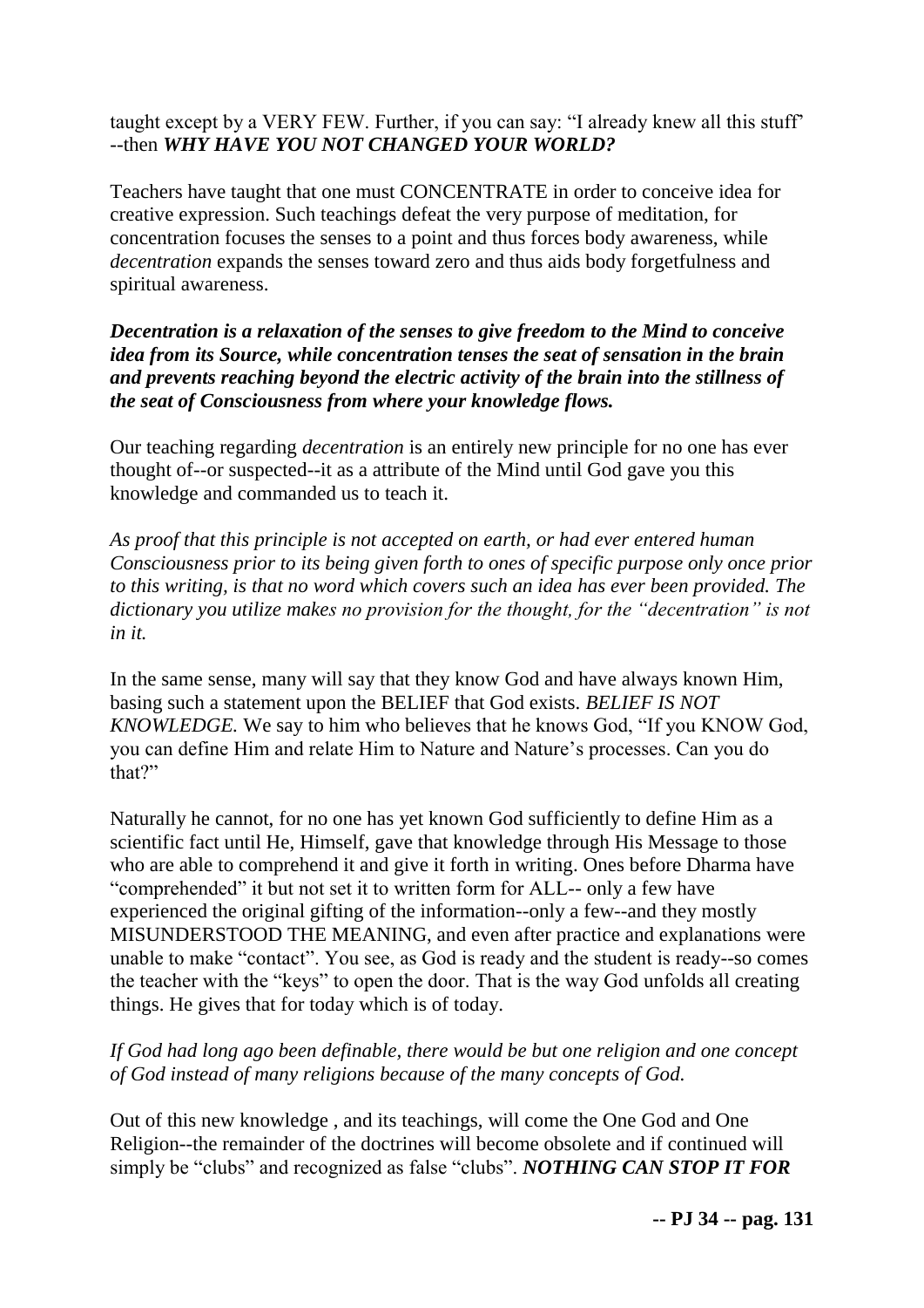taught except by a VERY FEW. Further, if you can say: "I already knew all this stuff" --then ***WHY HAVE YOU NOT CHANGED YOUR WORLD?***

Teachers have taught that one must CONCENTRATE in order to conceive idea for creative expression. Such teachings defeat the very purpose of meditation, for concentration focuses the senses to a point and thus forces body awareness, while *decentration* expands the senses toward zero and thus aids body forgetfulness and spiritual awareness.

***Decentration is a relaxation of the senses to give freedom to the Mind to conceive idea from its Source, while concentration tenses the seat of sensation in the brain and prevents reaching beyond the electric activity of the brain into the stillness of the seat of Consciousness from where your knowledge flows.***

Our teaching regarding *decentration* is an entirely new principle for no one has ever thought of--or suspected--it as a attribute of the Mind until God gave you this knowledge and commanded us to teach it.

*As proof that this principle is not accepted on earth, or had ever entered human Consciousness prior to its being given forth to ones of specific purpose only once prior to this writing, is that no word which covers such an idea has ever been provided. The dictionary you utilize makes no provision for the thought, for the "decentration" is not in it.*

In the same sense, many will say that they know God and have always known Him, basing such a statement upon the BELIEF that God exists. *BELIEF IS NOT KNOWLEDGE.* We say to him who believes that he knows God, "If you KNOW God, you can define Him and relate Him to Nature and Nature's processes. Can you do that?"

Naturally he cannot, for no one has yet known God sufficiently to define Him as a scientific fact until He, Himself, gave that knowledge through His Message to those who are able to comprehend it and give it forth in writing. Ones before Dharma have "comprehended" it but not set it to written form for ALL-- only a few have experienced the original gifting of the information--only a few--and they mostly MISUNDERSTOOD THE MEANING, and even after practice and explanations were unable to make "contact". You see, as God is ready and the student is ready--so comes the teacher with the "keys" to open the door. That is the way God unfolds all creating things. He gives that for today which is of today.

*If God had long ago been definable, there would be but one religion and one concept of God instead of many religions because of the many concepts of God.*

Out of this new knowledge , and its teachings, will come the One God and One Religion--the remainder of the doctrines will become obsolete and if continued will simply be "clubs" and recognized as false "clubs". ***NOTHING CAN STOP IT FOR***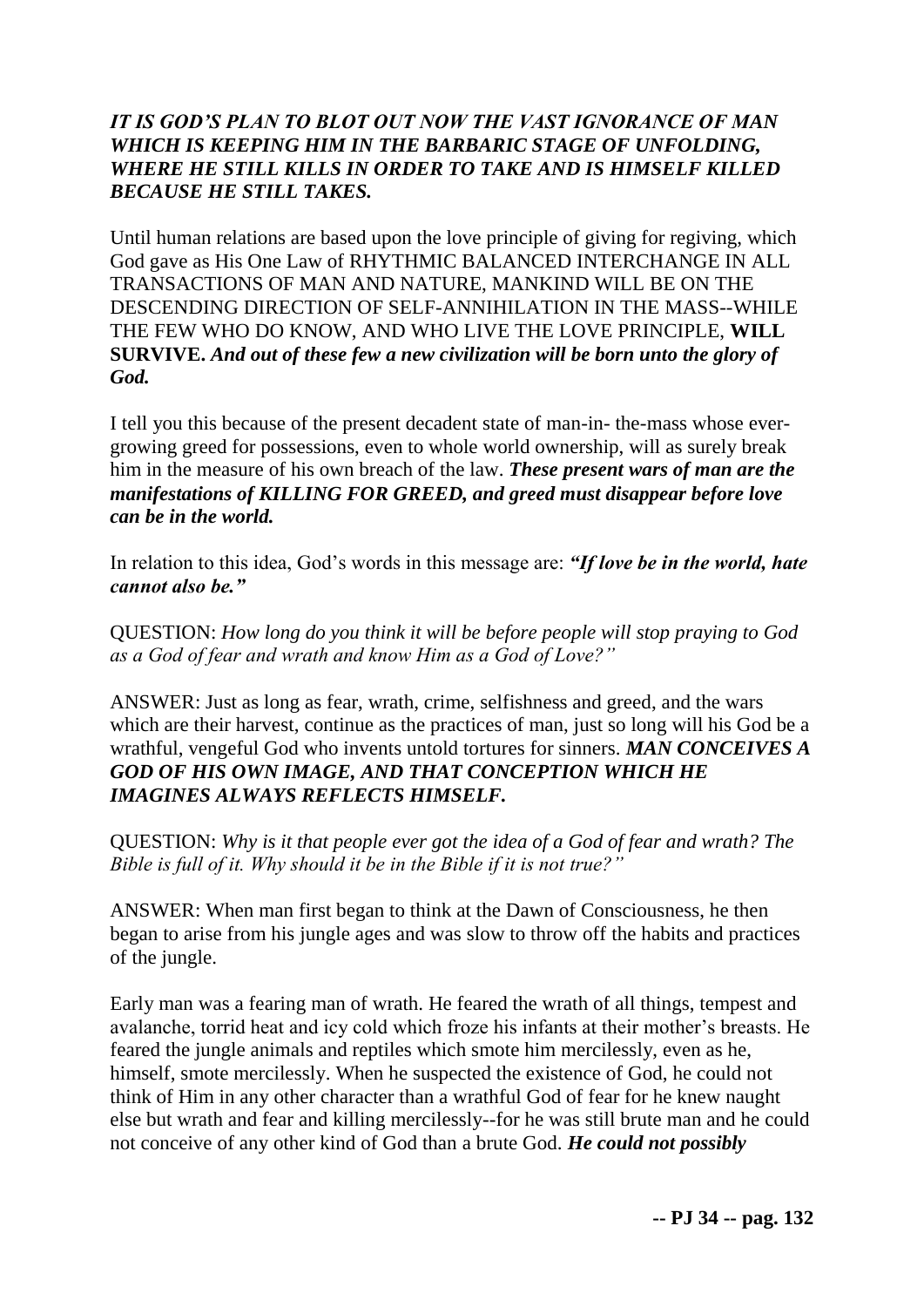***IT IS GOD'S PLAN TO BLOT OUT NOW THE VAST IGNORANCE OF MAN WHICH IS KEEPING HIM IN THE BARBARIC STAGE OF UNFOLDING, WHERE HE STILL KILLS IN ORDER TO TAKE AND IS HIMSELF KILLED BECAUSE HE STILL TAKES.***

Until human relations are based upon the love principle of giving for regiving, which God gave as His One Law of RHYTHMIC BALANCED INTERCHANGE IN ALL TRANSACTIONS OF MAN AND NATURE, MANKIND WILL BE ON THE DESCENDING DIRECTION OF SELF-ANNIHILATION IN THE MASS--WHILE THE FEW WHO DO KNOW, AND WHO LIVE THE LOVE PRINCIPLE, **WILL SURVIVE.** ***And out of these few a new civilization will be born unto the glory of God.***

I tell you this because of the present decadent state of man-in- the-mass whose ever-growing greed for possessions, even to whole world ownership, will as surely break him in the measure of his own breach of the law. ***These present wars of man are the manifestations of KILLING FOR GREED, and greed must disappear before love can be in the world.***

In relation to this idea, God's words in this message are: ***"If love be in the world, hate cannot also be."***

QUESTION: *How long do you think it will be before people will stop praying to God as a God of fear and wrath and know Him as a God of Love?"*

ANSWER: Just as long as fear, wrath, crime, selfishness and greed, and the wars which are their harvest, continue as the practices of man, just so long will his God be a wrathful, vengeful God who invents untold tortures for sinners. ***MAN CONCEIVES A GOD OF HIS OWN IMAGE, AND THAT CONCEPTION WHICH HE IMAGINES ALWAYS REFLECTS HIMSELF.***

QUESTION: *Why is it that people ever got the idea of a God of fear and wrath? The Bible is full of it. Why should it be in the Bible if it is not true?"*

ANSWER: When man first began to think at the Dawn of Consciousness, he then began to arise from his jungle ages and was slow to throw off the habits and practices of the jungle.

Early man was a fearing man of wrath. He feared the wrath of all things, tempest and avalanche, torrid heat and icy cold which froze his infants at their mother's breasts. He feared the jungle animals and reptiles which smote him mercilessly, even as he, himself, smote mercilessly. When he suspected the existence of God, he could not think of Him in any other character than a wrathful God of fear for he knew naught else but wrath and fear and killing mercilessly--for he was still brute man and he could not conceive of any other kind of God than a brute God. ***He could not possibly***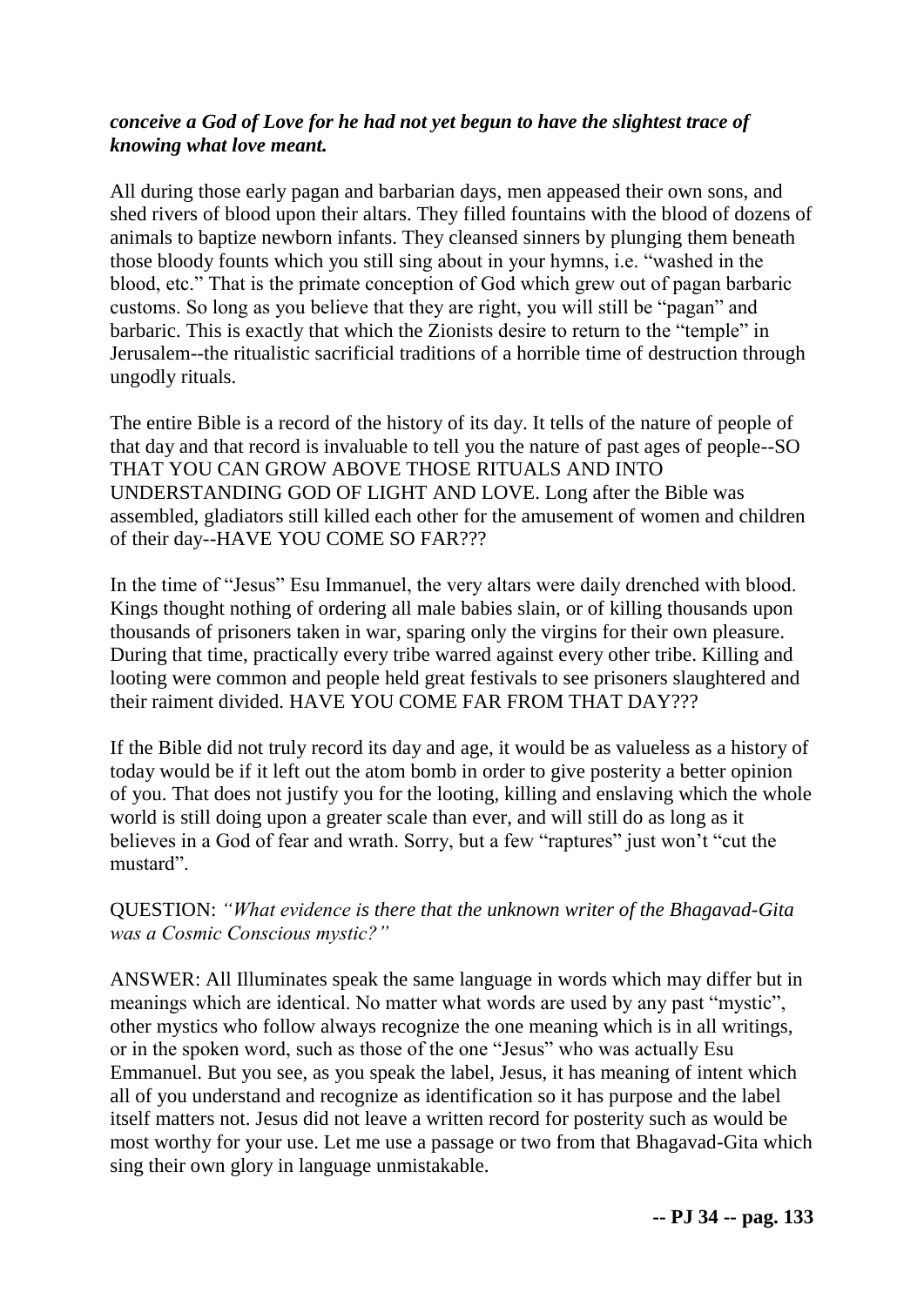***conceive a God of Love for he had not yet begun to have the slightest trace of knowing what love meant.***

All during those early pagan and barbarian days, men appeased their own sons, and shed rivers of blood upon their altars. They filled fountains with the blood of dozens of animals to baptize newborn infants. They cleansed sinners by plunging them beneath those bloody founts which you still sing about in your hymns, i.e. "washed in the blood, etc." That is the primate conception of God which grew out of pagan barbaric customs. So long as you believe that they are right, you will still be "pagan" and barbaric. This is exactly that which the Zionists desire to return to the "temple" in Jerusalem--the ritualistic sacrificial traditions of a horrible time of destruction through ungodly rituals.

The entire Bible is a record of the history of its day. It tells of the nature of people of that day and that record is invaluable to tell you the nature of past ages of people--SO THAT YOU CAN GROW ABOVE THOSE RITUALS AND INTO UNDERSTANDING GOD OF LIGHT AND LOVE. Long after the Bible was assembled, gladiators still killed each other for the amusement of women and children of their day--HAVE YOU COME SO FAR???

In the time of "Jesus" Esu Immanuel, the very altars were daily drenched with blood. Kings thought nothing of ordering all male babies slain, or of killing thousands upon thousands of prisoners taken in war, sparing only the virgins for their own pleasure. During that time, practically every tribe warred against every other tribe. Killing and looting were common and people held great festivals to see prisoners slaughtered and their raiment divided. HAVE YOU COME FAR FROM THAT DAY???

If the Bible did not truly record its day and age, it would be as valueless as a history of today would be if it left out the atom bomb in order to give posterity a better opinion of you. That does not justify you for the looting, killing and enslaving which the whole world is still doing upon a greater scale than ever, and will still do as long as it believes in a God of fear and wrath. Sorry, but a few "raptures" just won't "cut the mustard".

QUESTION: *"What evidence is there that the unknown writer of the Bhagavad-Gita was a Cosmic Conscious mystic?"*

ANSWER: All Illuminates speak the same language in words which may differ but in meanings which are identical. No matter what words are used by any past "mystic", other mystics who follow always recognize the one meaning which is in all writings, or in the spoken word, such as those of the one "Jesus" who was actually Esu Emmanuel. But you see, as you speak the label, Jesus, it has meaning of intent which all of you understand and recognize as identification so it has purpose and the label itself matters not. Jesus did not leave a written record for posterity such as would be most worthy for your use. Let me use a passage or two from that Bhagavad-Gita which sing their own glory in language unmistakable.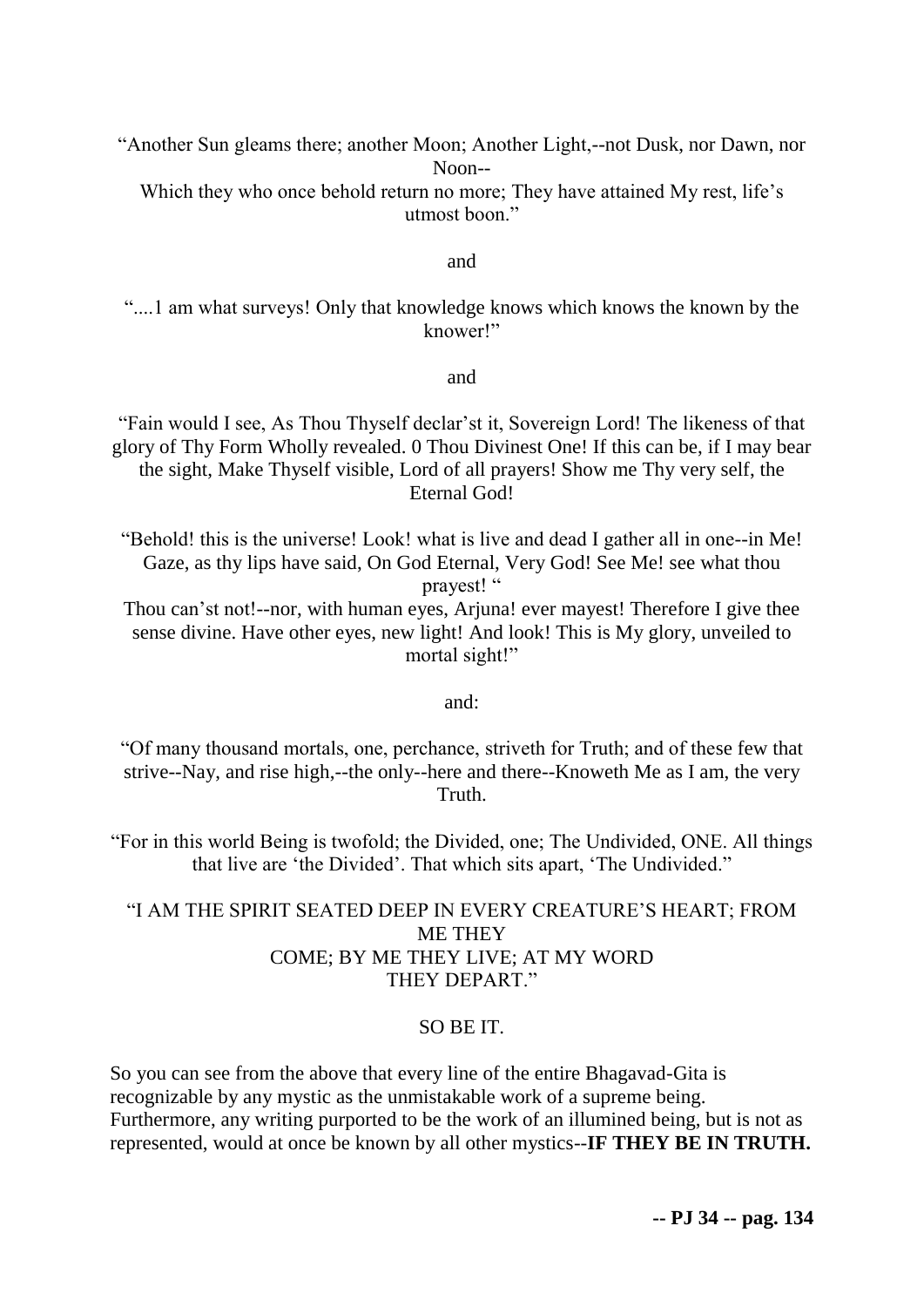"Another Sun gleams there; another Moon; Another Light,--not Dusk, nor Dawn, nor Noon--
Which they who once behold return no more; They have attained My rest, life's utmost boon."

and

"....1 am what surveys! Only that knowledge knows which knows the known by the knower!"

and

"Fain would I see, As Thou Thyself declar'st it, Sovereign Lord! The likeness of that glory of Thy Form Wholly revealed. 0 Thou Divinest One! If this can be, if I may bear the sight, Make Thyself visible, Lord of all prayers! Show me Thy very self, the Eternal God!

"Behold! this is the universe! Look! what is live and dead I gather all in one--in Me! Gaze, as thy lips have said, On God Eternal, Very God! See Me! see what thou prayest! "
Thou can'st not!--nor, with human eyes, Arjuna! ever mayest! Therefore I give thee sense divine. Have other eyes, new light! And look! This is My glory, unveiled to mortal sight!"

and:

"Of many thousand mortals, one, perchance, striveth for Truth; and of these few that strive--Nay, and rise high,--the only--here and there--Knoweth Me as I am, the very Truth.

"For in this world Being is twofold; the Divided, one; The Undivided, ONE. All things that live are 'the Divided'. That which sits apart, 'The Undivided."

"I AM THE SPIRIT SEATED DEEP IN EVERY CREATURE'S HEART; FROM ME THEY
COME; BY ME THEY LIVE; AT MY WORD
THEY DEPART."

SO BE IT.

So you can see from the above that every line of the entire Bhagavad-Gita is recognizable by any mystic as the unmistakable work of a supreme being. Furthermore, any writing purported to be the work of an illumined being, but is not as represented, would at once be known by all other mystics--**IF THEY BE IN TRUTH.**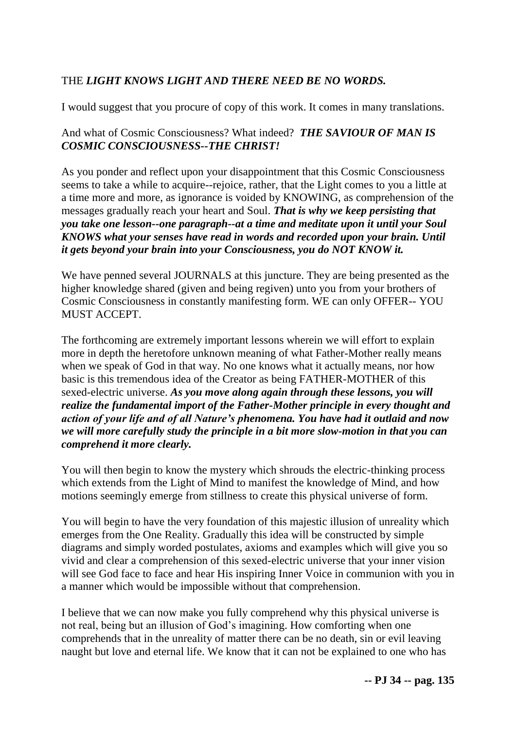THE ***LIGHT KNOWS LIGHT AND THERE NEED BE NO WORDS.***

I would suggest that you procure of copy of this work. It comes in many translations.

And what of Cosmic Consciousness? What indeed? ***THE SAVIOUR OF MAN IS COSMIC CONSCIOUSNESS--THE CHRIST!***

As you ponder and reflect upon your disappointment that this Cosmic Consciousness seems to take a while to acquire--rejoice, rather, that the Light comes to you a little at a time more and more, as ignorance is voided by KNOWING, as comprehension of the messages gradually reach your heart and Soul. ***That is why we keep persisting that you take one lesson--one paragraph--at a time and meditate upon it until your Soul KNOWS what your senses have read in words and recorded upon your brain. Until it gets beyond your brain into your Consciousness, you do NOT KNOW it.***

We have penned several JOURNALS at this juncture. They are being presented as the higher knowledge shared (given and being regiven) unto you from your brothers of Cosmic Consciousness in constantly manifesting form. WE can only OFFER-- YOU MUST ACCEPT.

The forthcoming are extremely important lessons wherein we will effort to explain more in depth the heretofore unknown meaning of what Father-Mother really means when we speak of God in that way. No one knows what it actually means, nor how basic is this tremendous idea of the Creator as being FATHER-MOTHER of this sexed-electric universe. ***As you move along again through these lessons, you will realize the fundamental import of the Father-Mother principle in every thought and action of your life and of all Nature's phenomena. You have had it outlaid and now we will more carefully study the principle in a bit more slow-motion in that you can comprehend it more clearly.***

You will then begin to know the mystery which shrouds the electric-thinking process which extends from the Light of Mind to manifest the knowledge of Mind, and how motions seemingly emerge from stillness to create this physical universe of form.

You will begin to have the very foundation of this majestic illusion of unreality which emerges from the One Reality. Gradually this idea will be constructed by simple diagrams and simply worded postulates, axioms and examples which will give you so vivid and clear a comprehension of this sexed-electric universe that your inner vision will see God face to face and hear His inspiring Inner Voice in communion with you in a manner which would be impossible without that comprehension.

I believe that we can now make you fully comprehend why this physical universe is not real, being but an illusion of God's imagining. How comforting when one comprehends that in the unreality of matter there can be no death, sin or evil leaving naught but love and eternal life. We know that it can not be explained to one who has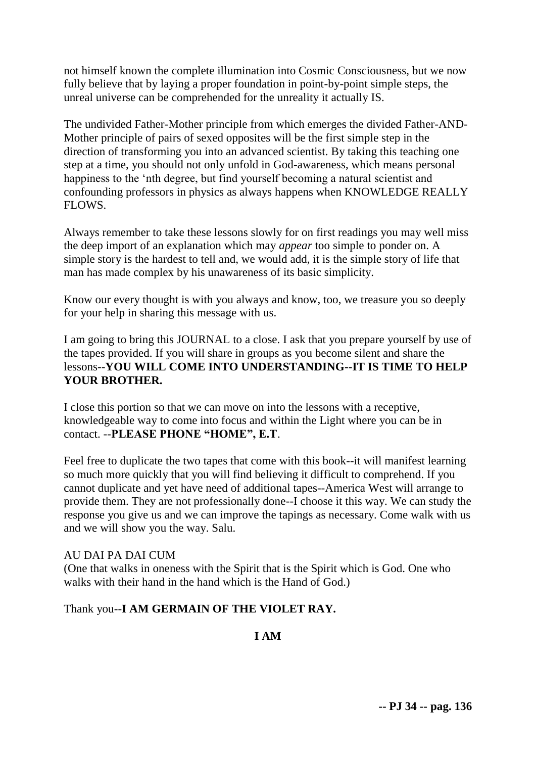not himself known the complete illumination into Cosmic Consciousness, but we now fully believe that by laying a proper foundation in point-by-point simple steps, the unreal universe can be comprehended for the unreality it actually IS.

The undivided Father-Mother principle from which emerges the divided Father-AND-Mother principle of pairs of sexed opposites will be the first simple step in the direction of transforming you into an advanced scientist. By taking this teaching one step at a time, you should not only unfold in God-awareness, which means personal happiness to the 'nth degree, but find yourself becoming a natural scientist and confounding professors in physics as always happens when KNOWLEDGE REALLY FLOWS.

Always remember to take these lessons slowly for on first readings you may well miss the deep import of an explanation which may *appear* too simple to ponder on. A simple story is the hardest to tell and, we would add, it is the simple story of life that man has made complex by his unawareness of its basic simplicity.

Know our every thought is with you always and know, too, we treasure you so deeply for your help in sharing this message with us.

I am going to bring this JOURNAL to a close. I ask that you prepare yourself by use of the tapes provided. If you will share in groups as you become silent and share the lessons--**YOU WILL COME INTO UNDERSTANDING--IT IS TIME TO HELP YOUR BROTHER.**

I close this portion so that we can move on into the lessons with a receptive, knowledgeable way to come into focus and within the Light where you can be in contact. --**PLEASE PHONE "HOME", E.T**.

Feel free to duplicate the two tapes that come with this book--it will manifest learning so much more quickly that you will find believing it difficult to comprehend. If you cannot duplicate and yet have need of additional tapes--America West will arrange to provide them. They are not professionally done--I choose it this way. We can study the response you give us and we can improve the tapings as necessary. Come walk with us and we will show you the way. Salu.

AU DAI PA DAI CUM
(One that walks in oneness with the Spirit that is the Spirit which is God. One who walks with their hand in the hand which is the Hand of God.)

Thank you--**I AM GERMAIN OF THE VIOLET RAY.**

**I AM**